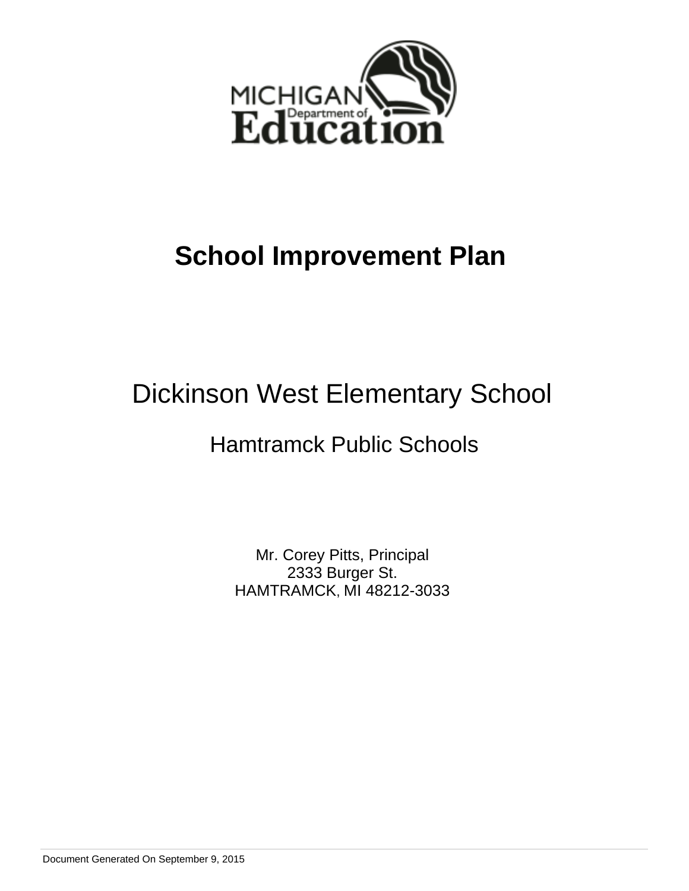# School Improvement Plan

## Dickinson West Elementary School

### Hamtramck Public Schools

Mr. Corey Pitts, Principal
2333 Burger St.
HAMTRAMCK, MI 48212-3033

Document Generated On September 9, 2015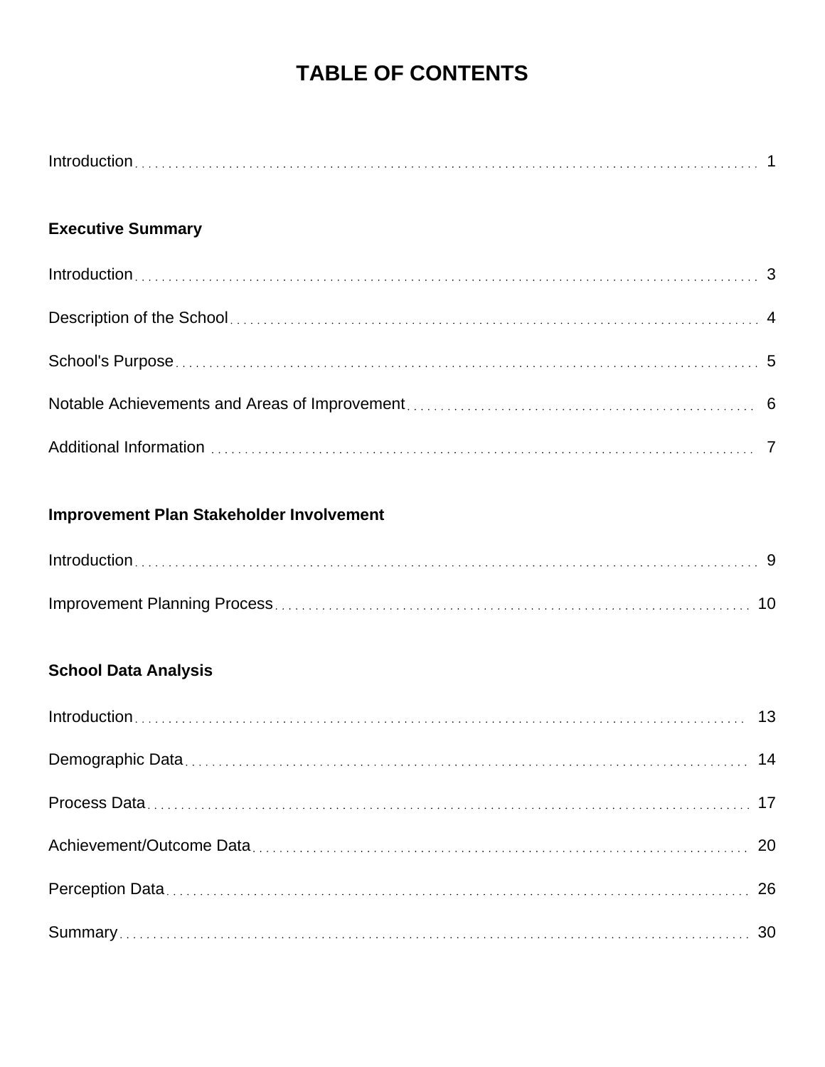# TABLE OF CONTENTS

Introduction . . . . . . . . . . . . . . . . . . . . . . . . . . . . . . . . . . . . . . . . . . . . . . . . 1

**Executive Summary**

Introduction . . . . . . . . . . . . . . . . . . . . . . . . . . . . . . . . . . . . . . . . . . . . . . . . 3

Description of the School . . . . . . . . . . . . . . . . . . . . . . . . . . . . . . . . . . . . . . . . 4

School's Purpose . . . . . . . . . . . . . . . . . . . . . . . . . . . . . . . . . . . . . . . . . . . . . 5

Notable Achievements and Areas of Improvement . . . . . . . . . . . . . . . . . . . . . . . . 6

Additional Information . . . . . . . . . . . . . . . . . . . . . . . . . . . . . . . . . . . . . . . . . 7

**Improvement Plan Stakeholder Involvement**

Introduction . . . . . . . . . . . . . . . . . . . . . . . . . . . . . . . . . . . . . . . . . . . . . . . . 9

Improvement Planning Process . . . . . . . . . . . . . . . . . . . . . . . . . . . . . . . . . . . . 10

**School Data Analysis**

Introduction . . . . . . . . . . . . . . . . . . . . . . . . . . . . . . . . . . . . . . . . . . . . . . . . 13

Demographic Data . . . . . . . . . . . . . . . . . . . . . . . . . . . . . . . . . . . . . . . . . . . . 14

Process Data . . . . . . . . . . . . . . . . . . . . . . . . . . . . . . . . . . . . . . . . . . . . . . . . 17

Achievement/Outcome Data . . . . . . . . . . . . . . . . . . . . . . . . . . . . . . . . . . . . . . 20

Perception Data . . . . . . . . . . . . . . . . . . . . . . . . . . . . . . . . . . . . . . . . . . . . . . 26

Summary . . . . . . . . . . . . . . . . . . . . . . . . . . . . . . . . . . . . . . . . . . . . . . . . . . 30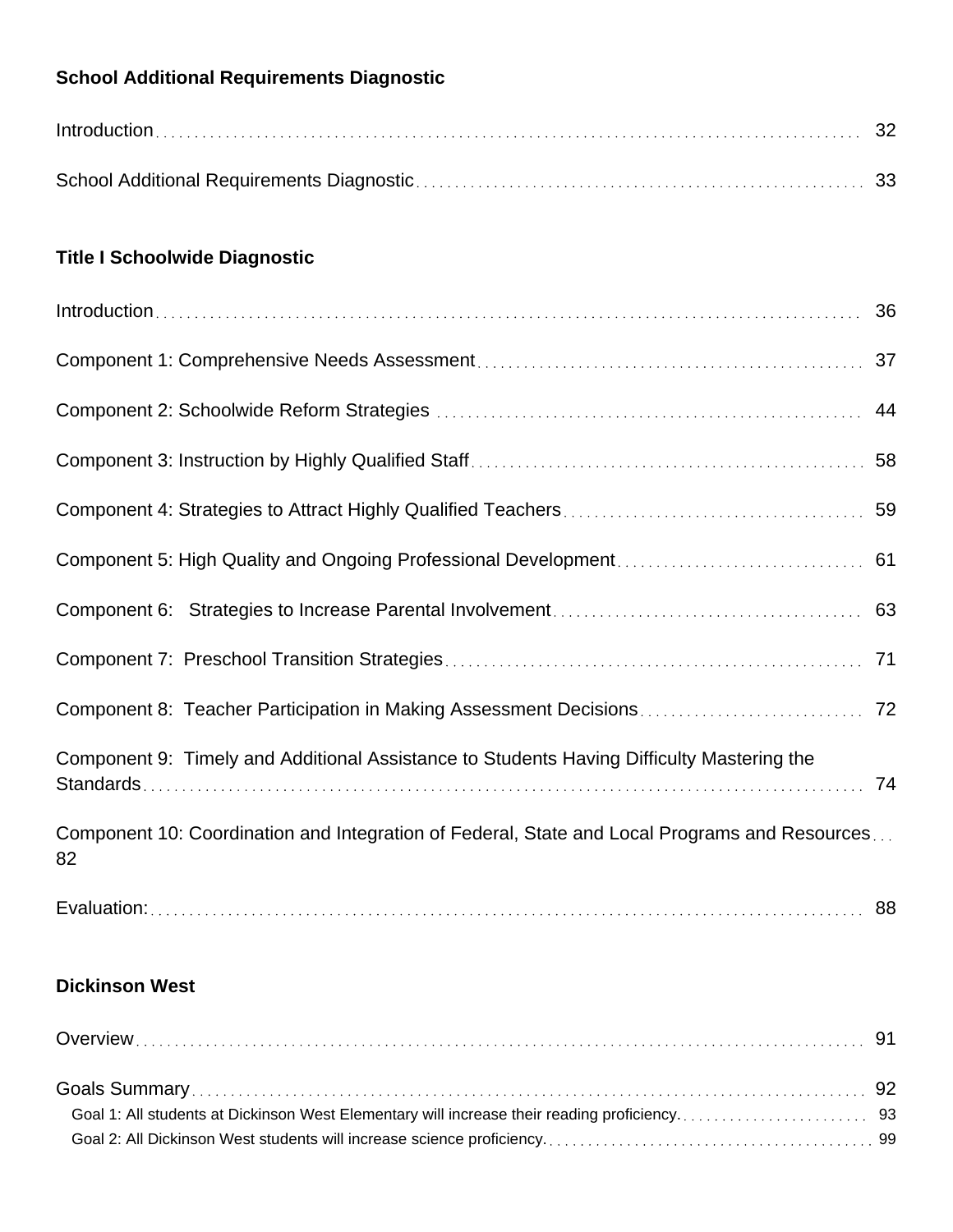**School Additional Requirements Diagnostic**

Introduction ... 32

School Additional Requirements Diagnostic ... 33

**Title I Schoolwide Diagnostic**

Introduction ... 36

Component 1: Comprehensive Needs Assessment ... 37

Component 2: Schoolwide Reform Strategies ... 44

Component 3: Instruction by Highly Qualified Staff ... 58

Component 4: Strategies to Attract Highly Qualified Teachers ... 59

Component 5: High Quality and Ongoing Professional Development ... 61

Component 6: Strategies to Increase Parental Involvement ... 63

Component 7: Preschool Transition Strategies ... 71

Component 8: Teacher Participation in Making Assessment Decisions ... 72

Component 9: Timely and Additional Assistance to Students Having Difficulty Mastering the Standards ... 74

Component 10: Coordination and Integration of Federal, State and Local Programs and Resources ... 82

Evaluation: ... 88

**Dickinson West**

Overview ... 91

Goals Summary ... 92

- Goal 1: All students at Dickinson West Elementary will increase their reading proficiency. ... 93
- Goal 2: All Dickinson West students will increase science proficiency. ... 99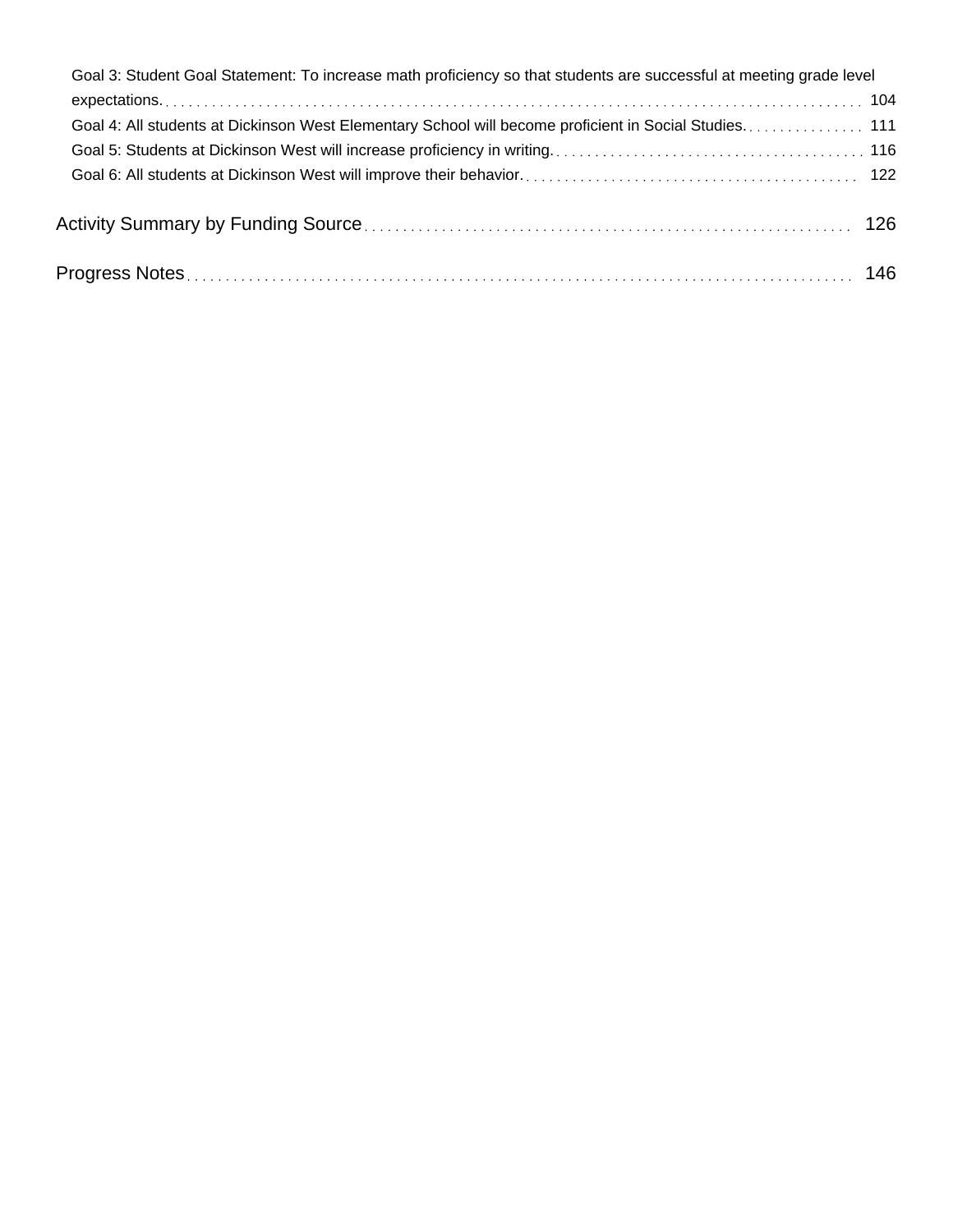Goal 3: Student Goal Statement: To increase math proficiency so that students are successful at meeting grade level expectations. . . . . . . . . . 104

Goal 4: All students at Dickinson West Elementary School will become proficient in Social Studies. . . . . . . . . . 111

Goal 5: Students at Dickinson West will increase proficiency in writing. . . . . . . . . . 116

Goal 6: All students at Dickinson West will improve their behavior. . . . . . . . . . 122

Activity Summary by Funding Source . . . . . . . . . . 126

Progress Notes . . . . . . . . . . 146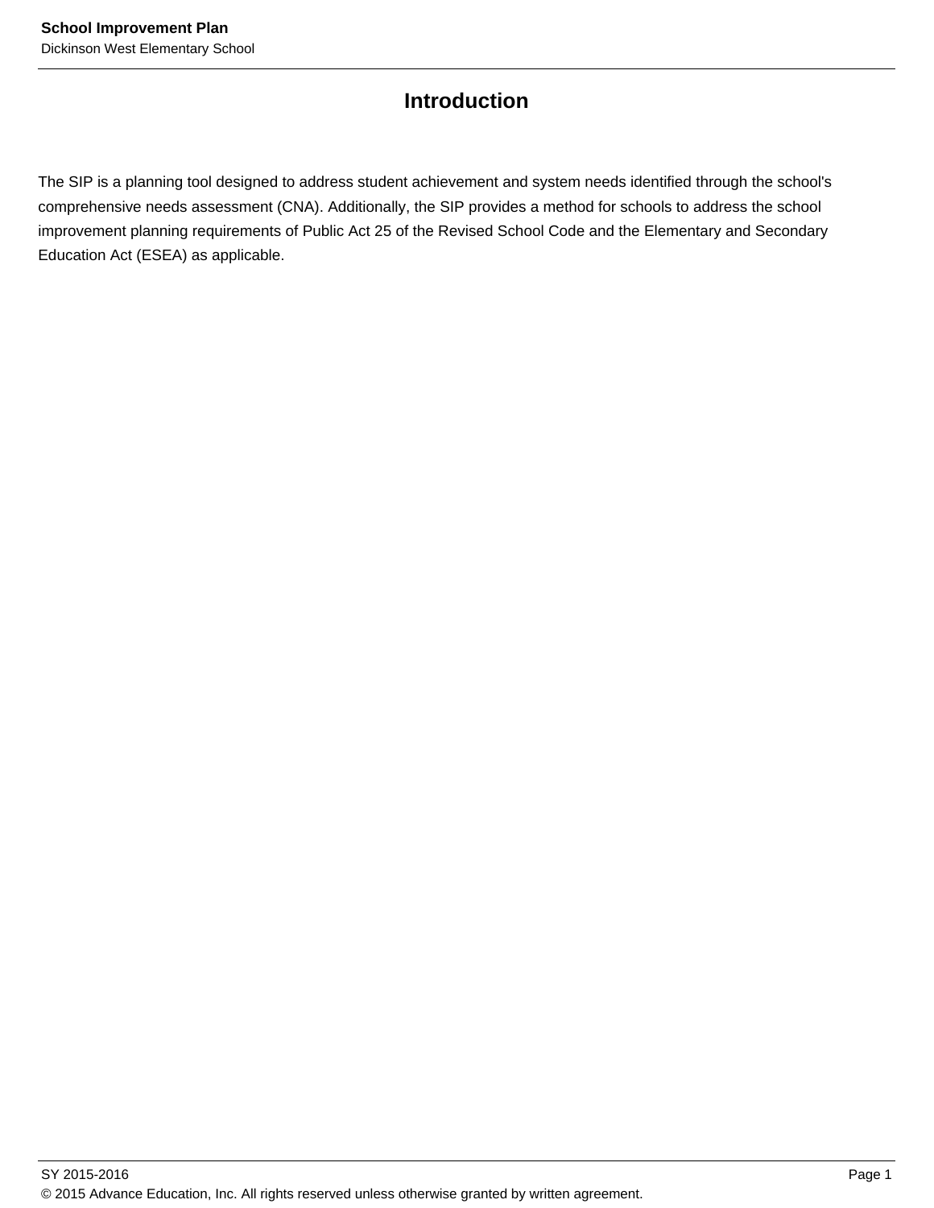# Introduction

The SIP is a planning tool designed to address student achievement and system needs identified through the school's comprehensive needs assessment (CNA). Additionally, the SIP provides a method for schools to address the school improvement planning requirements of Public Act 25 of the Revised School Code and the Elementary and Secondary Education Act (ESEA) as applicable.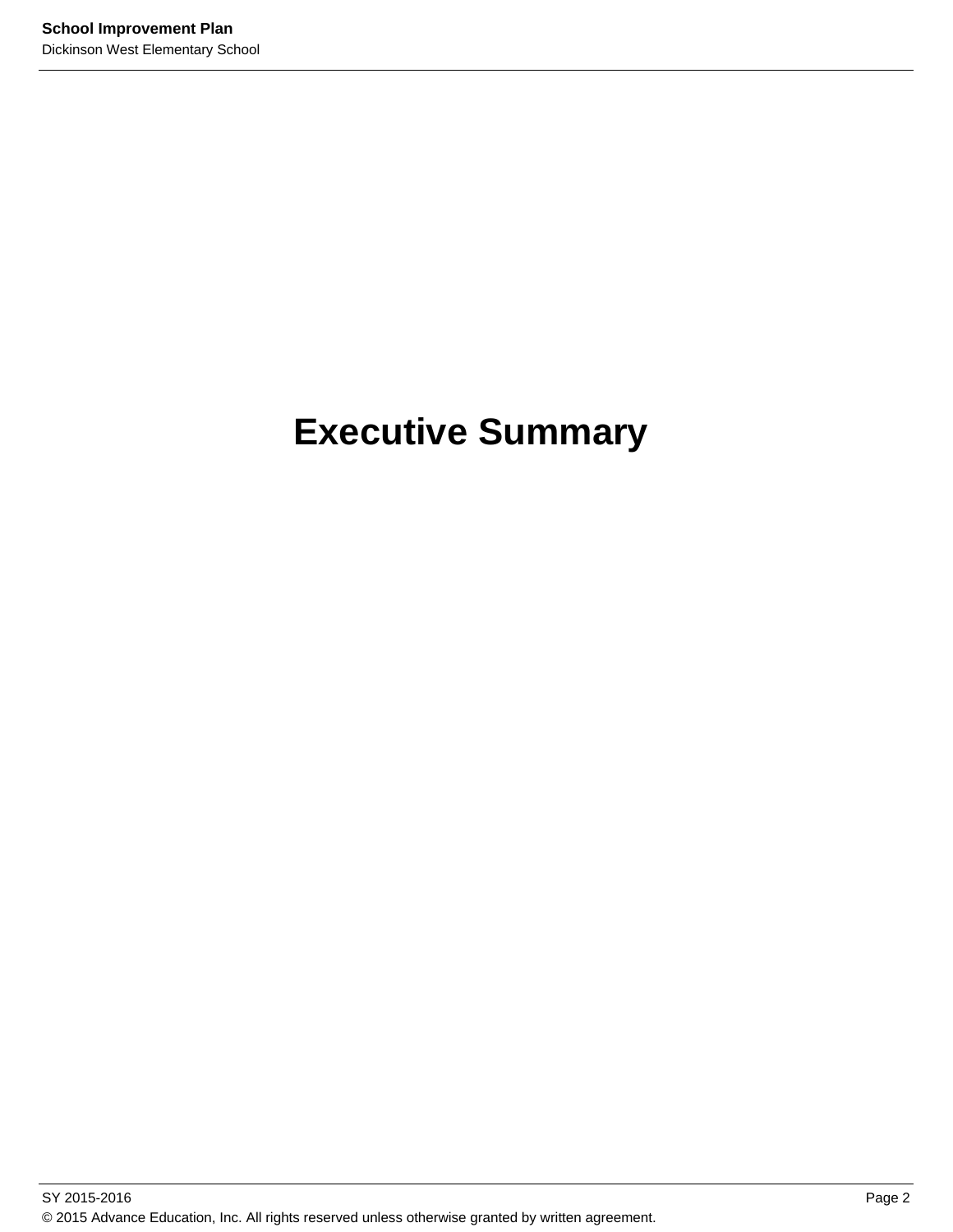# Executive Summary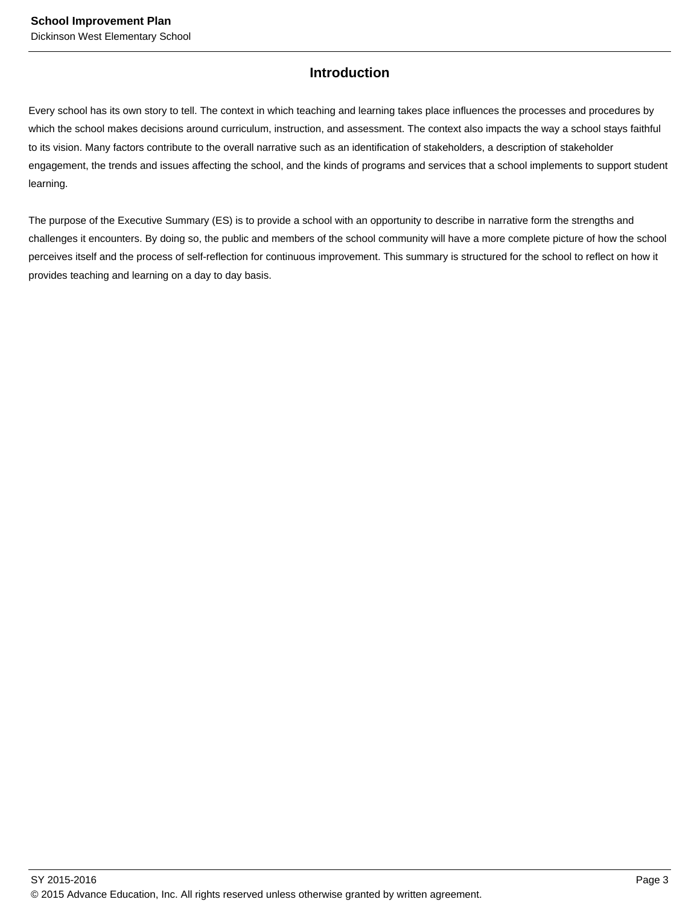## Introduction

Every school has its own story to tell. The context in which teaching and learning takes place influences the processes and procedures by which the school makes decisions around curriculum, instruction, and assessment. The context also impacts the way a school stays faithful to its vision. Many factors contribute to the overall narrative such as an identification of stakeholders, a description of stakeholder engagement, the trends and issues affecting the school, and the kinds of programs and services that a school implements to support student learning.

The purpose of the Executive Summary (ES) is to provide a school with an opportunity to describe in narrative form the strengths and challenges it encounters. By doing so, the public and members of the school community will have a more complete picture of how the school perceives itself and the process of self-reflection for continuous improvement. This summary is structured for the school to reflect on how it provides teaching and learning on a day to day basis.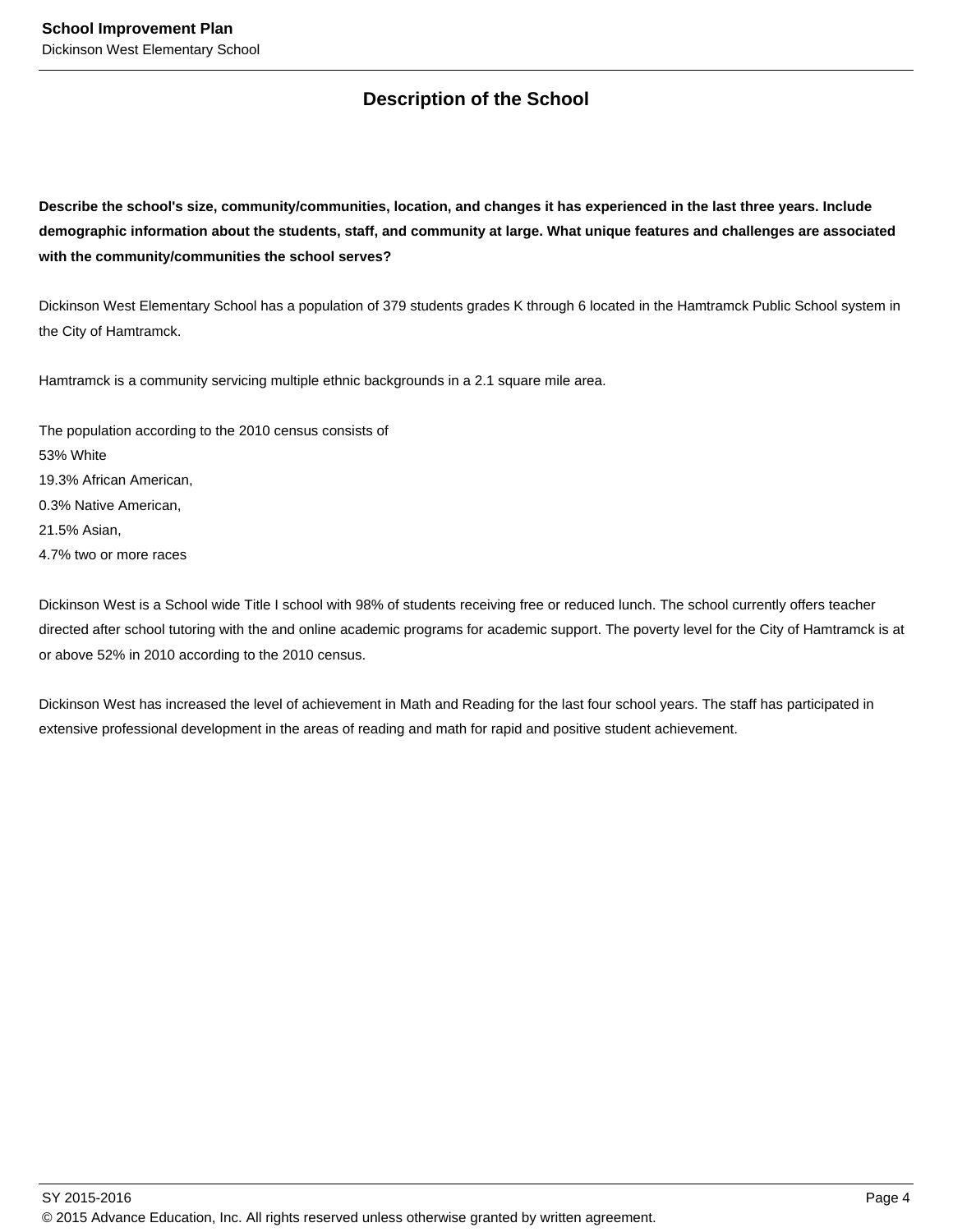## Description of the School

**Describe the school's size, community/communities, location, and changes it has experienced in the last three years. Include demographic information about the students, staff, and community at large. What unique features and challenges are associated with the community/communities the school serves?**

Dickinson West Elementary School has a population of 379 students grades K through 6 located in the Hamtramck Public School system in the City of Hamtramck.

Hamtramck is a community servicing multiple ethnic backgrounds in a 2.1 square mile area.

The population according to the 2010 census consists of
53% White
19.3% African American,
0.3% Native American,
21.5% Asian,
4.7% two or more races

Dickinson West is a School wide Title I school with 98% of students receiving free or reduced lunch. The school currently offers teacher directed after school tutoring with the and online academic programs for academic support. The poverty level for the City of Hamtramck is at or above 52% in 2010 according to the 2010 census.

Dickinson West has increased the level of achievement in Math and Reading for the last four school years. The staff has participated in extensive professional development in the areas of reading and math for rapid and positive student achievement.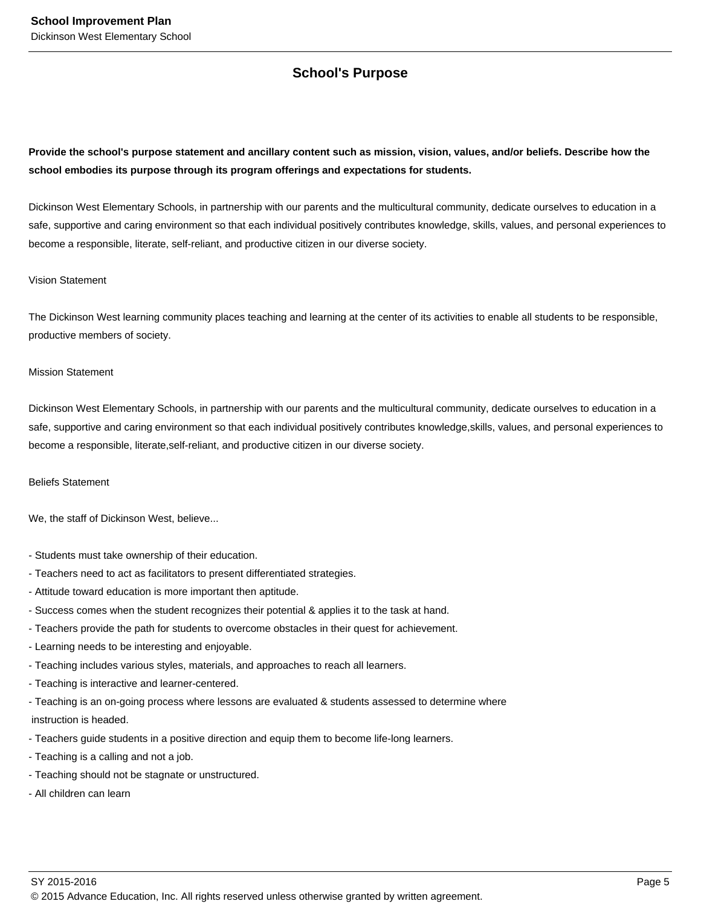## School's Purpose

**Provide the school's purpose statement and ancillary content such as mission, vision, values, and/or beliefs. Describe how the school embodies its purpose through its program offerings and expectations for students.**

Dickinson West Elementary Schools, in partnership with our parents and the multicultural community, dedicate ourselves to education in a safe, supportive and caring environment so that each individual positively contributes knowledge, skills, values, and personal experiences to become a responsible, literate, self-reliant, and productive citizen in our diverse society.

Vision Statement

The Dickinson West learning community places teaching and learning at the center of its activities to enable all students to be responsible, productive members of society.

Mission Statement

Dickinson West Elementary Schools, in partnership with our parents and the multicultural community, dedicate ourselves to education in a safe, supportive and caring environment so that each individual positively contributes knowledge,skills, values, and personal experiences to become a responsible, literate,self-reliant, and productive citizen in our diverse society.

Beliefs Statement

We, the staff of Dickinson West, believe...

- Students must take ownership of their education.
- Teachers need to act as facilitators to present differentiated strategies.
- Attitude toward education is more important then aptitude.
- Success comes when the student recognizes their potential & applies it to the task at hand.
- Teachers provide the path for students to overcome obstacles in their quest for achievement.
- Learning needs to be interesting and enjoyable.
- Teaching includes various styles, materials, and approaches to reach all learners.
- Teaching is interactive and learner-centered.
- Teaching is an on-going process where lessons are evaluated & students assessed to determine where instruction is headed.
- Teachers guide students in a positive direction and equip them to become life-long learners.
- Teaching is a calling and not a job.
- Teaching should not be stagnate or unstructured.
- All children can learn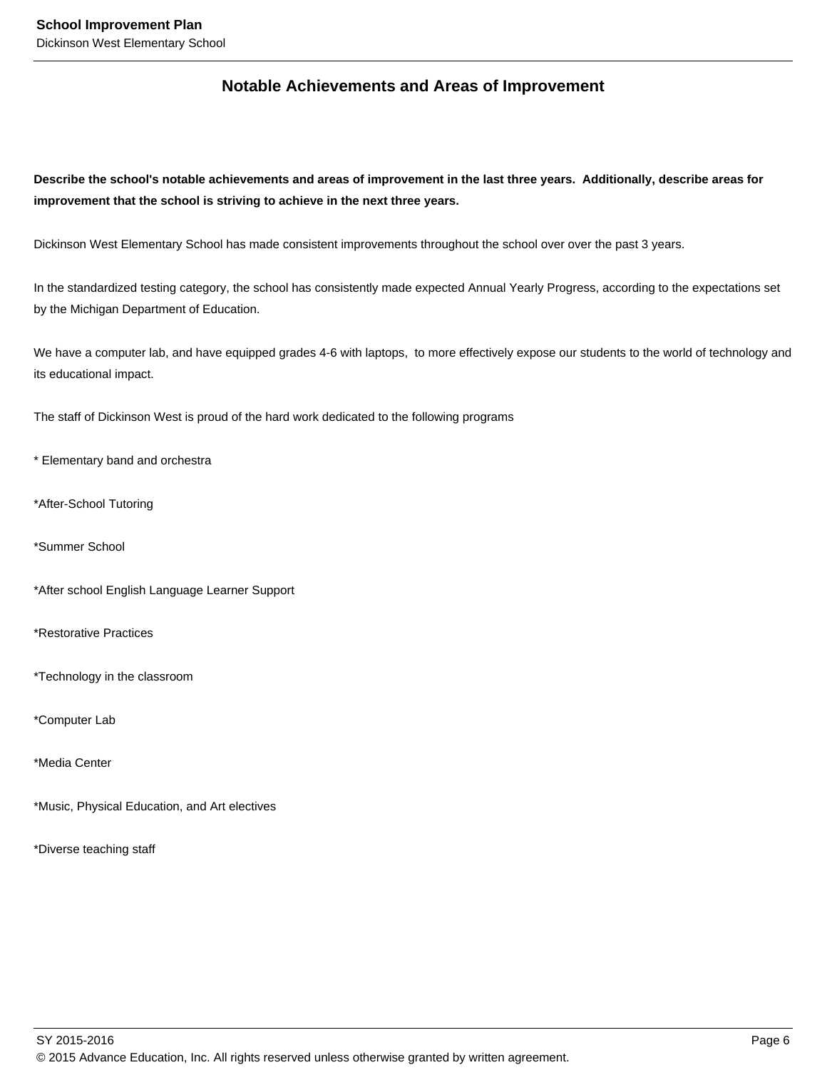## Notable Achievements and Areas of Improvement

**Describe the school's notable achievements and areas of improvement in the last three years. Additionally, describe areas for improvement that the school is striving to achieve in the next three years.**

Dickinson West Elementary School has made consistent improvements throughout the school over over the past 3 years.

In the standardized testing category, the school has consistently made expected Annual Yearly Progress, according to the expectations set by the Michigan Department of Education.

We have a computer lab, and have equipped grades 4-6 with laptops, to more effectively expose our students to the world of technology and its educational impact.

The staff of Dickinson West is proud of the hard work dedicated to the following programs

* Elementary band and orchestra

*After-School Tutoring

*Summer School

*After school English Language Learner Support

*Restorative Practices

*Technology in the classroom

*Computer Lab

*Media Center

*Music, Physical Education, and Art electives

*Diverse teaching staff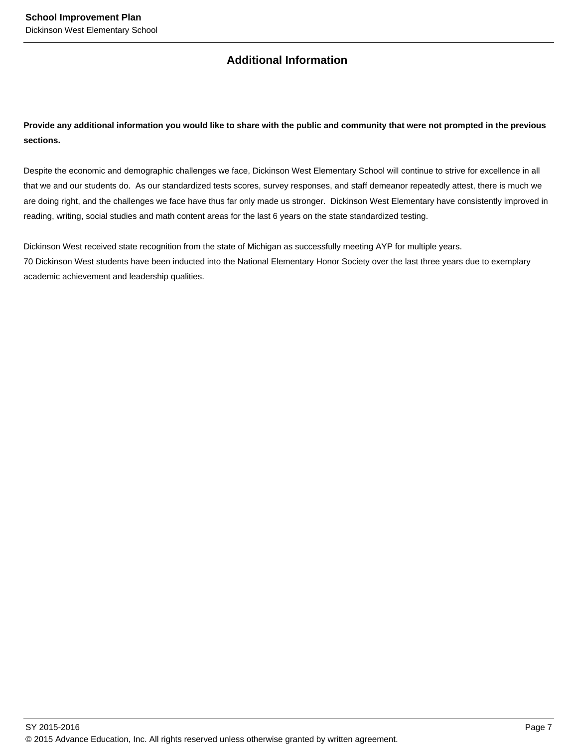## Additional Information

**Provide any additional information you would like to share with the public and community that were not prompted in the previous sections.**

Despite the economic and demographic challenges we face, Dickinson West Elementary School will continue to strive for excellence in all that we and our students do.  As our standardized tests scores, survey responses, and staff demeanor repeatedly attest, there is much we are doing right, and the challenges we face have thus far only made us stronger.  Dickinson West Elementary have consistently improved in reading, writing, social studies and math content areas for the last 6 years on the state standardized testing.

Dickinson West received state recognition from the state of Michigan as successfully meeting AYP for multiple years.
70 Dickinson West students have been inducted into the National Elementary Honor Society over the last three years due to exemplary academic achievement and leadership qualities.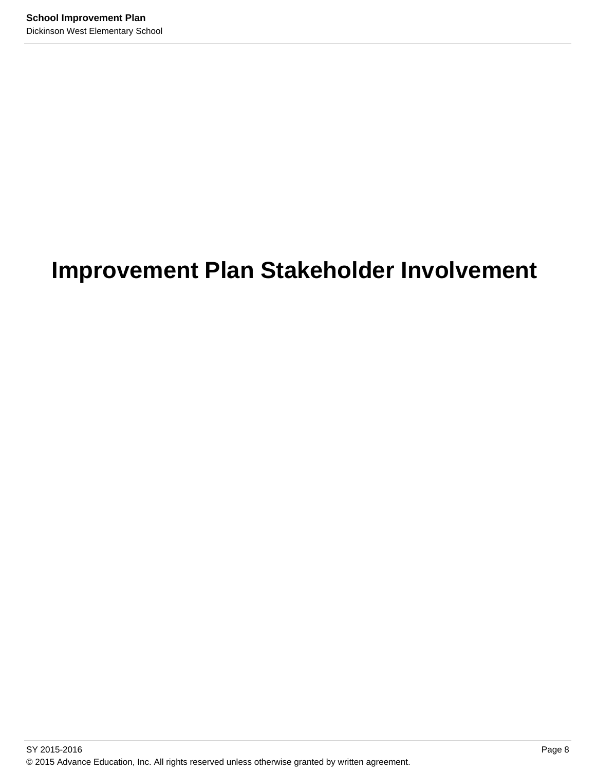# Improvement Plan Stakeholder Involvement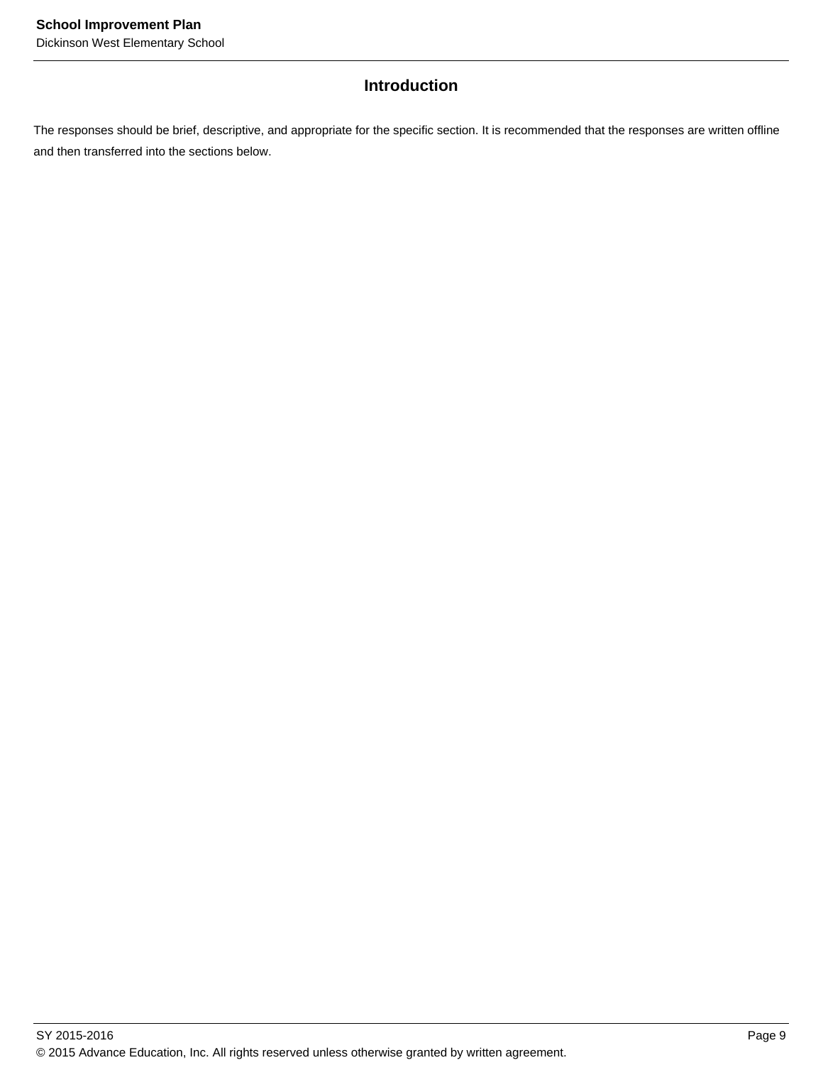## Introduction

The responses should be brief, descriptive, and appropriate for the specific section. It is recommended that the responses are written offline and then transferred into the sections below.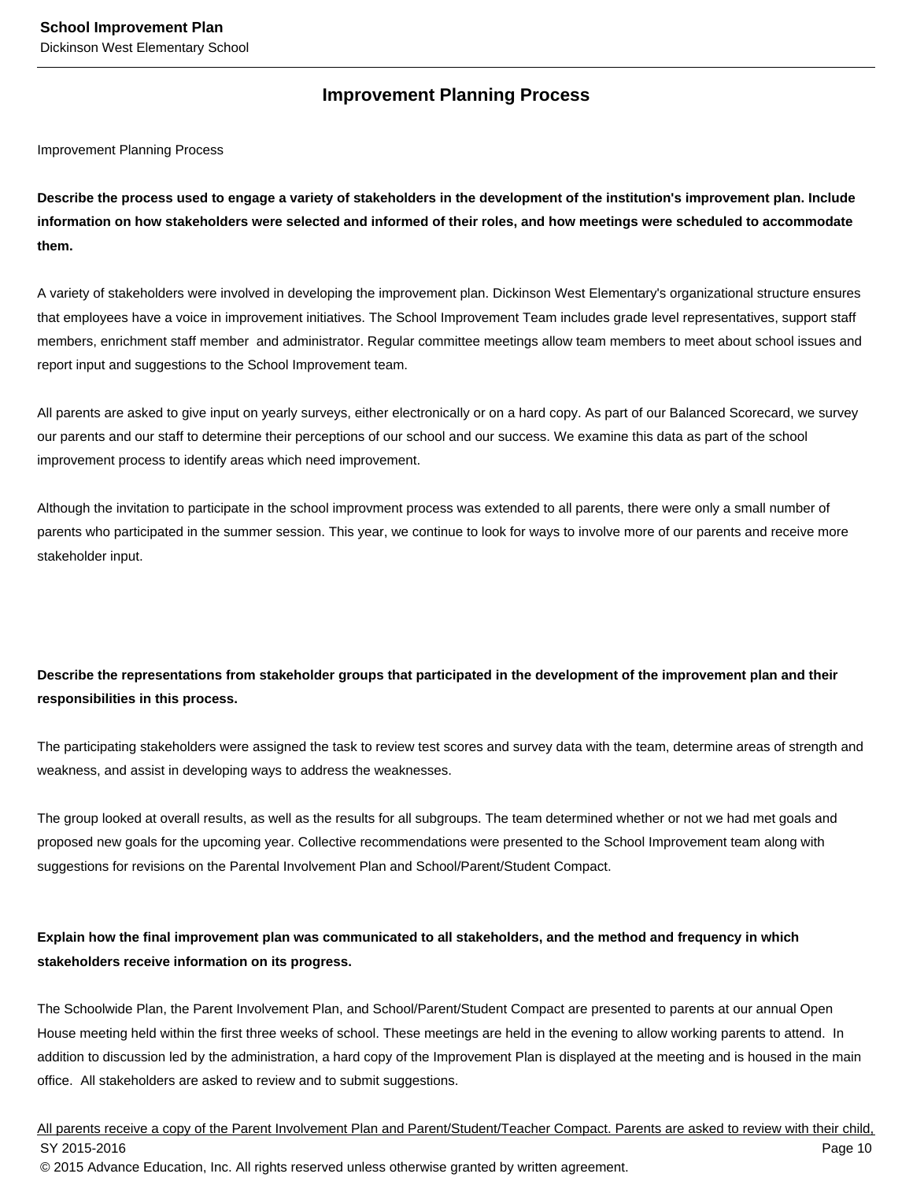## Improvement Planning Process

Improvement Planning Process

**Describe the process used to engage a variety of stakeholders in the development of the institution's improvement plan. Include information on how stakeholders were selected and informed of their roles, and how meetings were scheduled to accommodate them.**

A variety of stakeholders were involved in developing the improvement plan. Dickinson West Elementary's organizational structure ensures that employees have a voice in improvement initiatives. The School Improvement Team includes grade level representatives, support staff members, enrichment staff member and administrator. Regular committee meetings allow team members to meet about school issues and report input and suggestions to the School Improvement team.

All parents are asked to give input on yearly surveys, either electronically or on a hard copy. As part of our Balanced Scorecard, we survey our parents and our staff to determine their perceptions of our school and our success. We examine this data as part of the school improvement process to identify areas which need improvement.

Although the invitation to participate in the school improvment process was extended to all parents, there were only a small number of parents who participated in the summer session. This year, we continue to look for ways to involve more of our parents and receive more stakeholder input.

**Describe the representations from stakeholder groups that participated in the development of the improvement plan and their responsibilities in this process.**

The participating stakeholders were assigned the task to review test scores and survey data with the team, determine areas of strength and weakness, and assist in developing ways to address the weaknesses.

The group looked at overall results, as well as the results for all subgroups. The team determined whether or not we had met goals and proposed new goals for the upcoming year. Collective recommendations were presented to the School Improvement team along with suggestions for revisions on the Parental Involvement Plan and School/Parent/Student Compact.

**Explain how the final improvement plan was communicated to all stakeholders, and the method and frequency in which stakeholders receive information on its progress.**

The Schoolwide Plan, the Parent Involvement Plan, and School/Parent/Student Compact are presented to parents at our annual Open House meeting held within the first three weeks of school. These meetings are held in the evening to allow working parents to attend. In addition to discussion led by the administration, a hard copy of the Improvement Plan is displayed at the meeting and is housed in the main office. All stakeholders are asked to review and to submit suggestions.

<u>All parents receive a copy of the Parent Involvement Plan and Parent/Student/Teacher Compact. Parents are asked to review with their child,</u>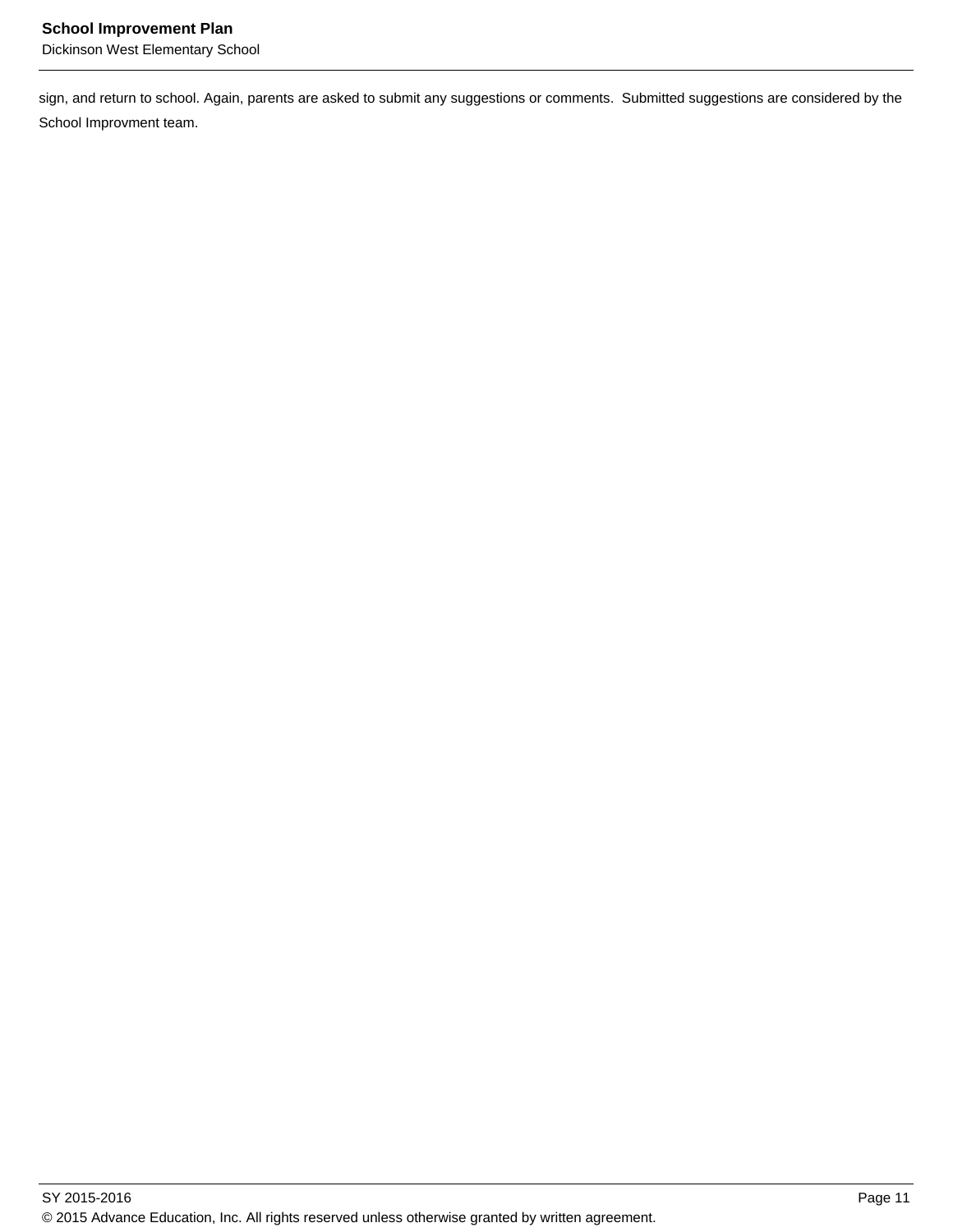sign, and return to school. Again, parents are asked to submit any suggestions or comments.  Submitted suggestions are considered by the School Improvment team.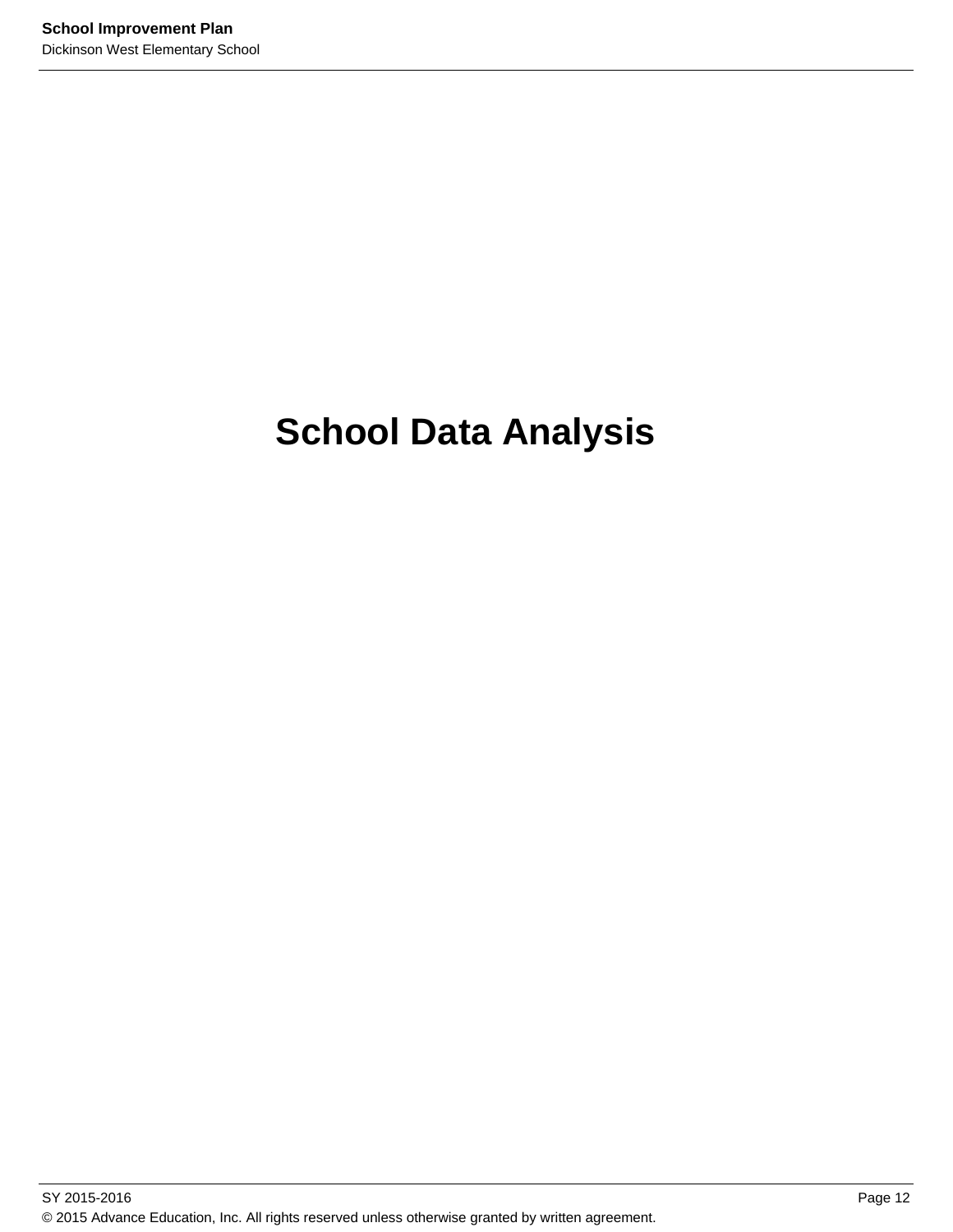# School Data Analysis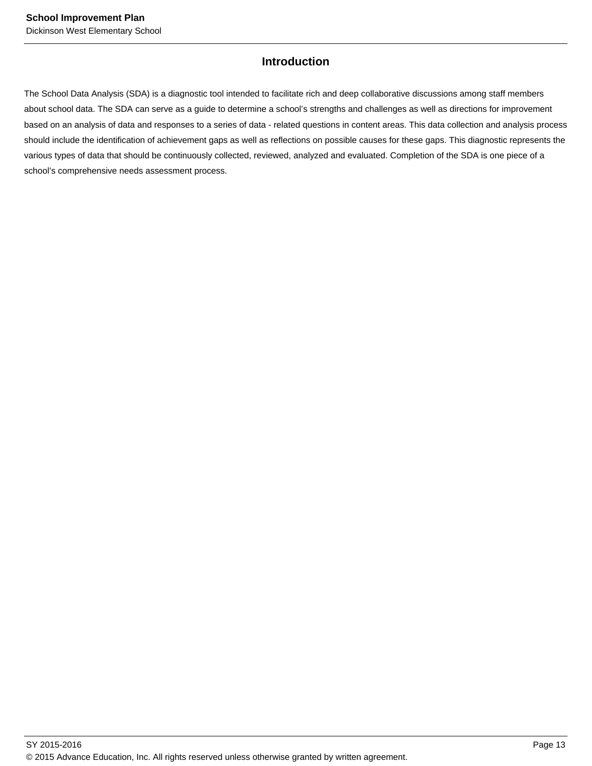## Introduction

The School Data Analysis (SDA) is a diagnostic tool intended to facilitate rich and deep collaborative discussions among staff members about school data. The SDA can serve as a guide to determine a school's strengths and challenges as well as directions for improvement based on an analysis of data and responses to a series of data - related questions in content areas. This data collection and analysis process should include the identification of achievement gaps as well as reflections on possible causes for these gaps. This diagnostic represents the various types of data that should be continuously collected, reviewed, analyzed and evaluated. Completion of the SDA is one piece of a school's comprehensive needs assessment process.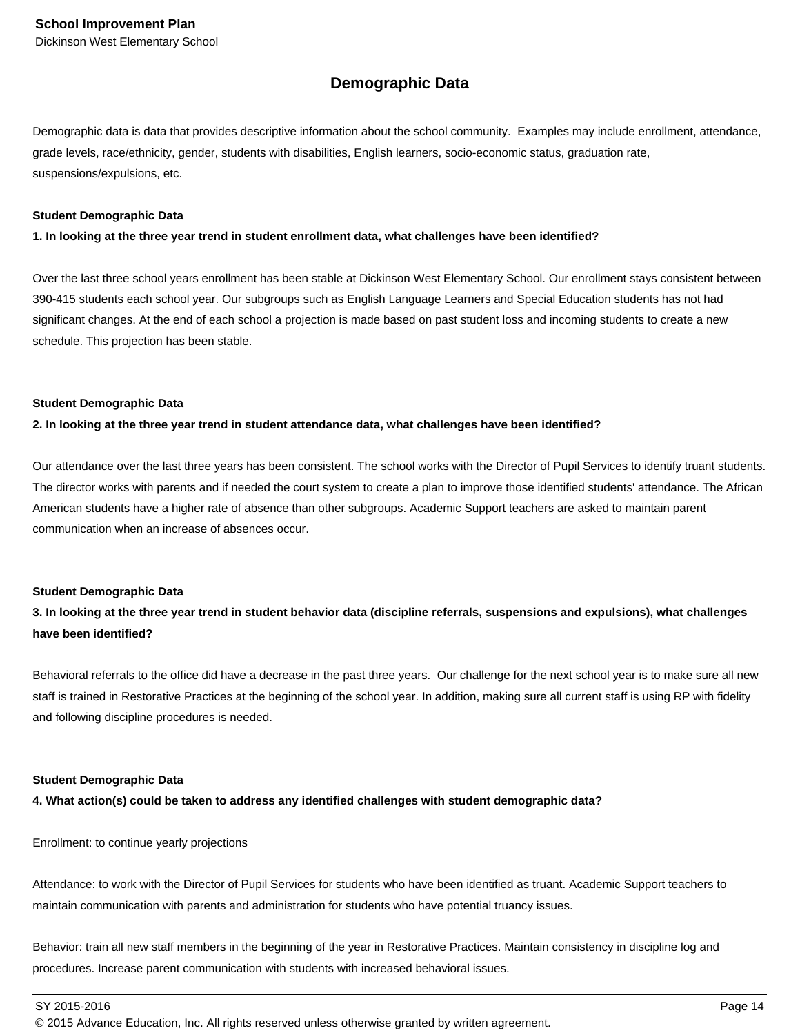## Demographic Data

Demographic data is data that provides descriptive information about the school community. Examples may include enrollment, attendance, grade levels, race/ethnicity, gender, students with disabilities, English learners, socio-economic status, graduation rate, suspensions/expulsions, etc.

**Student Demographic Data**

**1. In looking at the three year trend in student enrollment data, what challenges have been identified?**

Over the last three school years enrollment has been stable at Dickinson West Elementary School. Our enrollment stays consistent between 390-415 students each school year. Our subgroups such as English Language Learners and Special Education students has not had significant changes. At the end of each school a projection is made based on past student loss and incoming students to create a new schedule. This projection has been stable.

**Student Demographic Data**

**2. In looking at the three year trend in student attendance data, what challenges have been identified?**

Our attendance over the last three years has been consistent. The school works with the Director of Pupil Services to identify truant students. The director works with parents and if needed the court system to create a plan to improve those identified students' attendance. The African American students have a higher rate of absence than other subgroups. Academic Support teachers are asked to maintain parent communication when an increase of absences occur.

**Student Demographic Data**

**3. In looking at the three year trend in student behavior data (discipline referrals, suspensions and expulsions), what challenges have been identified?**

Behavioral referrals to the office did have a decrease in the past three years. Our challenge for the next school year is to make sure all new staff is trained in Restorative Practices at the beginning of the school year. In addition, making sure all current staff is using RP with fidelity and following discipline procedures is needed.

**Student Demographic Data**

**4. What action(s) could be taken to address any identified challenges with student demographic data?**

Enrollment: to continue yearly projections

Attendance: to work with the Director of Pupil Services for students who have been identified as truant. Academic Support teachers to maintain communication with parents and administration for students who have potential truancy issues.

Behavior: train all new staff members in the beginning of the year in Restorative Practices. Maintain consistency in discipline log and procedures. Increase parent communication with students with increased behavioral issues.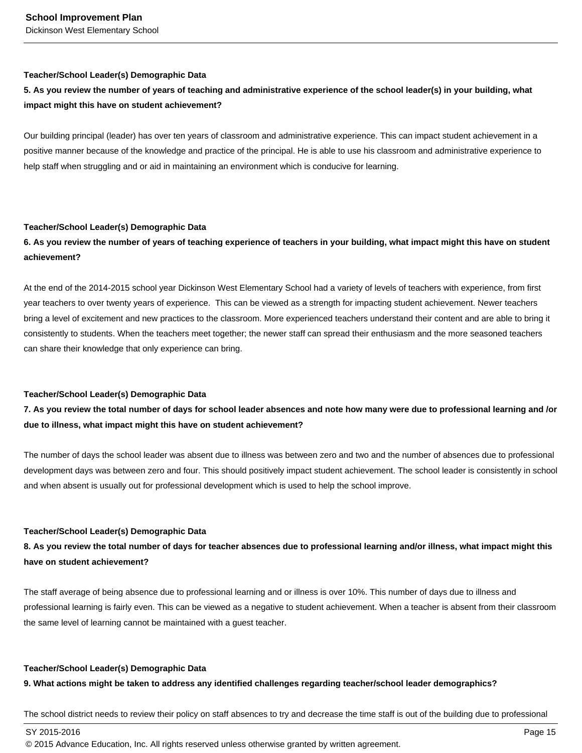**Teacher/School Leader(s) Demographic Data**

**5. As you review the number of years of teaching and administrative experience of the school leader(s) in your building, what impact might this have on student achievement?**

Our building principal (leader) has over ten years of classroom and administrative experience. This can impact student achievement in a positive manner because of the knowledge and practice of the principal. He is able to use his classroom and administrative experience to help staff when struggling and or aid in maintaining an environment which is conducive for learning.

**Teacher/School Leader(s) Demographic Data**

**6. As you review the number of years of teaching experience of teachers in your building, what impact might this have on student achievement?**

At the end of the 2014-2015 school year Dickinson West Elementary School had a variety of levels of teachers with experience, from first year teachers to over twenty years of experience. This can be viewed as a strength for impacting student achievement. Newer teachers bring a level of excitement and new practices to the classroom. More experienced teachers understand their content and are able to bring it consistently to students. When the teachers meet together; the newer staff can spread their enthusiasm and the more seasoned teachers can share their knowledge that only experience can bring.

**Teacher/School Leader(s) Demographic Data**

**7. As you review the total number of days for school leader absences and note how many were due to professional learning and /or due to illness, what impact might this have on student achievement?**

The number of days the school leader was absent due to illness was between zero and two and the number of absences due to professional development days was between zero and four. This should positively impact student achievement. The school leader is consistently in school and when absent is usually out for professional development which is used to help the school improve.

**Teacher/School Leader(s) Demographic Data**

**8. As you review the total number of days for teacher absences due to professional learning and/or illness, what impact might this have on student achievement?**

The staff average of being absence due to professional learning and or illness is over 10%. This number of days due to illness and professional learning is fairly even. This can be viewed as a negative to student achievement. When a teacher is absent from their classroom the same level of learning cannot be maintained with a guest teacher.

**Teacher/School Leader(s) Demographic Data**

**9. What actions might be taken to address any identified challenges regarding teacher/school leader demographics?**

The school district needs to review their policy on staff absences to try and decrease the time staff is out of the building due to professional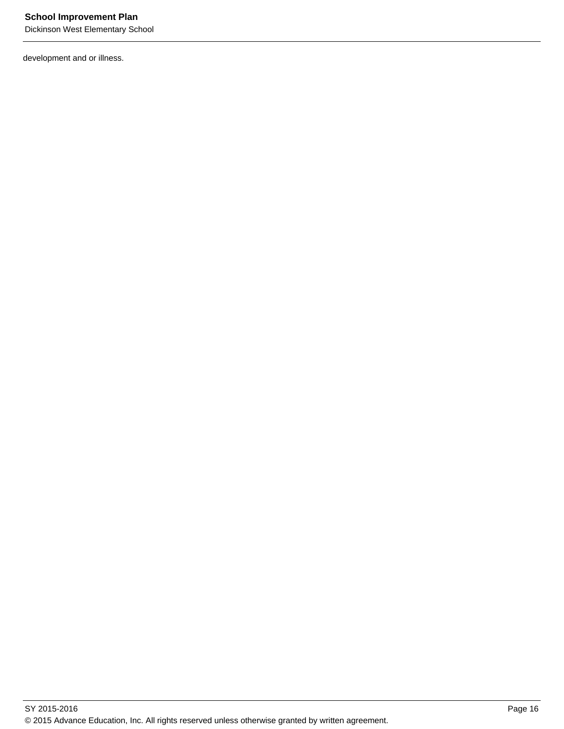development and or illness.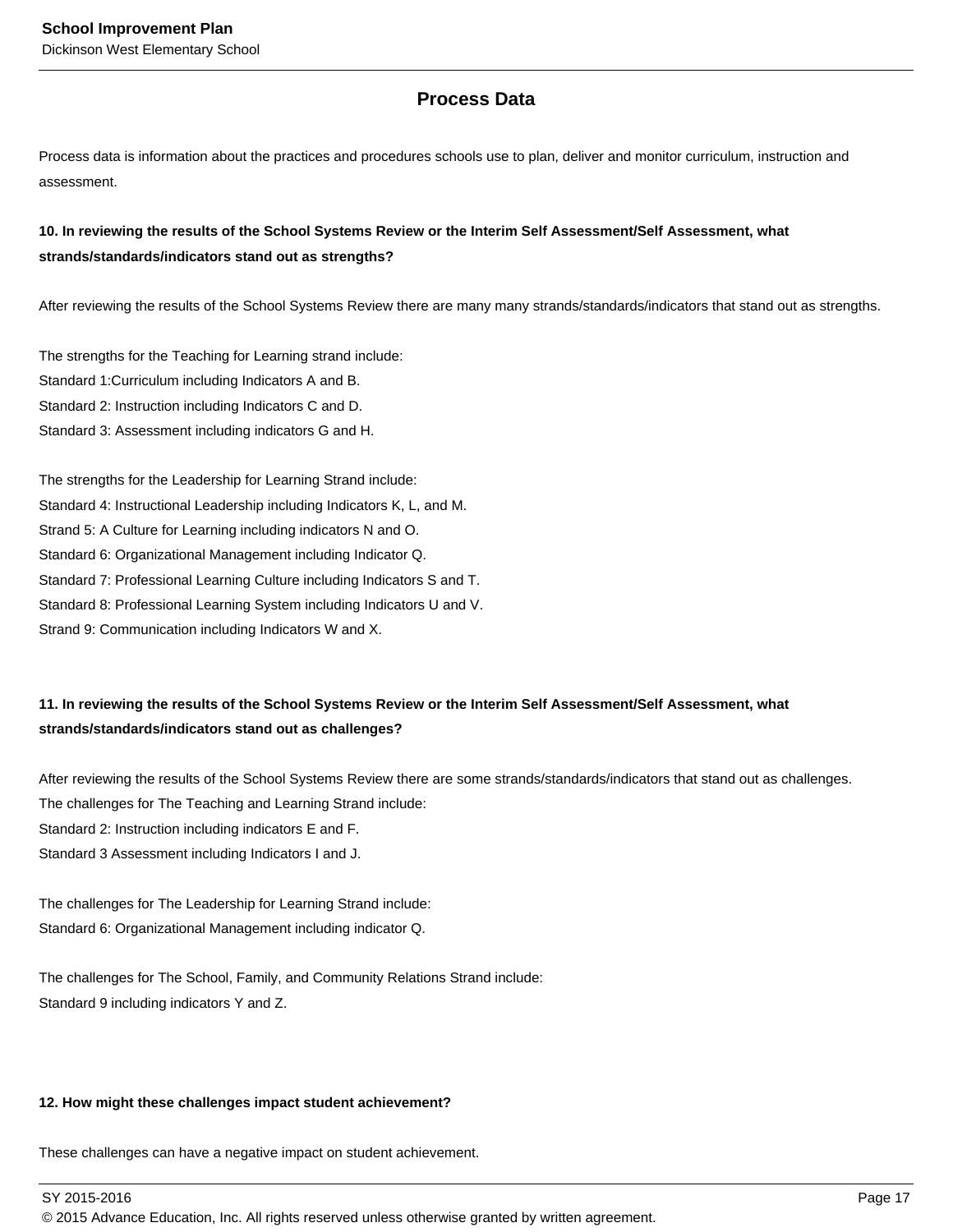## Process Data

Process data is information about the practices and procedures schools use to plan, deliver and monitor curriculum, instruction and assessment.

**10. In reviewing the results of the School Systems Review or the Interim Self Assessment/Self Assessment, what strands/standards/indicators stand out as strengths?**

After reviewing the results of the School Systems Review there are many many strands/standards/indicators that stand out as strengths.

The strengths for the Teaching for Learning strand include:
Standard 1:Curriculum including Indicators A and B.
Standard 2: Instruction including Indicators C and D.
Standard 3: Assessment including indicators G and H.

The strengths for the Leadership for Learning Strand include:
Standard 4: Instructional Leadership including Indicators K, L, and M.
Strand 5: A Culture for Learning including indicators N and O.
Standard 6: Organizational Management including Indicator Q.
Standard 7: Professional Learning Culture including Indicators S and T.
Standard 8: Professional Learning System including Indicators U and V.
Strand 9: Communication including Indicators W and X.

**11. In reviewing the results of the School Systems Review or the Interim Self Assessment/Self Assessment, what strands/standards/indicators stand out as challenges?**

After reviewing the results of the School Systems Review there are some strands/standards/indicators that stand out as challenges.
The challenges for The Teaching and Learning Strand include:
Standard 2: Instruction including indicators E and F.
Standard 3 Assessment including Indicators I and J.

The challenges for The Leadership for Learning Strand include:
Standard 6: Organizational Management including indicator Q.

The challenges for The School, Family, and Community Relations Strand include:
Standard 9 including indicators Y and Z.

**12. How might these challenges impact student achievement?**

These challenges can have a negative impact on student achievement.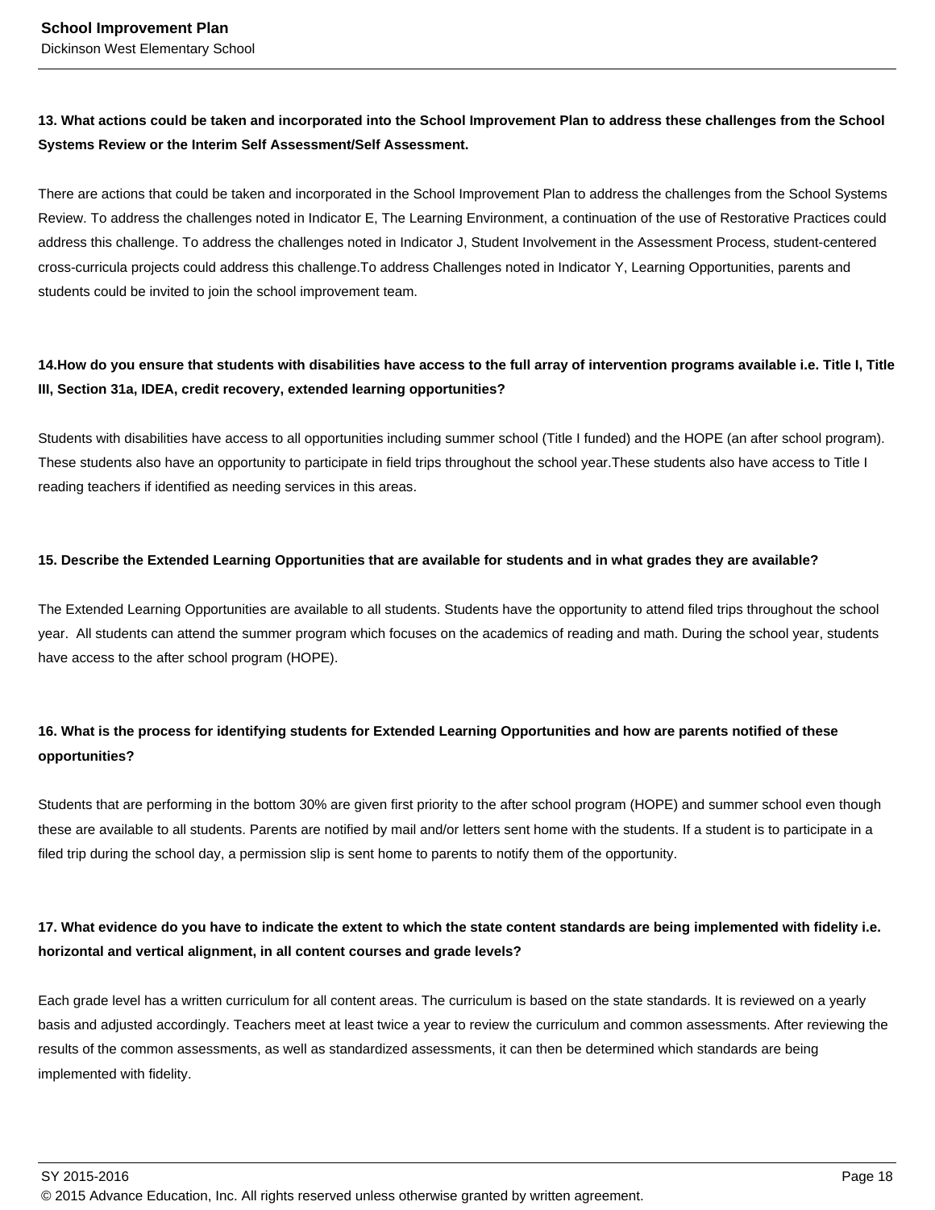**13. What actions could be taken and incorporated into the School Improvement Plan to address these challenges from the School Systems Review or the Interim Self Assessment/Self Assessment.**

There are actions that could be taken and incorporated in the School Improvement Plan to address the challenges from the School Systems Review. To address the challenges noted in Indicator E, The Learning Environment, a continuation of the use of Restorative Practices could address this challenge. To address the challenges noted in Indicator J, Student Involvement in the Assessment Process, student-centered cross-curricula projects could address this challenge.To address Challenges noted in Indicator Y, Learning Opportunities, parents and students could be invited to join the school improvement team.

**14.How do you ensure that students with disabilities have access to the full array of intervention programs available i.e. Title I, Title III, Section 31a, IDEA, credit recovery, extended learning opportunities?**

Students with disabilities have access to all opportunities including summer school (Title I funded) and the HOPE (an after school program). These students also have an opportunity to participate in field trips throughout the school year.These students also have access to Title I reading teachers if identified as needing services in this areas.

**15. Describe the Extended Learning Opportunities that are available for students and in what grades they are available?**

The Extended Learning Opportunities are available to all students. Students have the opportunity to attend filed trips throughout the school year.  All students can attend the summer program which focuses on the academics of reading and math. During the school year, students have access to the after school program (HOPE).

**16. What is the process for identifying students for Extended Learning Opportunities and how are parents notified of these opportunities?**

Students that are performing in the bottom 30% are given first priority to the after school program (HOPE) and summer school even though these are available to all students. Parents are notified by mail and/or letters sent home with the students. If a student is to participate in a filed trip during the school day, a permission slip is sent home to parents to notify them of the opportunity.

**17. What evidence do you have to indicate the extent to which the state content standards are being implemented with fidelity i.e. horizontal and vertical alignment, in all content courses and grade levels?**

Each grade level has a written curriculum for all content areas. The curriculum is based on the state standards. It is reviewed on a yearly basis and adjusted accordingly. Teachers meet at least twice a year to review the curriculum and common assessments. After reviewing the results of the common assessments, as well as standardized assessments, it can then be determined which standards are being implemented with fidelity.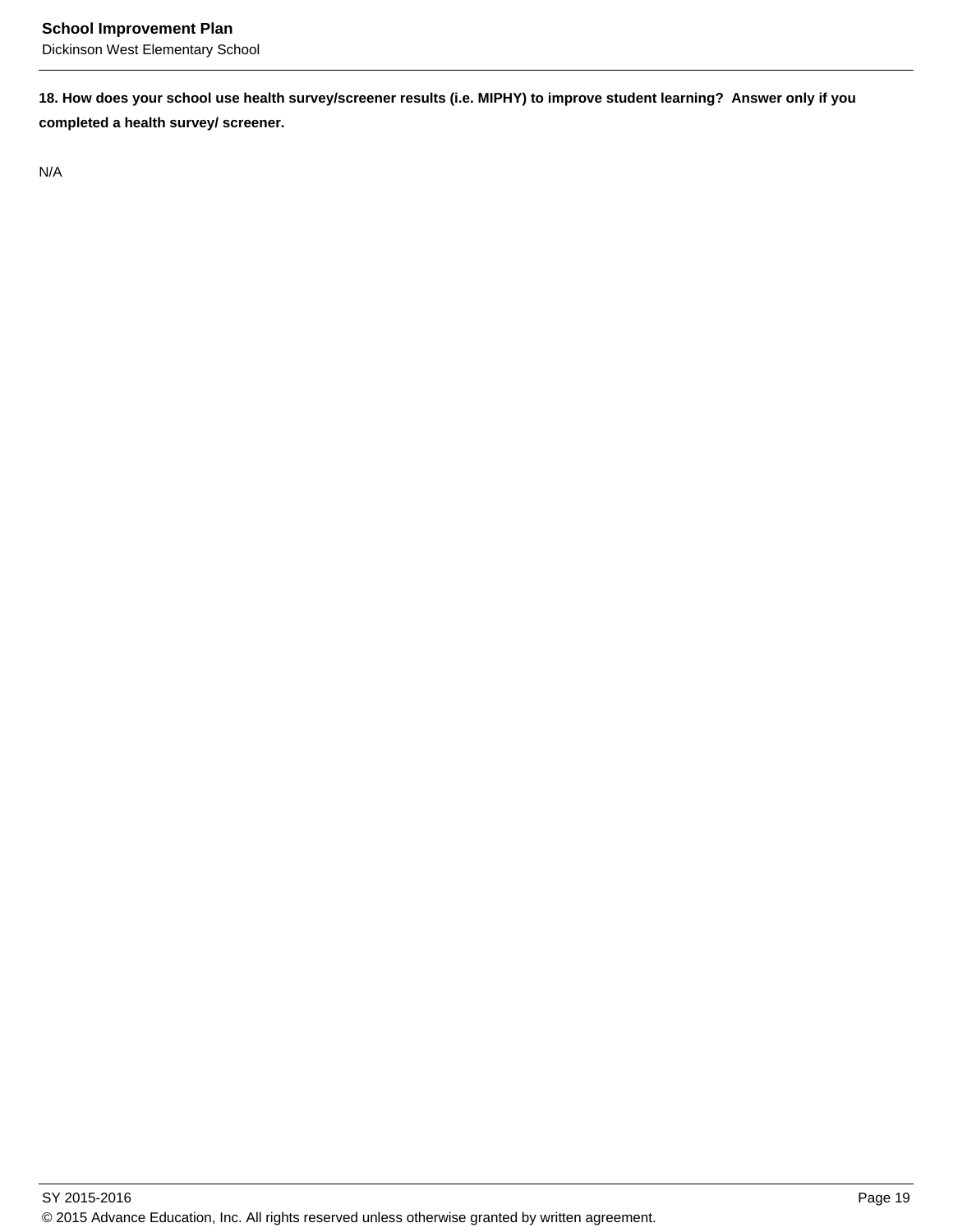**18. How does your school use health survey/screener results (i.e. MIPHY) to improve student learning?  Answer only if you completed a health survey/ screener.**

N/A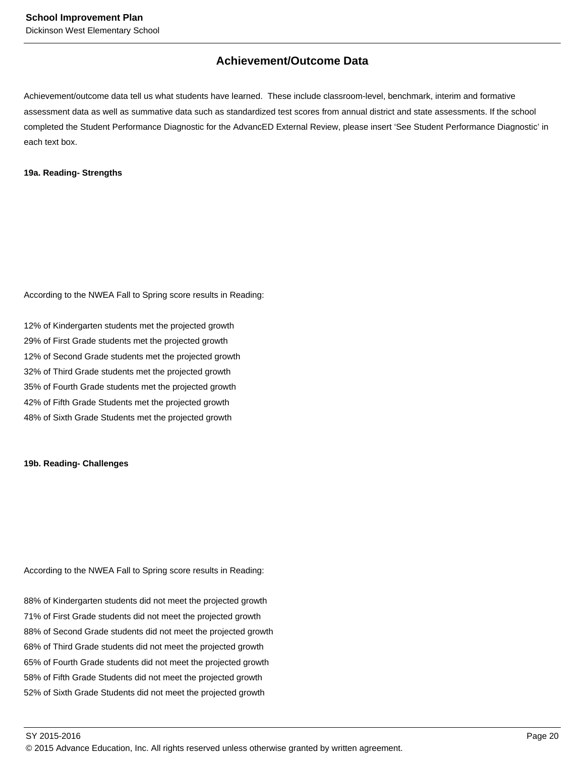## Achievement/Outcome Data

Achievement/outcome data tell us what students have learned. These include classroom-level, benchmark, interim and formative assessment data as well as summative data such as standardized test scores from annual district and state assessments. If the school completed the Student Performance Diagnostic for the AdvancED External Review, please insert ‘See Student Performance Diagnostic’ in each text box.

**19a. Reading- Strengths**

According to the NWEA Fall to Spring score results in Reading:

12% of Kindergarten students met the projected growth
29% of First Grade students met the projected growth
12% of Second Grade students met the projected growth
32% of Third Grade students met the projected growth
35% of Fourth Grade students met the projected growth
42% of Fifth Grade Students met the projected growth
48% of Sixth Grade Students met the projected growth

**19b. Reading- Challenges**

According to the NWEA Fall to Spring score results in Reading:

88% of Kindergarten students did not meet the projected growth
71% of First Grade students did not meet the projected growth
88% of Second Grade students did not meet the projected growth
68% of Third Grade students did not meet the projected growth
65% of Fourth Grade students did not meet the projected growth
58% of Fifth Grade Students did not meet the projected growth
52% of Sixth Grade Students did not meet the projected growth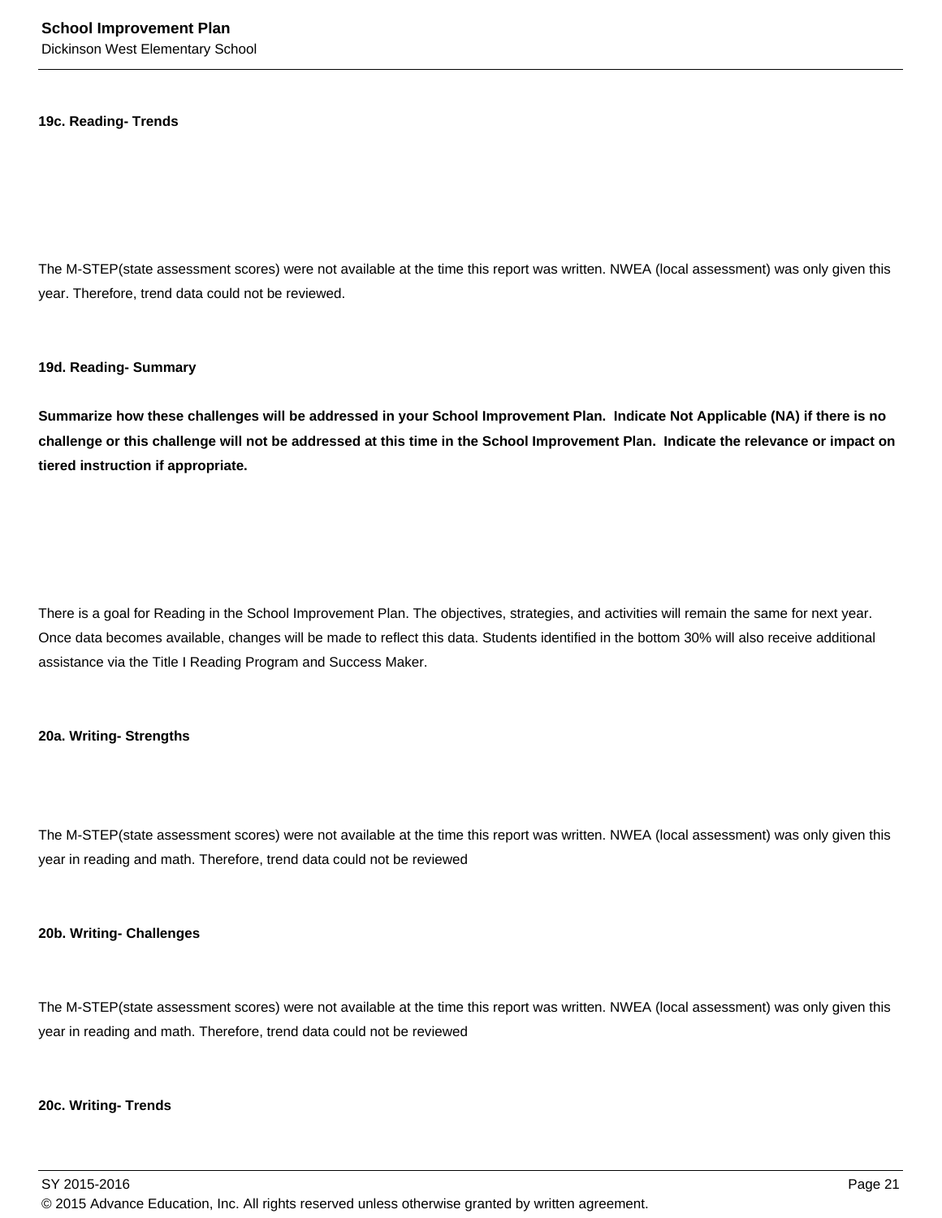**19c. Reading- Trends**

The M-STEP(state assessment scores) were not available at the time this report was written. NWEA (local assessment) was only given this year. Therefore, trend data could not be reviewed.

**19d. Reading- Summary**

**Summarize how these challenges will be addressed in your School Improvement Plan. Indicate Not Applicable (NA) if there is no challenge or this challenge will not be addressed at this time in the School Improvement Plan. Indicate the relevance or impact on tiered instruction if appropriate.**

There is a goal for Reading in the School Improvement Plan. The objectives, strategies, and activities will remain the same for next year. Once data becomes available, changes will be made to reflect this data. Students identified in the bottom 30% will also receive additional assistance via the Title I Reading Program and Success Maker.

**20a. Writing- Strengths**

The M-STEP(state assessment scores) were not available at the time this report was written. NWEA (local assessment) was only given this year in reading and math. Therefore, trend data could not be reviewed

**20b. Writing- Challenges**

The M-STEP(state assessment scores) were not available at the time this report was written. NWEA (local assessment) was only given this year in reading and math. Therefore, trend data could not be reviewed

**20c. Writing- Trends**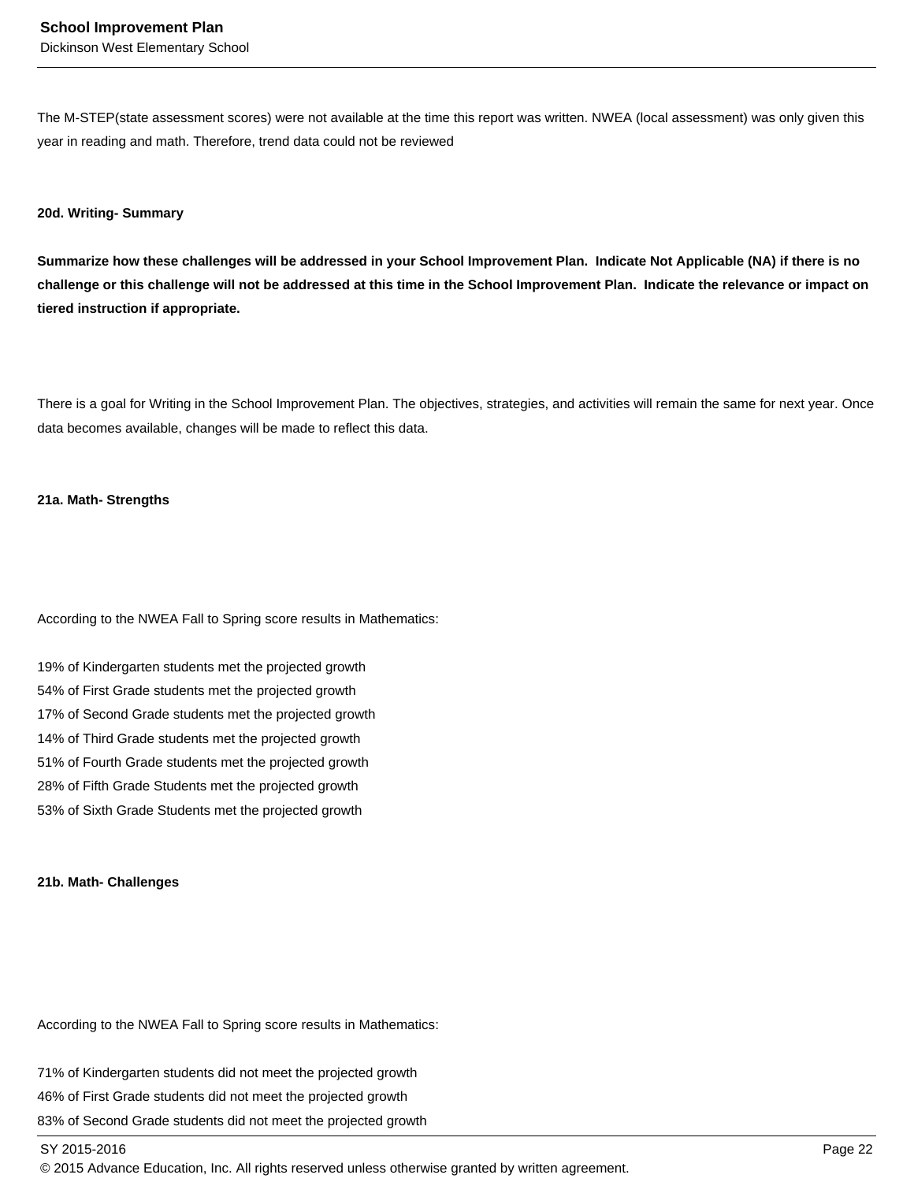The M-STEP(state assessment scores) were not available at the time this report was written. NWEA (local assessment) was only given this year in reading and math. Therefore, trend data could not be reviewed

**20d. Writing- Summary**

**Summarize how these challenges will be addressed in your School Improvement Plan.  Indicate Not Applicable (NA) if there is no challenge or this challenge will not be addressed at this time in the School Improvement Plan.  Indicate the relevance or impact on tiered instruction if appropriate.**

There is a goal for Writing in the School Improvement Plan. The objectives, strategies, and activities will remain the same for next year. Once data becomes available, changes will be made to reflect this data.

**21a. Math- Strengths**

According to the NWEA Fall to Spring score results in Mathematics:

19% of Kindergarten students met the projected growth
54% of First Grade students met the projected growth
17% of Second Grade students met the projected growth
14% of Third Grade students met the projected growth
51% of Fourth Grade students met the projected growth
28% of Fifth Grade Students met the projected growth
53% of Sixth Grade Students met the projected growth

**21b. Math- Challenges**

According to the NWEA Fall to Spring score results in Mathematics:

71% of Kindergarten students did not meet the projected growth
46% of First Grade students did not meet the projected growth
83% of Second Grade students did not meet the projected growth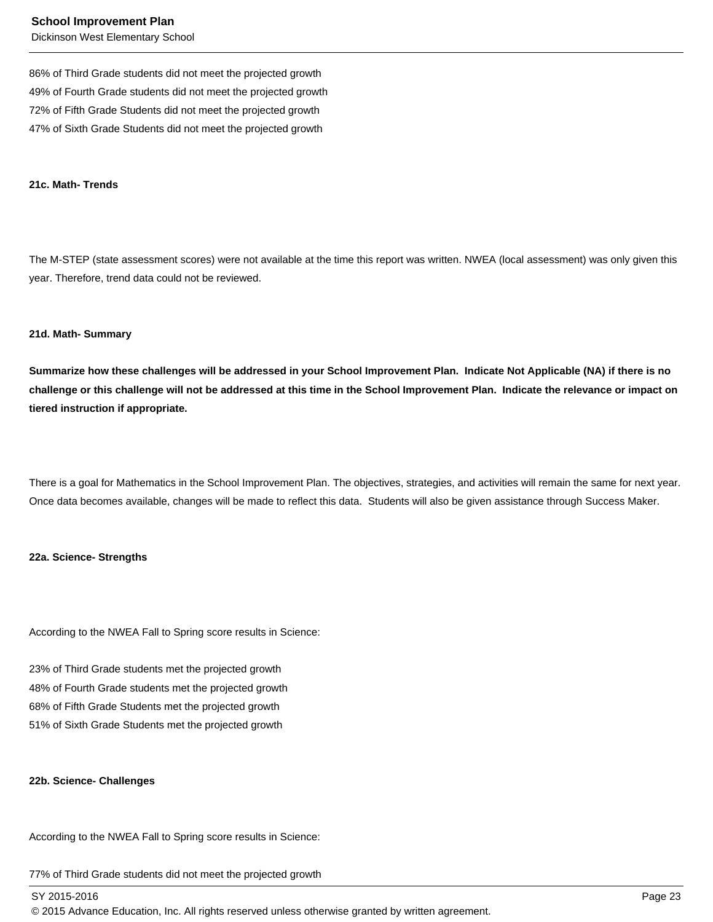86% of Third Grade students did not meet the projected growth
49% of Fourth Grade students did not meet the projected growth
72% of Fifth Grade Students did not meet the projected growth
47% of Sixth Grade Students did not meet the projected growth

**21c. Math- Trends**

The M-STEP (state assessment scores) were not available at the time this report was written. NWEA (local assessment) was only given this year. Therefore, trend data could not be reviewed.

**21d. Math- Summary**

**Summarize how these challenges will be addressed in your School Improvement Plan. Indicate Not Applicable (NA) if there is no challenge or this challenge will not be addressed at this time in the School Improvement Plan. Indicate the relevance or impact on tiered instruction if appropriate.**

There is a goal for Mathematics in the School Improvement Plan. The objectives, strategies, and activities will remain the same for next year. Once data becomes available, changes will be made to reflect this data. Students will also be given assistance through Success Maker.

**22a. Science- Strengths**

According to the NWEA Fall to Spring score results in Science:

23% of Third Grade students met the projected growth
48% of Fourth Grade students met the projected growth
68% of Fifth Grade Students met the projected growth
51% of Sixth Grade Students met the projected growth

**22b. Science- Challenges**

According to the NWEA Fall to Spring score results in Science:

77% of Third Grade students did not meet the projected growth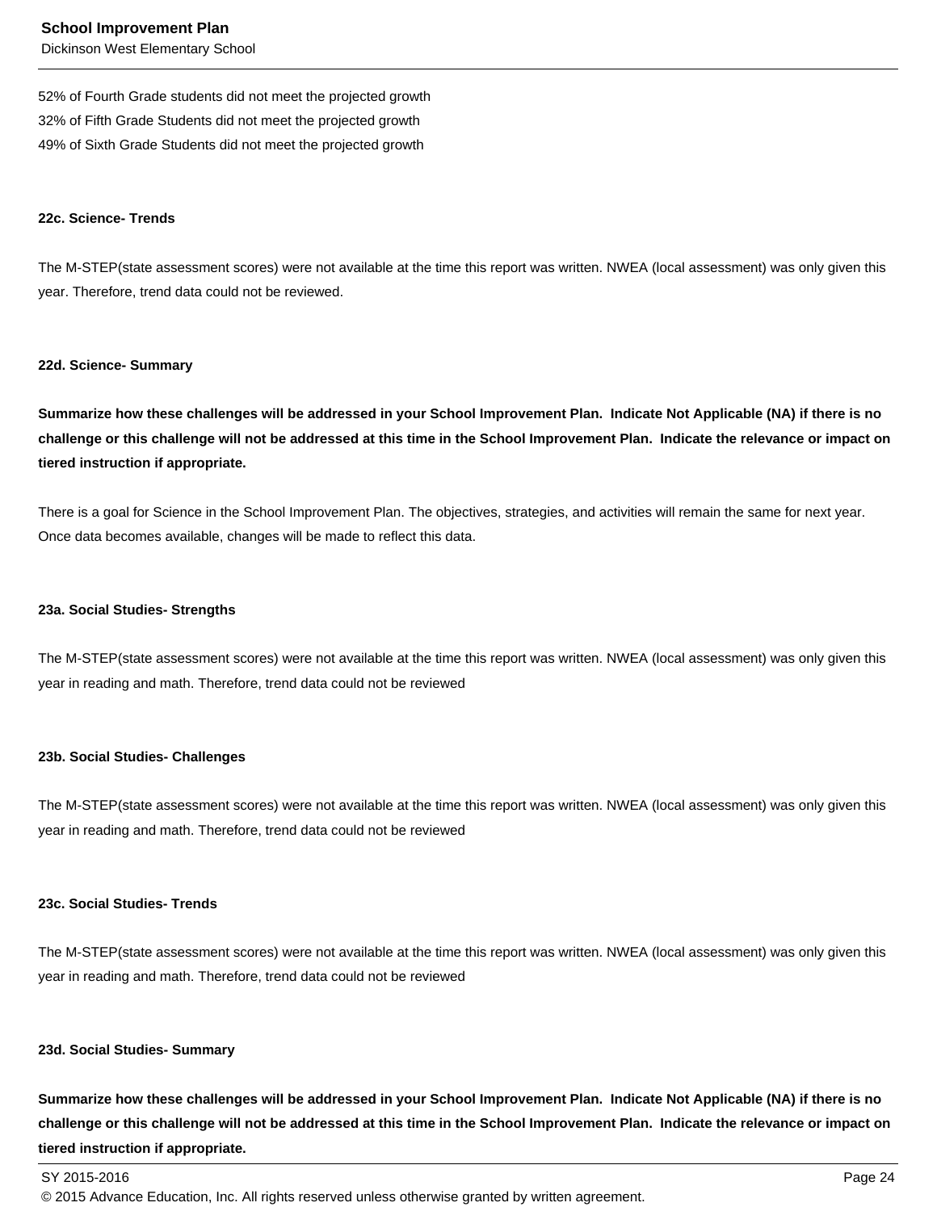52% of Fourth Grade students did not meet the projected growth
32% of Fifth Grade Students did not meet the projected growth
49% of Sixth Grade Students did not meet the projected growth

**22c. Science- Trends**

The M-STEP(state assessment scores) were not available at the time this report was written. NWEA (local assessment) was only given this year. Therefore, trend data could not be reviewed.

**22d. Science- Summary**

**Summarize how these challenges will be addressed in your School Improvement Plan. Indicate Not Applicable (NA) if there is no challenge or this challenge will not be addressed at this time in the School Improvement Plan. Indicate the relevance or impact on tiered instruction if appropriate.**

There is a goal for Science in the School Improvement Plan. The objectives, strategies, and activities will remain the same for next year. Once data becomes available, changes will be made to reflect this data.

**23a. Social Studies- Strengths**

The M-STEP(state assessment scores) were not available at the time this report was written. NWEA (local assessment) was only given this year in reading and math. Therefore, trend data could not be reviewed

**23b. Social Studies- Challenges**

The M-STEP(state assessment scores) were not available at the time this report was written. NWEA (local assessment) was only given this year in reading and math. Therefore, trend data could not be reviewed

**23c. Social Studies- Trends**

The M-STEP(state assessment scores) were not available at the time this report was written. NWEA (local assessment) was only given this year in reading and math. Therefore, trend data could not be reviewed

**23d. Social Studies- Summary**

**Summarize how these challenges will be addressed in your School Improvement Plan. Indicate Not Applicable (NA) if there is no challenge or this challenge will not be addressed at this time in the School Improvement Plan. Indicate the relevance or impact on tiered instruction if appropriate.**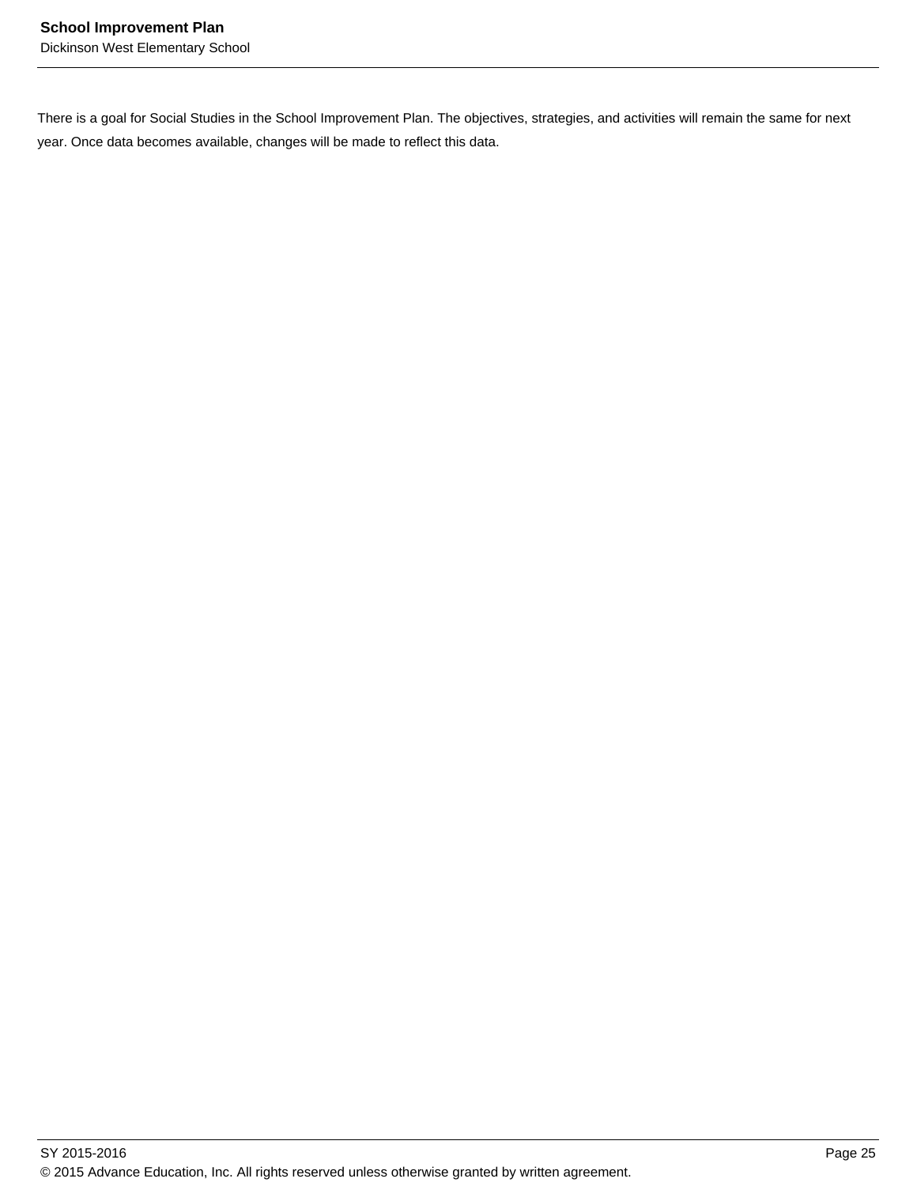There is a goal for Social Studies in the School Improvement Plan. The objectives, strategies, and activities will remain the same for next year. Once data becomes available, changes will be made to reflect this data.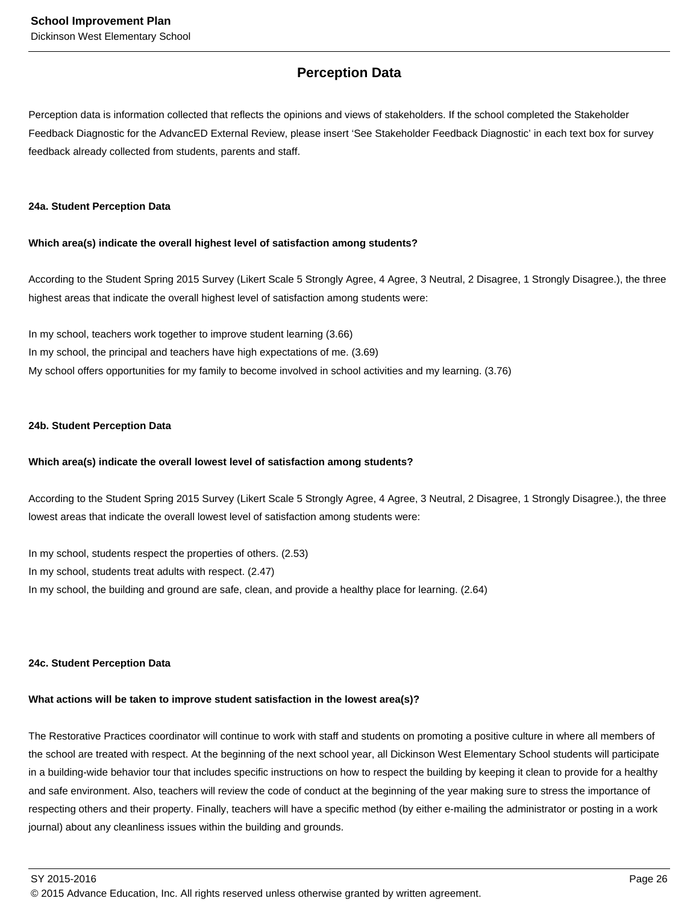## Perception Data

Perception data is information collected that reflects the opinions and views of stakeholders. If the school completed the Stakeholder Feedback Diagnostic for the AdvancED External Review, please insert 'See Stakeholder Feedback Diagnostic' in each text box for survey feedback already collected from students, parents and staff.

### 24a. Student Perception Data

**Which area(s) indicate the overall highest level of satisfaction among students?**

According to the Student Spring 2015 Survey (Likert Scale 5 Strongly Agree, 4 Agree, 3 Neutral, 2 Disagree, 1 Strongly Disagree.), the three highest areas that indicate the overall highest level of satisfaction among students were:

In my school, teachers work together to improve student learning (3.66)
In my school, the principal and teachers have high expectations of me. (3.69)
My school offers opportunities for my family to become involved in school activities and my learning. (3.76)

### 24b. Student Perception Data

**Which area(s) indicate the overall lowest level of satisfaction among students?**

According to the Student Spring 2015 Survey (Likert Scale 5 Strongly Agree, 4 Agree, 3 Neutral, 2 Disagree, 1 Strongly Disagree.), the three lowest areas that indicate the overall lowest level of satisfaction among students were:

In my school, students respect the properties of others. (2.53)
In my school, students treat adults with respect. (2.47)
In my school, the building and ground are safe, clean, and provide a healthy place for learning. (2.64)

### 24c. Student Perception Data

**What actions will be taken to improve student satisfaction in the lowest area(s)?**

The Restorative Practices coordinator will continue to work with staff and students on promoting a positive culture in where all members of the school are treated with respect. At the beginning of the next school year, all Dickinson West Elementary School students will participate in a building-wide behavior tour that includes specific instructions on how to respect the building by keeping it clean to provide for a healthy and safe environment. Also, teachers will review the code of conduct at the beginning of the year making sure to stress the importance of respecting others and their property. Finally, teachers will have a specific method (by either e-mailing the administrator or posting in a work journal) about any cleanliness issues within the building and grounds.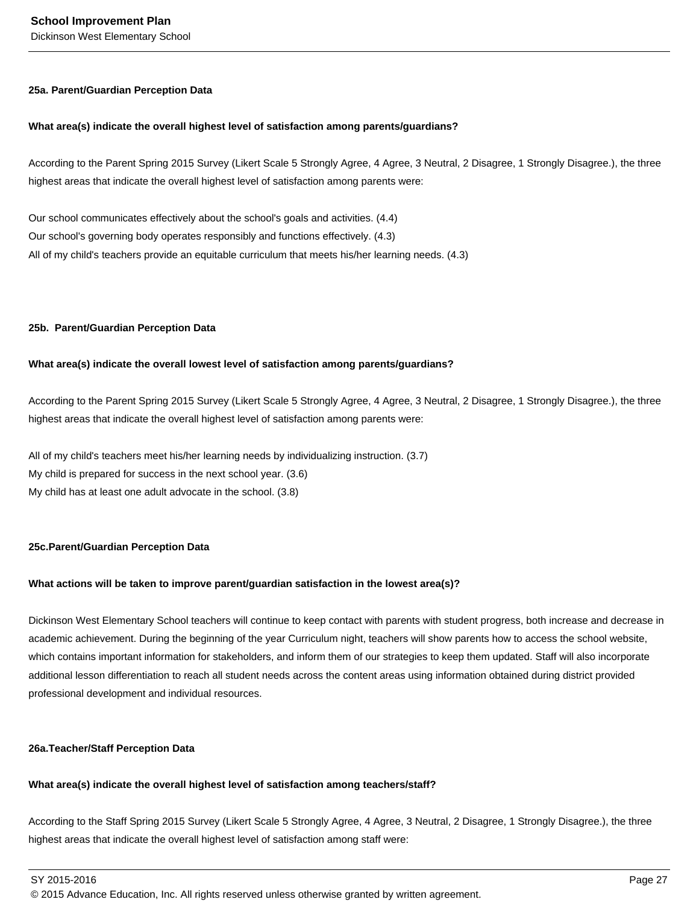**25a. Parent/Guardian Perception Data**

**What area(s) indicate the overall highest level of satisfaction among parents/guardians?**

According to the Parent Spring 2015 Survey (Likert Scale 5 Strongly Agree, 4 Agree, 3 Neutral, 2 Disagree, 1 Strongly Disagree.), the three highest areas that indicate the overall highest level of satisfaction among parents were:

Our school communicates effectively about the school's goals and activities. (4.4)
Our school's governing body operates responsibly and functions effectively. (4.3)
All of my child's teachers provide an equitable curriculum that meets his/her learning needs. (4.3)

**25b. Parent/Guardian Perception Data**

**What area(s) indicate the overall lowest level of satisfaction among parents/guardians?**

According to the Parent Spring 2015 Survey (Likert Scale 5 Strongly Agree, 4 Agree, 3 Neutral, 2 Disagree, 1 Strongly Disagree.), the three highest areas that indicate the overall highest level of satisfaction among parents were:

All of my child's teachers meet his/her learning needs by individualizing instruction. (3.7)
My child is prepared for success in the next school year. (3.6)
My child has at least one adult advocate in the school. (3.8)

**25c.Parent/Guardian Perception Data**

**What actions will be taken to improve parent/guardian satisfaction in the lowest area(s)?**

Dickinson West Elementary School teachers will continue to keep contact with parents with student progress, both increase and decrease in academic achievement. During the beginning of the year Curriculum night, teachers will show parents how to access the school website, which contains important information for stakeholders, and inform them of our strategies to keep them updated. Staff will also incorporate additional lesson differentiation to reach all student needs across the content areas using information obtained during district provided professional development and individual resources.

**26a.Teacher/Staff Perception Data**

**What area(s) indicate the overall highest level of satisfaction among teachers/staff?**

According to the Staff Spring 2015 Survey (Likert Scale 5 Strongly Agree, 4 Agree, 3 Neutral, 2 Disagree, 1 Strongly Disagree.), the three highest areas that indicate the overall highest level of satisfaction among staff were: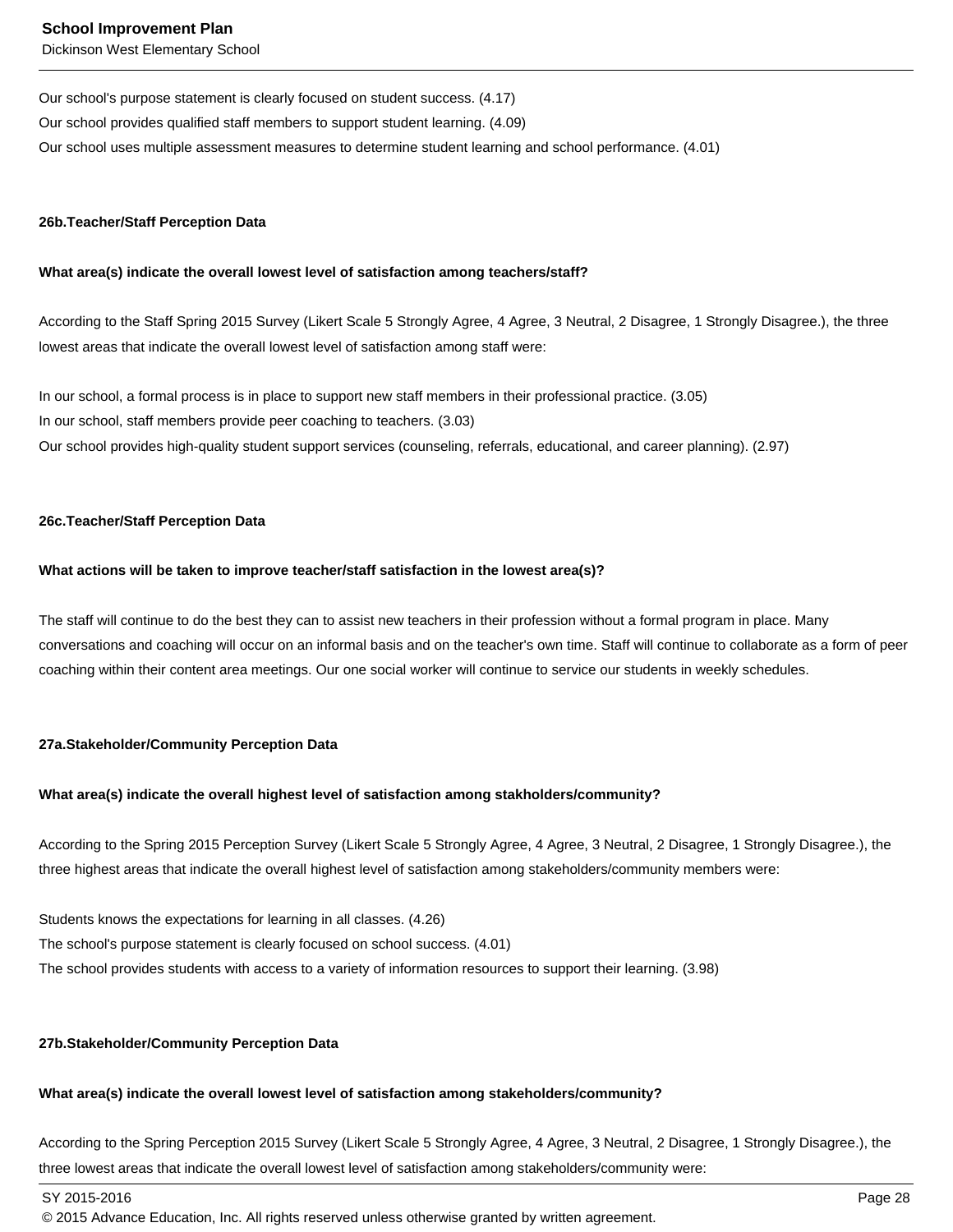Our school's purpose statement is clearly focused on student success. (4.17)
Our school provides qualified staff members to support student learning. (4.09)
Our school uses multiple assessment measures to determine student learning and school performance. (4.01)

**26b.Teacher/Staff Perception Data**

**What area(s) indicate the overall lowest level of satisfaction among teachers/staff?**

According to the Staff Spring 2015 Survey (Likert Scale 5 Strongly Agree, 4 Agree, 3 Neutral, 2 Disagree, 1 Strongly Disagree.), the three lowest areas that indicate the overall lowest level of satisfaction among staff were:

In our school, a formal process is in place to support new staff members in their professional practice. (3.05)
In our school, staff members provide peer coaching to teachers. (3.03)
Our school provides high-quality student support services (counseling, referrals, educational, and career planning). (2.97)

**26c.Teacher/Staff Perception Data**

**What actions will be taken to improve teacher/staff satisfaction in the lowest area(s)?**

The staff will continue to do the best they can to assist new teachers in their profession without a formal program in place. Many conversations and coaching will occur on an informal basis and on the teacher's own time. Staff will continue to collaborate as a form of peer coaching within their content area meetings. Our one social worker will continue to service our students in weekly schedules.

**27a.Stakeholder/Community Perception Data**

**What area(s) indicate the overall highest level of satisfaction among stakholders/community?**

According to the Spring 2015 Perception Survey (Likert Scale 5 Strongly Agree, 4 Agree, 3 Neutral, 2 Disagree, 1 Strongly Disagree.), the three highest areas that indicate the overall highest level of satisfaction among stakeholders/community members were:

Students knows the expectations for learning in all classes. (4.26)
The school's purpose statement is clearly focused on school success. (4.01)
The school provides students with access to a variety of information resources to support their learning. (3.98)

**27b.Stakeholder/Community Perception Data**

**What area(s) indicate the overall lowest level of satisfaction among stakeholders/community?**

According to the Spring Perception 2015 Survey (Likert Scale 5 Strongly Agree, 4 Agree, 3 Neutral, 2 Disagree, 1 Strongly Disagree.), the three lowest areas that indicate the overall lowest level of satisfaction among stakeholders/community were: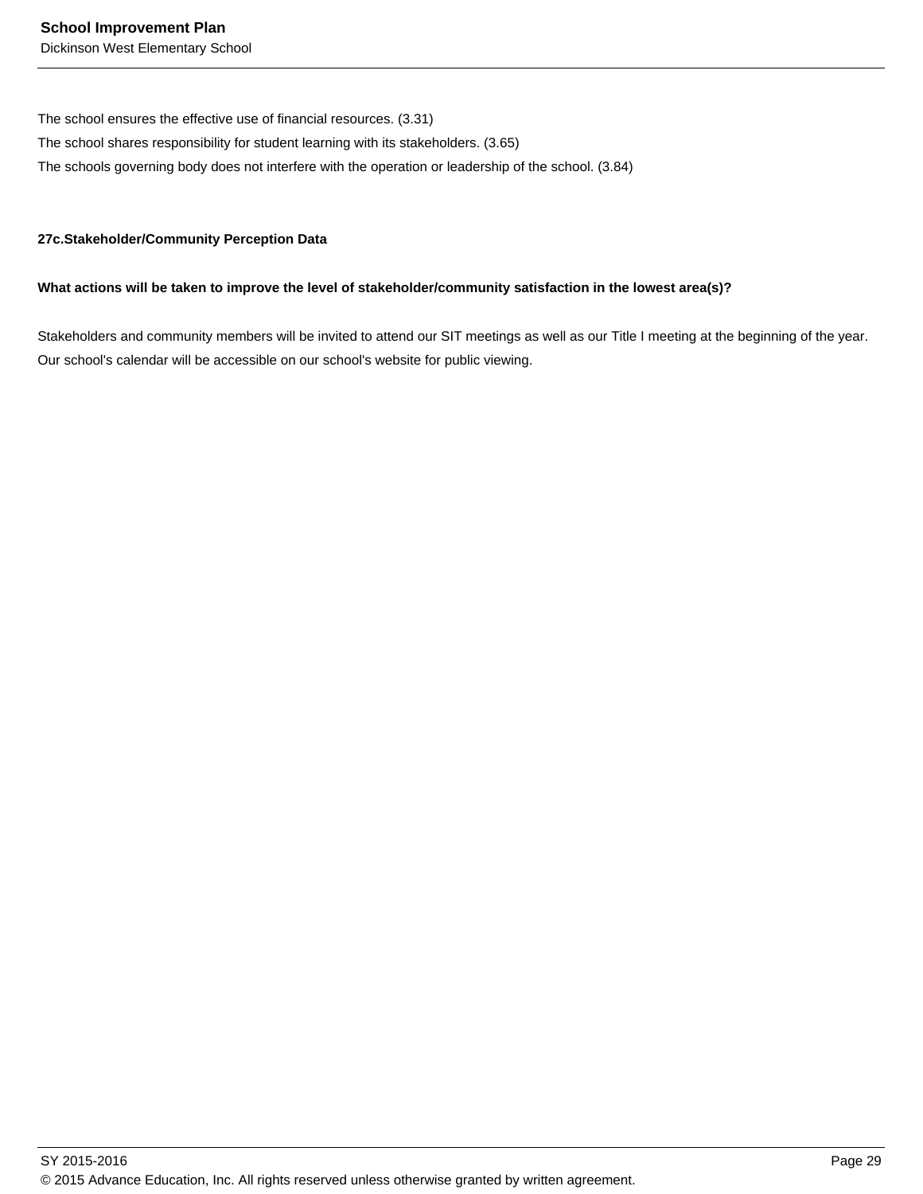The school ensures the effective use of financial resources. (3.31)
The school shares responsibility for student learning with its stakeholders. (3.65)
The schools governing body does not interfere with the operation or leadership of the school. (3.84)

**27c.Stakeholder/Community Perception Data**

**What actions will be taken to improve the level of stakeholder/community satisfaction in the lowest area(s)?**

Stakeholders and community members will be invited to attend our SIT meetings as well as our Title I meeting at the beginning of the year. Our school's calendar will be accessible on our school's website for public viewing.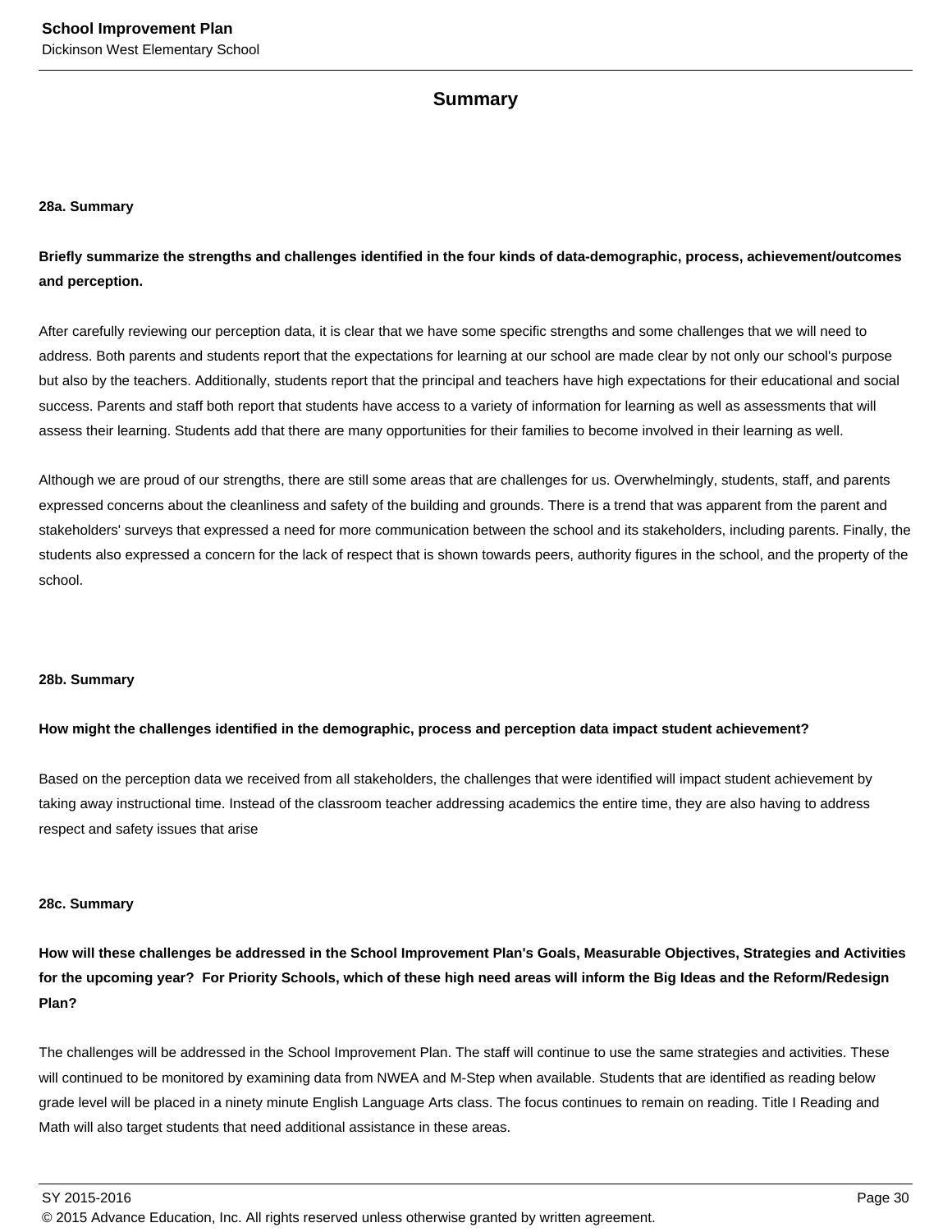## Summary

### 28a. Summary

**Briefly summarize the strengths and challenges identified in the four kinds of data-demographic, process, achievement/outcomes and perception.**

After carefully reviewing our perception data, it is clear that we have some specific strengths and some challenges that we will need to address. Both parents and students report that the expectations for learning at our school are made clear by not only our school's purpose but also by the teachers. Additionally, students report that the principal and teachers have high expectations for their educational and social success. Parents and staff both report that students have access to a variety of information for learning as well as assessments that will assess their learning. Students add that there are many opportunities for their families to become involved in their learning as well.

Although we are proud of our strengths, there are still some areas that are challenges for us. Overwhelmingly, students, staff, and parents expressed concerns about the cleanliness and safety of the building and grounds. There is a trend that was apparent from the parent and stakeholders' surveys that expressed a need for more communication between the school and its stakeholders, including parents. Finally, the students also expressed a concern for the lack of respect that is shown towards peers, authority figures in the school, and the property of the school.

### 28b. Summary

**How might the challenges identified in the demographic, process and perception data impact student achievement?**

Based on the perception data we received from all stakeholders, the challenges that were identified will impact student achievement by taking away instructional time. Instead of the classroom teacher addressing academics the entire time, they are also having to address respect and safety issues that arise

### 28c. Summary

**How will these challenges be addressed in the School Improvement Plan's Goals, Measurable Objectives, Strategies and Activities for the upcoming year? For Priority Schools, which of these high need areas will inform the Big Ideas and the Reform/Redesign Plan?**

The challenges will be addressed in the School Improvement Plan. The staff will continue to use the same strategies and activities. These will continued to be monitored by examining data from NWEA and M-Step when available. Students that are identified as reading below grade level will be placed in a ninety minute English Language Arts class. The focus continues to remain on reading. Title I Reading and Math will also target students that need additional assistance in these areas.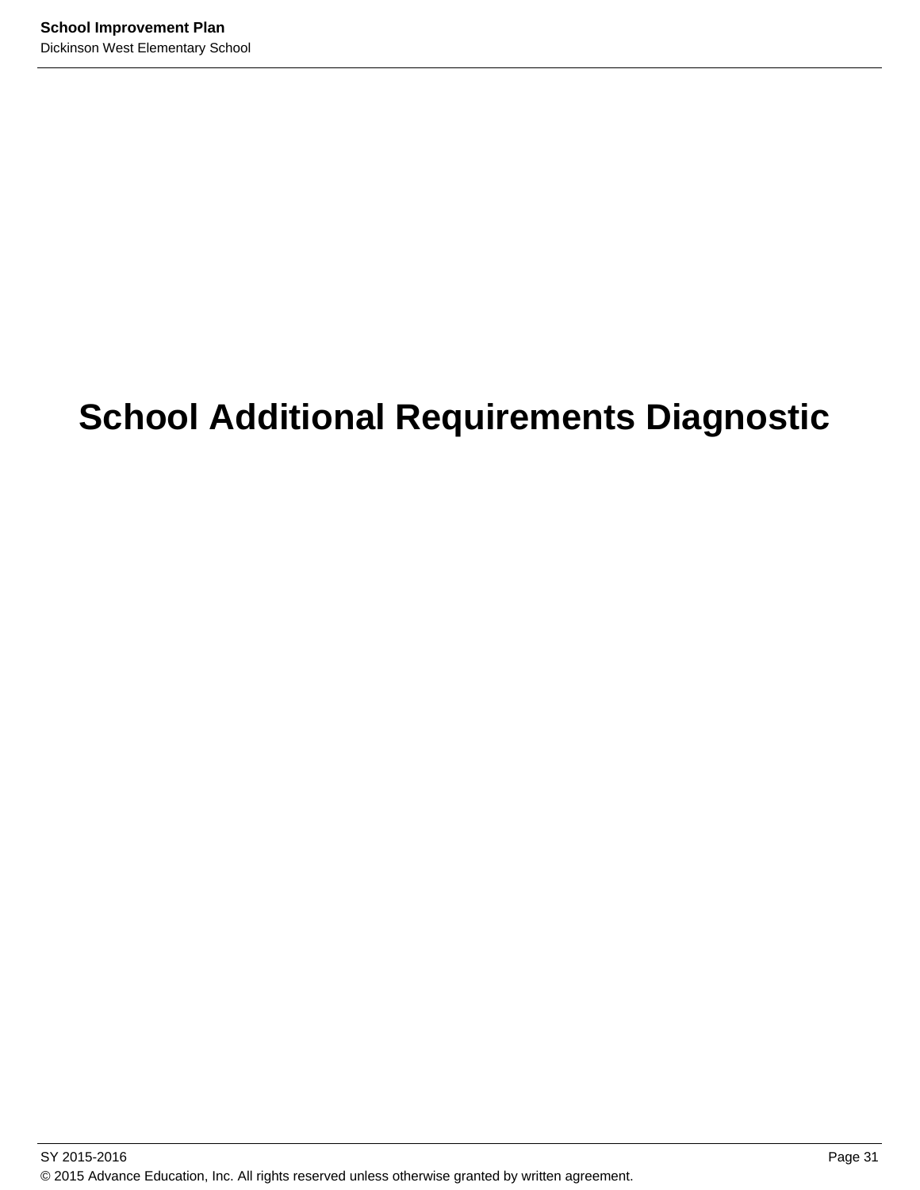# School Additional Requirements Diagnostic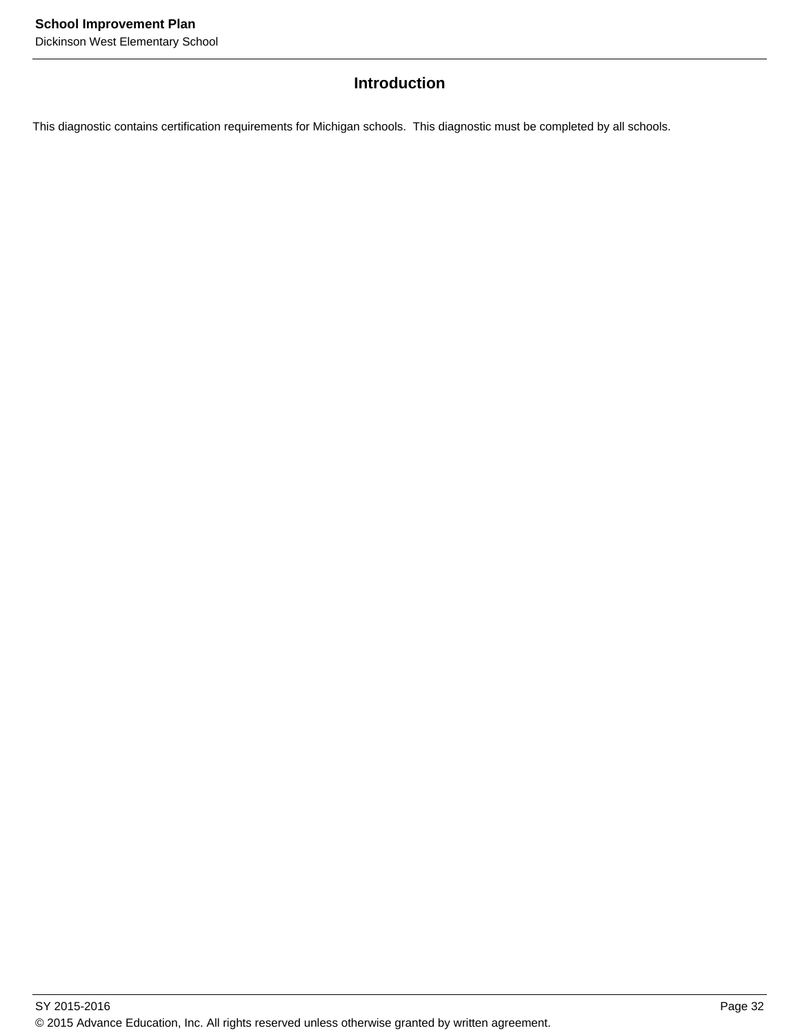## Introduction

This diagnostic contains certification requirements for Michigan schools. This diagnostic must be completed by all schools.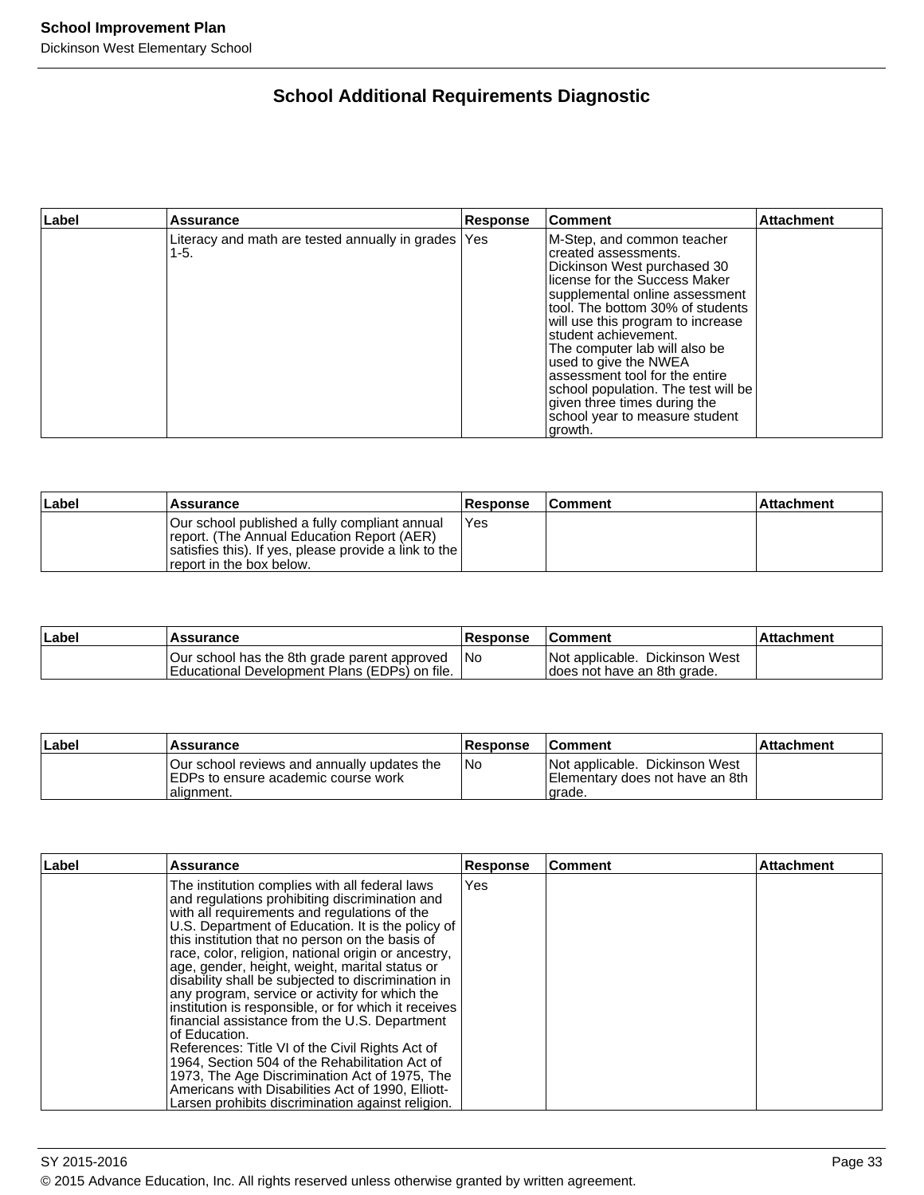## School Additional Requirements Diagnostic

| Label | Assurance | Response | Comment | Attachment |
|---|---|---|---|---|
| | Literacy and math are tested annually in grades 1-5. | Yes | M-Step, and common teacher created assessments. Dickinson West purchased 30 license for the Success Maker supplemental online assessment tool. The bottom 30% of students will use this program to increase student achievement. The computer lab will also be used to give the NWEA assessment tool for the entire school population. The test will be given three times during the school year to measure student growth. | |

| Label | Assurance | Response | Comment | Attachment |
|---|---|---|---|---|
| | Our school published a fully compliant annual report. (The Annual Education Report (AER) satisfies this). If yes, please provide a link to the report in the box below. | Yes | | |

| Label | Assurance | Response | Comment | Attachment |
|---|---|---|---|---|
| | Our school has the 8th grade parent approved Educational Development Plans (EDPs) on file. | No | Not applicable. Dickinson West does not have an 8th grade. | |

| Label | Assurance | Response | Comment | Attachment |
|---|---|---|---|---|
| | Our school reviews and annually updates the EDPs to ensure academic course work alignment. | No | Not applicable. Dickinson West Elementary does not have an 8th grade. | |

| Label | Assurance | Response | Comment | Attachment |
|---|---|---|---|---|
| | The institution complies with all federal laws and regulations prohibiting discrimination and with all requirements and regulations of the U.S. Department of Education. It is the policy of this institution that no person on the basis of race, color, religion, national origin or ancestry, age, gender, height, weight, marital status or disability shall be subjected to discrimination in any program, service or activity for which the institution is responsible, or for which it receives financial assistance from the U.S. Department of Education. References: Title VI of the Civil Rights Act of 1964, Section 504 of the Rehabilitation Act of 1973, The Age Discrimination Act of 1975, The Americans with Disabilities Act of 1990, Elliott-Larsen prohibits discrimination against religion. | Yes | | |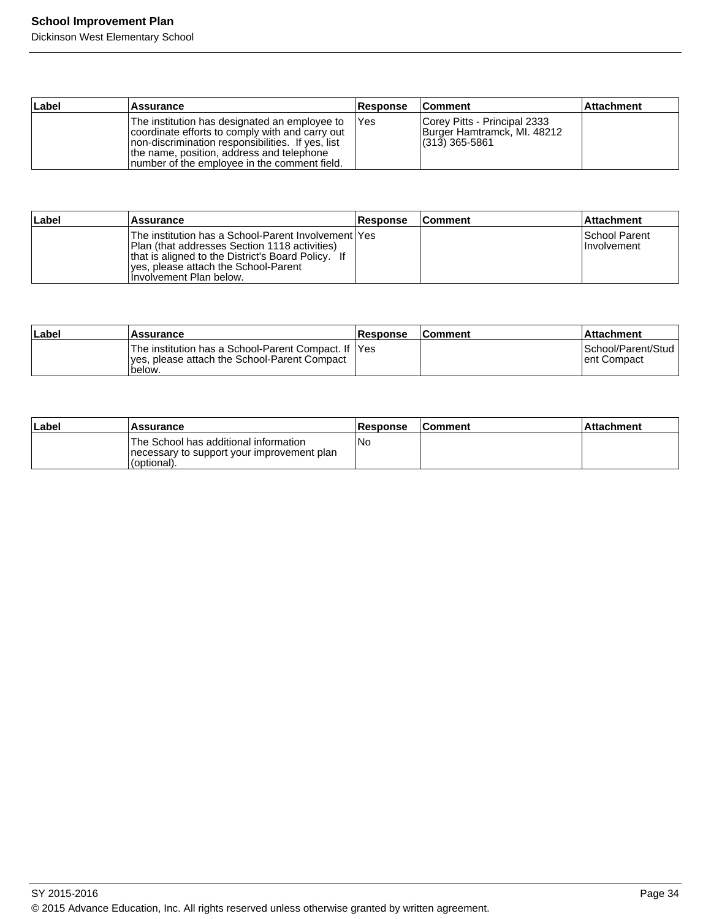| Label | Assurance | Response | Comment | Attachment |
|---|---|---|---|---|
| | The institution has designated an employee to coordinate efforts to comply with and carry out non-discrimination responsibilities. If yes, list the name, position, address and telephone number of the employee in the comment field. | Yes | Corey Pitts - Principal 2333 Burger Hamtramck, MI. 48212 (313) 365-5861 | |

| Label | Assurance | Response | Comment | Attachment |
|---|---|---|---|---|
| | The institution has a School-Parent Involvement Plan (that addresses Section 1118 activities) that is aligned to the District's Board Policy. If yes, please attach the School-Parent Involvement Plan below. | Yes | | School Parent Involvement |

| Label | Assurance | Response | Comment | Attachment |
|---|---|---|---|---|
| | The institution has a School-Parent Compact. If yes, please attach the School-Parent Compact below. | Yes | | School/Parent/Student Compact |

| Label | Assurance | Response | Comment | Attachment |
|---|---|---|---|---|
| | The School has additional information necessary to support your improvement plan (optional). | No | | |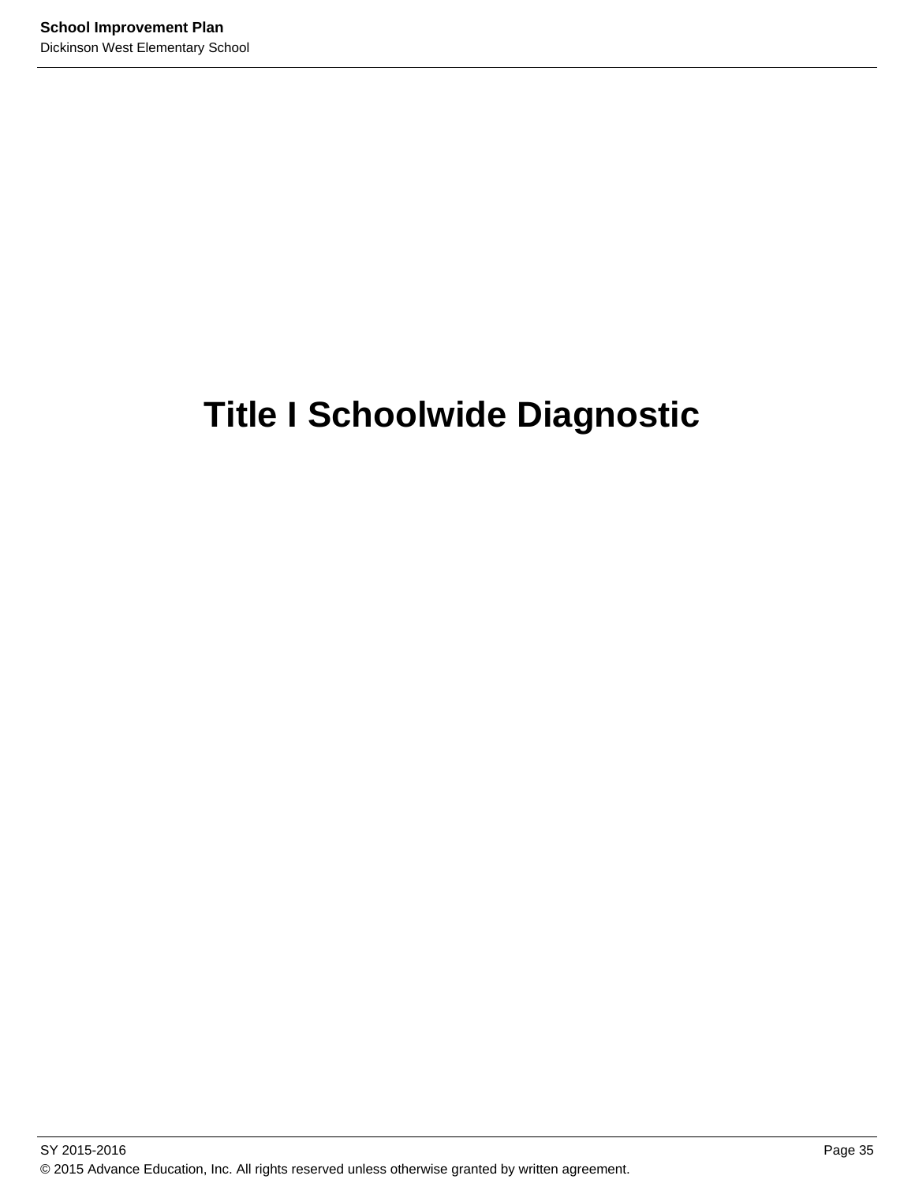# Title I Schoolwide Diagnostic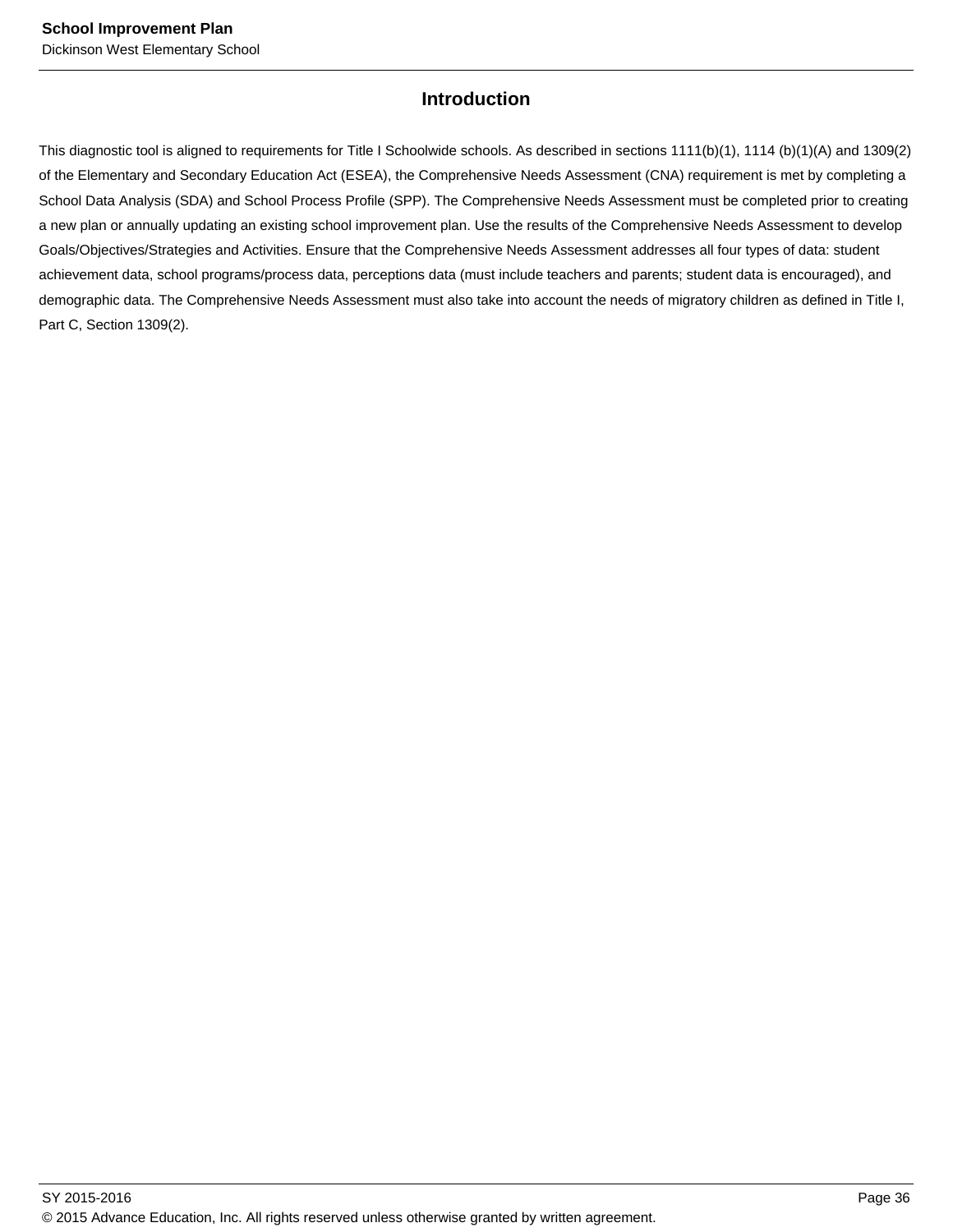## Introduction

This diagnostic tool is aligned to requirements for Title I Schoolwide schools. As described in sections 1111(b)(1), 1114 (b)(1)(A) and 1309(2) of the Elementary and Secondary Education Act (ESEA), the Comprehensive Needs Assessment (CNA) requirement is met by completing a School Data Analysis (SDA) and School Process Profile (SPP). The Comprehensive Needs Assessment must be completed prior to creating a new plan or annually updating an existing school improvement plan. Use the results of the Comprehensive Needs Assessment to develop Goals/Objectives/Strategies and Activities. Ensure that the Comprehensive Needs Assessment addresses all four types of data: student achievement data, school programs/process data, perceptions data (must include teachers and parents; student data is encouraged), and demographic data. The Comprehensive Needs Assessment must also take into account the needs of migratory children as defined in Title I, Part C, Section 1309(2).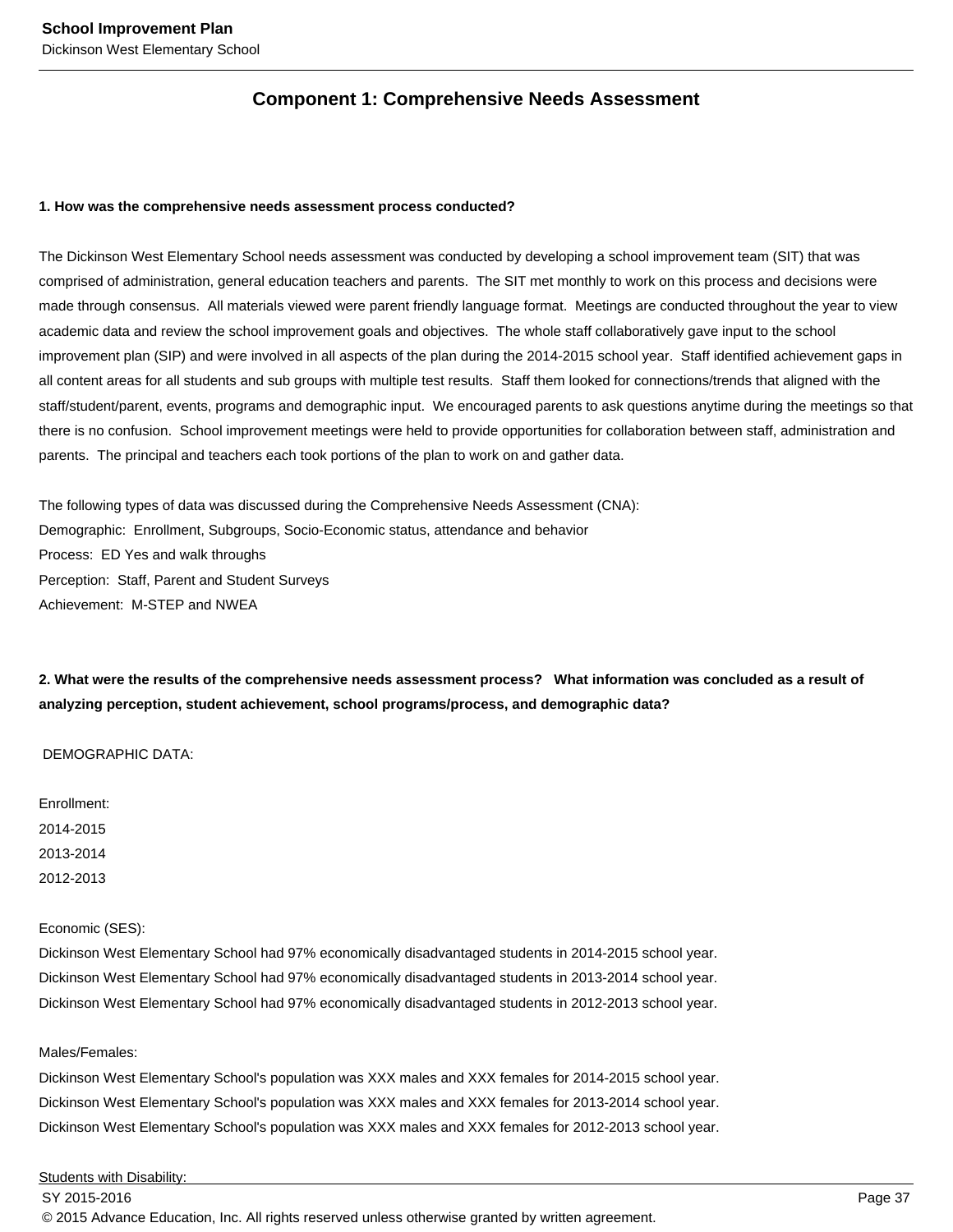## Component 1: Comprehensive Needs Assessment

**1. How was the comprehensive needs assessment process conducted?**

The Dickinson West Elementary School needs assessment was conducted by developing a school improvement team (SIT) that was comprised of administration, general education teachers and parents. The SIT met monthly to work on this process and decisions were made through consensus. All materials viewed were parent friendly language format. Meetings are conducted throughout the year to view academic data and review the school improvement goals and objectives. The whole staff collaboratively gave input to the school improvement plan (SIP) and were involved in all aspects of the plan during the 2014-2015 school year. Staff identified achievement gaps in all content areas for all students and sub groups with multiple test results. Staff them looked for connections/trends that aligned with the staff/student/parent, events, programs and demographic input. We encouraged parents to ask questions anytime during the meetings so that there is no confusion. School improvement meetings were held to provide opportunities for collaboration between staff, administration and parents. The principal and teachers each took portions of the plan to work on and gather data.

The following types of data was discussed during the Comprehensive Needs Assessment (CNA):
Demographic: Enrollment, Subgroups, Socio-Economic status, attendance and behavior
Process: ED Yes and walk throughs
Perception: Staff, Parent and Student Surveys
Achievement: M-STEP and NWEA

**2. What were the results of the comprehensive needs assessment process? What information was concluded as a result of analyzing perception, student achievement, school programs/process, and demographic data?**

DEMOGRAPHIC DATA:

Enrollment:
2014-2015
2013-2014
2012-2013

Economic (SES):
Dickinson West Elementary School had 97% economically disadvantaged students in 2014-2015 school year.
Dickinson West Elementary School had 97% economically disadvantaged students in 2013-2014 school year.
Dickinson West Elementary School had 97% economically disadvantaged students in 2012-2013 school year.

Males/Females:
Dickinson West Elementary School's population was XXX males and XXX females for 2014-2015 school year.
Dickinson West Elementary School's population was XXX males and XXX females for 2013-2014 school year.
Dickinson West Elementary School's population was XXX males and XXX females for 2012-2013 school year.

Students with Disability: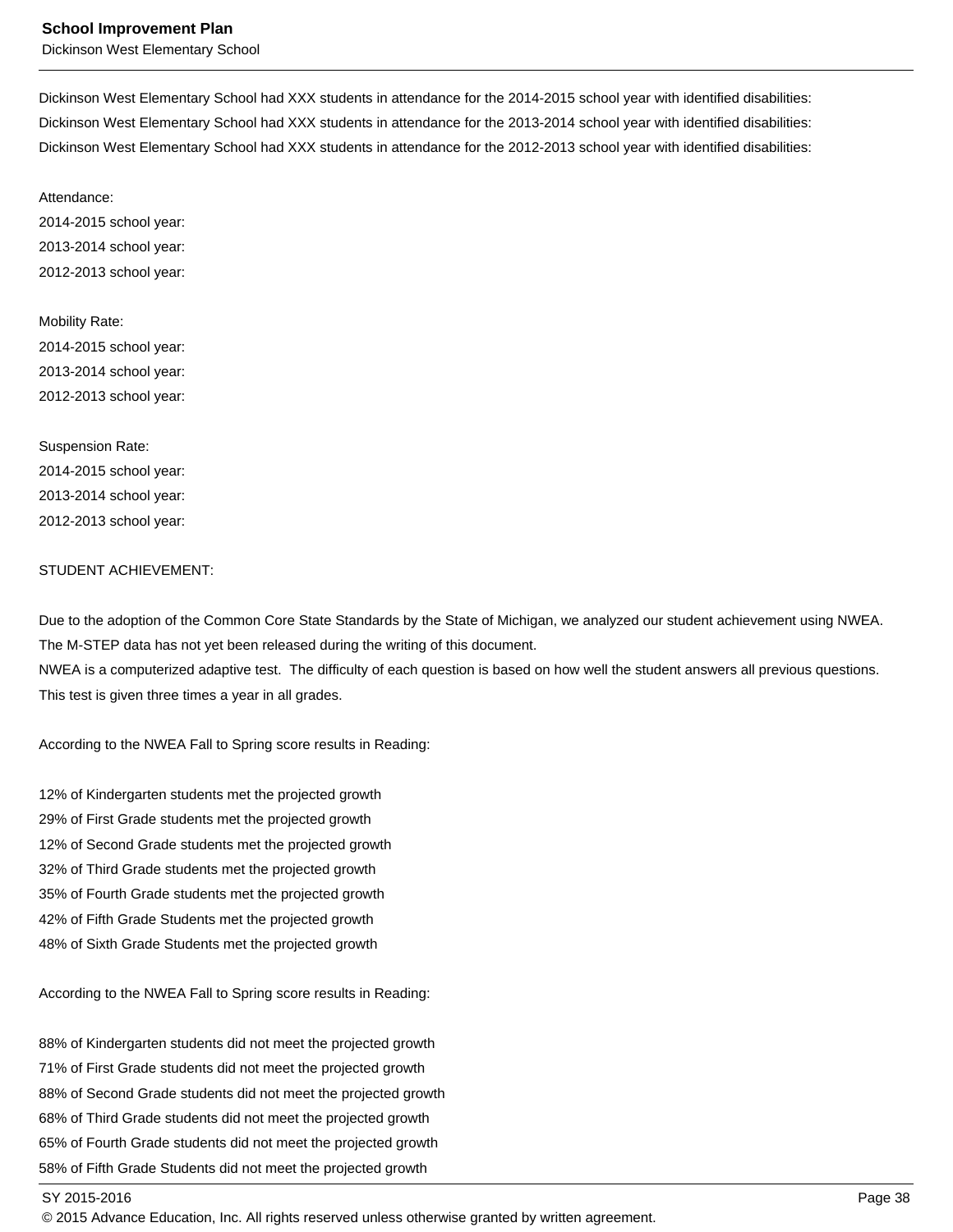Dickinson West Elementary School had XXX students in attendance for the 2014-2015 school year with identified disabilities:
Dickinson West Elementary School had XXX students in attendance for the 2013-2014 school year with identified disabilities:
Dickinson West Elementary School had XXX students in attendance for the 2012-2013 school year with identified disabilities:

Attendance:
2014-2015 school year:
2013-2014 school year:
2012-2013 school year:

Mobility Rate:
2014-2015 school year:
2013-2014 school year:
2012-2013 school year:

Suspension Rate:
2014-2015 school year:
2013-2014 school year:
2012-2013 school year:

STUDENT ACHIEVEMENT:

Due to the adoption of the Common Core State Standards by the State of Michigan, we analyzed our student achievement using NWEA. The M-STEP data has not yet been released during the writing of this document.
NWEA is a computerized adaptive test. The difficulty of each question is based on how well the student answers all previous questions. This test is given three times a year in all grades.

According to the NWEA Fall to Spring score results in Reading:

12% of Kindergarten students met the projected growth
29% of First Grade students met the projected growth
12% of Second Grade students met the projected growth
32% of Third Grade students met the projected growth
35% of Fourth Grade students met the projected growth
42% of Fifth Grade Students met the projected growth
48% of Sixth Grade Students met the projected growth

According to the NWEA Fall to Spring score results in Reading:

88% of Kindergarten students did not meet the projected growth
71% of First Grade students did not meet the projected growth
88% of Second Grade students did not meet the projected growth
68% of Third Grade students did not meet the projected growth
65% of Fourth Grade students did not meet the projected growth
58% of Fifth Grade Students did not meet the projected growth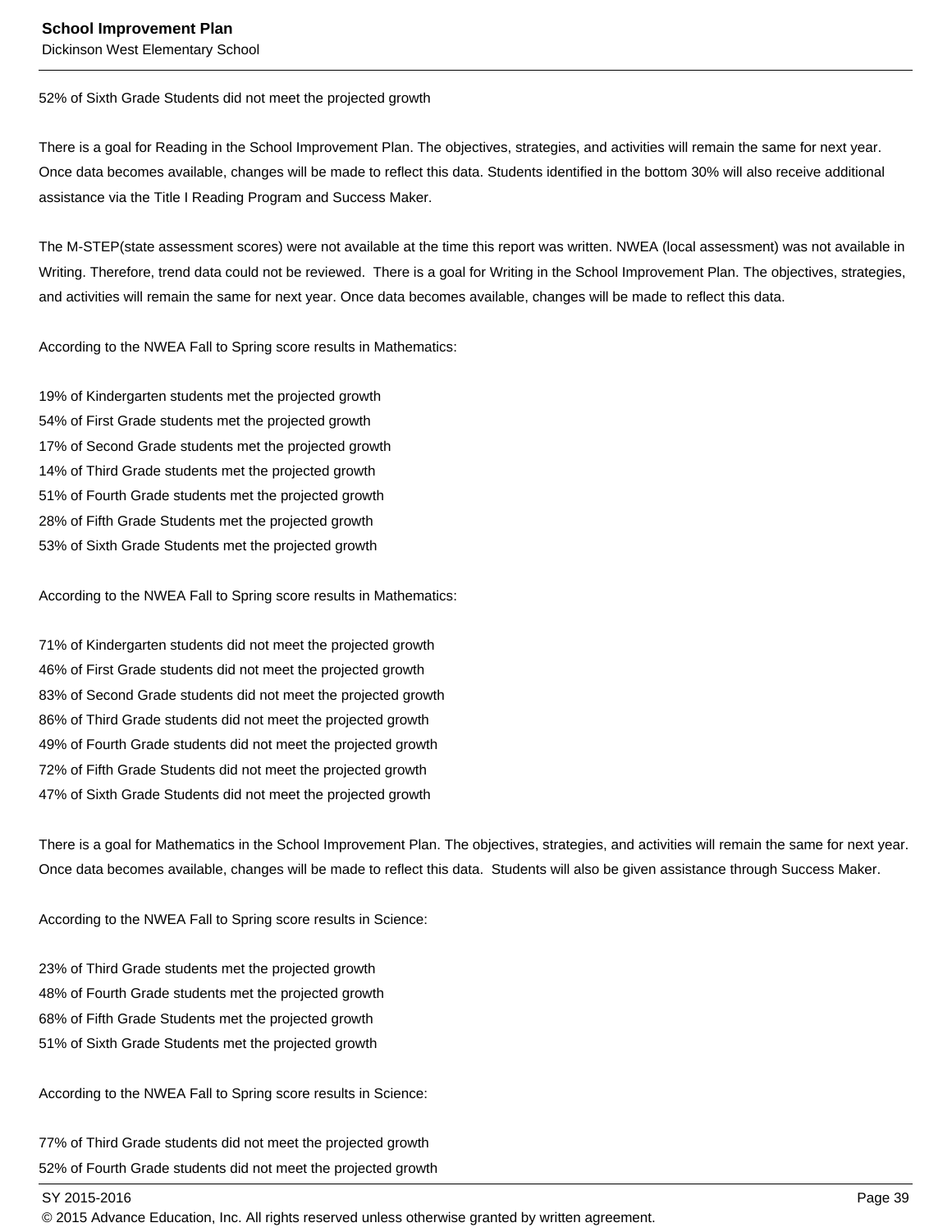52% of Sixth Grade Students did not meet the projected growth

There is a goal for Reading in the School Improvement Plan. The objectives, strategies, and activities will remain the same for next year. Once data becomes available, changes will be made to reflect this data. Students identified in the bottom 30% will also receive additional assistance via the Title I Reading Program and Success Maker.

The M-STEP(state assessment scores) were not available at the time this report was written. NWEA (local assessment) was not available in Writing. Therefore, trend data could not be reviewed. There is a goal for Writing in the School Improvement Plan. The objectives, strategies, and activities will remain the same for next year. Once data becomes available, changes will be made to reflect this data.

According to the NWEA Fall to Spring score results in Mathematics:

19% of Kindergarten students met the projected growth
54% of First Grade students met the projected growth
17% of Second Grade students met the projected growth
14% of Third Grade students met the projected growth
51% of Fourth Grade students met the projected growth
28% of Fifth Grade Students met the projected growth
53% of Sixth Grade Students met the projected growth

According to the NWEA Fall to Spring score results in Mathematics:

71% of Kindergarten students did not meet the projected growth
46% of First Grade students did not meet the projected growth
83% of Second Grade students did not meet the projected growth
86% of Third Grade students did not meet the projected growth
49% of Fourth Grade students did not meet the projected growth
72% of Fifth Grade Students did not meet the projected growth
47% of Sixth Grade Students did not meet the projected growth

There is a goal for Mathematics in the School Improvement Plan. The objectives, strategies, and activities will remain the same for next year. Once data becomes available, changes will be made to reflect this data. Students will also be given assistance through Success Maker.

According to the NWEA Fall to Spring score results in Science:

23% of Third Grade students met the projected growth
48% of Fourth Grade students met the projected growth
68% of Fifth Grade Students met the projected growth
51% of Sixth Grade Students met the projected growth

According to the NWEA Fall to Spring score results in Science:

77% of Third Grade students did not meet the projected growth
52% of Fourth Grade students did not meet the projected growth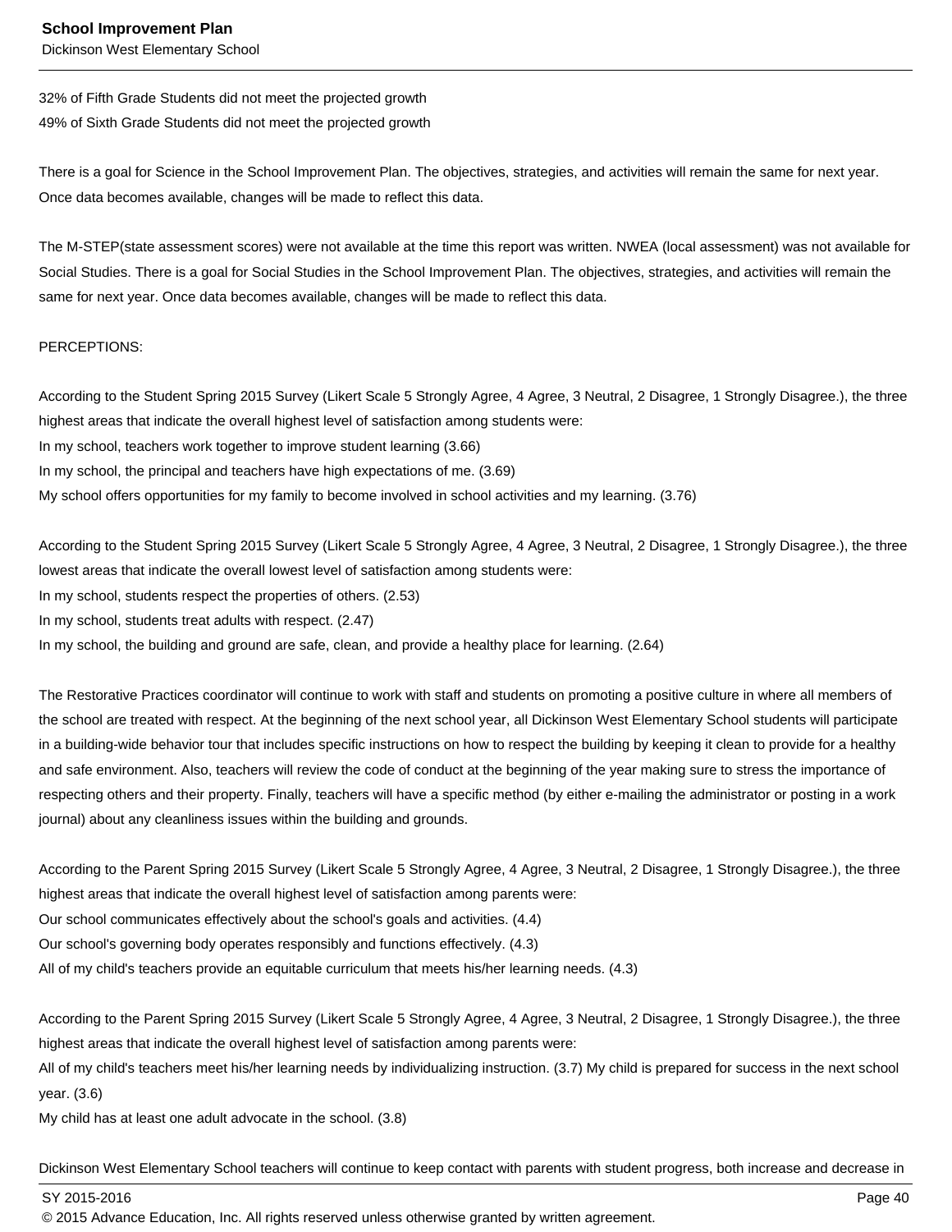32% of Fifth Grade Students did not meet the projected growth
49% of Sixth Grade Students did not meet the projected growth

There is a goal for Science in the School Improvement Plan. The objectives, strategies, and activities will remain the same for next year. Once data becomes available, changes will be made to reflect this data.

The M-STEP(state assessment scores) were not available at the time this report was written. NWEA (local assessment) was not available for Social Studies. There is a goal for Social Studies in the School Improvement Plan. The objectives, strategies, and activities will remain the same for next year. Once data becomes available, changes will be made to reflect this data.

PERCEPTIONS:

According to the Student Spring 2015 Survey (Likert Scale 5 Strongly Agree, 4 Agree, 3 Neutral, 2 Disagree, 1 Strongly Disagree.), the three highest areas that indicate the overall highest level of satisfaction among students were:
In my school, teachers work together to improve student learning (3.66)
In my school, the principal and teachers have high expectations of me. (3.69)
My school offers opportunities for my family to become involved in school activities and my learning. (3.76)

According to the Student Spring 2015 Survey (Likert Scale 5 Strongly Agree, 4 Agree, 3 Neutral, 2 Disagree, 1 Strongly Disagree.), the three lowest areas that indicate the overall lowest level of satisfaction among students were:
In my school, students respect the properties of others. (2.53)
In my school, students treat adults with respect. (2.47)
In my school, the building and ground are safe, clean, and provide a healthy place for learning. (2.64)

The Restorative Practices coordinator will continue to work with staff and students on promoting a positive culture in where all members of the school are treated with respect. At the beginning of the next school year, all Dickinson West Elementary School students will participate in a building-wide behavior tour that includes specific instructions on how to respect the building by keeping it clean to provide for a healthy and safe environment. Also, teachers will review the code of conduct at the beginning of the year making sure to stress the importance of respecting others and their property. Finally, teachers will have a specific method (by either e-mailing the administrator or posting in a work journal) about any cleanliness issues within the building and grounds.

According to the Parent Spring 2015 Survey (Likert Scale 5 Strongly Agree, 4 Agree, 3 Neutral, 2 Disagree, 1 Strongly Disagree.), the three highest areas that indicate the overall highest level of satisfaction among parents were:
Our school communicates effectively about the school's goals and activities. (4.4)
Our school's governing body operates responsibly and functions effectively. (4.3)
All of my child's teachers provide an equitable curriculum that meets his/her learning needs. (4.3)

According to the Parent Spring 2015 Survey (Likert Scale 5 Strongly Agree, 4 Agree, 3 Neutral, 2 Disagree, 1 Strongly Disagree.), the three highest areas that indicate the overall highest level of satisfaction among parents were:
All of my child's teachers meet his/her learning needs by individualizing instruction. (3.7) My child is prepared for success in the next school year. (3.6)
My child has at least one adult advocate in the school. (3.8)

Dickinson West Elementary School teachers will continue to keep contact with parents with student progress, both increase and decrease in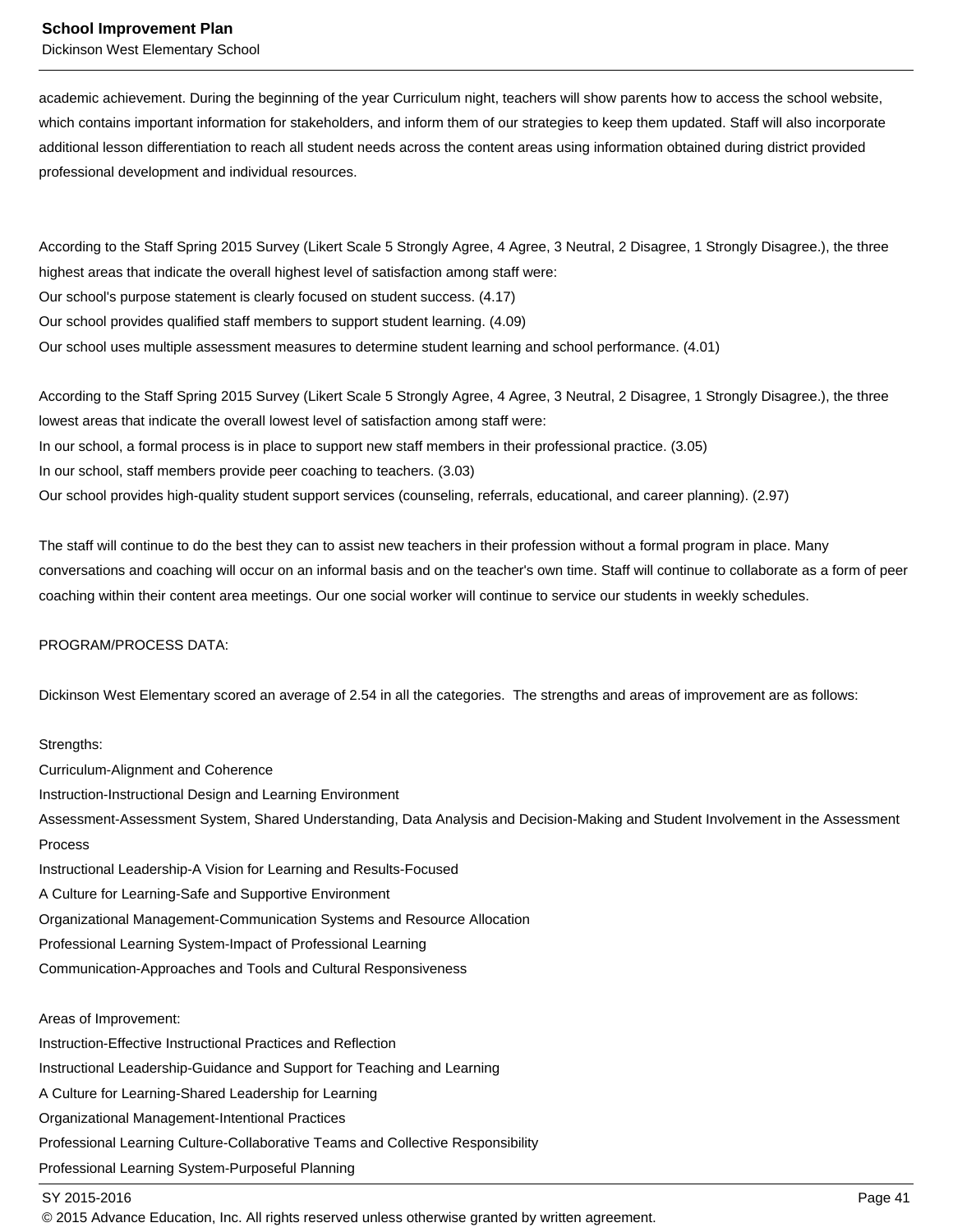academic achievement. During the beginning of the year Curriculum night, teachers will show parents how to access the school website, which contains important information for stakeholders, and inform them of our strategies to keep them updated. Staff will also incorporate additional lesson differentiation to reach all student needs across the content areas using information obtained during district provided professional development and individual resources.

According to the Staff Spring 2015 Survey (Likert Scale 5 Strongly Agree, 4 Agree, 3 Neutral, 2 Disagree, 1 Strongly Disagree.), the three highest areas that indicate the overall highest level of satisfaction among staff were:
Our school's purpose statement is clearly focused on student success. (4.17)
Our school provides qualified staff members to support student learning. (4.09)
Our school uses multiple assessment measures to determine student learning and school performance. (4.01)

According to the Staff Spring 2015 Survey (Likert Scale 5 Strongly Agree, 4 Agree, 3 Neutral, 2 Disagree, 1 Strongly Disagree.), the three lowest areas that indicate the overall lowest level of satisfaction among staff were:
In our school, a formal process is in place to support new staff members in their professional practice. (3.05)
In our school, staff members provide peer coaching to teachers. (3.03)
Our school provides high-quality student support services (counseling, referrals, educational, and career planning). (2.97)

The staff will continue to do the best they can to assist new teachers in their profession without a formal program in place. Many conversations and coaching will occur on an informal basis and on the teacher's own time. Staff will continue to collaborate as a form of peer coaching within their content area meetings. Our one social worker will continue to service our students in weekly schedules.

PROGRAM/PROCESS DATA:

Dickinson West Elementary scored an average of 2.54 in all the categories. The strengths and areas of improvement are as follows:

Strengths:
Curriculum-Alignment and Coherence
Instruction-Instructional Design and Learning Environment
Assessment-Assessment System, Shared Understanding, Data Analysis and Decision-Making and Student Involvement in the Assessment Process
Instructional Leadership-A Vision for Learning and Results-Focused
A Culture for Learning-Safe and Supportive Environment
Organizational Management-Communication Systems and Resource Allocation
Professional Learning System-Impact of Professional Learning
Communication-Approaches and Tools and Cultural Responsiveness

Areas of Improvement:
Instruction-Effective Instructional Practices and Reflection
Instructional Leadership-Guidance and Support for Teaching and Learning
A Culture for Learning-Shared Leadership for Learning
Organizational Management-Intentional Practices
Professional Learning Culture-Collaborative Teams and Collective Responsibility
Professional Learning System-Purposeful Planning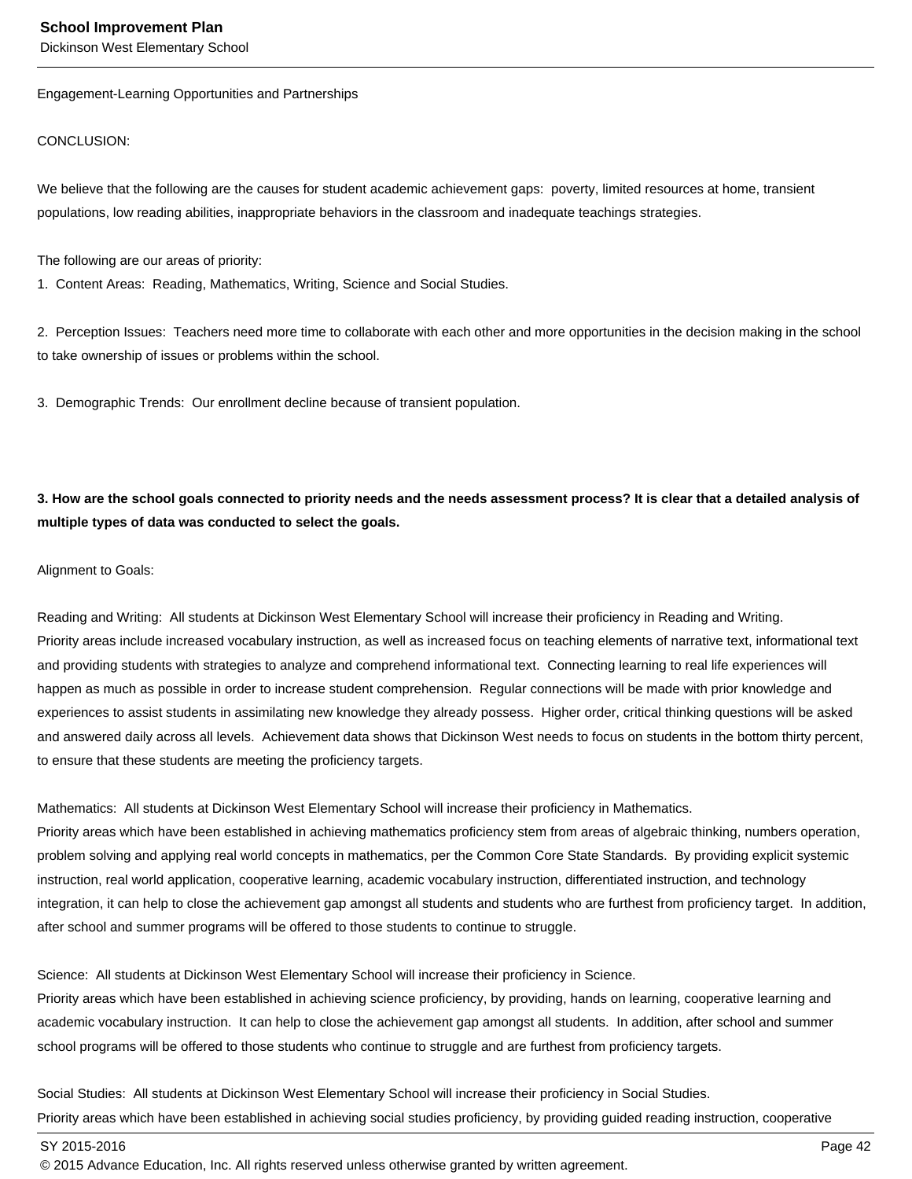Engagement-Learning Opportunities and Partnerships

CONCLUSION:

We believe that the following are the causes for student academic achievement gaps:  poverty, limited resources at home, transient populations, low reading abilities, inappropriate behaviors in the classroom and inadequate teachings strategies.

The following are our areas of priority:
1.  Content Areas:  Reading, Mathematics, Writing, Science and Social Studies.

2.  Perception Issues:  Teachers need more time to collaborate with each other and more opportunities in the decision making in the school to take ownership of issues or problems within the school.

3.  Demographic Trends:  Our enrollment decline because of transient population.

**3. How are the school goals connected to priority needs and the needs assessment process? It is clear that a detailed analysis of multiple types of data was conducted to select the goals.**

Alignment to Goals:

Reading and Writing:  All students at Dickinson West Elementary School will increase their proficiency in Reading and Writing.
Priority areas include increased vocabulary instruction, as well as increased focus on teaching elements of narrative text, informational text and providing students with strategies to analyze and comprehend informational text.  Connecting learning to real life experiences will happen as much as possible in order to increase student comprehension.  Regular connections will be made with prior knowledge and experiences to assist students in assimilating new knowledge they already possess.  Higher order, critical thinking questions will be asked and answered daily across all levels.  Achievement data shows that Dickinson West needs to focus on students in the bottom thirty percent, to ensure that these students are meeting the proficiency targets.

Mathematics:  All students at Dickinson West Elementary School will increase their proficiency in Mathematics.
Priority areas which have been established in achieving mathematics proficiency stem from areas of algebraic thinking, numbers operation, problem solving and applying real world concepts in mathematics, per the Common Core State Standards.  By providing explicit systemic instruction, real world application, cooperative learning, academic vocabulary instruction, differentiated instruction, and technology integration, it can help to close the achievement gap amongst all students and students who are furthest from proficiency target.  In addition, after school and summer programs will be offered to those students to continue to struggle.

Science:  All students at Dickinson West Elementary School will increase their proficiency in Science.
Priority areas which have been established in achieving science proficiency, by providing, hands on learning, cooperative learning and academic vocabulary instruction.  It can help to close the achievement gap amongst all students.  In addition, after school and summer school programs will be offered to those students who continue to struggle and are furthest from proficiency targets.

Social Studies:  All students at Dickinson West Elementary School will increase their proficiency in Social Studies.
Priority areas which have been established in achieving social studies proficiency, by providing guided reading instruction, cooperative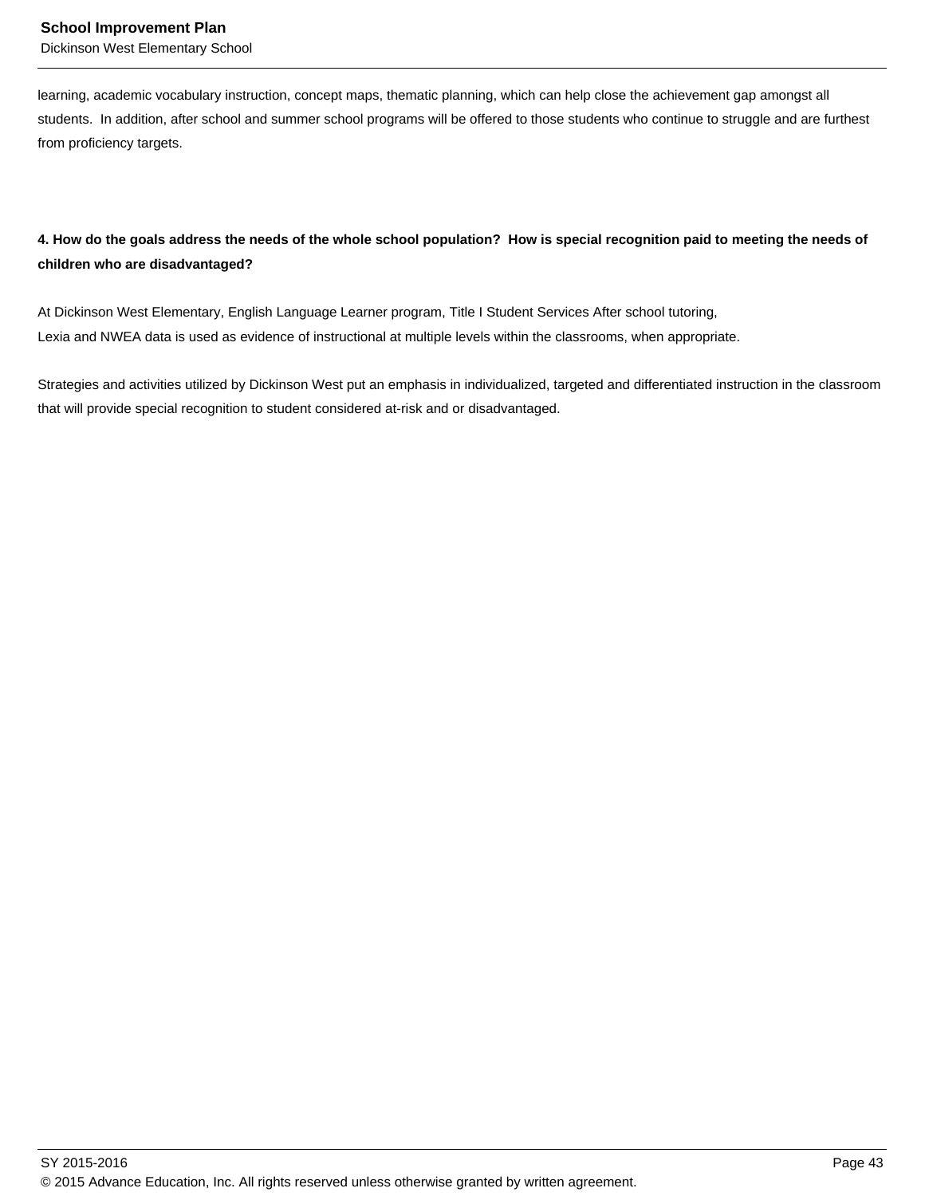learning, academic vocabulary instruction, concept maps, thematic planning, which can help close the achievement gap amongst all students.  In addition, after school and summer school programs will be offered to those students who continue to struggle and are furthest from proficiency targets.

**4. How do the goals address the needs of the whole school population?  How is special recognition paid to meeting the needs of children who are disadvantaged?**

At Dickinson West Elementary, English Language Learner program, Title I Student Services After school tutoring,
Lexia and NWEA data is used as evidence of instructional at multiple levels within the classrooms, when appropriate.

Strategies and activities utilized by Dickinson West put an emphasis in individualized, targeted and differentiated instruction in the classroom that will provide special recognition to student considered at-risk and or disadvantaged.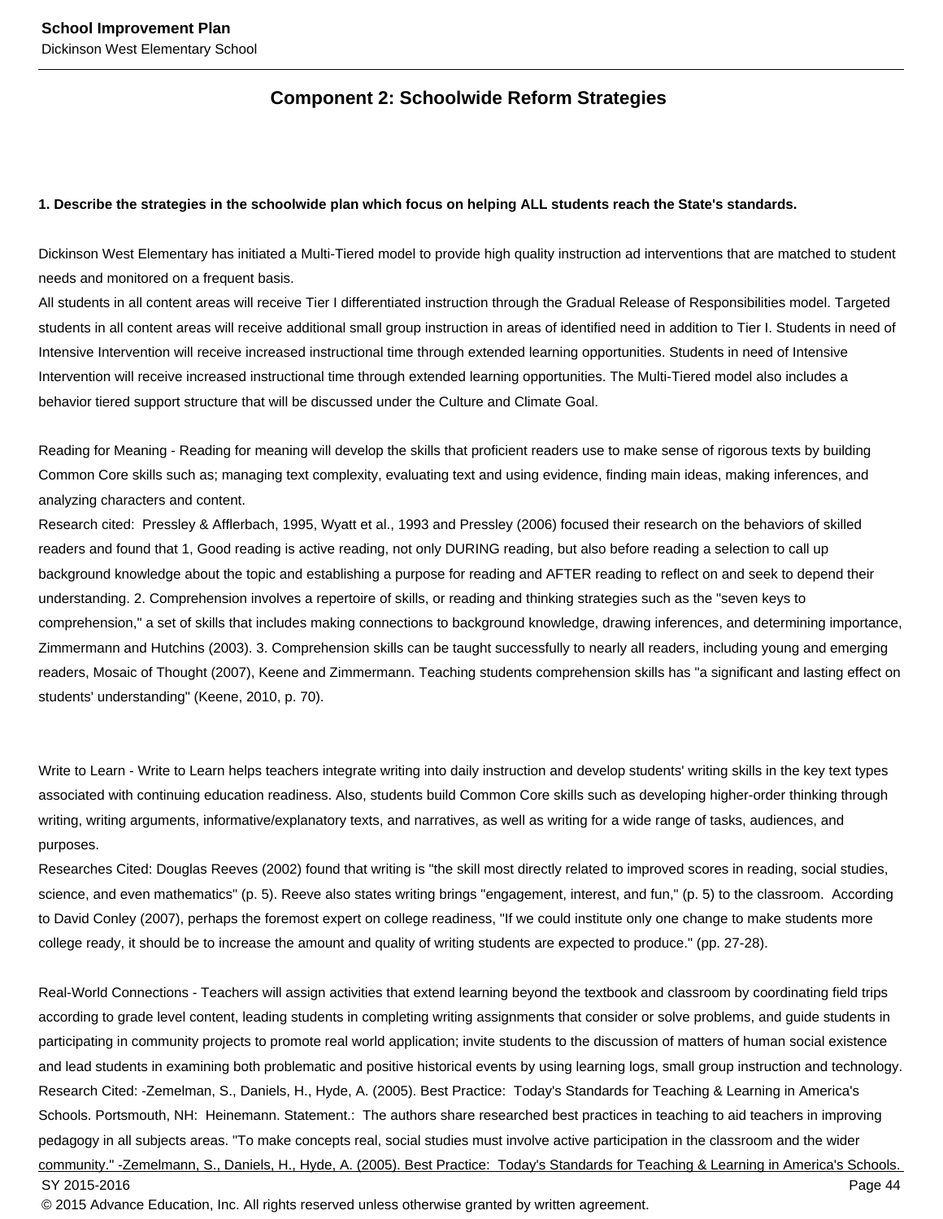## Component 2: Schoolwide Reform Strategies

**1. Describe the strategies in the schoolwide plan which focus on helping ALL students reach the State's standards.**

Dickinson West Elementary has initiated a Multi-Tiered model to provide high quality instruction ad interventions that are matched to student needs and monitored on a frequent basis.
All students in all content areas will receive Tier I differentiated instruction through the Gradual Release of Responsibilities model. Targeted students in all content areas will receive additional small group instruction in areas of identified need in addition to Tier I. Students in need of Intensive Intervention will receive increased instructional time through extended learning opportunities. Students in need of Intensive Intervention will receive increased instructional time through extended learning opportunities. The Multi-Tiered model also includes a behavior tiered support structure that will be discussed under the Culture and Climate Goal.

Reading for Meaning - Reading for meaning will develop the skills that proficient readers use to make sense of rigorous texts by building Common Core skills such as; managing text complexity, evaluating text and using evidence, finding main ideas, making inferences, and analyzing characters and content.
Research cited: Pressley & Afflerbach, 1995, Wyatt et al., 1993 and Pressley (2006) focused their research on the behaviors of skilled readers and found that 1, Good reading is active reading, not only DURING reading, but also before reading a selection to call up background knowledge about the topic and establishing a purpose for reading and AFTER reading to reflect on and seek to depend their understanding. 2. Comprehension involves a repertoire of skills, or reading and thinking strategies such as the "seven keys to comprehension," a set of skills that includes making connections to background knowledge, drawing inferences, and determining importance, Zimmermann and Hutchins (2003). 3. Comprehension skills can be taught successfully to nearly all readers, including young and emerging readers, Mosaic of Thought (2007), Keene and Zimmermann. Teaching students comprehension skills has "a significant and lasting effect on students' understanding" (Keene, 2010, p. 70).

Write to Learn - Write to Learn helps teachers integrate writing into daily instruction and develop students' writing skills in the key text types associated with continuing education readiness. Also, students build Common Core skills such as developing higher-order thinking through writing, writing arguments, informative/explanatory texts, and narratives, as well as writing for a wide range of tasks, audiences, and purposes.
Researches Cited: Douglas Reeves (2002) found that writing is "the skill most directly related to improved scores in reading, social studies, science, and even mathematics" (p. 5). Reeve also states writing brings "engagement, interest, and fun," (p. 5) to the classroom. According to David Conley (2007), perhaps the foremost expert on college readiness, "If we could institute only one change to make students more college ready, it should be to increase the amount and quality of writing students are expected to produce." (pp. 27-28).

Real-World Connections - Teachers will assign activities that extend learning beyond the textbook and classroom by coordinating field trips according to grade level content, leading students in completing writing assignments that consider or solve problems, and guide students in participating in community projects to promote real world application; invite students to the discussion of matters of human social existence and lead students in examining both problematic and positive historical events by using learning logs, small group instruction and technology.
Research Cited: -Zemelman, S., Daniels, H., Hyde, A. (2005). Best Practice: Today's Standards for Teaching & Learning in America's Schools. Portsmouth, NH: Heinemann. Statement.: The authors share researched best practices in teaching to aid teachers in improving pedagogy in all subjects areas. "To make concepts real, social studies must involve active participation in the classroom and the wider community." -Zemelmann, S., Daniels, H., Hyde, A. (2005). Best Practice: Today's Standards for Teaching & Learning in America's Schools.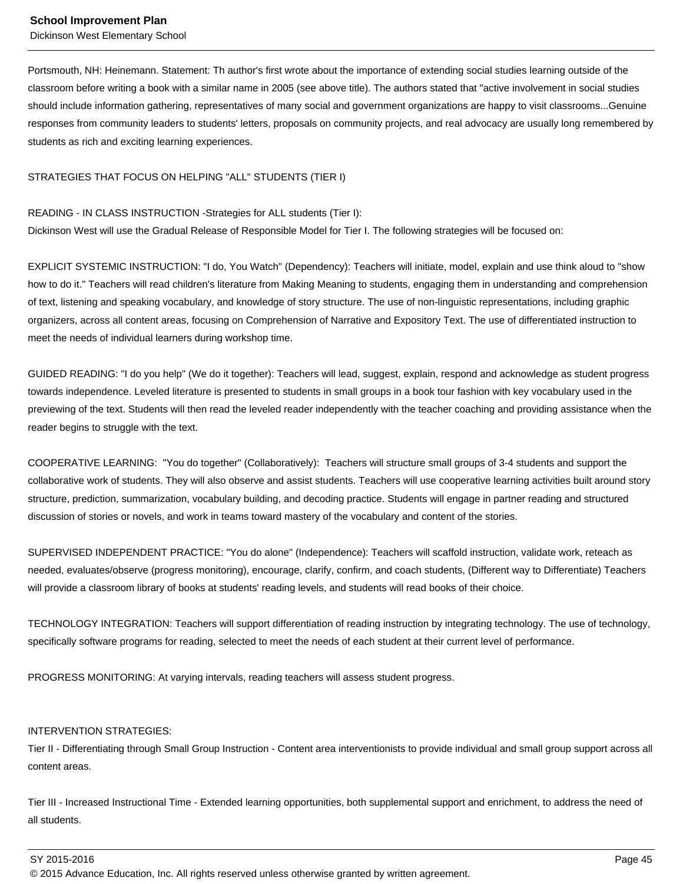Portsmouth, NH: Heinemann. Statement: Th author's first wrote about the importance of extending social studies learning outside of the classroom before writing a book with a similar name in 2005 (see above title). The authors stated that "active involvement in social studies should include information gathering, representatives of many social and government organizations are happy to visit classrooms...Genuine responses from community leaders to students' letters, proposals on community projects, and real advocacy are usually long remembered by students as rich and exciting learning experiences.

STRATEGIES THAT FOCUS ON HELPING "ALL" STUDENTS (TIER I)

READING - IN CLASS INSTRUCTION -Strategies for ALL students (Tier I):
Dickinson West will use the Gradual Release of Responsible Model for Tier I. The following strategies will be focused on:

EXPLICIT SYSTEMIC INSTRUCTION: "I do, You Watch" (Dependency): Teachers will initiate, model, explain and use think aloud to "show how to do it." Teachers will read children's literature from Making Meaning to students, engaging them in understanding and comprehension of text, listening and speaking vocabulary, and knowledge of story structure. The use of non-linguistic representations, including graphic organizers, across all content areas, focusing on Comprehension of Narrative and Expository Text. The use of differentiated instruction to meet the needs of individual learners during workshop time.

GUIDED READING: "I do you help" (We do it together): Teachers will lead, suggest, explain, respond and acknowledge as student progress towards independence. Leveled literature is presented to students in small groups in a book tour fashion with key vocabulary used in the previewing of the text. Students will then read the leveled reader independently with the teacher coaching and providing assistance when the reader begins to struggle with the text.

COOPERATIVE LEARNING: "You do together" (Collaboratively): Teachers will structure small groups of 3-4 students and support the collaborative work of students. They will also observe and assist students. Teachers will use cooperative learning activities built around story structure, prediction, summarization, vocabulary building, and decoding practice. Students will engage in partner reading and structured discussion of stories or novels, and work in teams toward mastery of the vocabulary and content of the stories.

SUPERVISED INDEPENDENT PRACTICE: "You do alone" (Independence): Teachers will scaffold instruction, validate work, reteach as needed, evaluates/observe (progress monitoring), encourage, clarify, confirm, and coach students, (Different way to Differentiate) Teachers will provide a classroom library of books at students' reading levels, and students will read books of their choice.

TECHNOLOGY INTEGRATION: Teachers will support differentiation of reading instruction by integrating technology. The use of technology, specifically software programs for reading, selected to meet the needs of each student at their current level of performance.

PROGRESS MONITORING: At varying intervals, reading teachers will assess student progress.

INTERVENTION STRATEGIES:
Tier II - Differentiating through Small Group Instruction - Content area interventionists to provide individual and small group support across all content areas.

Tier III - Increased Instructional Time - Extended learning opportunities, both supplemental support and enrichment, to address the need of all students.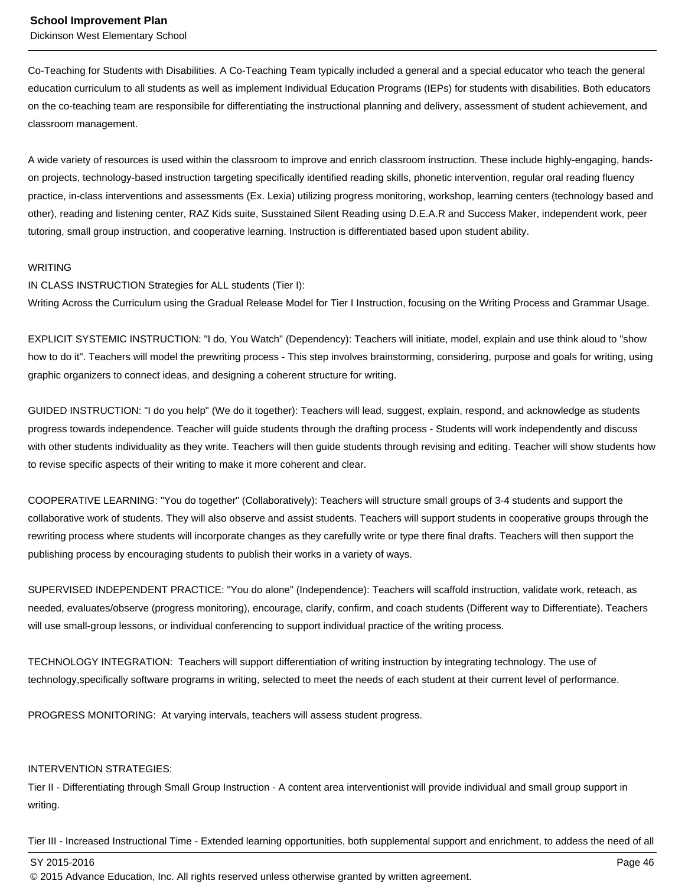Co-Teaching for Students with Disabilities. A Co-Teaching Team typically included a general and a special educator who teach the general education curriculum to all students as well as implement Individual Education Programs (IEPs) for students with disabilities. Both educators on the co-teaching team are responsibile for differentiating the instructional planning and delivery, assessment of student achievement, and classroom management.

A wide variety of resources is used within the classroom to improve and enrich classroom instruction. These include highly-engaging, hands-on projects, technology-based instruction targeting specifically identified reading skills, phonetic intervention, regular oral reading fluency practice, in-class interventions and assessments (Ex. Lexia) utilizing progress monitoring, workshop, learning centers (technology based and other), reading and listening center, RAZ Kids suite, Susstained Silent Reading using D.E.A.R and Success Maker, independent work, peer tutoring, small group instruction, and cooperative learning. Instruction is differentiated based upon student ability.

WRITING
IN CLASS INSTRUCTION Strategies for ALL students (Tier I):
Writing Across the Curriculum using the Gradual Release Model for Tier I Instruction, focusing on the Writing Process and Grammar Usage.

EXPLICIT SYSTEMIC INSTRUCTION: "I do, You Watch" (Dependency): Teachers will initiate, model, explain and use think aloud to "show how to do it". Teachers will model the prewriting process - This step involves brainstorming, considering, purpose and goals for writing, using graphic organizers to connect ideas, and designing a coherent structure for writing.

GUIDED INSTRUCTION: "I do you help" (We do it together): Teachers will lead, suggest, explain, respond, and acknowledge as students progress towards independence. Teacher will guide students through the drafting process - Students will work independently and discuss with other students individuality as they write. Teachers will then guide students through revising and editing. Teacher will show students how to revise specific aspects of their writing to make it more coherent and clear.

COOPERATIVE LEARNING: "You do together" (Collaboratively): Teachers will structure small groups of 3-4 students and support the collaborative work of students. They will also observe and assist students. Teachers will support students in cooperative groups through the rewriting process where students will incorporate changes as they carefully write or type there final drafts. Teachers will then support the publishing process by encouraging students to publish their works in a variety of ways.

SUPERVISED INDEPENDENT PRACTICE: "You do alone" (Independence): Teachers will scaffold instruction, validate work, reteach, as needed, evaluates/observe (progress monitoring), encourage, clarify, confirm, and coach students (Different way to Differentiate). Teachers will use small-group lessons, or individual conferencing to support individual practice of the writing process.

TECHNOLOGY INTEGRATION: Teachers will support differentiation of writing instruction by integrating technology. The use of technology,specifically software programs in writing, selected to meet the needs of each student at their current level of performance.

PROGRESS MONITORING: At varying intervals, teachers will assess student progress.

INTERVENTION STRATEGIES:
Tier II - Differentiating through Small Group Instruction - A content area interventionist will provide individual and small group support in writing.

Tier III - Increased Instructional Time - Extended learning opportunities, both supplemental support and enrichment, to addess the need of all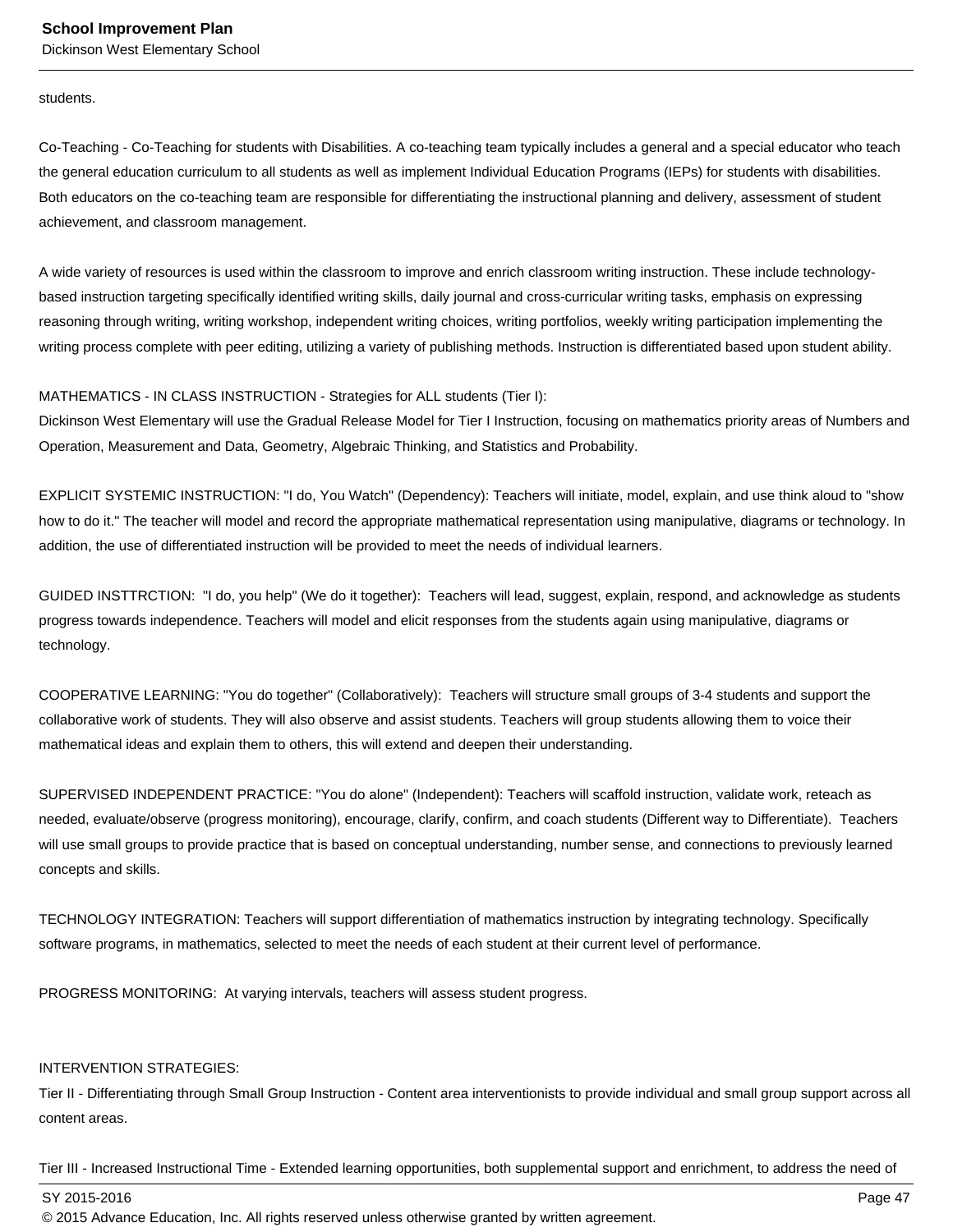students.

Co-Teaching - Co-Teaching for students with Disabilities. A co-teaching team typically includes a general and a special educator who teach the general education curriculum to all students as well as implement Individual Education Programs (IEPs) for students with disabilities. Both educators on the co-teaching team are responsible for differentiating the instructional planning and delivery, assessment of student achievement, and classroom management.

A wide variety of resources is used within the classroom to improve and enrich classroom writing instruction. These include technology-based instruction targeting specifically identified writing skills, daily journal and cross-curricular writing tasks, emphasis on expressing reasoning through writing, writing workshop, independent writing choices, writing portfolios, weekly writing participation implementing the writing process complete with peer editing, utilizing a variety of publishing methods. Instruction is differentiated based upon student ability.

MATHEMATICS - IN CLASS INSTRUCTION - Strategies for ALL students (Tier I):
Dickinson West Elementary will use the Gradual Release Model for Tier I Instruction, focusing on mathematics priority areas of Numbers and Operation, Measurement and Data, Geometry, Algebraic Thinking, and Statistics and Probability.

EXPLICIT SYSTEMIC INSTRUCTION: "I do, You Watch" (Dependency): Teachers will initiate, model, explain, and use think aloud to "show how to do it." The teacher will model and record the appropriate mathematical representation using manipulative, diagrams or technology. In addition, the use of differentiated instruction will be provided to meet the needs of individual learners.

GUIDED INSTTRCTION: "I do, you help" (We do it together): Teachers will lead, suggest, explain, respond, and acknowledge as students progress towards independence. Teachers will model and elicit responses from the students again using manipulative, diagrams or technology.

COOPERATIVE LEARNING: "You do together" (Collaboratively): Teachers will structure small groups of 3-4 students and support the collaborative work of students. They will also observe and assist students. Teachers will group students allowing them to voice their mathematical ideas and explain them to others, this will extend and deepen their understanding.

SUPERVISED INDEPENDENT PRACTICE: "You do alone" (Independent): Teachers will scaffold instruction, validate work, reteach as needed, evaluate/observe (progress monitoring), encourage, clarify, confirm, and coach students (Different way to Differentiate). Teachers will use small groups to provide practice that is based on conceptual understanding, number sense, and connections to previously learned concepts and skills.

TECHNOLOGY INTEGRATION: Teachers will support differentiation of mathematics instruction by integrating technology. Specifically software programs, in mathematics, selected to meet the needs of each student at their current level of performance.

PROGRESS MONITORING: At varying intervals, teachers will assess student progress.

INTERVENTION STRATEGIES:
Tier II - Differentiating through Small Group Instruction - Content area interventionists to provide individual and small group support across all content areas.

Tier III - Increased Instructional Time - Extended learning opportunities, both supplemental support and enrichment, to address the need of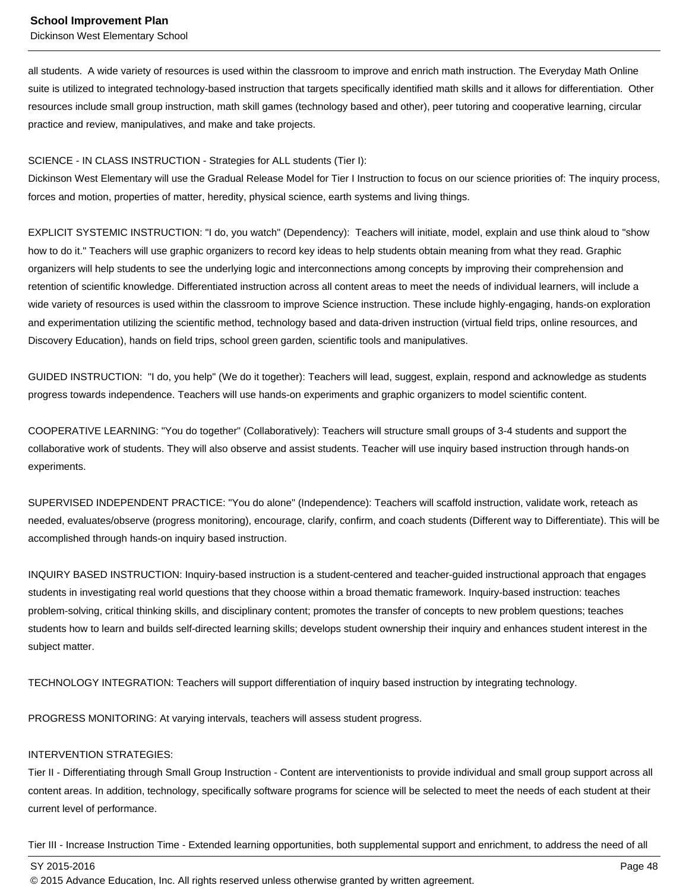all students.  A wide variety of resources is used within the classroom to improve and enrich math instruction. The Everyday Math Online suite is utilized to integrated technology-based instruction that targets specifically identified math skills and it allows for differentiation.  Other resources include small group instruction, math skill games (technology based and other), peer tutoring and cooperative learning, circular practice and review, manipulatives, and make and take projects.

SCIENCE - IN CLASS INSTRUCTION - Strategies for ALL students (Tier I):
Dickinson West Elementary will use the Gradual Release Model for Tier I Instruction to focus on our science priorities of: The inquiry process, forces and motion, properties of matter, heredity, physical science, earth systems and living things.

EXPLICIT SYSTEMIC INSTRUCTION: "I do, you watch" (Dependency):  Teachers will initiate, model, explain and use think aloud to "show how to do it." Teachers will use graphic organizers to record key ideas to help students obtain meaning from what they read. Graphic organizers will help students to see the underlying logic and interconnections among concepts by improving their comprehension and retention of scientific knowledge. Differentiated instruction across all content areas to meet the needs of individual learners, will include a wide variety of resources is used within the classroom to improve Science instruction. These include highly-engaging, hands-on exploration and experimentation utilizing the scientific method, technology based and data-driven instruction (virtual field trips, online resources, and Discovery Education), hands on field trips, school green garden, scientific tools and manipulatives.

GUIDED INSTRUCTION:  "I do, you help" (We do it together): Teachers will lead, suggest, explain, respond and acknowledge as students progress towards independence. Teachers will use hands-on experiments and graphic organizers to model scientific content.

COOPERATIVE LEARNING: "You do together" (Collaboratively): Teachers will structure small groups of 3-4 students and support the collaborative work of students. They will also observe and assist students. Teacher will use inquiry based instruction through hands-on experiments.

SUPERVISED INDEPENDENT PRACTICE: "You do alone" (Independence): Teachers will scaffold instruction, validate work, reteach as needed, evaluates/observe (progress monitoring), encourage, clarify, confirm, and coach students (Different way to Differentiate). This will be accomplished through hands-on inquiry based instruction.

INQUIRY BASED INSTRUCTION: Inquiry-based instruction is a student-centered and teacher-guided instructional approach that engages students in investigating real world questions that they choose within a broad thematic framework. Inquiry-based instruction: teaches problem-solving, critical thinking skills, and disciplinary content; promotes the transfer of concepts to new problem questions; teaches students how to learn and builds self-directed learning skills; develops student ownership their inquiry and enhances student interest in the subject matter.

TECHNOLOGY INTEGRATION: Teachers will support differentiation of inquiry based instruction by integrating technology.

PROGRESS MONITORING: At varying intervals, teachers will assess student progress.

INTERVENTION STRATEGIES:
Tier II - Differentiating through Small Group Instruction - Content are interventionists to provide individual and small group support across all content areas. In addition, technology, specifically software programs for science will be selected to meet the needs of each student at their current level of performance.

Tier III - Increase Instruction Time - Extended learning opportunities, both supplemental support and enrichment, to address the need of all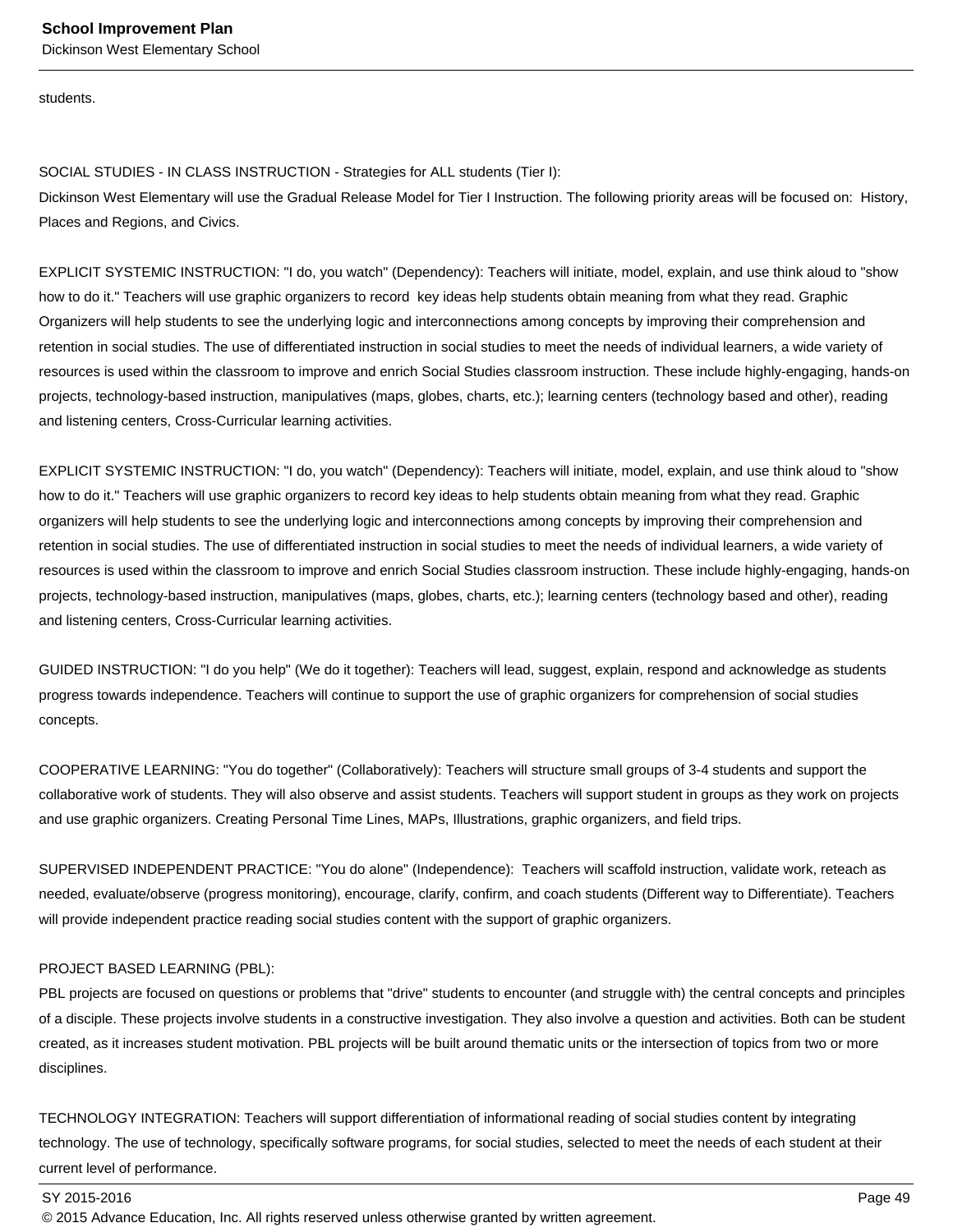students.

SOCIAL STUDIES - IN CLASS INSTRUCTION - Strategies for ALL students (Tier I):
Dickinson West Elementary will use the Gradual Release Model for Tier I Instruction. The following priority areas will be focused on: History, Places and Regions, and Civics.

EXPLICIT SYSTEMIC INSTRUCTION: "I do, you watch" (Dependency): Teachers will initiate, model, explain, and use think aloud to "show how to do it." Teachers will use graphic organizers to record key ideas help students obtain meaning from what they read. Graphic Organizers will help students to see the underlying logic and interconnections among concepts by improving their comprehension and retention in social studies. The use of differentiated instruction in social studies to meet the needs of individual learners, a wide variety of resources is used within the classroom to improve and enrich Social Studies classroom instruction. These include highly-engaging, hands-on projects, technology-based instruction, manipulatives (maps, globes, charts, etc.); learning centers (technology based and other), reading and listening centers, Cross-Curricular learning activities.

EXPLICIT SYSTEMIC INSTRUCTION: "I do, you watch" (Dependency): Teachers will initiate, model, explain, and use think aloud to "show how to do it." Teachers will use graphic organizers to record key ideas to help students obtain meaning from what they read. Graphic organizers will help students to see the underlying logic and interconnections among concepts by improving their comprehension and retention in social studies. The use of differentiated instruction in social studies to meet the needs of individual learners, a wide variety of resources is used within the classroom to improve and enrich Social Studies classroom instruction. These include highly-engaging, hands-on projects, technology-based instruction, manipulatives (maps, globes, charts, etc.); learning centers (technology based and other), reading and listening centers, Cross-Curricular learning activities.

GUIDED INSTRUCTION: "I do you help" (We do it together): Teachers will lead, suggest, explain, respond and acknowledge as students progress towards independence. Teachers will continue to support the use of graphic organizers for comprehension of social studies concepts.

COOPERATIVE LEARNING: "You do together" (Collaboratively): Teachers will structure small groups of 3-4 students and support the collaborative work of students. They will also observe and assist students. Teachers will support student in groups as they work on projects and use graphic organizers. Creating Personal Time Lines, MAPs, Illustrations, graphic organizers, and field trips.

SUPERVISED INDEPENDENT PRACTICE: "You do alone" (Independence): Teachers will scaffold instruction, validate work, reteach as needed, evaluate/observe (progress monitoring), encourage, clarify, confirm, and coach students (Different way to Differentiate). Teachers will provide independent practice reading social studies content with the support of graphic organizers.

PROJECT BASED LEARNING (PBL):
PBL projects are focused on questions or problems that "drive" students to encounter (and struggle with) the central concepts and principles of a disciple. These projects involve students in a constructive investigation. They also involve a question and activities. Both can be student created, as it increases student motivation. PBL projects will be built around thematic units or the intersection of topics from two or more disciplines.

TECHNOLOGY INTEGRATION: Teachers will support differentiation of informational reading of social studies content by integrating technology. The use of technology, specifically software programs, for social studies, selected to meet the needs of each student at their current level of performance.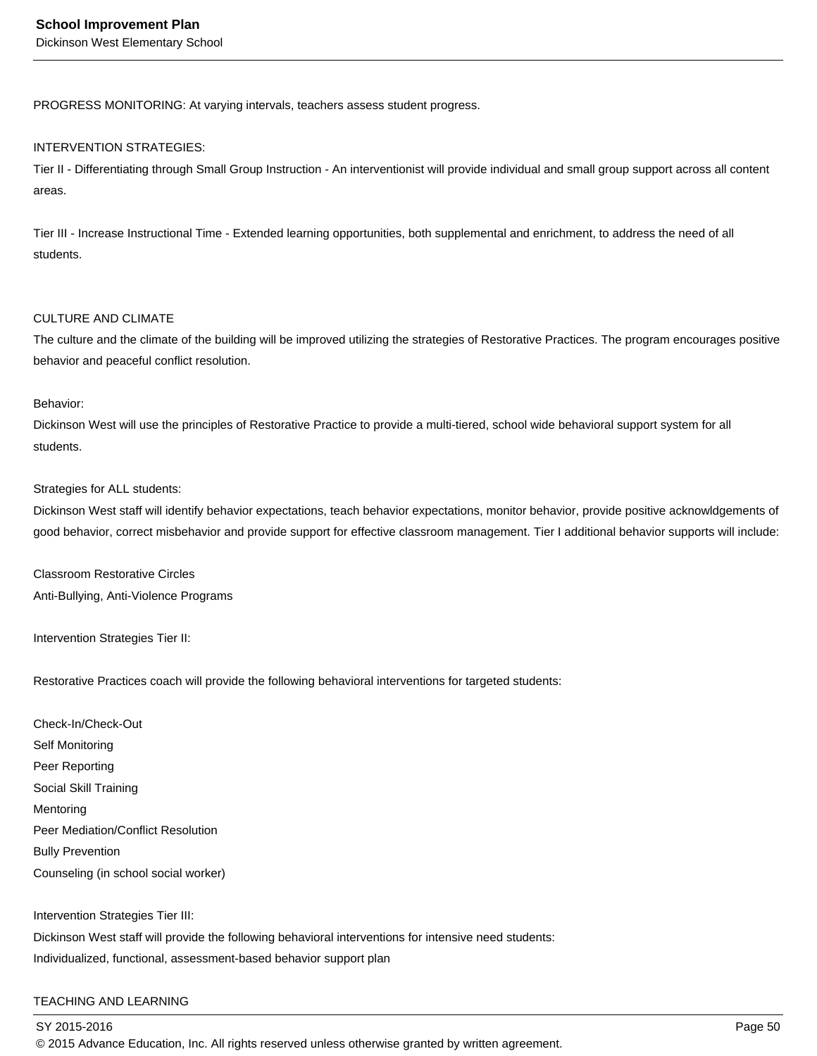PROGRESS MONITORING: At varying intervals, teachers assess student progress.

INTERVENTION STRATEGIES:
Tier II - Differentiating through Small Group Instruction - An interventionist will provide individual and small group support across all content areas.

Tier III - Increase Instructional Time - Extended learning opportunities, both supplemental and enrichment, to address the need of all students.

CULTURE AND CLIMATE
The culture and the climate of the building will be improved utilizing the strategies of Restorative Practices. The program encourages positive behavior and peaceful conflict resolution.

Behavior:
Dickinson West will use the principles of Restorative Practice to provide a multi-tiered, school wide behavioral support system for all students.

Strategies for ALL students:
Dickinson West staff will identify behavior expectations, teach behavior expectations, monitor behavior, provide positive acknowldgements of good behavior, correct misbehavior and provide support for effective classroom management. Tier I additional behavior supports will include:

Classroom Restorative Circles
Anti-Bullying, Anti-Violence Programs

Intervention Strategies Tier II:

Restorative Practices coach will provide the following behavioral interventions for targeted students:

Check-In/Check-Out
Self Monitoring
Peer Reporting
Social Skill Training
Mentoring
Peer Mediation/Conflict Resolution
Bully Prevention
Counseling (in school social worker)

Intervention Strategies Tier III:
Dickinson West staff will provide the following behavioral interventions for intensive need students:
Individualized, functional, assessment-based behavior support plan

TEACHING AND LEARNING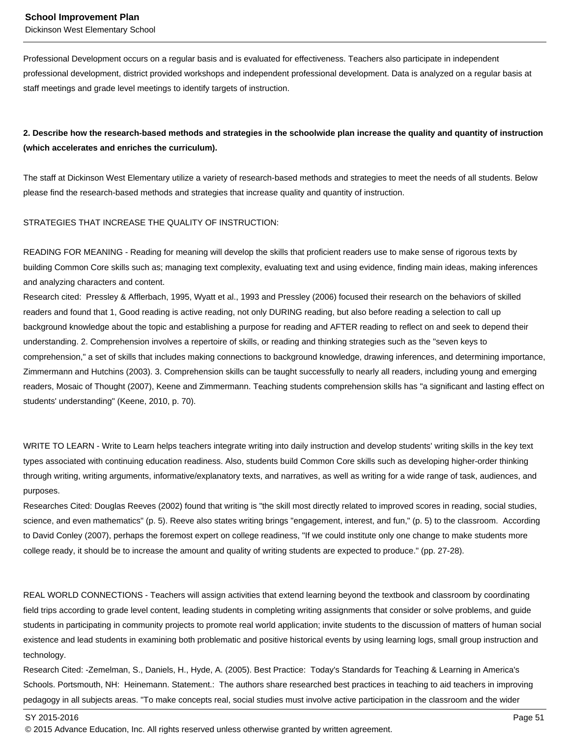Professional Development occurs on a regular basis and is evaluated for effectiveness. Teachers also participate in independent professional development, district provided workshops and independent professional development. Data is analyzed on a regular basis at staff meetings and grade level meetings to identify targets of instruction.

**2. Describe how the research-based methods and strategies in the schoolwide plan increase the quality and quantity of instruction (which accelerates and enriches the curriculum).**

The staff at Dickinson West Elementary utilize a variety of research-based methods and strategies to meet the needs of all students. Below please find the research-based methods and strategies that increase quality and quantity of instruction.

STRATEGIES THAT INCREASE THE QUALITY OF INSTRUCTION:

READING FOR MEANING - Reading for meaning will develop the skills that proficient readers use to make sense of rigorous texts by building Common Core skills such as; managing text complexity, evaluating text and using evidence, finding main ideas, making inferences and analyzing characters and content.
Research cited: Pressley & Afflerbach, 1995, Wyatt et al., 1993 and Pressley (2006) focused their research on the behaviors of skilled readers and found that 1, Good reading is active reading, not only DURING reading, but also before reading a selection to call up background knowledge about the topic and establishing a purpose for reading and AFTER reading to reflect on and seek to depend their understanding. 2. Comprehension involves a repertoire of skills, or reading and thinking strategies such as the "seven keys to comprehension," a set of skills that includes making connections to background knowledge, drawing inferences, and determining importance, Zimmermann and Hutchins (2003). 3. Comprehension skills can be taught successfully to nearly all readers, including young and emerging readers, Mosaic of Thought (2007), Keene and Zimmermann. Teaching students comprehension skills has "a significant and lasting effect on students' understanding" (Keene, 2010, p. 70).

WRITE TO LEARN - Write to Learn helps teachers integrate writing into daily instruction and develop students' writing skills in the key text types associated with continuing education readiness. Also, students build Common Core skills such as developing higher-order thinking through writing, writing arguments, informative/explanatory texts, and narratives, as well as writing for a wide range of task, audiences, and purposes.
Researches Cited: Douglas Reeves (2002) found that writing is "the skill most directly related to improved scores in reading, social studies, science, and even mathematics" (p. 5). Reeve also states writing brings "engagement, interest, and fun," (p. 5) to the classroom. According to David Conley (2007), perhaps the foremost expert on college readiness, "If we could institute only one change to make students more college ready, it should be to increase the amount and quality of writing students are expected to produce." (pp. 27-28).

REAL WORLD CONNECTIONS - Teachers will assign activities that extend learning beyond the textbook and classroom by coordinating field trips according to grade level content, leading students in completing writing assignments that consider or solve problems, and guide students in participating in community projects to promote real world application; invite students to the discussion of matters of human social existence and lead students in examining both problematic and positive historical events by using learning logs, small group instruction and technology.
Research Cited: -Zemelman, S., Daniels, H., Hyde, A. (2005). Best Practice: Today's Standards for Teaching & Learning in America's Schools. Portsmouth, NH: Heinemann. Statement.: The authors share researched best practices in teaching to aid teachers in improving pedagogy in all subjects areas. "To make concepts real, social studies must involve active participation in the classroom and the wider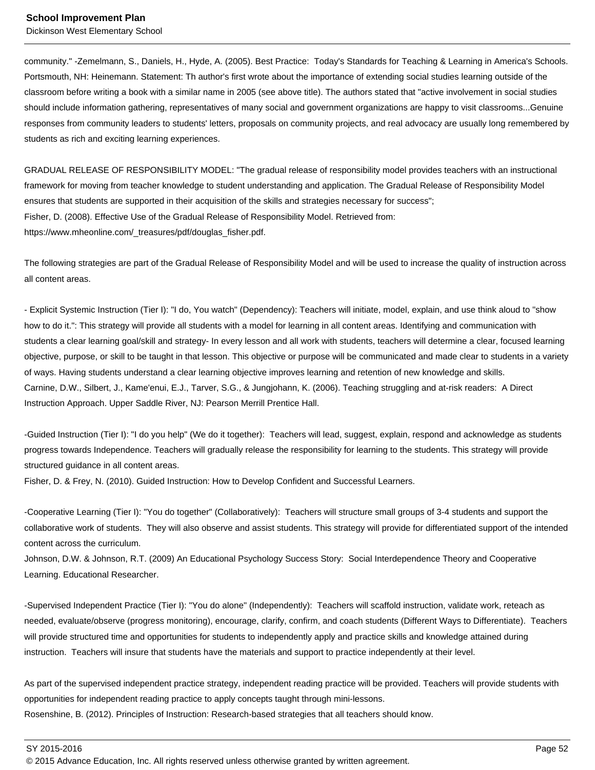community." -Zemelmann, S., Daniels, H., Hyde, A. (2005). Best Practice: Today's Standards for Teaching & Learning in America's Schools. Portsmouth, NH: Heinemann. Statement: Th author's first wrote about the importance of extending social studies learning outside of the classroom before writing a book with a similar name in 2005 (see above title). The authors stated that "active involvement in social studies should include information gathering, representatives of many social and government organizations are happy to visit classrooms...Genuine responses from community leaders to students' letters, proposals on community projects, and real advocacy are usually long remembered by students as rich and exciting learning experiences.

GRADUAL RELEASE OF RESPONSIBILITY MODEL: "The gradual release of responsibility model provides teachers with an instructional framework for moving from teacher knowledge to student understanding and application. The Gradual Release of Responsibility Model ensures that students are supported in their acquisition of the skills and strategies necessary for success";
Fisher, D. (2008). Effective Use of the Gradual Release of Responsibility Model. Retrieved from: https://www.mheonline.com/_treasures/pdf/douglas_fisher.pdf.

The following strategies are part of the Gradual Release of Responsibility Model and will be used to increase the quality of instruction across all content areas.

- Explicit Systemic Instruction (Tier I): "I do, You watch" (Dependency): Teachers will initiate, model, explain, and use think aloud to "show how to do it.": This strategy will provide all students with a model for learning in all content areas. Identifying and communication with students a clear learning goal/skill and strategy- In every lesson and all work with students, teachers will determine a clear, focused learning objective, purpose, or skill to be taught in that lesson. This objective or purpose will be communicated and made clear to students in a variety of ways. Having students understand a clear learning objective improves learning and retention of new knowledge and skills.
Carnine, D.W., Silbert, J., Kame'enui, E.J., Tarver, S.G., & Jungjohann, K. (2006). Teaching struggling and at-risk readers: A Direct Instruction Approach. Upper Saddle River, NJ: Pearson Merrill Prentice Hall.

-Guided Instruction (Tier I): "I do you help" (We do it together): Teachers will lead, suggest, explain, respond and acknowledge as students progress towards Independence. Teachers will gradually release the responsibility for learning to the students. This strategy will provide structured guidance in all content areas.
Fisher, D. & Frey, N. (2010). Guided Instruction: How to Develop Confident and Successful Learners.

-Cooperative Learning (Tier I): "You do together" (Collaboratively): Teachers will structure small groups of 3-4 students and support the collaborative work of students. They will also observe and assist students. This strategy will provide for differentiated support of the intended content across the curriculum.
Johnson, D.W. & Johnson, R.T. (2009) An Educational Psychology Success Story: Social Interdependence Theory and Cooperative Learning. Educational Researcher.

-Supervised Independent Practice (Tier I): "You do alone" (Independently): Teachers will scaffold instruction, validate work, reteach as needed, evaluate/observe (progress monitoring), encourage, clarify, confirm, and coach students (Different Ways to Differentiate). Teachers will provide structured time and opportunities for students to independently apply and practice skills and knowledge attained during instruction. Teachers will insure that students have the materials and support to practice independently at their level.

As part of the supervised independent practice strategy, independent reading practice will be provided. Teachers will provide students with opportunities for independent reading practice to apply concepts taught through mini-lessons.
Rosenshine, B. (2012). Principles of Instruction: Research-based strategies that all teachers should know.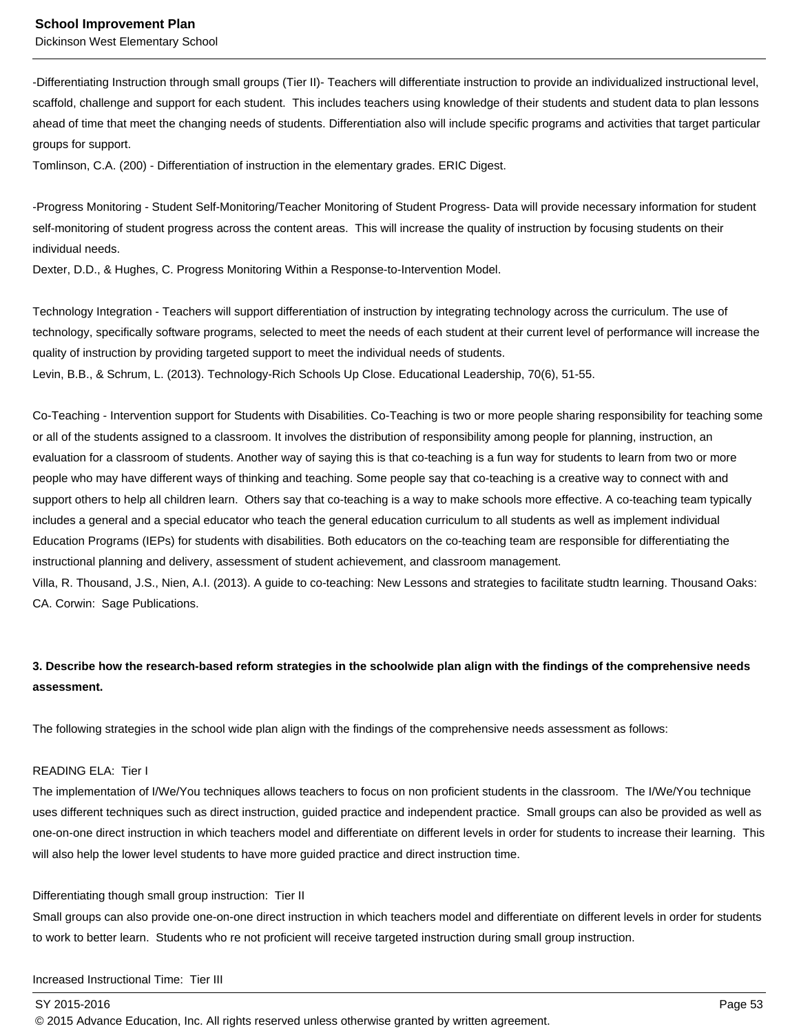-Differentiating Instruction through small groups (Tier II)- Teachers will differentiate instruction to provide an individualized instructional level, scaffold, challenge and support for each student.  This includes teachers using knowledge of their students and student data to plan lessons ahead of time that meet the changing needs of students. Differentiation also will include specific programs and activities that target particular groups for support.
Tomlinson, C.A. (200) - Differentiation of instruction in the elementary grades. ERIC Digest.

-Progress Monitoring - Student Self-Monitoring/Teacher Monitoring of Student Progress- Data will provide necessary information for student self-monitoring of student progress across the content areas.  This will increase the quality of instruction by focusing students on their individual needs.
Dexter, D.D., & Hughes, C. Progress Monitoring Within a Response-to-Intervention Model.

Technology Integration - Teachers will support differentiation of instruction by integrating technology across the curriculum. The use of technology, specifically software programs, selected to meet the needs of each student at their current level of performance will increase the quality of instruction by providing targeted support to meet the individual needs of students.
Levin, B.B., & Schrum, L. (2013). Technology-Rich Schools Up Close. Educational Leadership, 70(6), 51-55.

Co-Teaching - Intervention support for Students with Disabilities. Co-Teaching is two or more people sharing responsibility for teaching some or all of the students assigned to a classroom. It involves the distribution of responsibility among people for planning, instruction, an evaluation for a classroom of students. Another way of saying this is that co-teaching is a fun way for students to learn from two or more people who may have different ways of thinking and teaching. Some people say that co-teaching is a creative way to connect with and support others to help all children learn.  Others say that co-teaching is a way to make schools more effective. A co-teaching team typically includes a general and a special educator who teach the general education curriculum to all students as well as implement individual Education Programs (IEPs) for students with disabilities. Both educators on the co-teaching team are responsible for differentiating the instructional planning and delivery, assessment of student achievement, and classroom management.
Villa, R. Thousand, J.S., Nien, A.I. (2013). A guide to co-teaching: New Lessons and strategies to facilitate studtn learning. Thousand Oaks: CA. Corwin:  Sage Publications.

**3. Describe how the research-based reform strategies in the schoolwide plan align with the findings of the comprehensive needs assessment.**

The following strategies in the school wide plan align with the findings of the comprehensive needs assessment as follows:

READING ELA:  Tier I
The implementation of I/We/You techniques allows teachers to focus on non proficient students in the classroom.  The I/We/You technique uses different techniques such as direct instruction, guided practice and independent practice.  Small groups can also be provided as well as one-on-one direct instruction in which teachers model and differentiate on different levels in order for students to increase their learning.  This will also help the lower level students to have more guided practice and direct instruction time.

Differentiating though small group instruction:  Tier II
Small groups can also provide one-on-one direct instruction in which teachers model and differentiate on different levels in order for students to work to better learn.  Students who re not proficient will receive targeted instruction during small group instruction.

Increased Instructional Time:  Tier III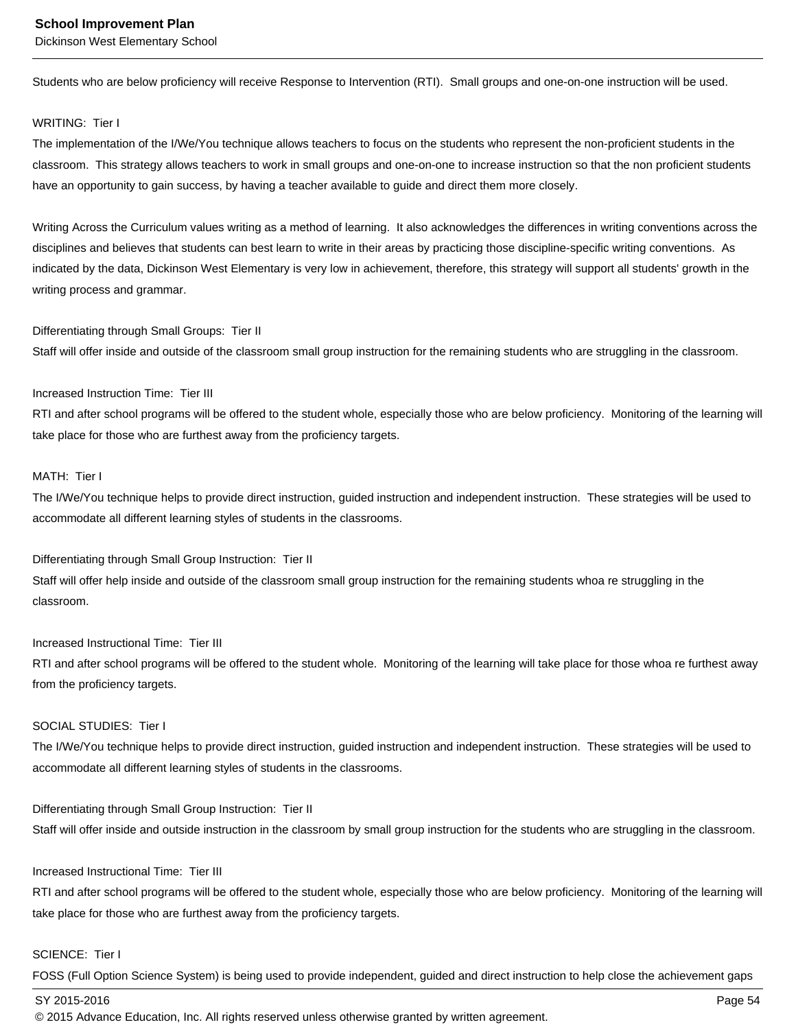Students who are below proficiency will receive Response to Intervention (RTI). Small groups and one-on-one instruction will be used.

WRITING: Tier I
The implementation of the I/We/You technique allows teachers to focus on the students who represent the non-proficient students in the classroom. This strategy allows teachers to work in small groups and one-on-one to increase instruction so that the non proficient students have an opportunity to gain success, by having a teacher available to guide and direct them more closely.

Writing Across the Curriculum values writing as a method of learning. It also acknowledges the differences in writing conventions across the disciplines and believes that students can best learn to write in their areas by practicing those discipline-specific writing conventions. As indicated by the data, Dickinson West Elementary is very low in achievement, therefore, this strategy will support all students' growth in the writing process and grammar.

Differentiating through Small Groups: Tier II
Staff will offer inside and outside of the classroom small group instruction for the remaining students who are struggling in the classroom.

Increased Instruction Time: Tier III
RTI and after school programs will be offered to the student whole, especially those who are below proficiency. Monitoring of the learning will take place for those who are furthest away from the proficiency targets.

MATH: Tier I
The I/We/You technique helps to provide direct instruction, guided instruction and independent instruction. These strategies will be used to accommodate all different learning styles of students in the classrooms.

Differentiating through Small Group Instruction: Tier II
Staff will offer help inside and outside of the classroom small group instruction for the remaining students whoa re struggling in the classroom.

Increased Instructional Time: Tier III
RTI and after school programs will be offered to the student whole. Monitoring of the learning will take place for those whoa re furthest away from the proficiency targets.

SOCIAL STUDIES: Tier I
The I/We/You technique helps to provide direct instruction, guided instruction and independent instruction. These strategies will be used to accommodate all different learning styles of students in the classrooms.

Differentiating through Small Group Instruction: Tier II
Staff will offer inside and outside instruction in the classroom by small group instruction for the students who are struggling in the classroom.

Increased Instructional Time: Tier III
RTI and after school programs will be offered to the student whole, especially those who are below proficiency. Monitoring of the learning will take place for those who are furthest away from the proficiency targets.

SCIENCE: Tier I
FOSS (Full Option Science System) is being used to provide independent, guided and direct instruction to help close the achievement gaps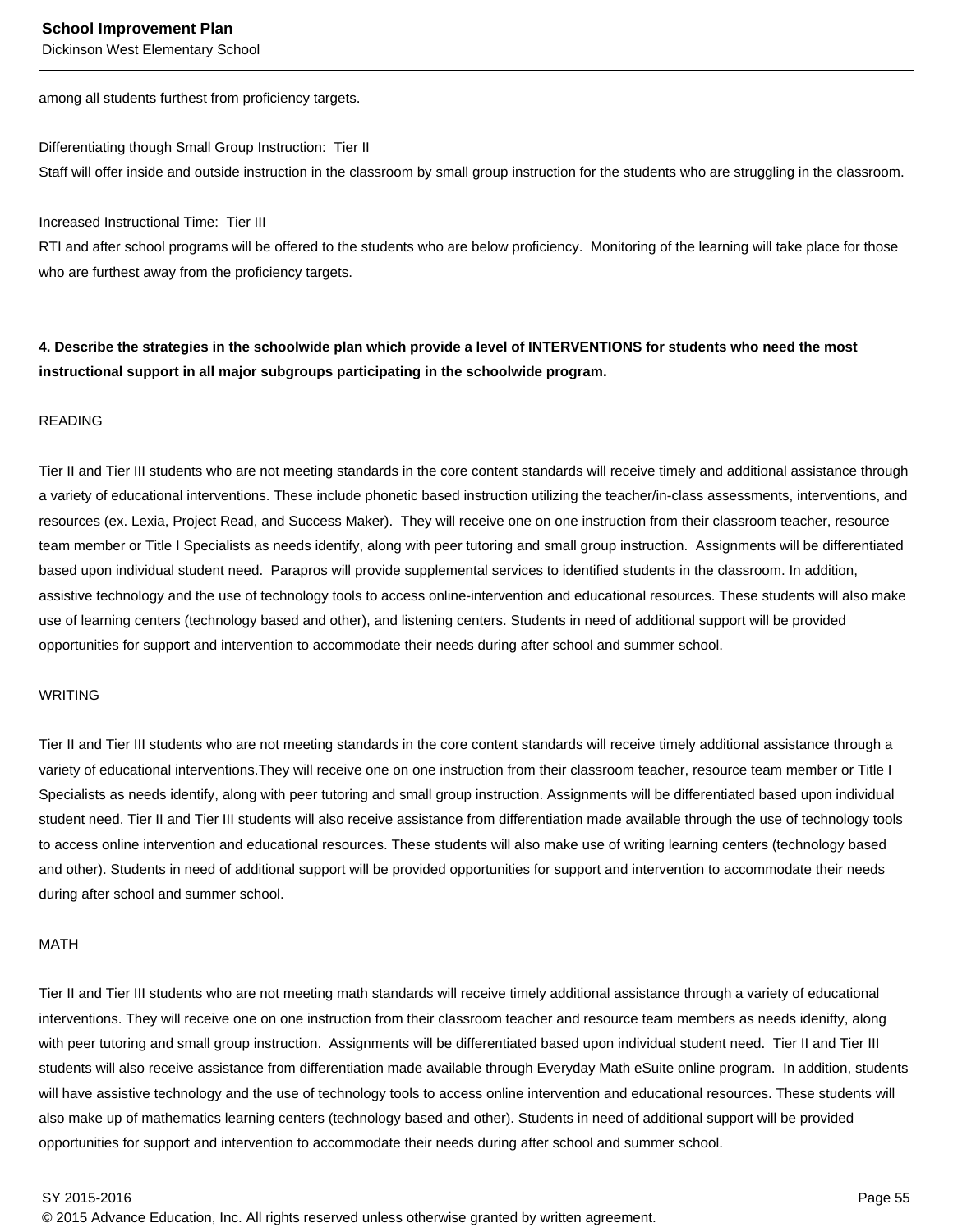among all students furthest from proficiency targets.

Differentiating though Small Group Instruction:  Tier II
Staff will offer inside and outside instruction in the classroom by small group instruction for the students who are struggling in the classroom.

Increased Instructional Time:  Tier III
RTI and after school programs will be offered to the students who are below proficiency.  Monitoring of the learning will take place for those who are furthest away from the proficiency targets.

**4. Describe the strategies in the schoolwide plan which provide a level of INTERVENTIONS for students who need the most instructional support in all major subgroups participating in the schoolwide program.**

READING

Tier II and Tier III students who are not meeting standards in the core content standards will receive timely and additional assistance through a variety of educational interventions. These include phonetic based instruction utilizing the teacher/in-class assessments, interventions, and resources (ex. Lexia, Project Read, and Success Maker).  They will receive one on one instruction from their classroom teacher, resource team member or Title I Specialists as needs identify, along with peer tutoring and small group instruction.  Assignments will be differentiated based upon individual student need.  Parapros will provide supplemental services to identified students in the classroom. In addition, assistive technology and the use of technology tools to access online-intervention and educational resources. These students will also make use of learning centers (technology based and other), and listening centers. Students in need of additional support will be provided opportunities for support and intervention to accommodate their needs during after school and summer school.

WRITING

Tier II and Tier III students who are not meeting standards in the core content standards will receive timely additional assistance through a variety of educational interventions.They will receive one on one instruction from their classroom teacher, resource team member or Title I Specialists as needs identify, along with peer tutoring and small group instruction. Assignments will be differentiated based upon individual student need. Tier II and Tier III students will also receive assistance from differentiation made available through the use of technology tools to access online intervention and educational resources. These students will also make use of writing learning centers (technology based and other). Students in need of additional support will be provided opportunities for support and intervention to accommodate their needs during after school and summer school.

MATH

Tier II and Tier III students who are not meeting math standards will receive timely additional assistance through a variety of educational interventions. They will receive one on one instruction from their classroom teacher and resource team members as needs idenifty, along with peer tutoring and small group instruction.  Assignments will be differentiated based upon individual student need.  Tier II and Tier III students will also receive assistance from differentiation made available through Everyday Math eSuite online program.  In addition, students will have assistive technology and the use of technology tools to access online intervention and educational resources. These students will also make up of mathematics learning centers (technology based and other). Students in need of additional support will be provided opportunities for support and intervention to accommodate their needs during after school and summer school.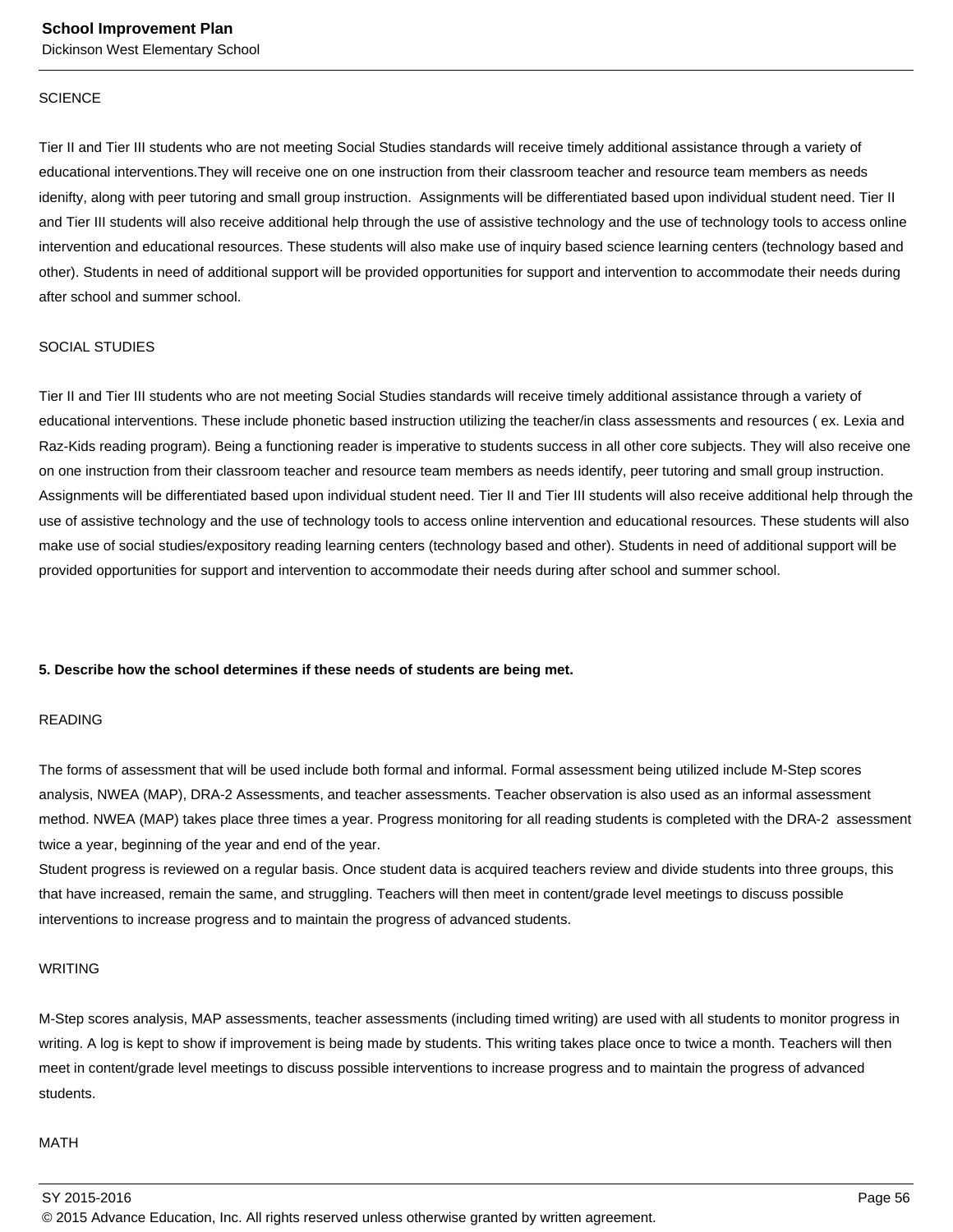SCIENCE

Tier II and Tier III students who are not meeting Social Studies standards will receive timely additional assistance through a variety of educational interventions.They will receive one on one instruction from their classroom teacher and resource team members as needs idenifty, along with peer tutoring and small group instruction.  Assignments will be differentiated based upon individual student need. Tier II and Tier III students will also receive additional help through the use of assistive technology and the use of technology tools to access online intervention and educational resources. These students will also make use of inquiry based science learning centers (technology based and other). Students in need of additional support will be provided opportunities for support and intervention to accommodate their needs during after school and summer school.

SOCIAL STUDIES

Tier II and Tier III students who are not meeting Social Studies standards will receive timely additional assistance through a variety of educational interventions. These include phonetic based instruction utilizing the teacher/in class assessments and resources ( ex. Lexia and Raz-Kids reading program). Being a functioning reader is imperative to students success in all other core subjects. They will also receive one on one instruction from their classroom teacher and resource team members as needs identify, peer tutoring and small group instruction. Assignments will be differentiated based upon individual student need. Tier II and Tier III students will also receive additional help through the use of assistive technology and the use of technology tools to access online intervention and educational resources. These students will also make use of social studies/expository reading learning centers (technology based and other). Students in need of additional support will be provided opportunities for support and intervention to accommodate their needs during after school and summer school.

**5. Describe how the school determines if these needs of students are being met.**

READING

The forms of assessment that will be used include both formal and informal. Formal assessment being utilized include M-Step scores analysis, NWEA (MAP), DRA-2 Assessments, and teacher assessments. Teacher observation is also used as an informal assessment method. NWEA (MAP) takes place three times a year. Progress monitoring for all reading students is completed with the DRA-2  assessment twice a year, beginning of the year and end of the year.
Student progress is reviewed on a regular basis. Once student data is acquired teachers review and divide students into three groups, this that have increased, remain the same, and struggling. Teachers will then meet in content/grade level meetings to discuss possible interventions to increase progress and to maintain the progress of advanced students.

WRITING

M-Step scores analysis, MAP assessments, teacher assessments (including timed writing) are used with all students to monitor progress in writing. A log is kept to show if improvement is being made by students. This writing takes place once to twice a month. Teachers will then meet in content/grade level meetings to discuss possible interventions to increase progress and to maintain the progress of advanced students.

MATH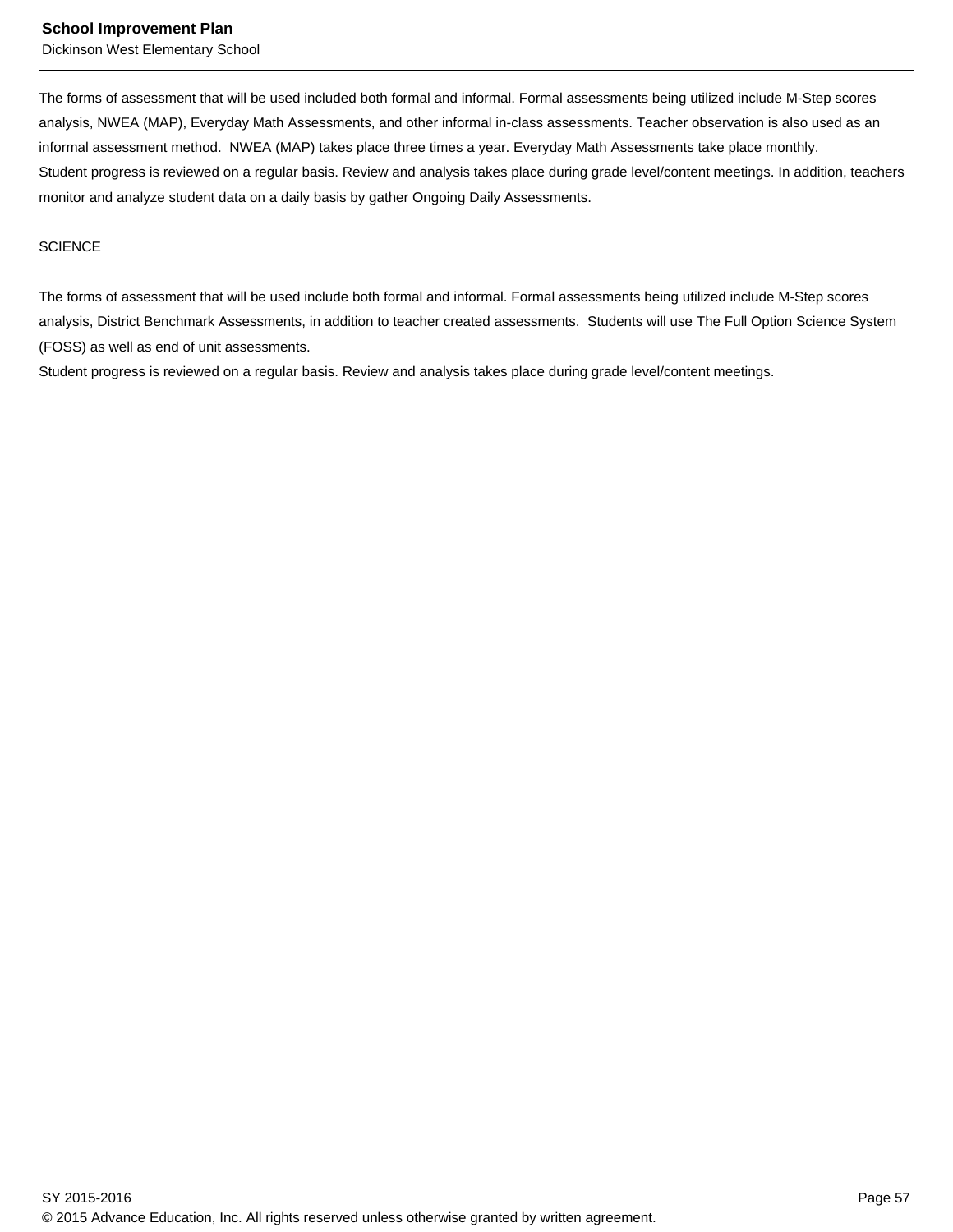The forms of assessment that will be used included both formal and informal. Formal assessments being utilized include M-Step scores analysis, NWEA (MAP), Everyday Math Assessments, and other informal in-class assessments. Teacher observation is also used as an informal assessment method.  NWEA (MAP) takes place three times a year. Everyday Math Assessments take place monthly.
Student progress is reviewed on a regular basis. Review and analysis takes place during grade level/content meetings. In addition, teachers monitor and analyze student data on a daily basis by gather Ongoing Daily Assessments.

SCIENCE

The forms of assessment that will be used include both formal and informal. Formal assessments being utilized include M-Step scores analysis, District Benchmark Assessments, in addition to teacher created assessments.  Students will use The Full Option Science System (FOSS) as well as end of unit assessments.
Student progress is reviewed on a regular basis. Review and analysis takes place during grade level/content meetings.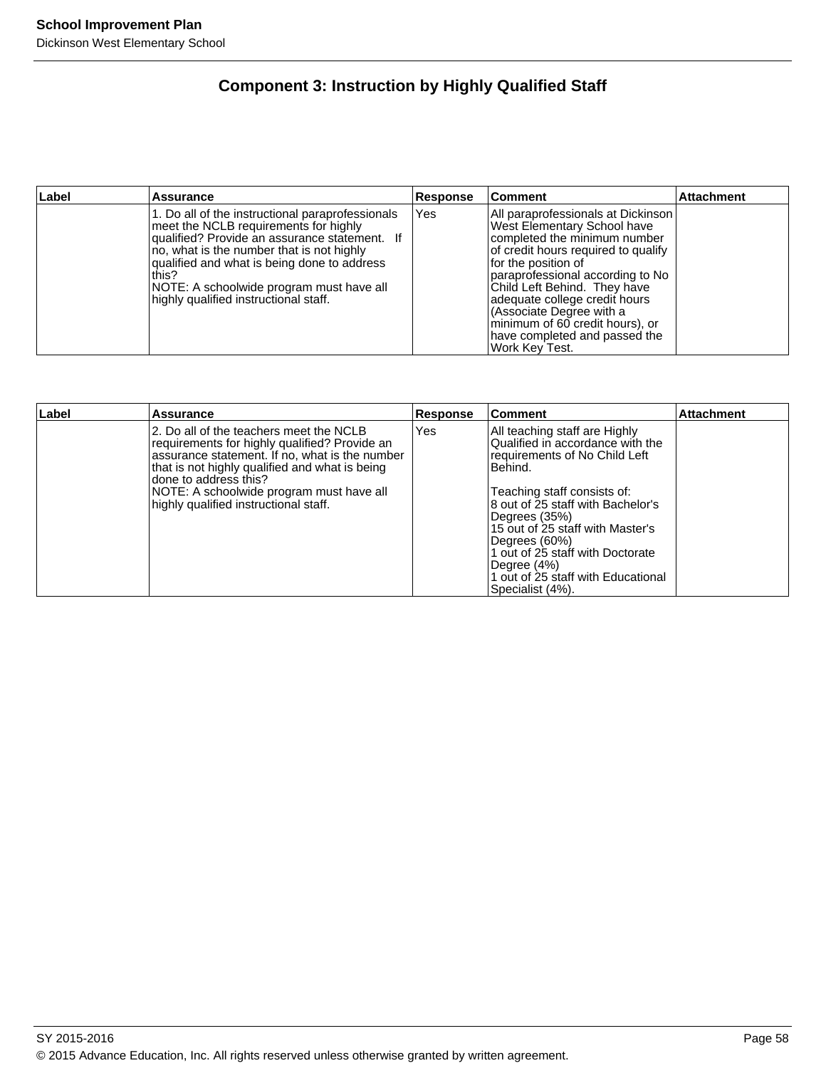## Component 3: Instruction by Highly Qualified Staff

| Label | Assurance | Response | Comment | Attachment |
|---|---|---|---|---|
| | 1. Do all of the instructional paraprofessionals meet the NCLB requirements for highly qualified? Provide an assurance statement. If no, what is the number that is not highly qualified and what is being done to address this?<br>NOTE: A schoolwide program must have all highly qualified instructional staff. | Yes | All paraprofessionals at Dickinson West Elementary School have completed the minimum number of credit hours required to qualify for the position of paraprofessional according to No Child Left Behind. They have adequate college credit hours (Associate Degree with a minimum of 60 credit hours), or have completed and passed the Work Key Test. | |

| Label | Assurance | Response | Comment | Attachment |
|---|---|---|---|---|
| | 2. Do all of the teachers meet the NCLB requirements for highly qualified? Provide an assurance statement. If no, what is the number that is not highly qualified and what is being done to address this?<br>NOTE: A schoolwide program must have all highly qualified instructional staff. | Yes | All teaching staff are Highly Qualified in accordance with the requirements of No Child Left Behind.<br><br>Teaching staff consists of:<br>8 out of 25 staff with Bachelor's Degrees (35%)<br>15 out of 25 staff with Master's Degrees (60%)<br>1 out of 25 staff with Doctorate Degree (4%)<br>1 out of 25 staff with Educational Specialist (4%). | |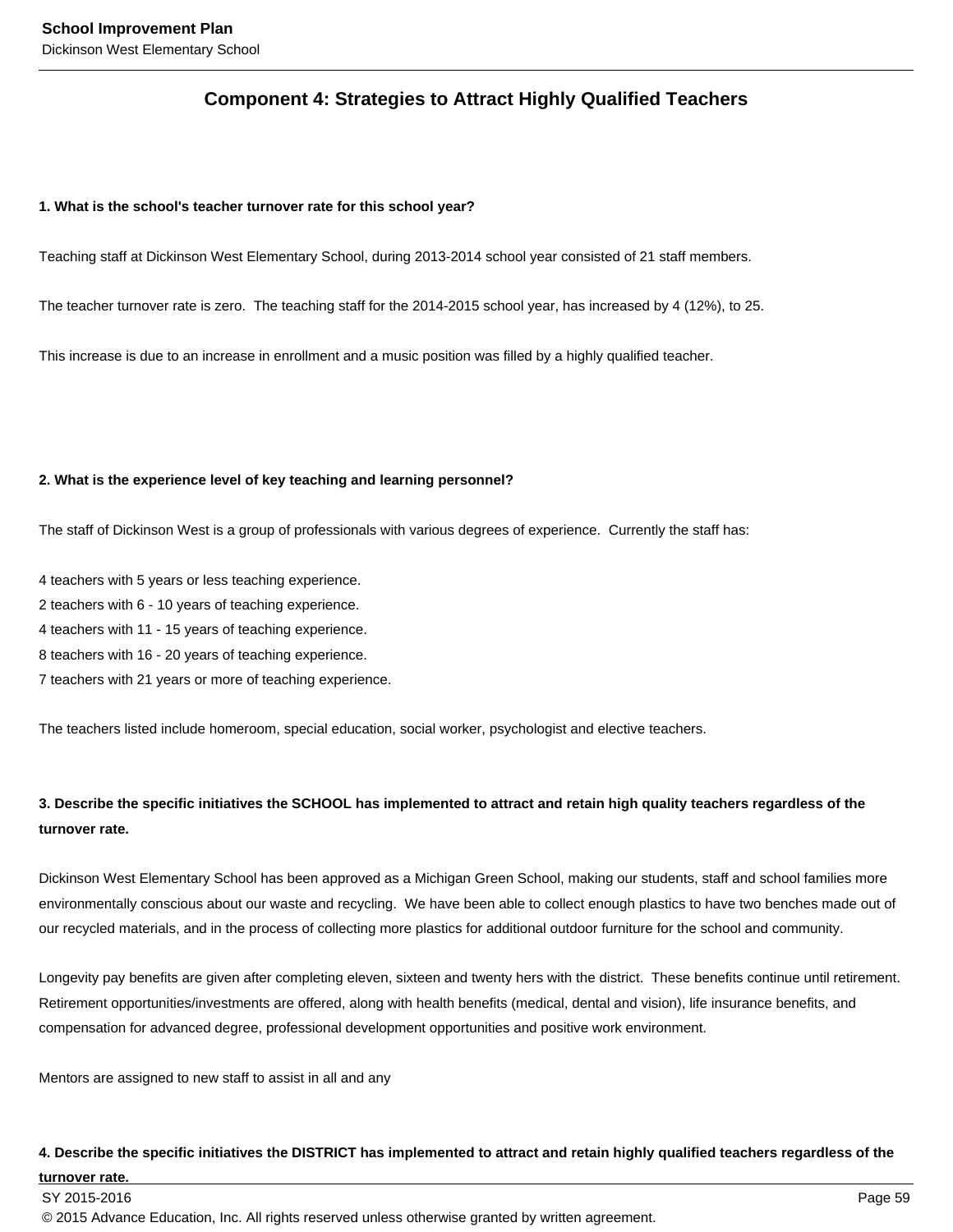## Component 4: Strategies to Attract Highly Qualified Teachers

**1. What is the school's teacher turnover rate for this school year?**

Teaching staff at Dickinson West Elementary School, during 2013-2014 school year consisted of 21 staff members.

The teacher turnover rate is zero. The teaching staff for the 2014-2015 school year, has increased by 4 (12%), to 25.

This increase is due to an increase in enrollment and a music position was filled by a highly qualified teacher.

**2. What is the experience level of key teaching and learning personnel?**

The staff of Dickinson West is a group of professionals with various degrees of experience. Currently the staff has:

4 teachers with 5 years or less teaching experience.
2 teachers with 6 - 10 years of teaching experience.
4 teachers with 11 - 15 years of teaching experience.
8 teachers with 16 - 20 years of teaching experience.
7 teachers with 21 years or more of teaching experience.

The teachers listed include homeroom, special education, social worker, psychologist and elective teachers.

**3. Describe the specific initiatives the SCHOOL has implemented to attract and retain high quality teachers regardless of the turnover rate.**

Dickinson West Elementary School has been approved as a Michigan Green School, making our students, staff and school families more environmentally conscious about our waste and recycling. We have been able to collect enough plastics to have two benches made out of our recycled materials, and in the process of collecting more plastics for additional outdoor furniture for the school and community.

Longevity pay benefits are given after completing eleven, sixteen and twenty hers with the district. These benefits continue until retirement. Retirement opportunities/investments are offered, along with health benefits (medical, dental and vision), life insurance benefits, and compensation for advanced degree, professional development opportunities and positive work environment.

Mentors are assigned to new staff to assist in all and any

**4. Describe the specific initiatives the DISTRICT has implemented to attract and retain highly qualified teachers regardless of the turnover rate.**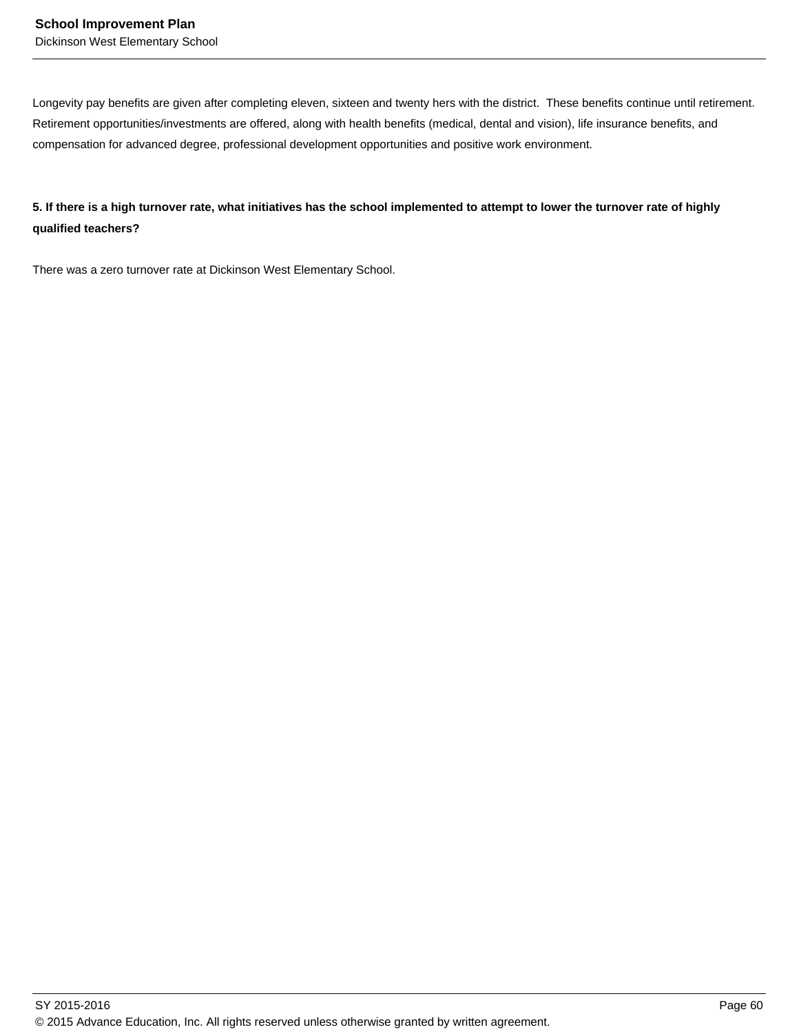Longevity pay benefits are given after completing eleven, sixteen and twenty hers with the district. These benefits continue until retirement. Retirement opportunities/investments are offered, along with health benefits (medical, dental and vision), life insurance benefits, and compensation for advanced degree, professional development opportunities and positive work environment.

**5. If there is a high turnover rate, what initiatives has the school implemented to attempt to lower the turnover rate of highly qualified teachers?**

There was a zero turnover rate at Dickinson West Elementary School.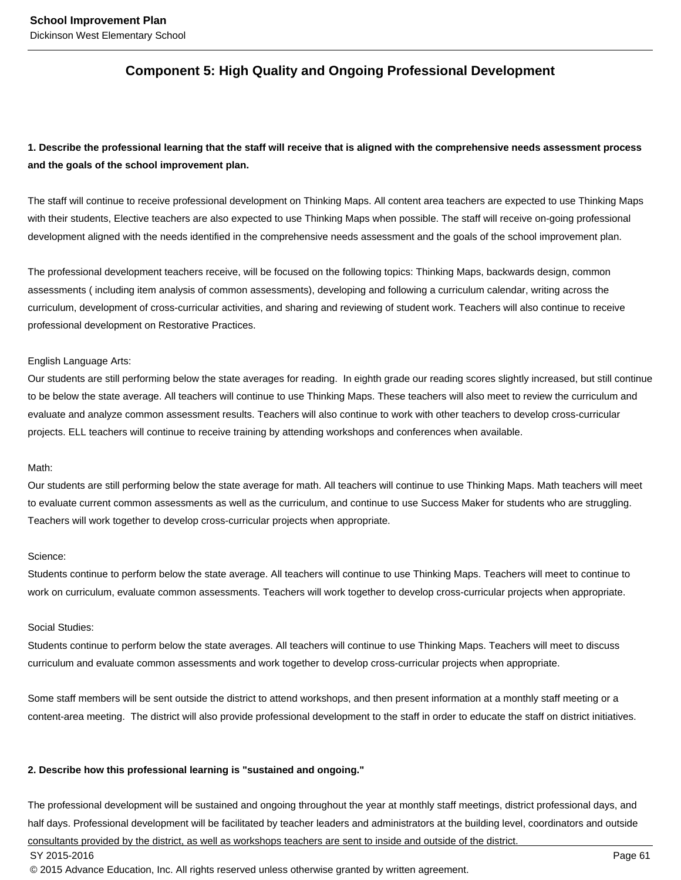## Component 5: High Quality and Ongoing Professional Development

**1. Describe the professional learning that the staff will receive that is aligned with the comprehensive needs assessment process and the goals of the school improvement plan.**

The staff will continue to receive professional development on Thinking Maps. All content area teachers are expected to use Thinking Maps with their students, Elective teachers are also expected to use Thinking Maps when possible. The staff will receive on-going professional development aligned with the needs identified in the comprehensive needs assessment and the goals of the school improvement plan.

The professional development teachers receive, will be focused on the following topics: Thinking Maps, backwards design, common assessments ( including item analysis of common assessments), developing and following a curriculum calendar, writing across the curriculum, development of cross-curricular activities, and sharing and reviewing of student work. Teachers will also continue to receive professional development on Restorative Practices.

English Language Arts:
Our students are still performing below the state averages for reading. In eighth grade our reading scores slightly increased, but still continue to be below the state average. All teachers will continue to use Thinking Maps. These teachers will also meet to review the curriculum and evaluate and analyze common assessment results. Teachers will also continue to work with other teachers to develop cross-curricular projects. ELL teachers will continue to receive training by attending workshops and conferences when available.

Math:
Our students are still performing below the state average for math. All teachers will continue to use Thinking Maps. Math teachers will meet to evaluate current common assessments as well as the curriculum, and continue to use Success Maker for students who are struggling. Teachers will work together to develop cross-curricular projects when appropriate.

Science:
Students continue to perform below the state average. All teachers will continue to use Thinking Maps. Teachers will meet to continue to work on curriculum, evaluate common assessments. Teachers will work together to develop cross-curricular projects when appropriate.

Social Studies:
Students continue to perform below the state averages. All teachers will continue to use Thinking Maps. Teachers will meet to discuss curriculum and evaluate common assessments and work together to develop cross-curricular projects when appropriate.

Some staff members will be sent outside the district to attend workshops, and then present information at a monthly staff meeting or a content-area meeting. The district will also provide professional development to the staff in order to educate the staff on district initiatives.

**2. Describe how this professional learning is "sustained and ongoing."**

The professional development will be sustained and ongoing throughout the year at monthly staff meetings, district professional days, and half days. Professional development will be facilitated by teacher leaders and administrators at the building level, coordinators and outside consultants provided by the district, as well as workshops teachers are sent to inside and outside of the district.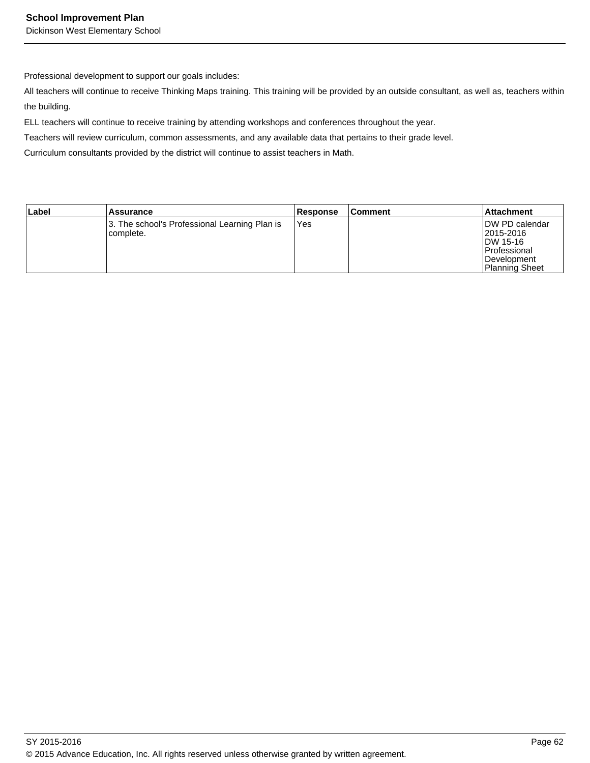Professional development to support our goals includes:

All teachers will continue to receive Thinking Maps training. This training will be provided by an outside consultant, as well as, teachers within the building.

ELL teachers will continue to receive training by attending workshops and conferences throughout the year.

Teachers will review curriculum, common assessments, and any available data that pertains to their grade level.

Curriculum consultants provided by the district will continue to assist teachers in Math.

| Label | Assurance | Response | Comment | Attachment |
|---|---|---|---|---|
| | 3. The school's Professional Learning Plan is complete. | Yes | | DW PD calendar 2015-2016<br>DW 15-16 Professional Development Planning Sheet |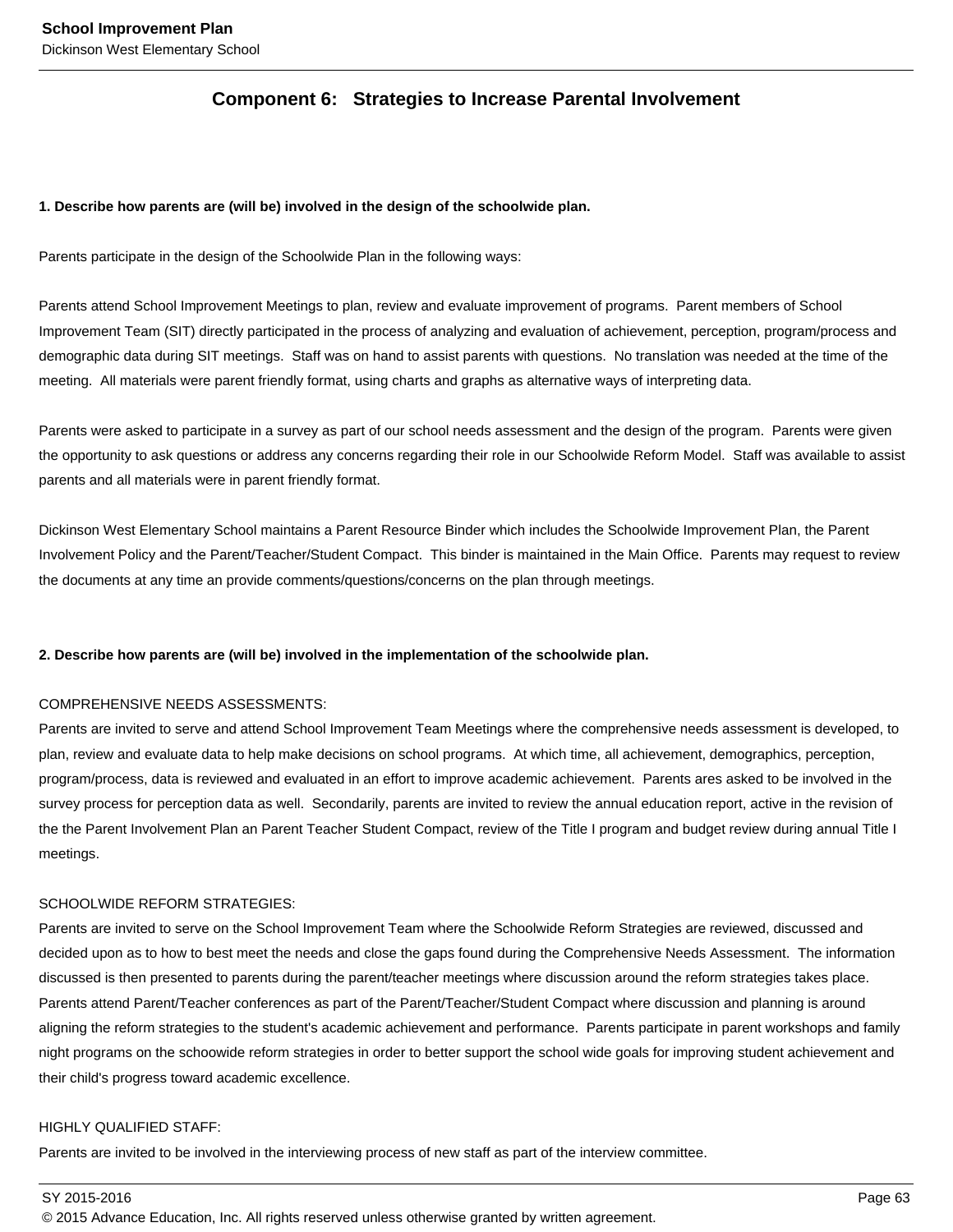## Component 6: Strategies to Increase Parental Involvement

**1. Describe how parents are (will be) involved in the design of the schoolwide plan.**

Parents participate in the design of the Schoolwide Plan in the following ways:

Parents attend School Improvement Meetings to plan, review and evaluate improvement of programs. Parent members of School Improvement Team (SIT) directly participated in the process of analyzing and evaluation of achievement, perception, program/process and demographic data during SIT meetings. Staff was on hand to assist parents with questions. No translation was needed at the time of the meeting. All materials were parent friendly format, using charts and graphs as alternative ways of interpreting data.

Parents were asked to participate in a survey as part of our school needs assessment and the design of the program. Parents were given the opportunity to ask questions or address any concerns regarding their role in our Schoolwide Reform Model. Staff was available to assist parents and all materials were in parent friendly format.

Dickinson West Elementary School maintains a Parent Resource Binder which includes the Schoolwide Improvement Plan, the Parent Involvement Policy and the Parent/Teacher/Student Compact. This binder is maintained in the Main Office. Parents may request to review the documents at any time an provide comments/questions/concerns on the plan through meetings.

**2. Describe how parents are (will be) involved in the implementation of the schoolwide plan.**

COMPREHENSIVE NEEDS ASSESSMENTS:
Parents are invited to serve and attend School Improvement Team Meetings where the comprehensive needs assessment is developed, to plan, review and evaluate data to help make decisions on school programs. At which time, all achievement, demographics, perception, program/process, data is reviewed and evaluated in an effort to improve academic achievement. Parents ares asked to be involved in the survey process for perception data as well. Secondarily, parents are invited to review the annual education report, active in the revision of the the Parent Involvement Plan an Parent Teacher Student Compact, review of the Title I program and budget review during annual Title I meetings.

SCHOOLWIDE REFORM STRATEGIES:
Parents are invited to serve on the School Improvement Team where the Schoolwide Reform Strategies are reviewed, discussed and decided upon as to how to best meet the needs and close the gaps found during the Comprehensive Needs Assessment. The information discussed is then presented to parents during the parent/teacher meetings where discussion around the reform strategies takes place. Parents attend Parent/Teacher conferences as part of the Parent/Teacher/Student Compact where discussion and planning is around aligning the reform strategies to the student's academic achievement and performance. Parents participate in parent workshops and family night programs on the schoowide reform strategies in order to better support the school wide goals for improving student achievement and their child's progress toward academic excellence.

HIGHLY QUALIFIED STAFF:
Parents are invited to be involved in the interviewing process of new staff as part of the interview committee.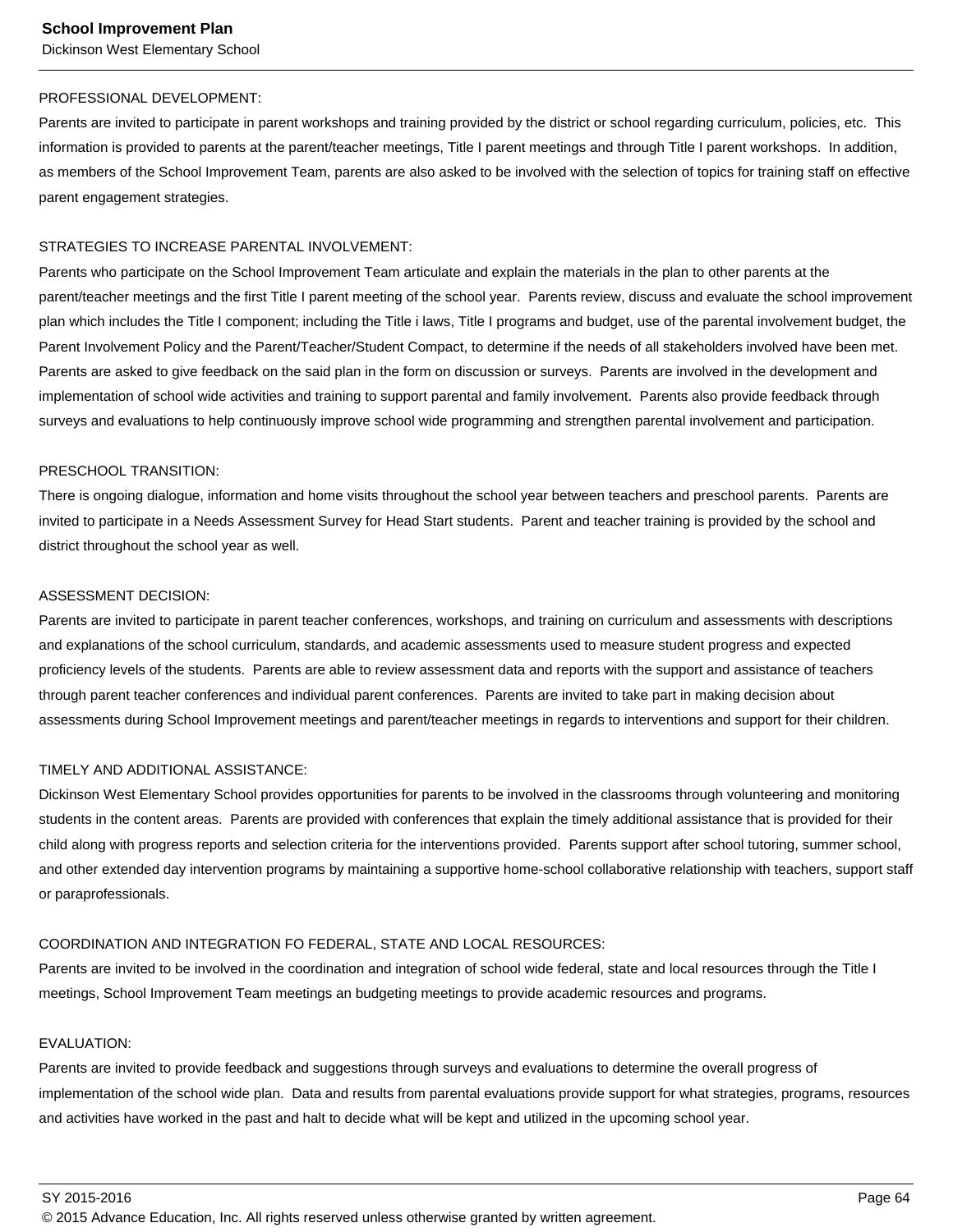PROFESSIONAL DEVELOPMENT:
Parents are invited to participate in parent workshops and training provided by the district or school regarding curriculum, policies, etc. This information is provided to parents at the parent/teacher meetings, Title I parent meetings and through Title I parent workshops. In addition, as members of the School Improvement Team, parents are also asked to be involved with the selection of topics for training staff on effective parent engagement strategies.

STRATEGIES TO INCREASE PARENTAL INVOLVEMENT:
Parents who participate on the School Improvement Team articulate and explain the materials in the plan to other parents at the parent/teacher meetings and the first Title I parent meeting of the school year. Parents review, discuss and evaluate the school improvement plan which includes the Title I component; including the Title i laws, Title I programs and budget, use of the parental involvement budget, the Parent Involvement Policy and the Parent/Teacher/Student Compact, to determine if the needs of all stakeholders involved have been met. Parents are asked to give feedback on the said plan in the form on discussion or surveys. Parents are involved in the development and implementation of school wide activities and training to support parental and family involvement. Parents also provide feedback through surveys and evaluations to help continuously improve school wide programming and strengthen parental involvement and participation.

PRESCHOOL TRANSITION:
There is ongoing dialogue, information and home visits throughout the school year between teachers and preschool parents. Parents are invited to participate in a Needs Assessment Survey for Head Start students. Parent and teacher training is provided by the school and district throughout the school year as well.

ASSESSMENT DECISION:
Parents are invited to participate in parent teacher conferences, workshops, and training on curriculum and assessments with descriptions and explanations of the school curriculum, standards, and academic assessments used to measure student progress and expected proficiency levels of the students. Parents are able to review assessment data and reports with the support and assistance of teachers through parent teacher conferences and individual parent conferences. Parents are invited to take part in making decision about assessments during School Improvement meetings and parent/teacher meetings in regards to interventions and support for their children.

TIMELY AND ADDITIONAL ASSISTANCE:
Dickinson West Elementary School provides opportunities for parents to be involved in the classrooms through volunteering and monitoring students in the content areas. Parents are provided with conferences that explain the timely additional assistance that is provided for their child along with progress reports and selection criteria for the interventions provided. Parents support after school tutoring, summer school, and other extended day intervention programs by maintaining a supportive home-school collaborative relationship with teachers, support staff or paraprofessionals.

COORDINATION AND INTEGRATION FO FEDERAL, STATE AND LOCAL RESOURCES:
Parents are invited to be involved in the coordination and integration of school wide federal, state and local resources through the Title I meetings, School Improvement Team meetings an budgeting meetings to provide academic resources and programs.

EVALUATION:
Parents are invited to provide feedback and suggestions through surveys and evaluations to determine the overall progress of implementation of the school wide plan. Data and results from parental evaluations provide support for what strategies, programs, resources and activities have worked in the past and halt to decide what will be kept and utilized in the upcoming school year.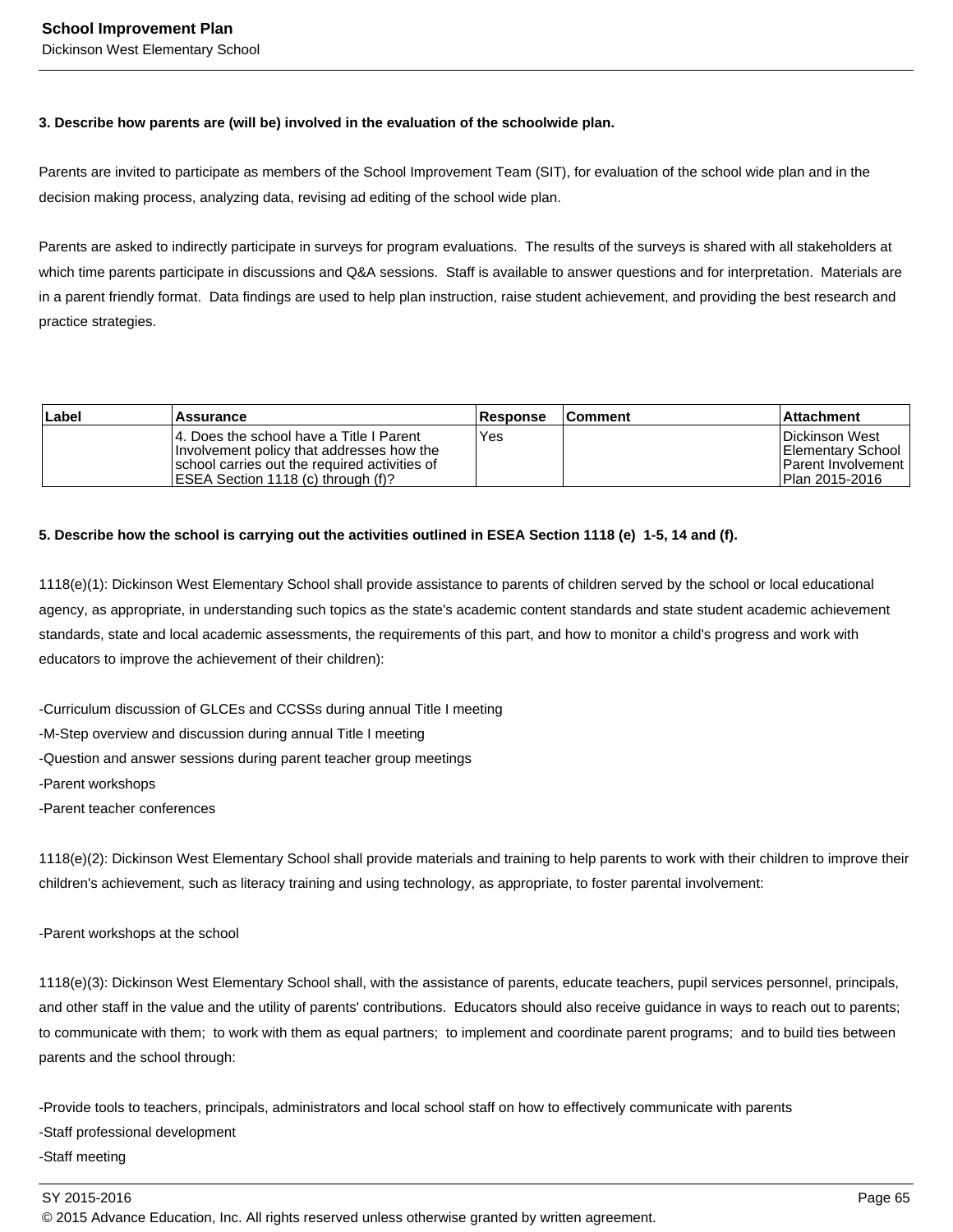**3. Describe how parents are (will be) involved in the evaluation of the schoolwide plan.**

Parents are invited to participate as members of the School Improvement Team (SIT), for evaluation of the school wide plan and in the decision making process, analyzing data, revising ad editing of the school wide plan.

Parents are asked to indirectly participate in surveys for program evaluations. The results of the surveys is shared with all stakeholders at which time parents participate in discussions and Q&A sessions. Staff is available to answer questions and for interpretation. Materials are in a parent friendly format. Data findings are used to help plan instruction, raise student achievement, and providing the best research and practice strategies.

| Label | Assurance | Response | Comment | Attachment |
|---|---|---|---|---|
| | 4. Does the school have a Title I Parent Involvement policy that addresses how the school carries out the required activities of ESEA Section 1118 (c) through (f)? | Yes | | Dickinson West Elementary School Parent Involvement Plan 2015-2016 |

**5. Describe how the school is carrying out the activities outlined in ESEA Section 1118 (e) 1-5, 14 and (f).**

1118(e)(1): Dickinson West Elementary School shall provide assistance to parents of children served by the school or local educational agency, as appropriate, in understanding such topics as the state's academic content standards and state student academic achievement standards, state and local academic assessments, the requirements of this part, and how to monitor a child's progress and work with educators to improve the achievement of their children):

-Curriculum discussion of GLCEs and CCSSs during annual Title I meeting
-M-Step overview and discussion during annual Title I meeting
-Question and answer sessions during parent teacher group meetings
-Parent workshops
-Parent teacher conferences

1118(e)(2): Dickinson West Elementary School shall provide materials and training to help parents to work with their children to improve their children's achievement, such as literacy training and using technology, as appropriate, to foster parental involvement:

-Parent workshops at the school

1118(e)(3): Dickinson West Elementary School shall, with the assistance of parents, educate teachers, pupil services personnel, principals, and other staff in the value and the utility of parents' contributions. Educators should also receive guidance in ways to reach out to parents; to communicate with them; to work with them as equal partners; to implement and coordinate parent programs; and to build ties between parents and the school through:

-Provide tools to teachers, principals, administrators and local school staff on how to effectively communicate with parents
-Staff professional development
-Staff meeting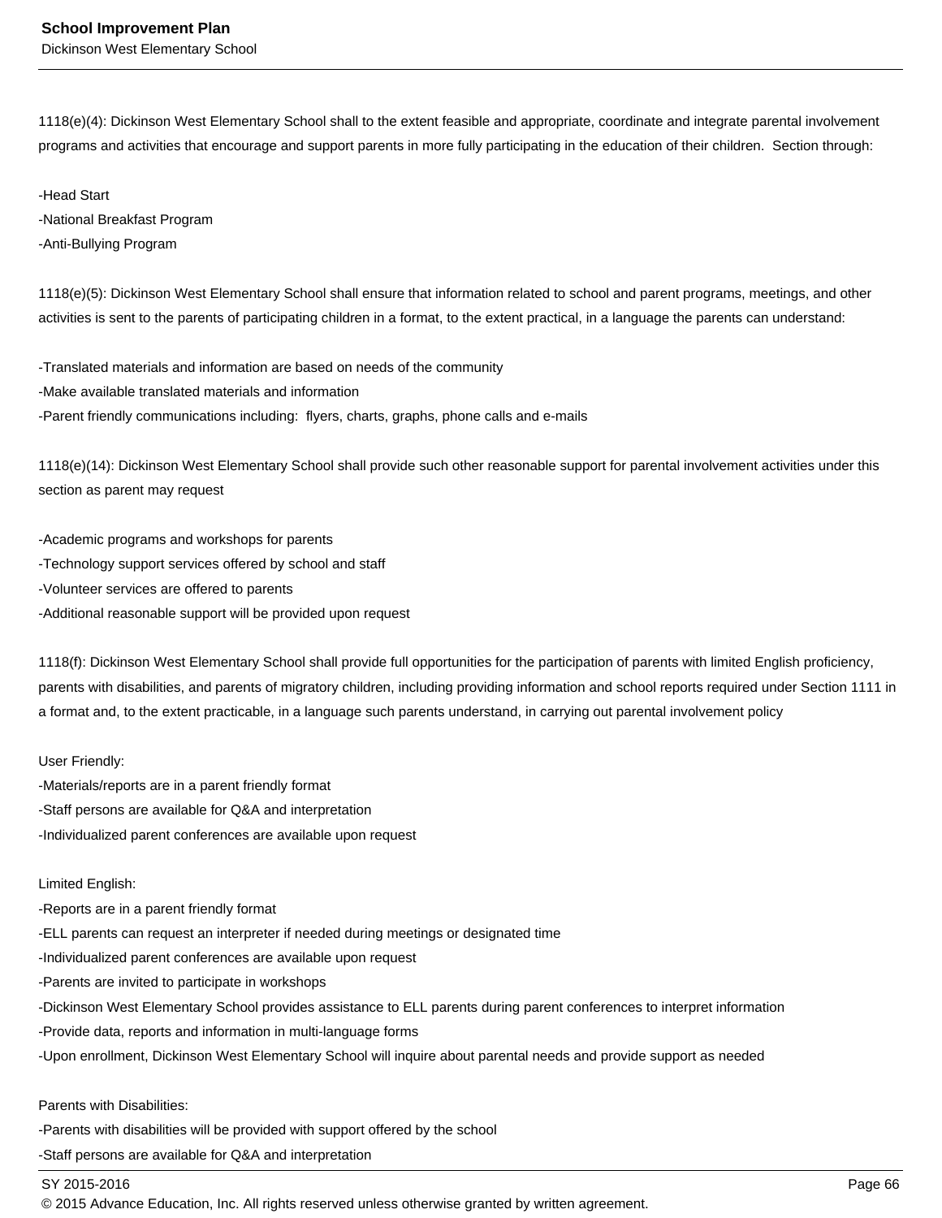1118(e)(4): Dickinson West Elementary School shall to the extent feasible and appropriate, coordinate and integrate parental involvement programs and activities that encourage and support parents in more fully participating in the education of their children.  Section through:

-Head Start
-National Breakfast Program
-Anti-Bullying Program

1118(e)(5): Dickinson West Elementary School shall ensure that information related to school and parent programs, meetings, and other activities is sent to the parents of participating children in a format, to the extent practical, in a language the parents can understand:

-Translated materials and information are based on needs of the community
-Make available translated materials and information
-Parent friendly communications including:  flyers, charts, graphs, phone calls and e-mails

1118(e)(14): Dickinson West Elementary School shall provide such other reasonable support for parental involvement activities under this section as parent may request

-Academic programs and workshops for parents
-Technology support services offered by school and staff
-Volunteer services are offered to parents
-Additional reasonable support will be provided upon request

1118(f): Dickinson West Elementary School shall provide full opportunities for the participation of parents with limited English proficiency, parents with disabilities, and parents of migratory children, including providing information and school reports required under Section 1111 in a format and, to the extent practicable, in a language such parents understand, in carrying out parental involvement policy

User Friendly:
-Materials/reports are in a parent friendly format
-Staff persons are available for Q&A and interpretation
-Individualized parent conferences are available upon request

Limited English:
-Reports are in a parent friendly format
-ELL parents can request an interpreter if needed during meetings or designated time
-Individualized parent conferences are available upon request
-Parents are invited to participate in workshops
-Dickinson West Elementary School provides assistance to ELL parents during parent conferences to interpret information
-Provide data, reports and information in multi-language forms
-Upon enrollment, Dickinson West Elementary School will inquire about parental needs and provide support as needed

Parents with Disabilities:
-Parents with disabilities will be provided with support offered by the school
-Staff persons are available for Q&A and interpretation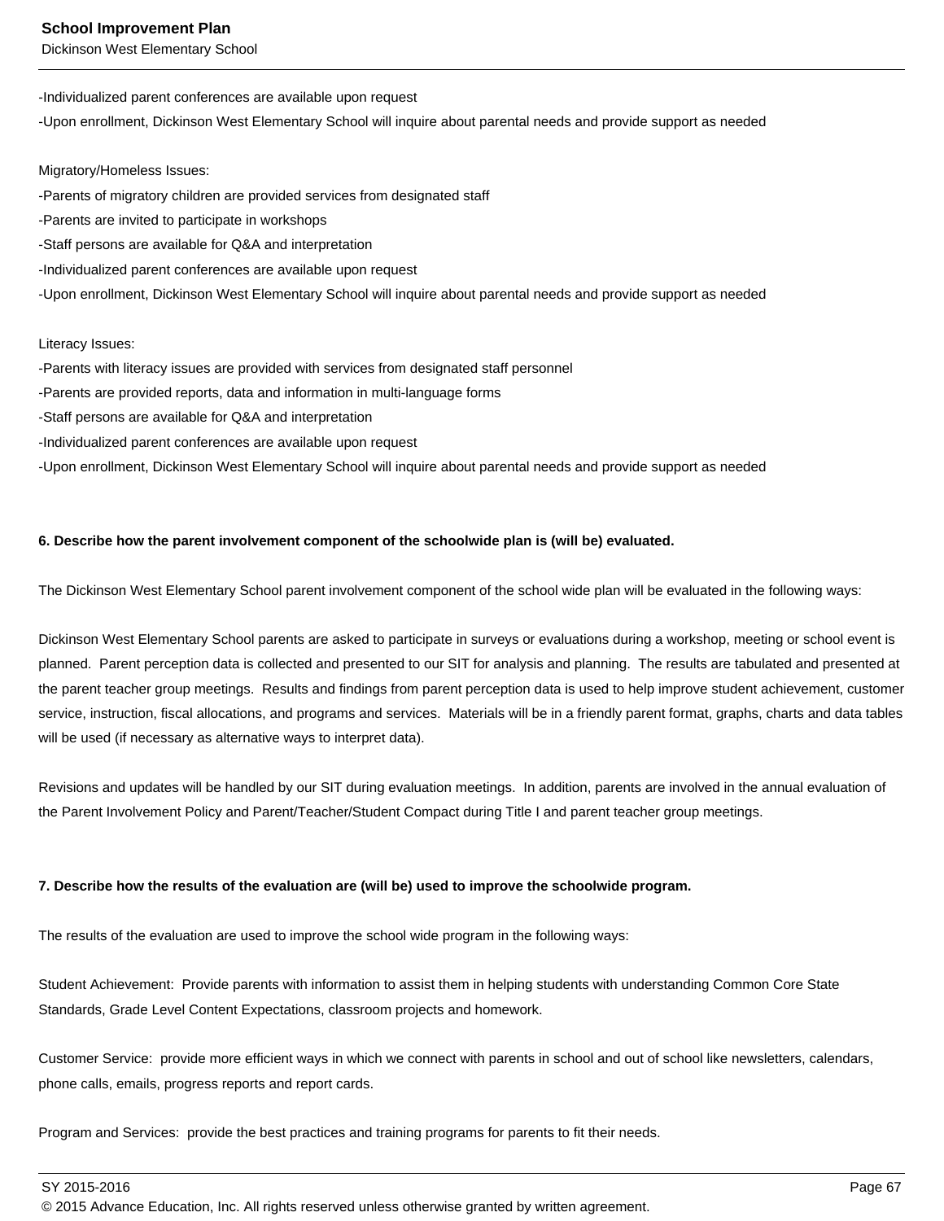-Individualized parent conferences are available upon request
-Upon enrollment, Dickinson West Elementary School will inquire about parental needs and provide support as needed

Migratory/Homeless Issues:
-Parents of migratory children are provided services from designated staff
-Parents are invited to participate in workshops
-Staff persons are available for Q&A and interpretation
-Individualized parent conferences are available upon request
-Upon enrollment, Dickinson West Elementary School will inquire about parental needs and provide support as needed

Literacy Issues:
-Parents with literacy issues are provided with services from designated staff personnel
-Parents are provided reports, data and information in multi-language forms
-Staff persons are available for Q&A and interpretation
-Individualized parent conferences are available upon request
-Upon enrollment, Dickinson West Elementary School will inquire about parental needs and provide support as needed

**6. Describe how the parent involvement component of the schoolwide plan is (will be) evaluated.**

The Dickinson West Elementary School parent involvement component of the school wide plan will be evaluated in the following ways:

Dickinson West Elementary School parents are asked to participate in surveys or evaluations during a workshop, meeting or school event is planned. Parent perception data is collected and presented to our SIT for analysis and planning. The results are tabulated and presented at the parent teacher group meetings. Results and findings from parent perception data is used to help improve student achievement, customer service, instruction, fiscal allocations, and programs and services. Materials will be in a friendly parent format, graphs, charts and data tables will be used (if necessary as alternative ways to interpret data).

Revisions and updates will be handled by our SIT during evaluation meetings. In addition, parents are involved in the annual evaluation of the Parent Involvement Policy and Parent/Teacher/Student Compact during Title I and parent teacher group meetings.

**7. Describe how the results of the evaluation are (will be) used to improve the schoolwide program.**

The results of the evaluation are used to improve the school wide program in the following ways:

Student Achievement: Provide parents with information to assist them in helping students with understanding Common Core State Standards, Grade Level Content Expectations, classroom projects and homework.

Customer Service: provide more efficient ways in which we connect with parents in school and out of school like newsletters, calendars, phone calls, emails, progress reports and report cards.

Program and Services: provide the best practices and training programs for parents to fit their needs.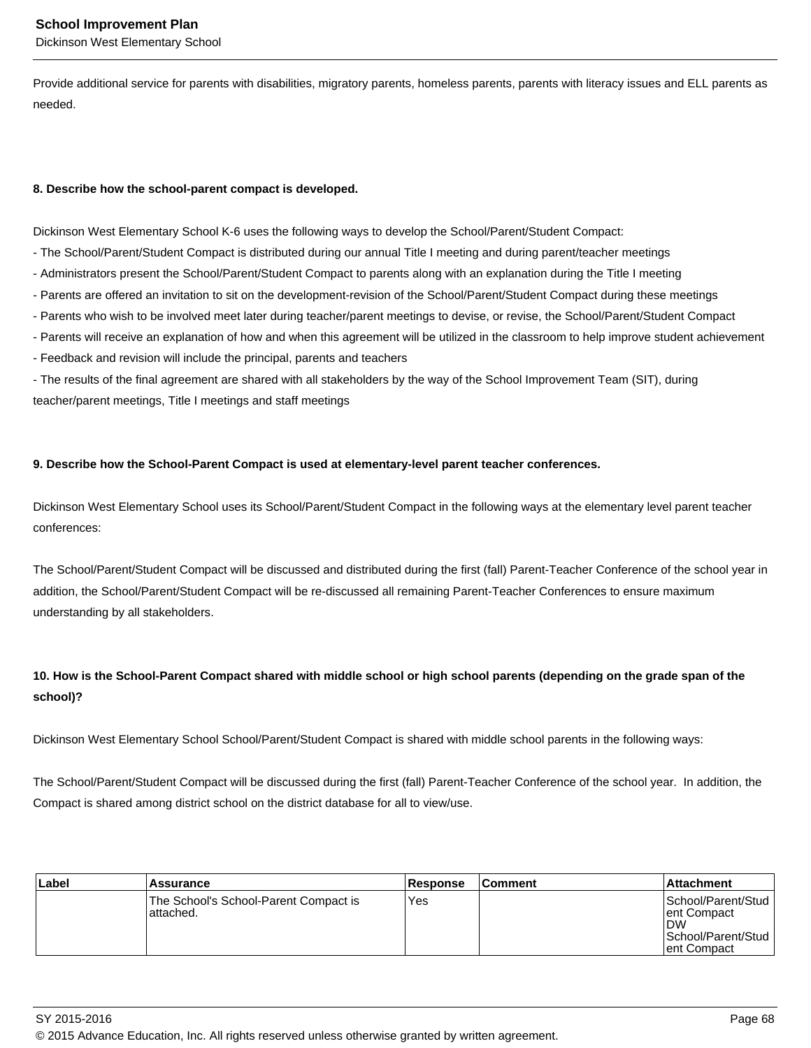Provide additional service for parents with disabilities, migratory parents, homeless parents, parents with literacy issues and ELL parents as needed.

**8. Describe how the school-parent compact is developed.**

Dickinson West Elementary School K-6 uses the following ways to develop the School/Parent/Student Compact:
- The School/Parent/Student Compact is distributed during our annual Title I meeting and during parent/teacher meetings
- Administrators present the School/Parent/Student Compact to parents along with an explanation during the Title I meeting
- Parents are offered an invitation to sit on the development-revision of the School/Parent/Student Compact during these meetings
- Parents who wish to be involved meet later during teacher/parent meetings to devise, or revise, the School/Parent/Student Compact
- Parents will receive an explanation of how and when this agreement will be utilized in the classroom to help improve student achievement
- Feedback and revision will include the principal, parents and teachers
- The results of the final agreement are shared with all stakeholders by the way of the School Improvement Team (SIT), during teacher/parent meetings, Title I meetings and staff meetings

**9. Describe how the School-Parent Compact is used at elementary-level parent teacher conferences.**

Dickinson West Elementary School uses its School/Parent/Student Compact in the following ways at the elementary level parent teacher conferences:

The School/Parent/Student Compact will be discussed and distributed during the first (fall) Parent-Teacher Conference of the school year in addition, the School/Parent/Student Compact will be re-discussed all remaining Parent-Teacher Conferences to ensure maximum understanding by all stakeholders.

**10. How is the School-Parent Compact shared with middle school or high school parents (depending on the grade span of the school)?**

Dickinson West Elementary School School/Parent/Student Compact is shared with middle school parents in the following ways:

The School/Parent/Student Compact will be discussed during the first (fall) Parent-Teacher Conference of the school year. In addition, the Compact is shared among district school on the district database for all to view/use.

| Label | Assurance | Response | Comment | Attachment |
|---|---|---|---|---|
| | The School's School-Parent Compact is attached. | Yes | | School/Parent/Student Compact DW School/Parent/Student Compact |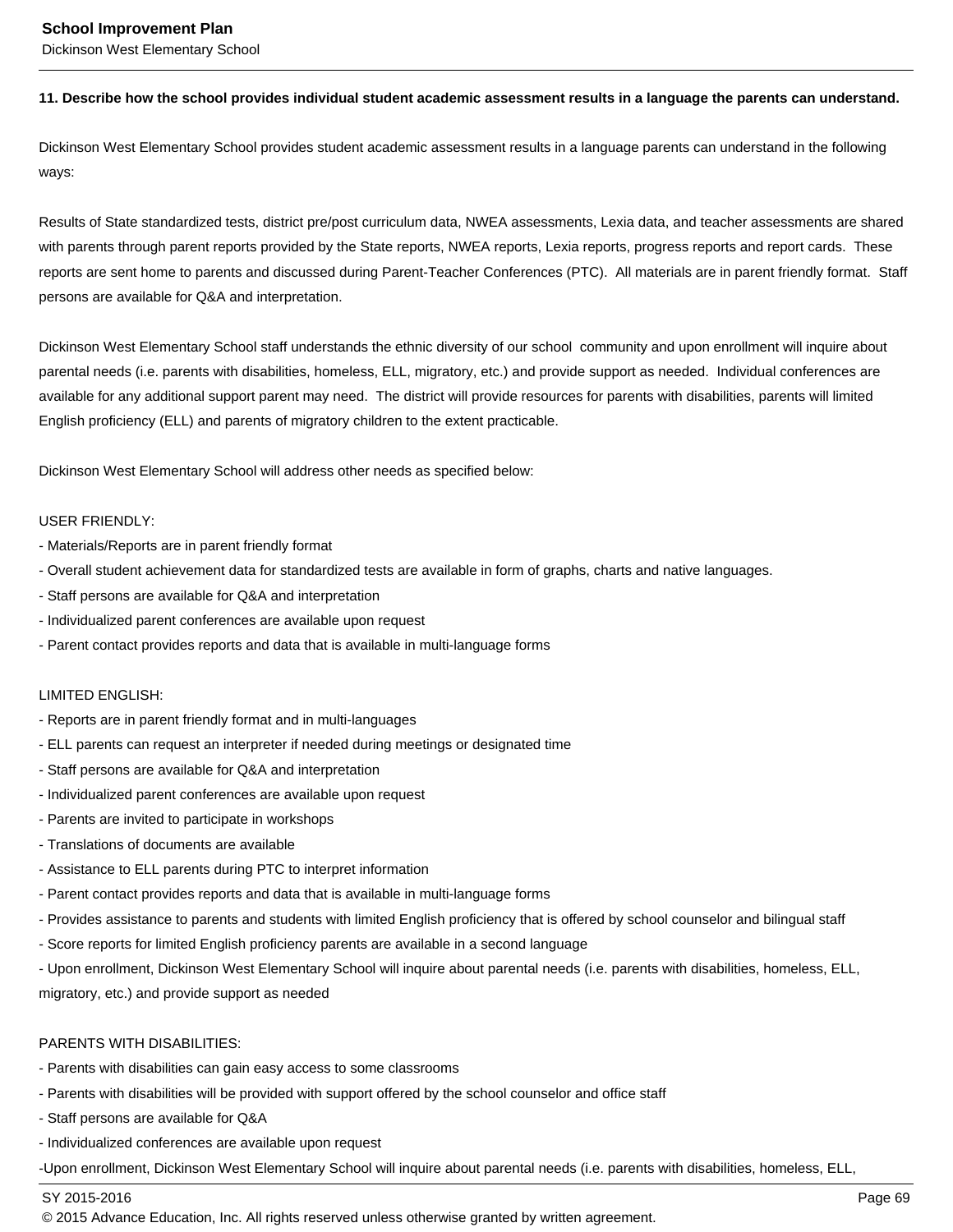**11. Describe how the school provides individual student academic assessment results in a language the parents can understand.**

Dickinson West Elementary School provides student academic assessment results in a language parents can understand in the following ways:

Results of State standardized tests, district pre/post curriculum data, NWEA assessments, Lexia data, and teacher assessments are shared with parents through parent reports provided by the State reports, NWEA reports, Lexia reports, progress reports and report cards. These reports are sent home to parents and discussed during Parent-Teacher Conferences (PTC). All materials are in parent friendly format. Staff persons are available for Q&A and interpretation.

Dickinson West Elementary School staff understands the ethnic diversity of our school community and upon enrollment will inquire about parental needs (i.e. parents with disabilities, homeless, ELL, migratory, etc.) and provide support as needed. Individual conferences are available for any additional support parent may need. The district will provide resources for parents with disabilities, parents will limited English proficiency (ELL) and parents of migratory children to the extent practicable.

Dickinson West Elementary School will address other needs as specified below:

USER FRIENDLY:
- Materials/Reports are in parent friendly format
- Overall student achievement data for standardized tests are available in form of graphs, charts and native languages.
- Staff persons are available for Q&A and interpretation
- Individualized parent conferences are available upon request
- Parent contact provides reports and data that is available in multi-language forms

LIMITED ENGLISH:
- Reports are in parent friendly format and in multi-languages
- ELL parents can request an interpreter if needed during meetings or designated time
- Staff persons are available for Q&A and interpretation
- Individualized parent conferences are available upon request
- Parents are invited to participate in workshops
- Translations of documents are available
- Assistance to ELL parents during PTC to interpret information
- Parent contact provides reports and data that is available in multi-language forms
- Provides assistance to parents and students with limited English proficiency that is offered by school counselor and bilingual staff
- Score reports for limited English proficiency parents are available in a second language
- Upon enrollment, Dickinson West Elementary School will inquire about parental needs (i.e. parents with disabilities, homeless, ELL, migratory, etc.) and provide support as needed

PARENTS WITH DISABILITIES:
- Parents with disabilities can gain easy access to some classrooms
- Parents with disabilities will be provided with support offered by the school counselor and office staff
- Staff persons are available for Q&A
- Individualized conferences are available upon request
-Upon enrollment, Dickinson West Elementary School will inquire about parental needs (i.e. parents with disabilities, homeless, ELL,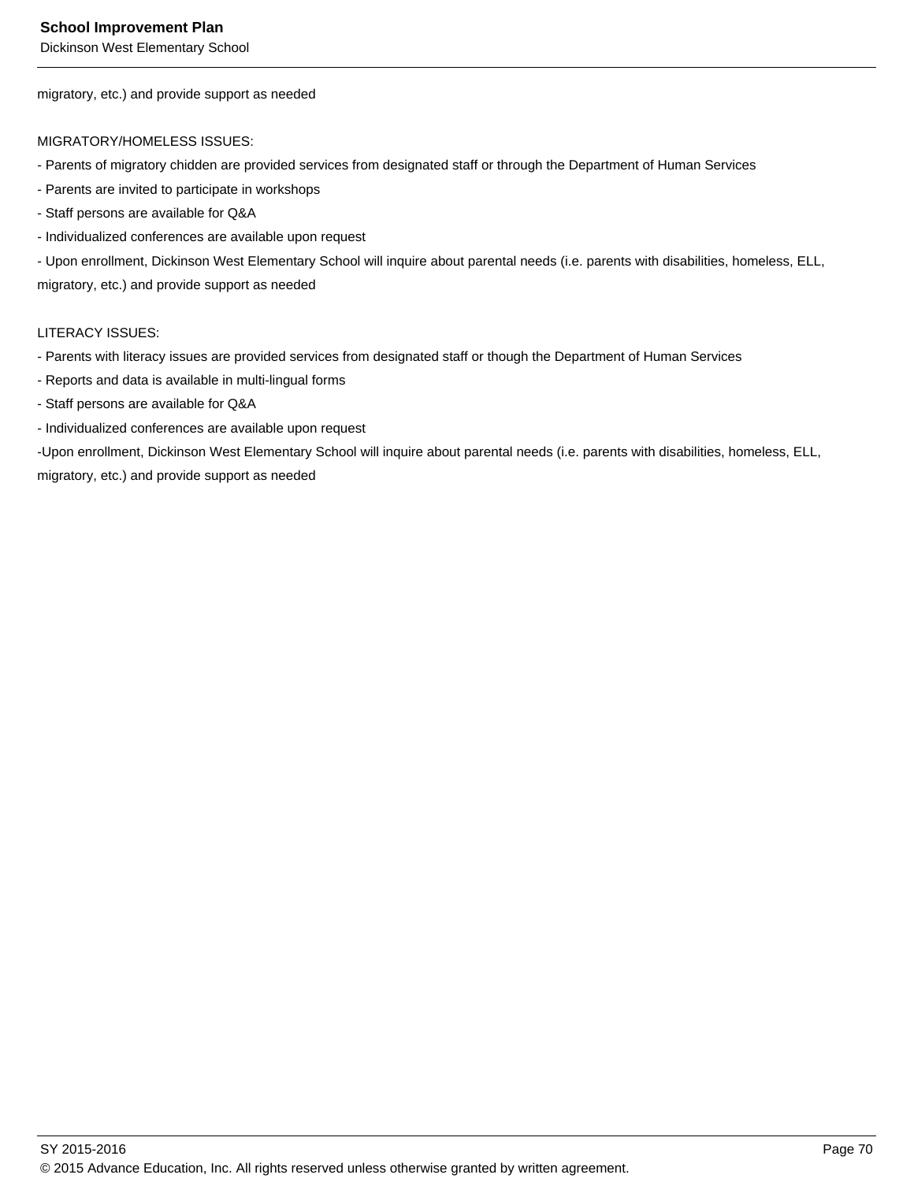migratory, etc.) and provide support as needed

MIGRATORY/HOMELESS ISSUES:

- Parents of migratory chidden are provided services from designated staff or through the Department of Human Services
- Parents are invited to participate in workshops
- Staff persons are available for Q&A
- Individualized conferences are available upon request
- Upon enrollment, Dickinson West Elementary School will inquire about parental needs (i.e. parents with disabilities, homeless, ELL, migratory, etc.) and provide support as needed

LITERACY ISSUES:

- Parents with literacy issues are provided services from designated staff or though the Department of Human Services
- Reports and data is available in multi-lingual forms
- Staff persons are available for Q&A
- Individualized conferences are available upon request

-Upon enrollment, Dickinson West Elementary School will inquire about parental needs (i.e. parents with disabilities, homeless, ELL, migratory, etc.) and provide support as needed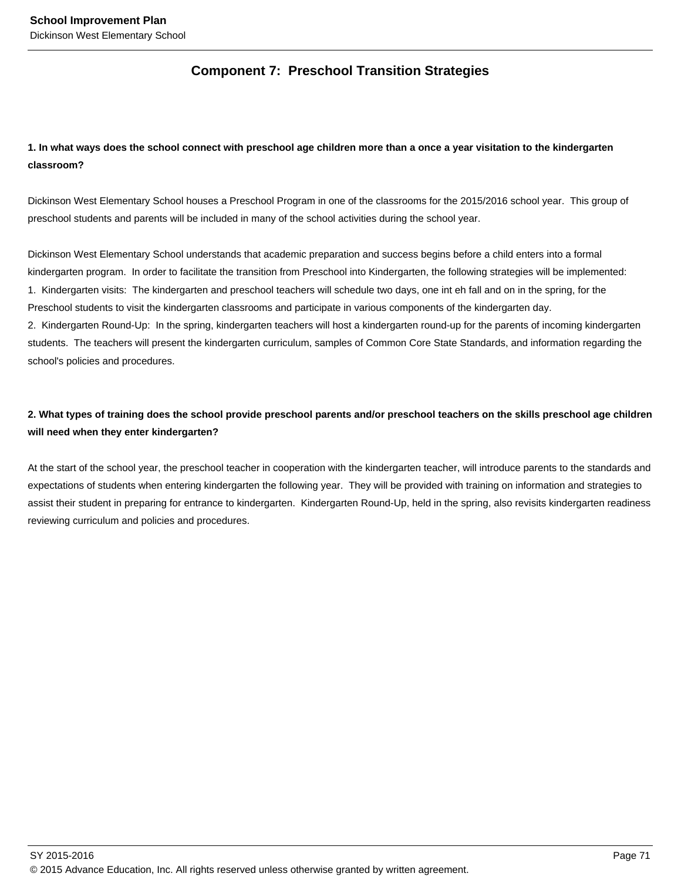## Component 7:  Preschool Transition Strategies

**1. In what ways does the school connect with preschool age children more than a once a year visitation to the kindergarten classroom?**

Dickinson West Elementary School houses a Preschool Program in one of the classrooms for the 2015/2016 school year.  This group of preschool students and parents will be included in many of the school activities during the school year.

Dickinson West Elementary School understands that academic preparation and success begins before a child enters into a formal kindergarten program.  In order to facilitate the transition from Preschool into Kindergarten, the following strategies will be implemented:
1.  Kindergarten visits:  The kindergarten and preschool teachers will schedule two days, one int eh fall and on in the spring, for the Preschool students to visit the kindergarten classrooms and participate in various components of the kindergarten day.
2.  Kindergarten Round-Up:  In the spring, kindergarten teachers will host a kindergarten round-up for the parents of incoming kindergarten students.  The teachers will present the kindergarten curriculum, samples of Common Core State Standards, and information regarding the school's policies and procedures.

**2. What types of training does the school provide preschool parents and/or preschool teachers on the skills preschool age children will need when they enter kindergarten?**

At the start of the school year, the preschool teacher in cooperation with the kindergarten teacher, will introduce parents to the standards and expectations of students when entering kindergarten the following year.  They will be provided with training on information and strategies to assist their student in preparing for entrance to kindergarten.  Kindergarten Round-Up, held in the spring, also revisits kindergarten readiness reviewing curriculum and policies and procedures.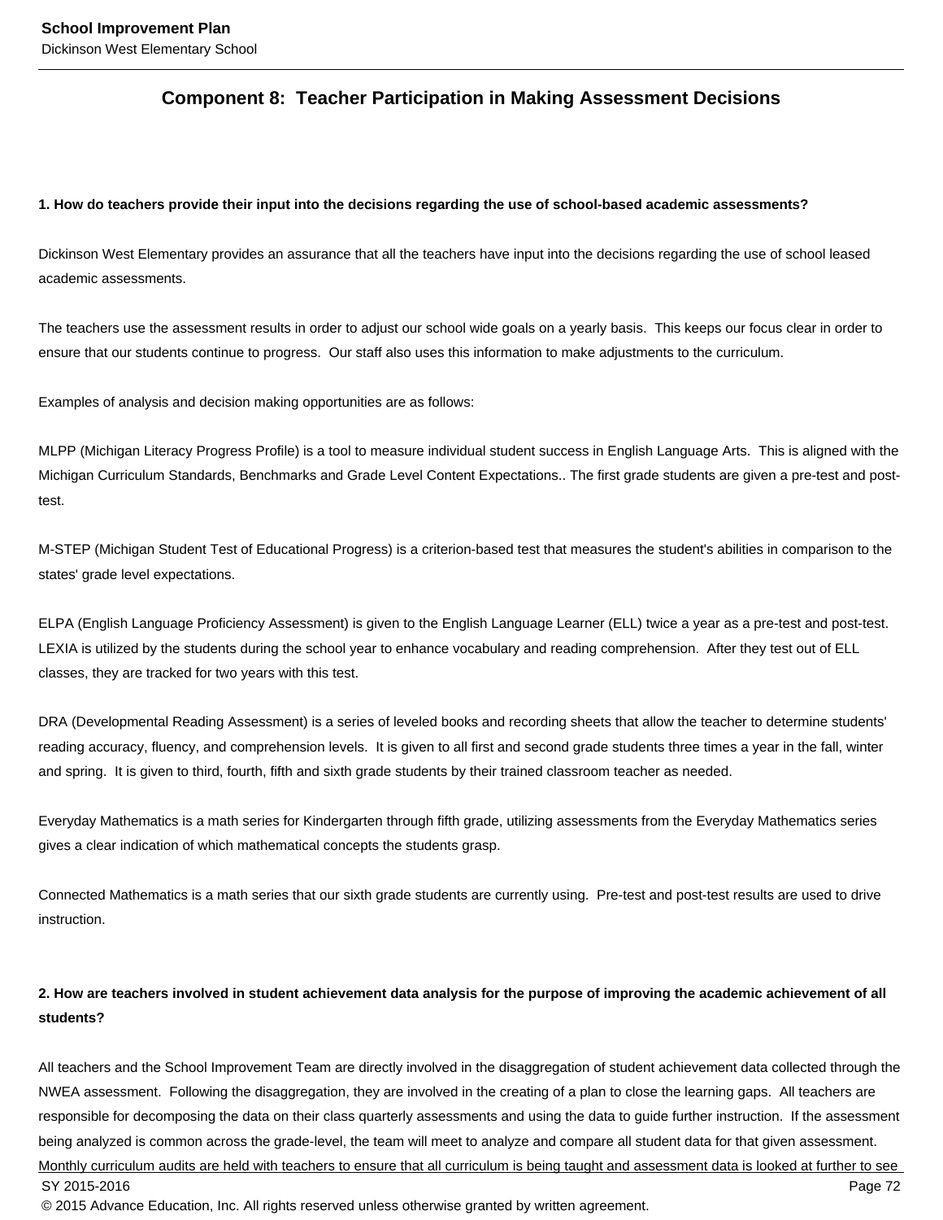## Component 8: Teacher Participation in Making Assessment Decisions

**1. How do teachers provide their input into the decisions regarding the use of school-based academic assessments?**

Dickinson West Elementary provides an assurance that all the teachers have input into the decisions regarding the use of school leased academic assessments.

The teachers use the assessment results in order to adjust our school wide goals on a yearly basis. This keeps our focus clear in order to ensure that our students continue to progress. Our staff also uses this information to make adjustments to the curriculum.

Examples of analysis and decision making opportunities are as follows:

MLPP (Michigan Literacy Progress Profile) is a tool to measure individual student success in English Language Arts. This is aligned with the Michigan Curriculum Standards, Benchmarks and Grade Level Content Expectations.. The first grade students are given a pre-test and post-test.

M-STEP (Michigan Student Test of Educational Progress) is a criterion-based test that measures the student's abilities in comparison to the states' grade level expectations.

ELPA (English Language Proficiency Assessment) is given to the English Language Learner (ELL) twice a year as a pre-test and post-test. LEXIA is utilized by the students during the school year to enhance vocabulary and reading comprehension. After they test out of ELL classes, they are tracked for two years with this test.

DRA (Developmental Reading Assessment) is a series of leveled books and recording sheets that allow the teacher to determine students' reading accuracy, fluency, and comprehension levels. It is given to all first and second grade students three times a year in the fall, winter and spring. It is given to third, fourth, fifth and sixth grade students by their trained classroom teacher as needed.

Everyday Mathematics is a math series for Kindergarten through fifth grade, utilizing assessments from the Everyday Mathematics series gives a clear indication of which mathematical concepts the students grasp.

Connected Mathematics is a math series that our sixth grade students are currently using. Pre-test and post-test results are used to drive instruction.

**2. How are teachers involved in student achievement data analysis for the purpose of improving the academic achievement of all students?**

All teachers and the School Improvement Team are directly involved in the disaggregation of student achievement data collected through the NWEA assessment. Following the disaggregation, they are involved in the creating of a plan to close the learning gaps. All teachers are responsible for decomposing the data on their class quarterly assessments and using the data to guide further instruction. If the assessment being analyzed is common across the grade-level, the team will meet to analyze and compare all student data for that given assessment. Monthly curriculum audits are held with teachers to ensure that all curriculum is being taught and assessment data is looked at further to see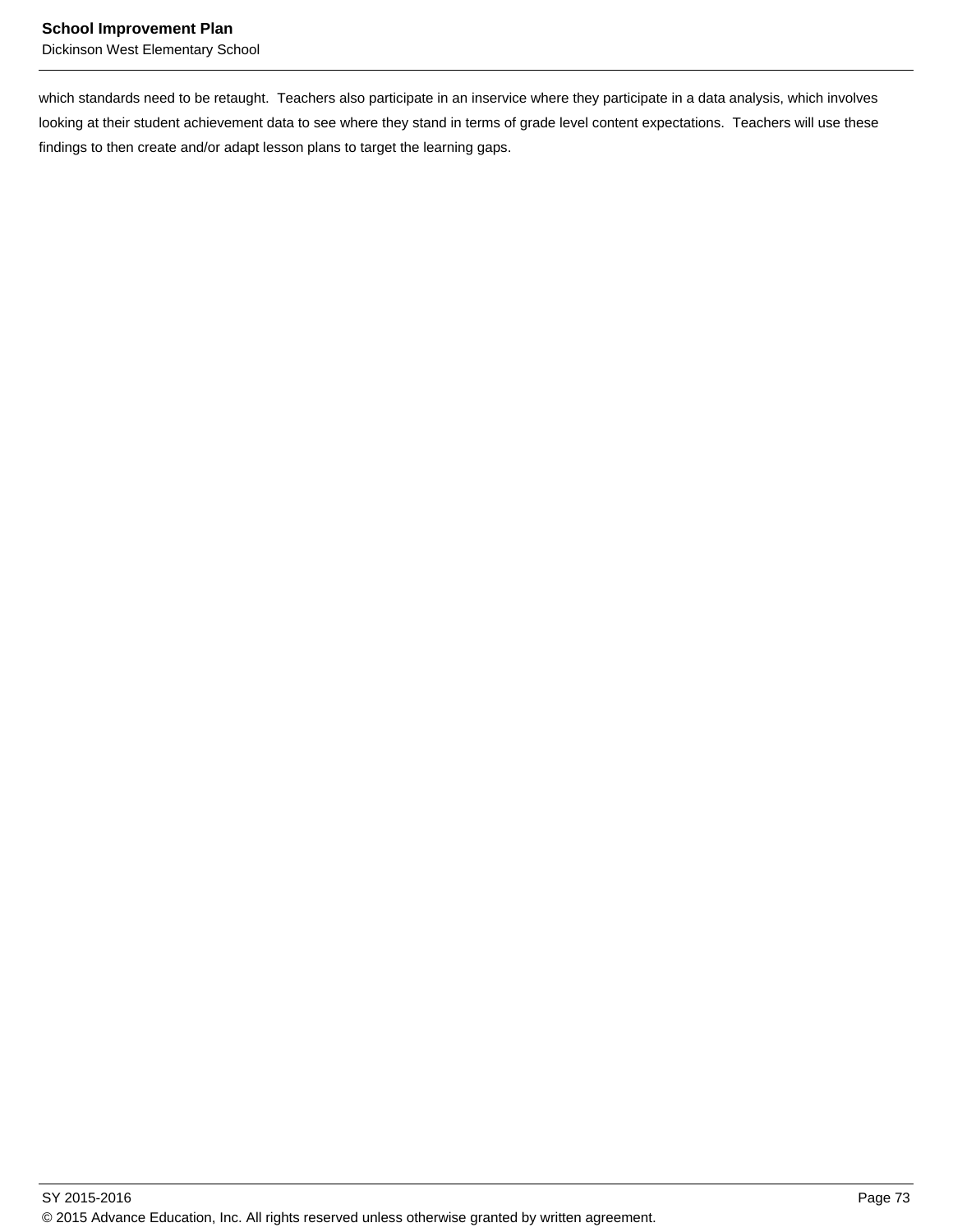which standards need to be retaught.  Teachers also participate in an inservice where they participate in a data analysis, which involves looking at their student achievement data to see where they stand in terms of grade level content expectations.  Teachers will use these findings to then create and/or adapt lesson plans to target the learning gaps.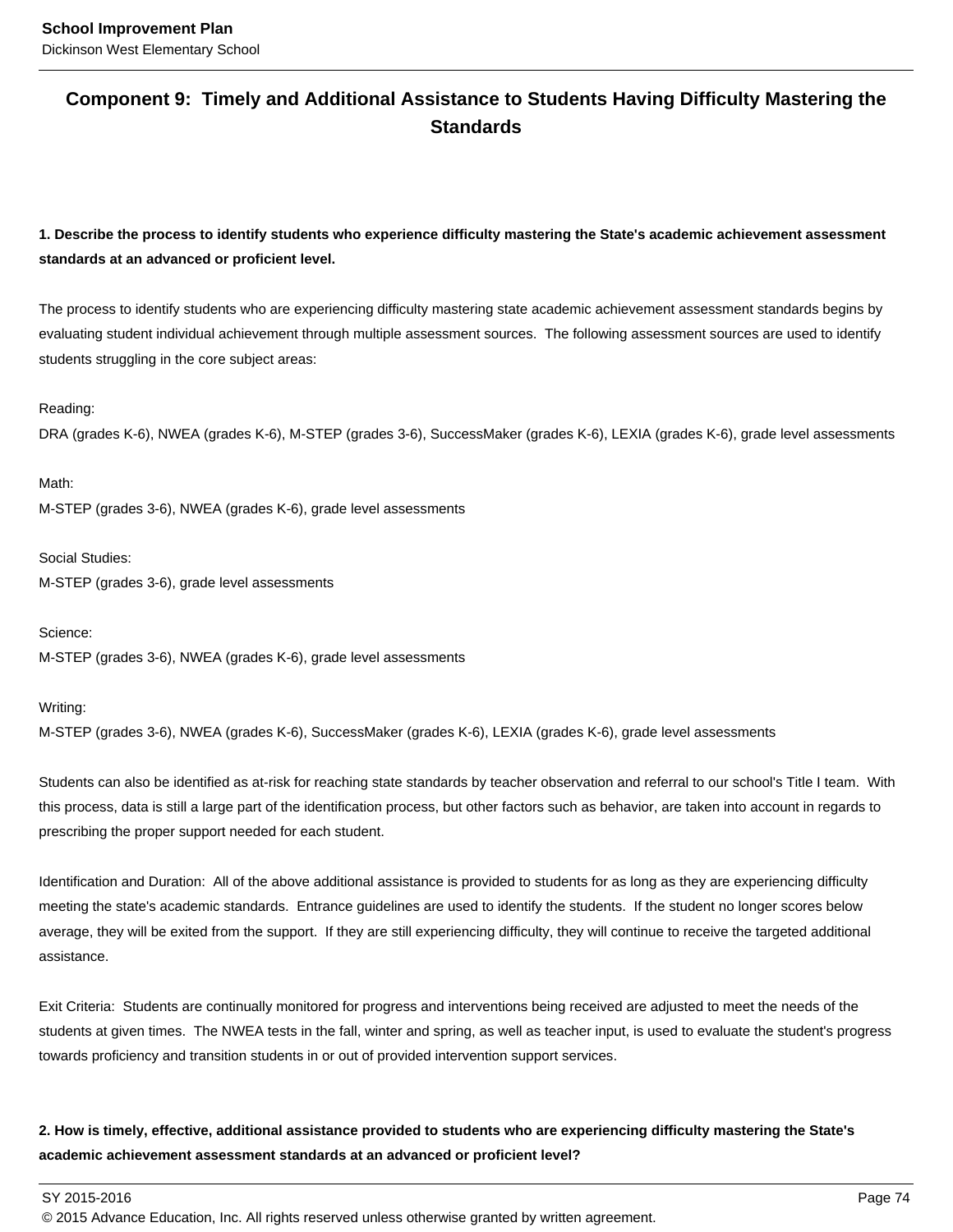## Component 9: Timely and Additional Assistance to Students Having Difficulty Mastering the Standards

**1. Describe the process to identify students who experience difficulty mastering the State's academic achievement assessment standards at an advanced or proficient level.**

The process to identify students who are experiencing difficulty mastering state academic achievement assessment standards begins by evaluating student individual achievement through multiple assessment sources. The following assessment sources are used to identify students struggling in the core subject areas:

Reading:
DRA (grades K-6), NWEA (grades K-6), M-STEP (grades 3-6), SuccessMaker (grades K-6), LEXIA (grades K-6), grade level assessments

Math:
M-STEP (grades 3-6), NWEA (grades K-6), grade level assessments

Social Studies:
M-STEP (grades 3-6), grade level assessments

Science:
M-STEP (grades 3-6), NWEA (grades K-6), grade level assessments

Writing:
M-STEP (grades 3-6), NWEA (grades K-6), SuccessMaker (grades K-6), LEXIA (grades K-6), grade level assessments

Students can also be identified as at-risk for reaching state standards by teacher observation and referral to our school's Title I team. With this process, data is still a large part of the identification process, but other factors such as behavior, are taken into account in regards to prescribing the proper support needed for each student.

Identification and Duration: All of the above additional assistance is provided to students for as long as they are experiencing difficulty meeting the state's academic standards. Entrance guidelines are used to identify the students. If the student no longer scores below average, they will be exited from the support. If they are still experiencing difficulty, they will continue to receive the targeted additional assistance.

Exit Criteria: Students are continually monitored for progress and interventions being received are adjusted to meet the needs of the students at given times. The NWEA tests in the fall, winter and spring, as well as teacher input, is used to evaluate the student's progress towards proficiency and transition students in or out of provided intervention support services.

**2. How is timely, effective, additional assistance provided to students who are experiencing difficulty mastering the State's academic achievement assessment standards at an advanced or proficient level?**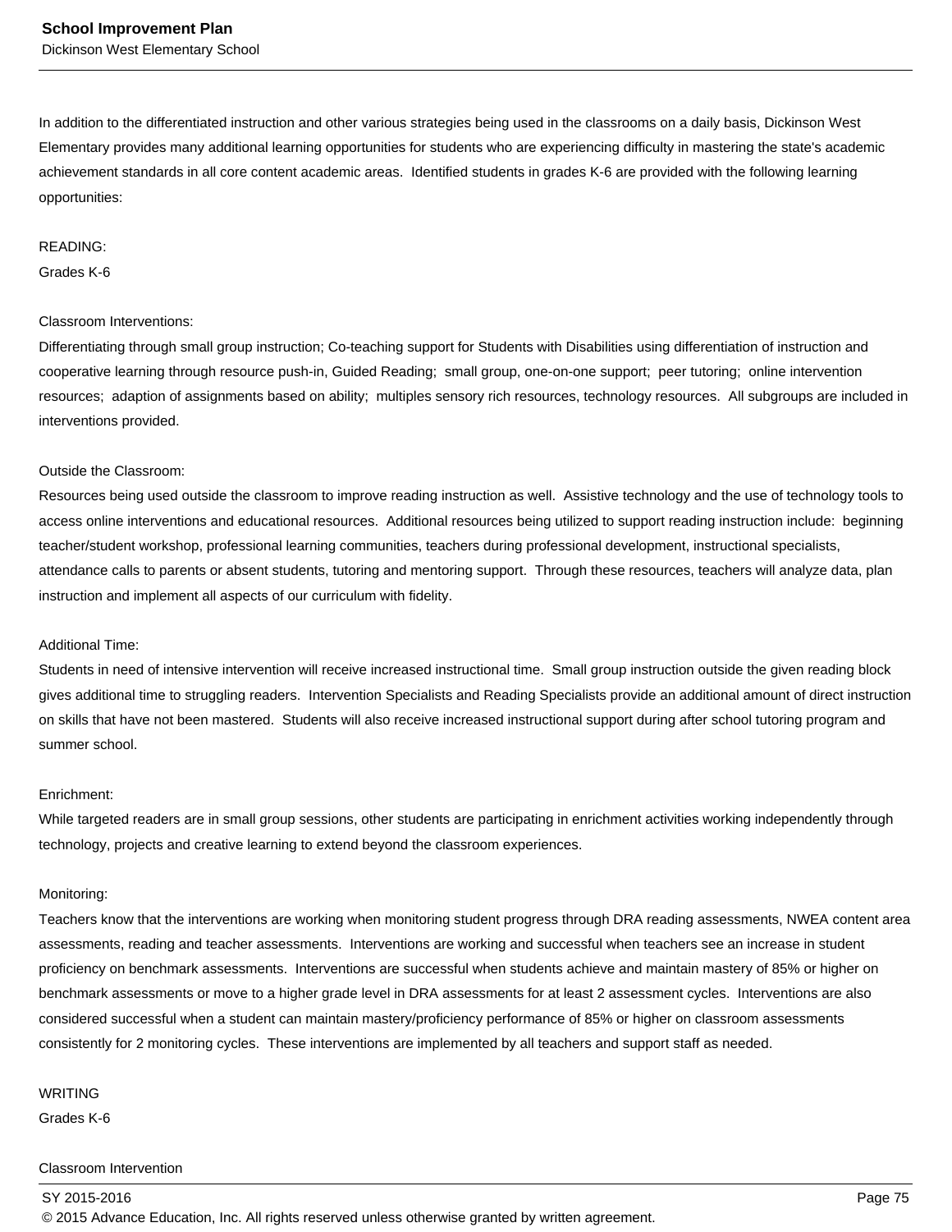In addition to the differentiated instruction and other various strategies being used in the classrooms on a daily basis, Dickinson West Elementary provides many additional learning opportunities for students who are experiencing difficulty in mastering the state's academic achievement standards in all core content academic areas.  Identified students in grades K-6 are provided with the following learning opportunities:

READING:
Grades K-6

Classroom Interventions:
Differentiating through small group instruction; Co-teaching support for Students with Disabilities using differentiation of instruction and cooperative learning through resource push-in, Guided Reading;  small group, one-on-one support;  peer tutoring;  online intervention resources;  adaption of assignments based on ability;  multiples sensory rich resources, technology resources.  All subgroups are included in interventions provided.

Outside the Classroom:
Resources being used outside the classroom to improve reading instruction as well.  Assistive technology and the use of technology tools to access online interventions and educational resources.  Additional resources being utilized to support reading instruction include:  beginning teacher/student workshop, professional learning communities, teachers during professional development, instructional specialists, attendance calls to parents or absent students, tutoring and mentoring support.  Through these resources, teachers will analyze data, plan instruction and implement all aspects of our curriculum with fidelity.

Additional Time:
Students in need of intensive intervention will receive increased instructional time.  Small group instruction outside the given reading block gives additional time to struggling readers.  Intervention Specialists and Reading Specialists provide an additional amount of direct instruction on skills that have not been mastered.  Students will also receive increased instructional support during after school tutoring program and summer school.

Enrichment:
While targeted readers are in small group sessions, other students are participating in enrichment activities working independently through technology, projects and creative learning to extend beyond the classroom experiences.

Monitoring:
Teachers know that the interventions are working when monitoring student progress through DRA reading assessments, NWEA content area assessments, reading and teacher assessments.  Interventions are working and successful when teachers see an increase in student proficiency on benchmark assessments.  Interventions are successful when students achieve and maintain mastery of 85% or higher on benchmark assessments or move to a higher grade level in DRA assessments for at least 2 assessment cycles.  Interventions are also considered successful when a student can maintain mastery/proficiency performance of 85% or higher on classroom assessments consistently for 2 monitoring cycles.  These interventions are implemented by all teachers and support staff as needed.

WRITING
Grades K-6

Classroom Intervention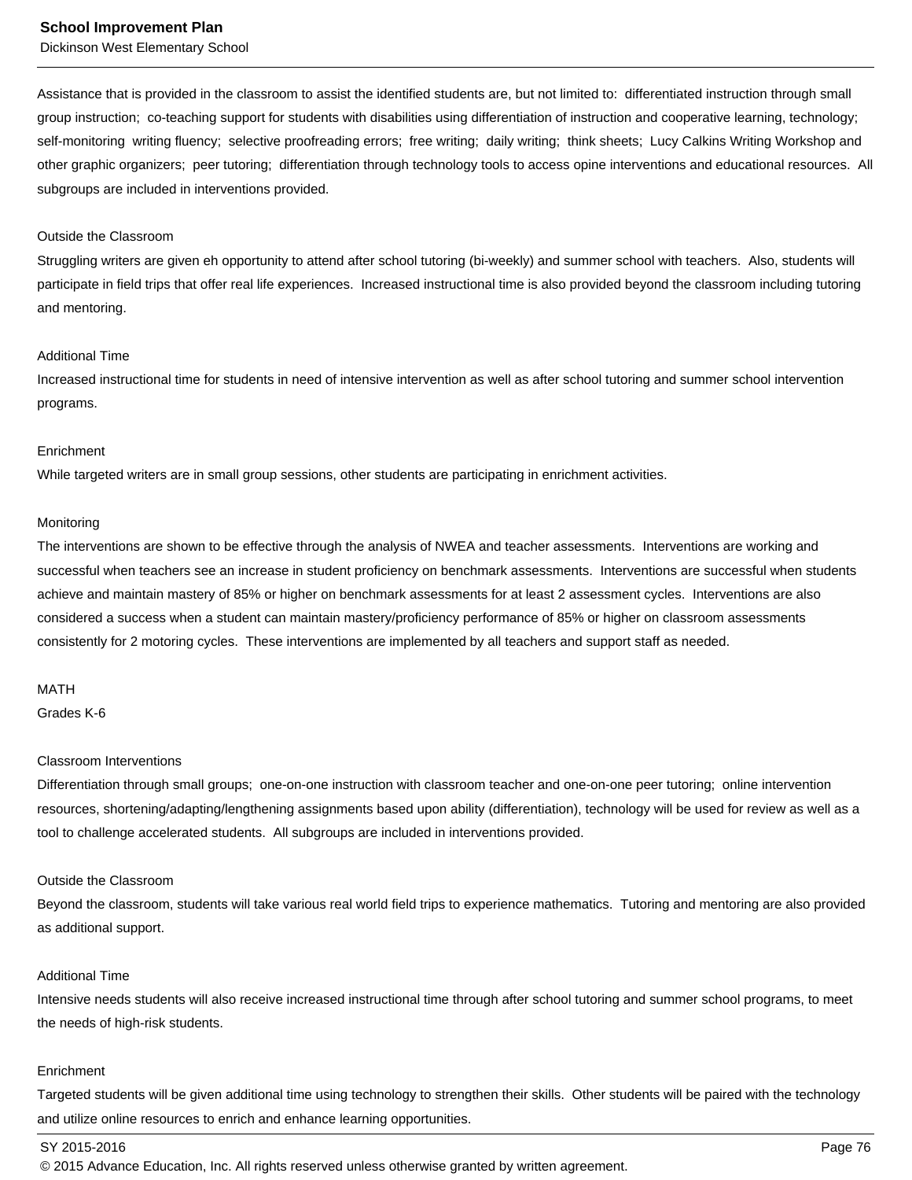Assistance that is provided in the classroom to assist the identified students are, but not limited to:  differentiated instruction through small group instruction;  co-teaching support for students with disabilities using differentiation of instruction and cooperative learning, technology; self-monitoring  writing fluency;  selective proofreading errors;  free writing;  daily writing;  think sheets;  Lucy Calkins Writing Workshop and other graphic organizers;  peer tutoring;  differentiation through technology tools to access opine interventions and educational resources.  All subgroups are included in interventions provided.

Outside the Classroom
Struggling writers are given eh opportunity to attend after school tutoring (bi-weekly) and summer school with teachers.  Also, students will participate in field trips that offer real life experiences.  Increased instructional time is also provided beyond the classroom including tutoring and mentoring.

Additional Time
Increased instructional time for students in need of intensive intervention as well as after school tutoring and summer school intervention programs.

Enrichment
While targeted writers are in small group sessions, other students are participating in enrichment activities.

Monitoring
The interventions are shown to be effective through the analysis of NWEA and teacher assessments.  Interventions are working and successful when teachers see an increase in student proficiency on benchmark assessments.  Interventions are successful when students achieve and maintain mastery of 85% or higher on benchmark assessments for at least 2 assessment cycles.  Interventions are also considered a success when a student can maintain mastery/proficiency performance of 85% or higher on classroom assessments consistently for 2 motoring cycles.  These interventions are implemented by all teachers and support staff as needed.

MATH
Grades K-6

Classroom Interventions
Differentiation through small groups;  one-on-one instruction with classroom teacher and one-on-one peer tutoring;  online intervention resources, shortening/adapting/lengthening assignments based upon ability (differentiation), technology will be used for review as well as a tool to challenge accelerated students.  All subgroups are included in interventions provided.

Outside the Classroom
Beyond the classroom, students will take various real world field trips to experience mathematics.  Tutoring and mentoring are also provided as additional support.

Additional Time
Intensive needs students will also receive increased instructional time through after school tutoring and summer school programs, to meet the needs of high-risk students.

Enrichment
Targeted students will be given additional time using technology to strengthen their skills.  Other students will be paired with the technology and utilize online resources to enrich and enhance learning opportunities.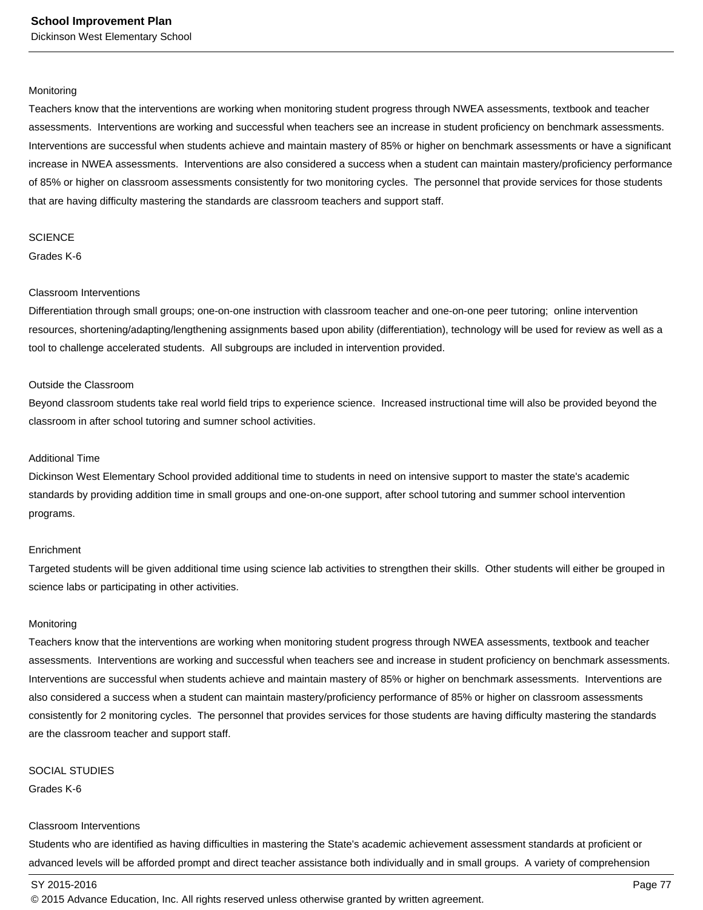Monitoring

Teachers know that the interventions are working when monitoring student progress through NWEA assessments, textbook and teacher assessments. Interventions are working and successful when teachers see an increase in student proficiency on benchmark assessments. Interventions are successful when students achieve and maintain mastery of 85% or higher on benchmark assessments or have a significant increase in NWEA assessments. Interventions are also considered a success when a student can maintain mastery/proficiency performance of 85% or higher on classroom assessments consistently for two monitoring cycles. The personnel that provide services for those students that are having difficulty mastering the standards are classroom teachers and support staff.

SCIENCE

Grades K-6

Classroom Interventions

Differentiation through small groups; one-on-one instruction with classroom teacher and one-on-one peer tutoring; online intervention resources, shortening/adapting/lengthening assignments based upon ability (differentiation), technology will be used for review as well as a tool to challenge accelerated students. All subgroups are included in intervention provided.

Outside the Classroom

Beyond classroom students take real world field trips to experience science. Increased instructional time will also be provided beyond the classroom in after school tutoring and sumner school activities.

Additional Time

Dickinson West Elementary School provided additional time to students in need on intensive support to master the state's academic standards by providing addition time in small groups and one-on-one support, after school tutoring and summer school intervention programs.

Enrichment

Targeted students will be given additional time using science lab activities to strengthen their skills. Other students will either be grouped in science labs or participating in other activities.

Monitoring

Teachers know that the interventions are working when monitoring student progress through NWEA assessments, textbook and teacher assessments. Interventions are working and successful when teachers see and increase in student proficiency on benchmark assessments. Interventions are successful when students achieve and maintain mastery of 85% or higher on benchmark assessments. Interventions are also considered a success when a student can maintain mastery/proficiency performance of 85% or higher on classroom assessments consistently for 2 monitoring cycles. The personnel that provides services for those students are having difficulty mastering the standards are the classroom teacher and support staff.

SOCIAL STUDIES

Grades K-6

Classroom Interventions

Students who are identified as having difficulties in mastering the State's academic achievement assessment standards at proficient or advanced levels will be afforded prompt and direct teacher assistance both individually and in small groups. A variety of comprehension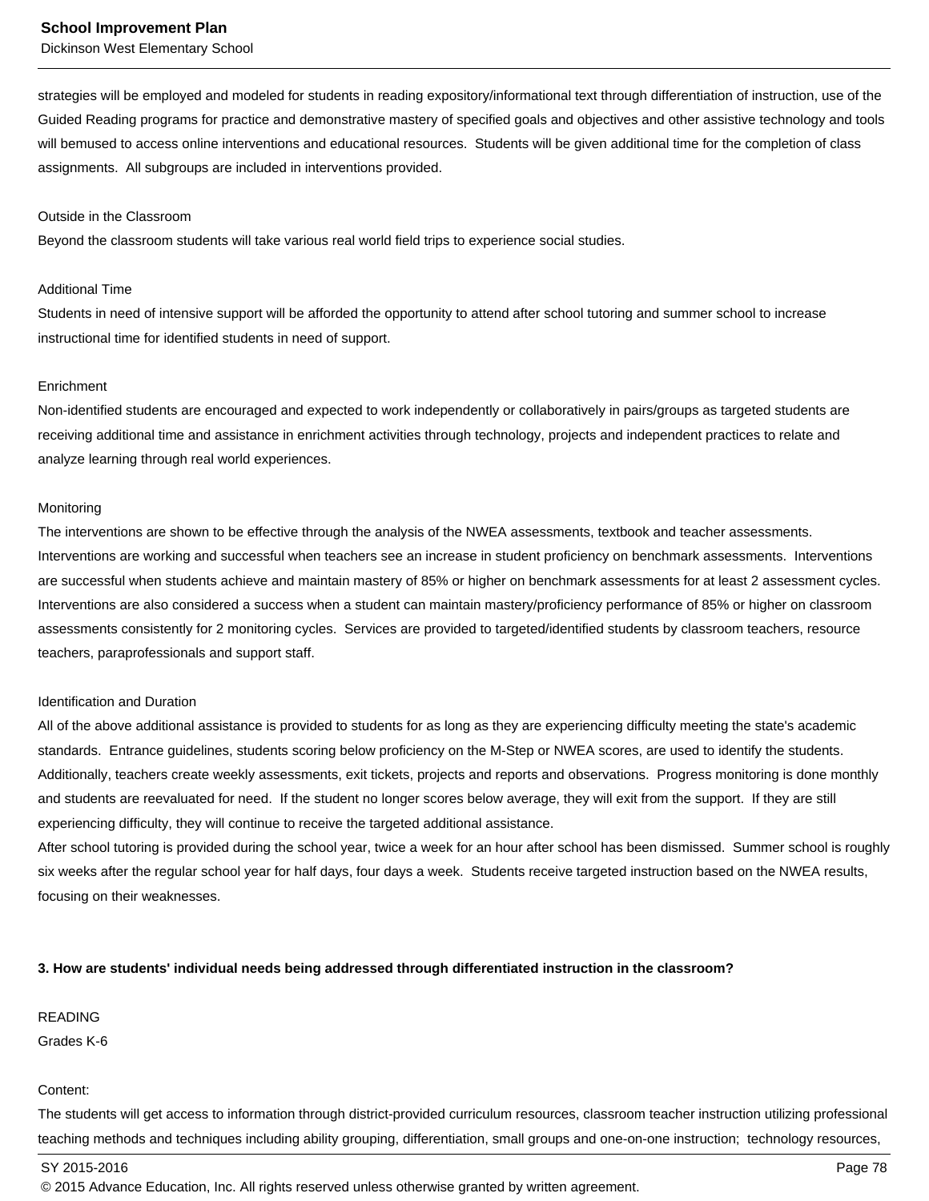strategies will be employed and modeled for students in reading expository/informational text through differentiation of instruction, use of the Guided Reading programs for practice and demonstrative mastery of specified goals and objectives and other assistive technology and tools will bemused to access online interventions and educational resources. Students will be given additional time for the completion of class assignments. All subgroups are included in interventions provided.

Outside in the Classroom
Beyond the classroom students will take various real world field trips to experience social studies.

Additional Time
Students in need of intensive support will be afforded the opportunity to attend after school tutoring and summer school to increase instructional time for identified students in need of support.

Enrichment
Non-identified students are encouraged and expected to work independently or collaboratively in pairs/groups as targeted students are receiving additional time and assistance in enrichment activities through technology, projects and independent practices to relate and analyze learning through real world experiences.

Monitoring
The interventions are shown to be effective through the analysis of the NWEA assessments, textbook and teacher assessments. Interventions are working and successful when teachers see an increase in student proficiency on benchmark assessments. Interventions are successful when students achieve and maintain mastery of 85% or higher on benchmark assessments for at least 2 assessment cycles. Interventions are also considered a success when a student can maintain mastery/proficiency performance of 85% or higher on classroom assessments consistently for 2 monitoring cycles. Services are provided to targeted/identified students by classroom teachers, resource teachers, paraprofessionals and support staff.

Identification and Duration
All of the above additional assistance is provided to students for as long as they are experiencing difficulty meeting the state's academic standards. Entrance guidelines, students scoring below proficiency on the M-Step or NWEA scores, are used to identify the students. Additionally, teachers create weekly assessments, exit tickets, projects and reports and observations. Progress monitoring is done monthly and students are reevaluated for need. If the student no longer scores below average, they will exit from the support. If they are still experiencing difficulty, they will continue to receive the targeted additional assistance.
After school tutoring is provided during the school year, twice a week for an hour after school has been dismissed. Summer school is roughly six weeks after the regular school year for half days, four days a week. Students receive targeted instruction based on the NWEA results, focusing on their weaknesses.

**3. How are students' individual needs being addressed through differentiated instruction in the classroom?**

READING
Grades K-6

Content:
The students will get access to information through district-provided curriculum resources, classroom teacher instruction utilizing professional teaching methods and techniques including ability grouping, differentiation, small groups and one-on-one instruction; technology resources,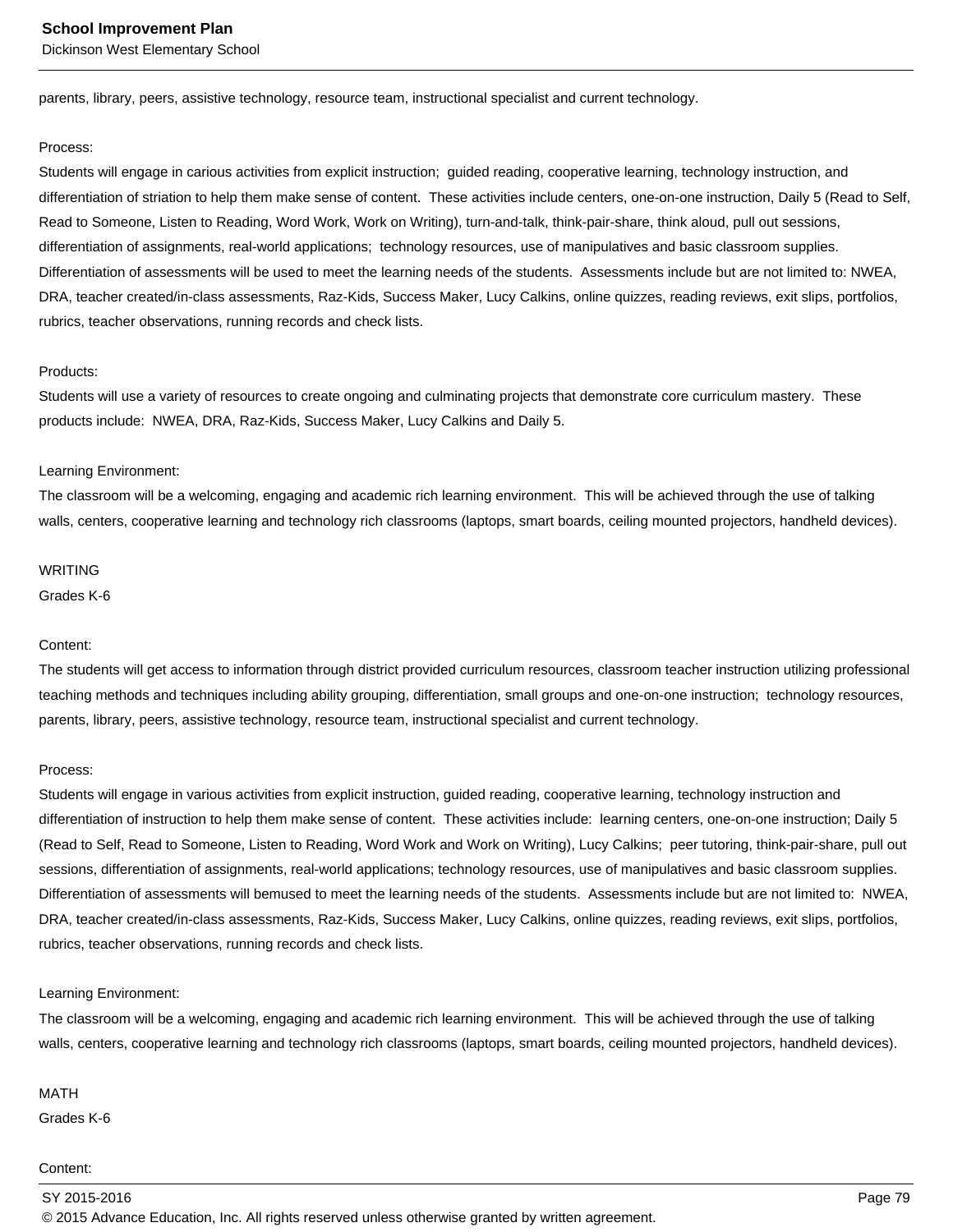parents, library, peers, assistive technology, resource team, instructional specialist and current technology.

Process:
Students will engage in carious activities from explicit instruction; guided reading, cooperative learning, technology instruction, and differentiation of striation to help them make sense of content. These activities include centers, one-on-one instruction, Daily 5 (Read to Self, Read to Someone, Listen to Reading, Word Work, Work on Writing), turn-and-talk, think-pair-share, think aloud, pull out sessions, differentiation of assignments, real-world applications; technology resources, use of manipulatives and basic classroom supplies. Differentiation of assessments will be used to meet the learning needs of the students. Assessments include but are not limited to: NWEA, DRA, teacher created/in-class assessments, Raz-Kids, Success Maker, Lucy Calkins, online quizzes, reading reviews, exit slips, portfolios, rubrics, teacher observations, running records and check lists.

Products:
Students will use a variety of resources to create ongoing and culminating projects that demonstrate core curriculum mastery. These products include: NWEA, DRA, Raz-Kids, Success Maker, Lucy Calkins and Daily 5.

Learning Environment:
The classroom will be a welcoming, engaging and academic rich learning environment. This will be achieved through the use of talking walls, centers, cooperative learning and technology rich classrooms (laptops, smart boards, ceiling mounted projectors, handheld devices).

WRITING
Grades K-6

Content:
The students will get access to information through district provided curriculum resources, classroom teacher instruction utilizing professional teaching methods and techniques including ability grouping, differentiation, small groups and one-on-one instruction; technology resources, parents, library, peers, assistive technology, resource team, instructional specialist and current technology.

Process:
Students will engage in various activities from explicit instruction, guided reading, cooperative learning, technology instruction and differentiation of instruction to help them make sense of content. These activities include: learning centers, one-on-one instruction; Daily 5 (Read to Self, Read to Someone, Listen to Reading, Word Work and Work on Writing), Lucy Calkins; peer tutoring, think-pair-share, pull out sessions, differentiation of assignments, real-world applications; technology resources, use of manipulatives and basic classroom supplies. Differentiation of assessments will bemused to meet the learning needs of the students. Assessments include but are not limited to: NWEA, DRA, teacher created/in-class assessments, Raz-Kids, Success Maker, Lucy Calkins, online quizzes, reading reviews, exit slips, portfolios, rubrics, teacher observations, running records and check lists.

Learning Environment:
The classroom will be a welcoming, engaging and academic rich learning environment. This will be achieved through the use of talking walls, centers, cooperative learning and technology rich classrooms (laptops, smart boards, ceiling mounted projectors, handheld devices).

MATH
Grades K-6

Content: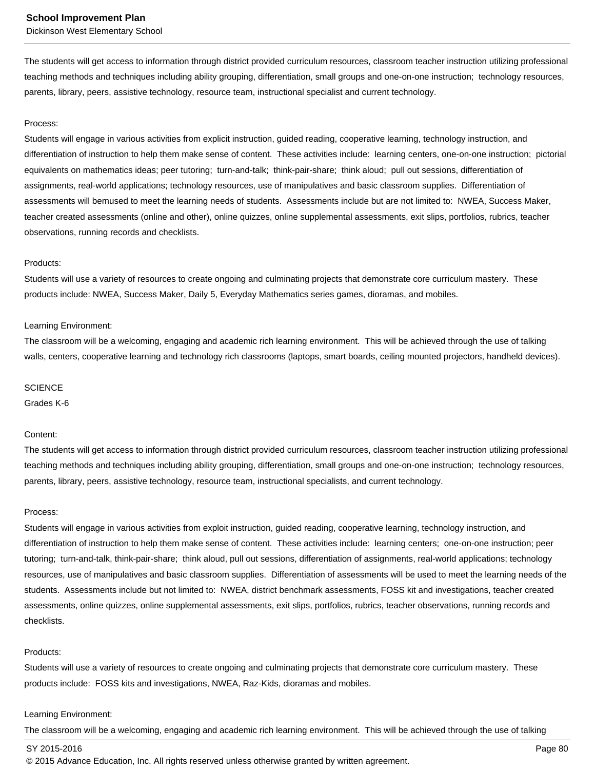The students will get access to information through district provided curriculum resources, classroom teacher instruction utilizing professional teaching methods and techniques including ability grouping, differentiation, small groups and one-on-one instruction; technology resources, parents, library, peers, assistive technology, resource team, instructional specialist and current technology.

Process:
Students will engage in various activities from explicit instruction, guided reading, cooperative learning, technology instruction, and differentiation of instruction to help them make sense of content. These activities include: learning centers, one-on-one instruction; pictorial equivalents on mathematics ideas; peer tutoring; turn-and-talk; think-pair-share; think aloud; pull out sessions, differentiation of assignments, real-world applications; technology resources, use of manipulatives and basic classroom supplies. Differentiation of assessments will bemused to meet the learning needs of students. Assessments include but are not limited to: NWEA, Success Maker, teacher created assessments (online and other), online quizzes, online supplemental assessments, exit slips, portfolios, rubrics, teacher observations, running records and checklists.

Products:
Students will use a variety of resources to create ongoing and culminating projects that demonstrate core curriculum mastery. These products include: NWEA, Success Maker, Daily 5, Everyday Mathematics series games, dioramas, and mobiles.

Learning Environment:
The classroom will be a welcoming, engaging and academic rich learning environment. This will be achieved through the use of talking walls, centers, cooperative learning and technology rich classrooms (laptops, smart boards, ceiling mounted projectors, handheld devices).

SCIENCE
Grades K-6

Content:
The students will get access to information through district provided curriculum resources, classroom teacher instruction utilizing professional teaching methods and techniques including ability grouping, differentiation, small groups and one-on-one instruction; technology resources, parents, library, peers, assistive technology, resource team, instructional specialists, and current technology.

Process:
Students will engage in various activities from exploit instruction, guided reading, cooperative learning, technology instruction, and differentiation of instruction to help them make sense of content. These activities include: learning centers; one-on-one instruction; peer tutoring; turn-and-talk, think-pair-share; think aloud, pull out sessions, differentiation of assignments, real-world applications; technology resources, use of manipulatives and basic classroom supplies. Differentiation of assessments will be used to meet the learning needs of the students. Assessments include but not limited to: NWEA, district benchmark assessments, FOSS kit and investigations, teacher created assessments, online quizzes, online supplemental assessments, exit slips, portfolios, rubrics, teacher observations, running records and checklists.

Products:
Students will use a variety of resources to create ongoing and culminating projects that demonstrate core curriculum mastery. These products include: FOSS kits and investigations, NWEA, Raz-Kids, dioramas and mobiles.

Learning Environment:
The classroom will be a welcoming, engaging and academic rich learning environment. This will be achieved through the use of talking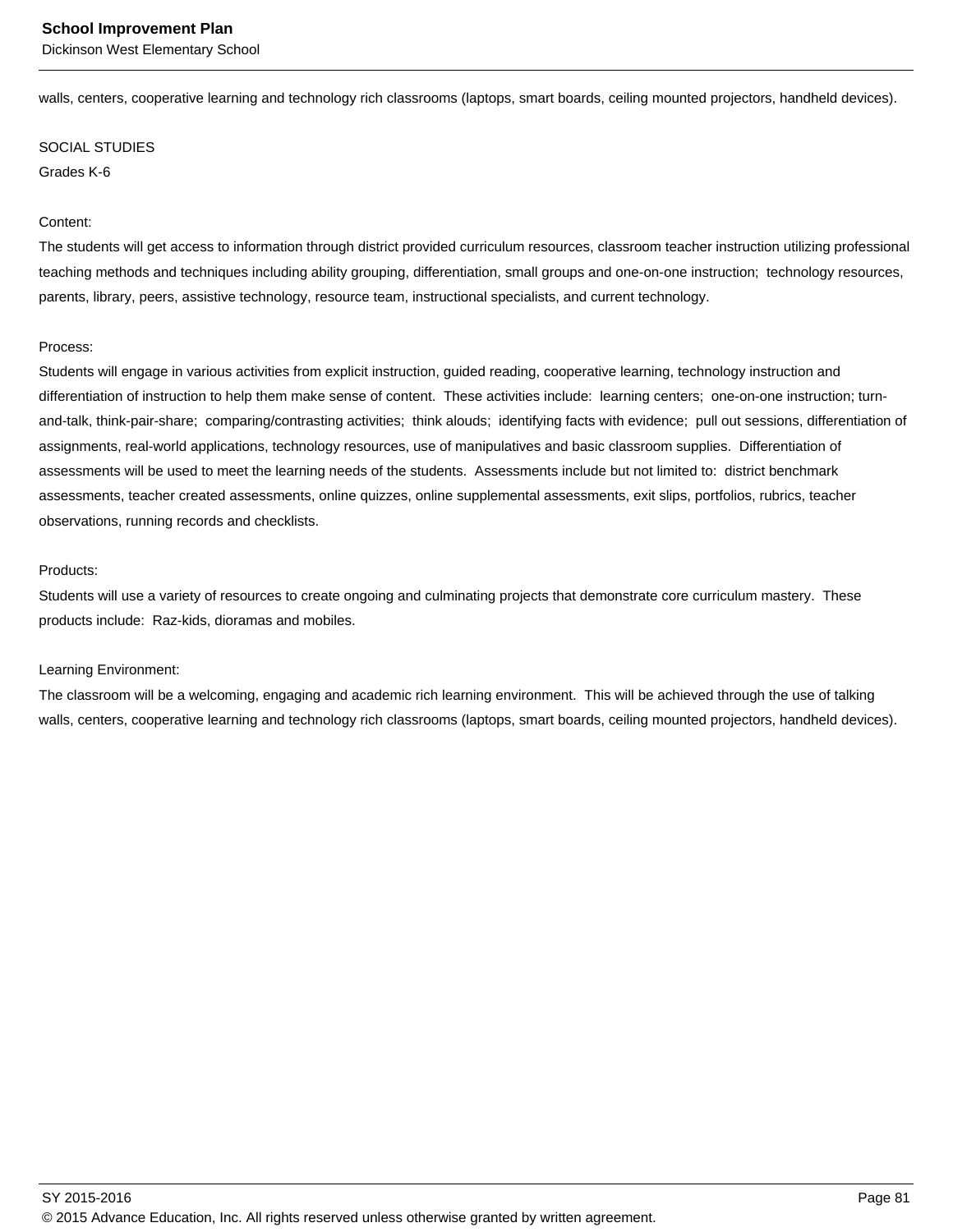walls, centers, cooperative learning and technology rich classrooms (laptops, smart boards, ceiling mounted projectors, handheld devices).

SOCIAL STUDIES

Grades K-6

Content:

The students will get access to information through district provided curriculum resources, classroom teacher instruction utilizing professional teaching methods and techniques including ability grouping, differentiation, small groups and one-on-one instruction;  technology resources, parents, library, peers, assistive technology, resource team, instructional specialists, and current technology.

Process:

Students will engage in various activities from explicit instruction, guided reading, cooperative learning, technology instruction and differentiation of instruction to help them make sense of content.  These activities include:  learning centers;  one-on-one instruction; turn-and-talk, think-pair-share;  comparing/contrasting activities;  think alouds;  identifying facts with evidence;  pull out sessions, differentiation of assignments, real-world applications, technology resources, use of manipulatives and basic classroom supplies.  Differentiation of assessments will be used to meet the learning needs of the students.  Assessments include but not limited to:  district benchmark assessments, teacher created assessments, online quizzes, online supplemental assessments, exit slips, portfolios, rubrics, teacher observations, running records and checklists.

Products:

Students will use a variety of resources to create ongoing and culminating projects that demonstrate core curriculum mastery.  These products include:  Raz-kids, dioramas and mobiles.

Learning Environment:

The classroom will be a welcoming, engaging and academic rich learning environment.  This will be achieved through the use of talking walls, centers, cooperative learning and technology rich classrooms (laptops, smart boards, ceiling mounted projectors, handheld devices).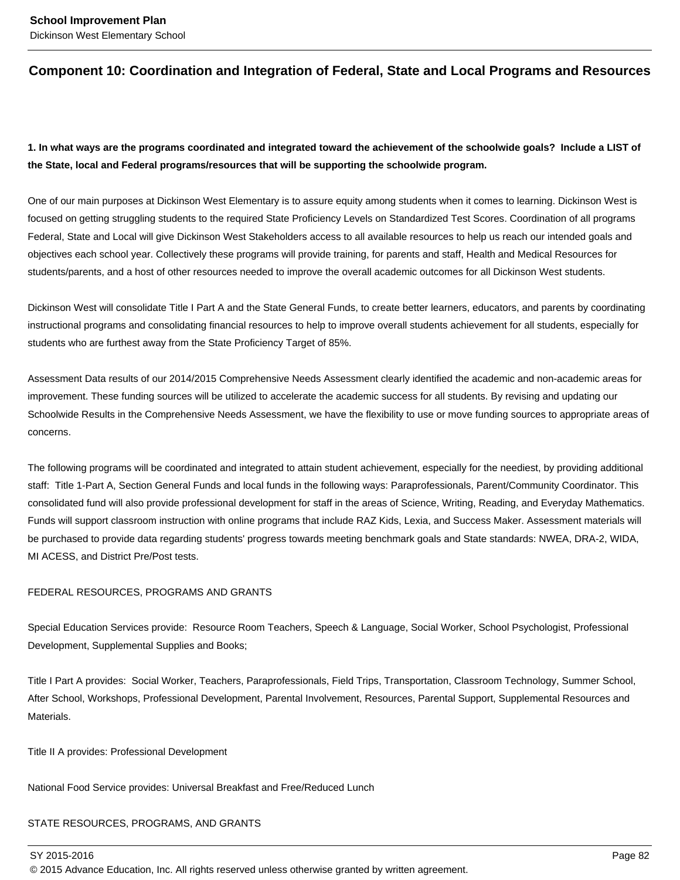## Component 10: Coordination and Integration of Federal, State and Local Programs and Resources

**1. In what ways are the programs coordinated and integrated toward the achievement of the schoolwide goals? Include a LIST of the State, local and Federal programs/resources that will be supporting the schoolwide program.**

One of our main purposes at Dickinson West Elementary is to assure equity among students when it comes to learning. Dickinson West is focused on getting struggling students to the required State Proficiency Levels on Standardized Test Scores. Coordination of all programs Federal, State and Local will give Dickinson West Stakeholders access to all available resources to help us reach our intended goals and objectives each school year. Collectively these programs will provide training, for parents and staff, Health and Medical Resources for students/parents, and a host of other resources needed to improve the overall academic outcomes for all Dickinson West students.

Dickinson West will consolidate Title I Part A and the State General Funds, to create better learners, educators, and parents by coordinating instructional programs and consolidating financial resources to help to improve overall students achievement for all students, especially for students who are furthest away from the State Proficiency Target of 85%.

Assessment Data results of our 2014/2015 Comprehensive Needs Assessment clearly identified the academic and non-academic areas for improvement. These funding sources will be utilized to accelerate the academic success for all students. By revising and updating our Schoolwide Results in the Comprehensive Needs Assessment, we have the flexibility to use or move funding sources to appropriate areas of concerns.

The following programs will be coordinated and integrated to attain student achievement, especially for the neediest, by providing additional staff: Title 1-Part A, Section General Funds and local funds in the following ways: Paraprofessionals, Parent/Community Coordinator. This consolidated fund will also provide professional development for staff in the areas of Science, Writing, Reading, and Everyday Mathematics. Funds will support classroom instruction with online programs that include RAZ Kids, Lexia, and Success Maker. Assessment materials will be purchased to provide data regarding students' progress towards meeting benchmark goals and State standards: NWEA, DRA-2, WIDA, MI ACESS, and District Pre/Post tests.

FEDERAL RESOURCES, PROGRAMS AND GRANTS

Special Education Services provide: Resource Room Teachers, Speech & Language, Social Worker, School Psychologist, Professional Development, Supplemental Supplies and Books;

Title I Part A provides: Social Worker, Teachers, Paraprofessionals, Field Trips, Transportation, Classroom Technology, Summer School, After School, Workshops, Professional Development, Parental Involvement, Resources, Parental Support, Supplemental Resources and Materials.

Title II A provides: Professional Development

National Food Service provides: Universal Breakfast and Free/Reduced Lunch

STATE RESOURCES, PROGRAMS, AND GRANTS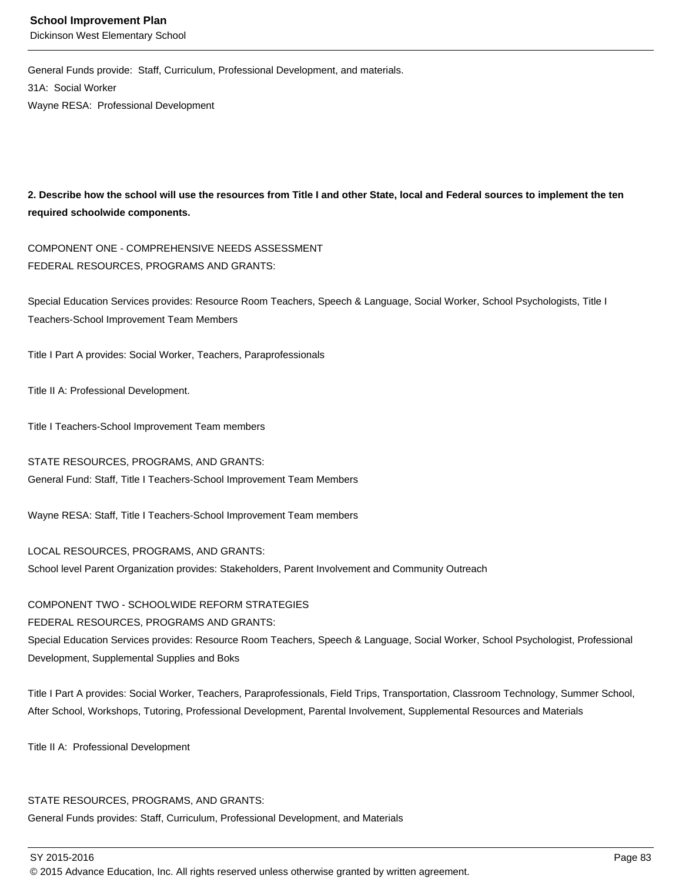General Funds provide: Staff, Curriculum, Professional Development, and materials.
31A: Social Worker
Wayne RESA: Professional Development

**2. Describe how the school will use the resources from Title I and other State, local and Federal sources to implement the ten required schoolwide components.**

COMPONENT ONE - COMPREHENSIVE NEEDS ASSESSMENT
FEDERAL RESOURCES, PROGRAMS AND GRANTS:

Special Education Services provides: Resource Room Teachers, Speech & Language, Social Worker, School Psychologists, Title I Teachers-School Improvement Team Members

Title I Part A provides: Social Worker, Teachers, Paraprofessionals

Title II A: Professional Development.

Title I Teachers-School Improvement Team members

STATE RESOURCES, PROGRAMS, AND GRANTS:
General Fund: Staff, Title I Teachers-School Improvement Team Members

Wayne RESA: Staff, Title I Teachers-School Improvement Team members

LOCAL RESOURCES, PROGRAMS, AND GRANTS:
School level Parent Organization provides: Stakeholders, Parent Involvement and Community Outreach

COMPONENT TWO - SCHOOLWIDE REFORM STRATEGIES
FEDERAL RESOURCES, PROGRAMS AND GRANTS:
Special Education Services provides: Resource Room Teachers, Speech & Language, Social Worker, School Psychologist, Professional Development, Supplemental Supplies and Boks

Title I Part A provides: Social Worker, Teachers, Paraprofessionals, Field Trips, Transportation, Classroom Technology, Summer School, After School, Workshops, Tutoring, Professional Development, Parental Involvement, Supplemental Resources and Materials

Title II A: Professional Development

STATE RESOURCES, PROGRAMS, AND GRANTS:
General Funds provides: Staff, Curriculum, Professional Development, and Materials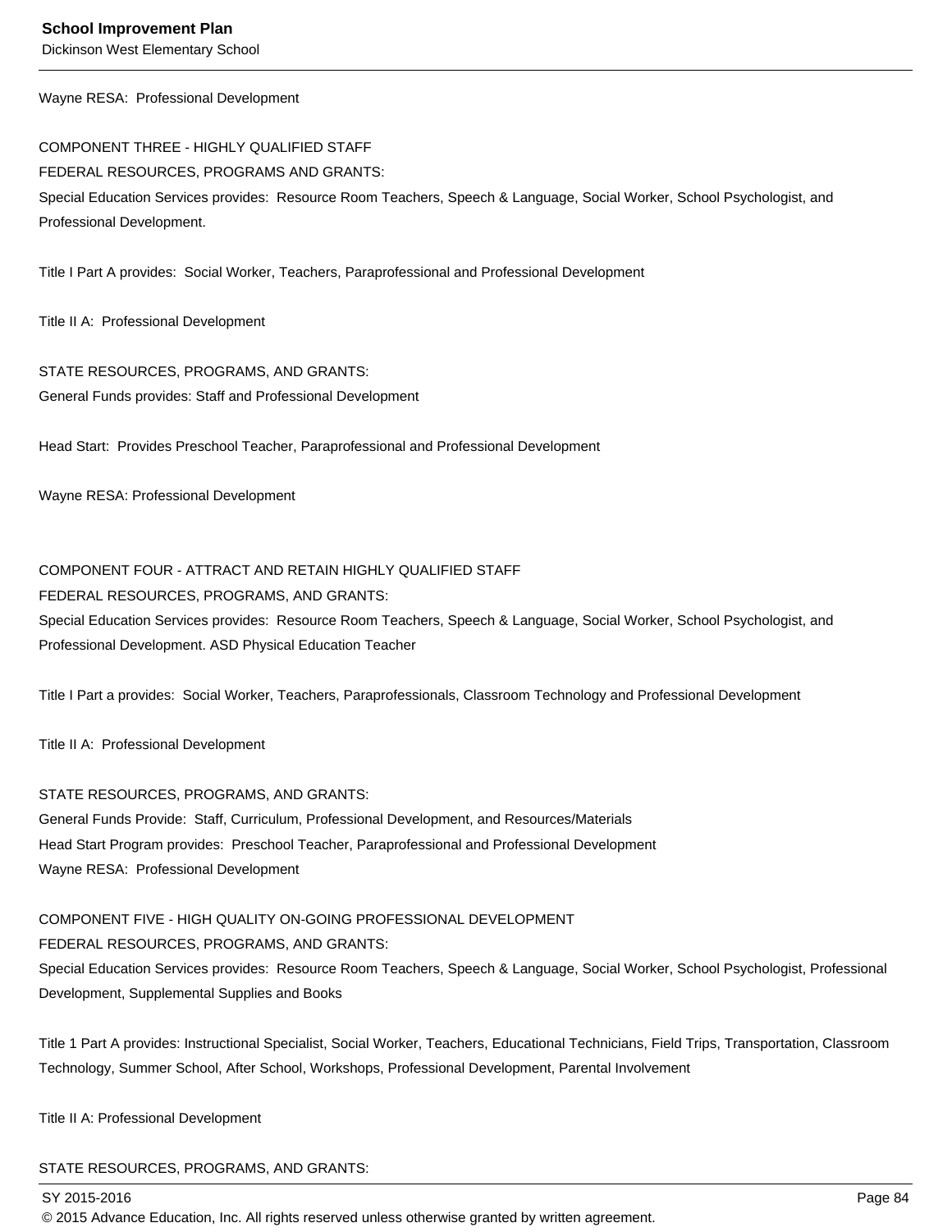Wayne RESA:  Professional Development

COMPONENT THREE - HIGHLY QUALIFIED STAFF

FEDERAL RESOURCES, PROGRAMS AND GRANTS:

Special Education Services provides:  Resource Room Teachers, Speech & Language, Social Worker, School Psychologist, and Professional Development.

Title I Part A provides:  Social Worker, Teachers, Paraprofessional and Professional Development

Title II A:  Professional Development

STATE RESOURCES, PROGRAMS, AND GRANTS:

General Funds provides: Staff and Professional Development

Head Start:  Provides Preschool Teacher, Paraprofessional and Professional Development

Wayne RESA: Professional Development

COMPONENT FOUR - ATTRACT AND RETAIN HIGHLY QUALIFIED STAFF

FEDERAL RESOURCES, PROGRAMS, AND GRANTS:

Special Education Services provides:  Resource Room Teachers, Speech & Language, Social Worker, School Psychologist, and Professional Development. ASD Physical Education Teacher

Title I Part a provides:  Social Worker, Teachers, Paraprofessionals, Classroom Technology and Professional Development

Title II A:  Professional Development

STATE RESOURCES, PROGRAMS, AND GRANTS:

General Funds Provide:  Staff, Curriculum, Professional Development, and Resources/Materials

Head Start Program provides:  Preschool Teacher, Paraprofessional and Professional Development

Wayne RESA:  Professional Development

COMPONENT FIVE - HIGH QUALITY ON-GOING PROFESSIONAL DEVELOPMENT

FEDERAL RESOURCES, PROGRAMS, AND GRANTS:

Special Education Services provides:  Resource Room Teachers, Speech & Language, Social Worker, School Psychologist, Professional Development, Supplemental Supplies and Books

Title 1 Part A provides: Instructional Specialist, Social Worker, Teachers, Educational Technicians, Field Trips, Transportation, Classroom Technology, Summer School, After School, Workshops, Professional Development, Parental Involvement

Title II A: Professional Development

STATE RESOURCES, PROGRAMS, AND GRANTS: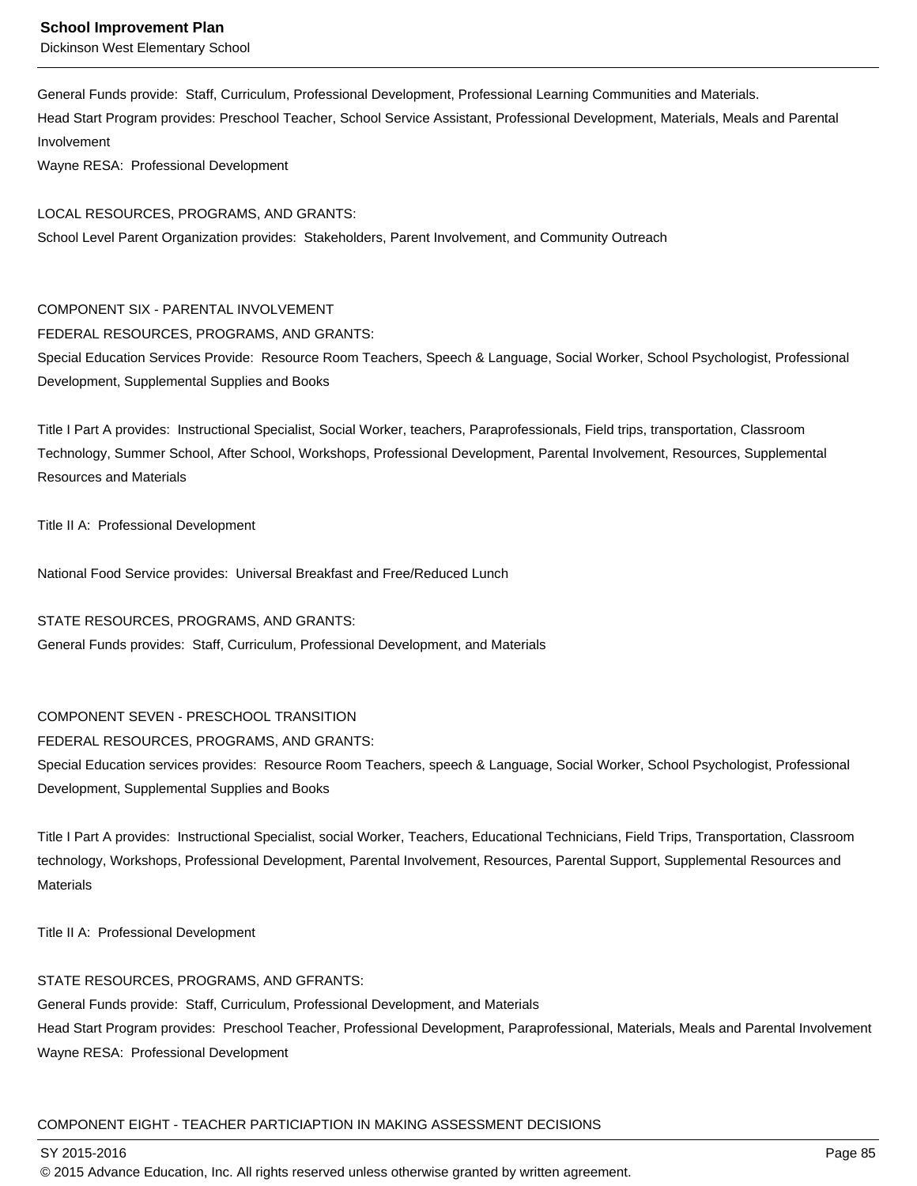General Funds provide: Staff, Curriculum, Professional Development, Professional Learning Communities and Materials.
Head Start Program provides: Preschool Teacher, School Service Assistant, Professional Development, Materials, Meals and Parental Involvement
Wayne RESA: Professional Development

LOCAL RESOURCES, PROGRAMS, AND GRANTS:
School Level Parent Organization provides: Stakeholders, Parent Involvement, and Community Outreach

COMPONENT SIX - PARENTAL INVOLVEMENT
FEDERAL RESOURCES, PROGRAMS, AND GRANTS:
Special Education Services Provide: Resource Room Teachers, Speech & Language, Social Worker, School Psychologist, Professional Development, Supplemental Supplies and Books

Title I Part A provides: Instructional Specialist, Social Worker, teachers, Paraprofessionals, Field trips, transportation, Classroom Technology, Summer School, After School, Workshops, Professional Development, Parental Involvement, Resources, Supplemental Resources and Materials

Title II A: Professional Development

National Food Service provides: Universal Breakfast and Free/Reduced Lunch

STATE RESOURCES, PROGRAMS, AND GRANTS:
General Funds provides: Staff, Curriculum, Professional Development, and Materials

COMPONENT SEVEN - PRESCHOOL TRANSITION
FEDERAL RESOURCES, PROGRAMS, AND GRANTS:
Special Education services provides: Resource Room Teachers, speech & Language, Social Worker, School Psychologist, Professional Development, Supplemental Supplies and Books

Title I Part A provides: Instructional Specialist, social Worker, Teachers, Educational Technicians, Field Trips, Transportation, Classroom technology, Workshops, Professional Development, Parental Involvement, Resources, Parental Support, Supplemental Resources and Materials

Title II A: Professional Development

STATE RESOURCES, PROGRAMS, AND GFRANTS:
General Funds provide: Staff, Curriculum, Professional Development, and Materials
Head Start Program provides: Preschool Teacher, Professional Development, Paraprofessional, Materials, Meals and Parental Involvement
Wayne RESA: Professional Development

COMPONENT EIGHT - TEACHER PARTICIAPTION IN MAKING ASSESSMENT DECISIONS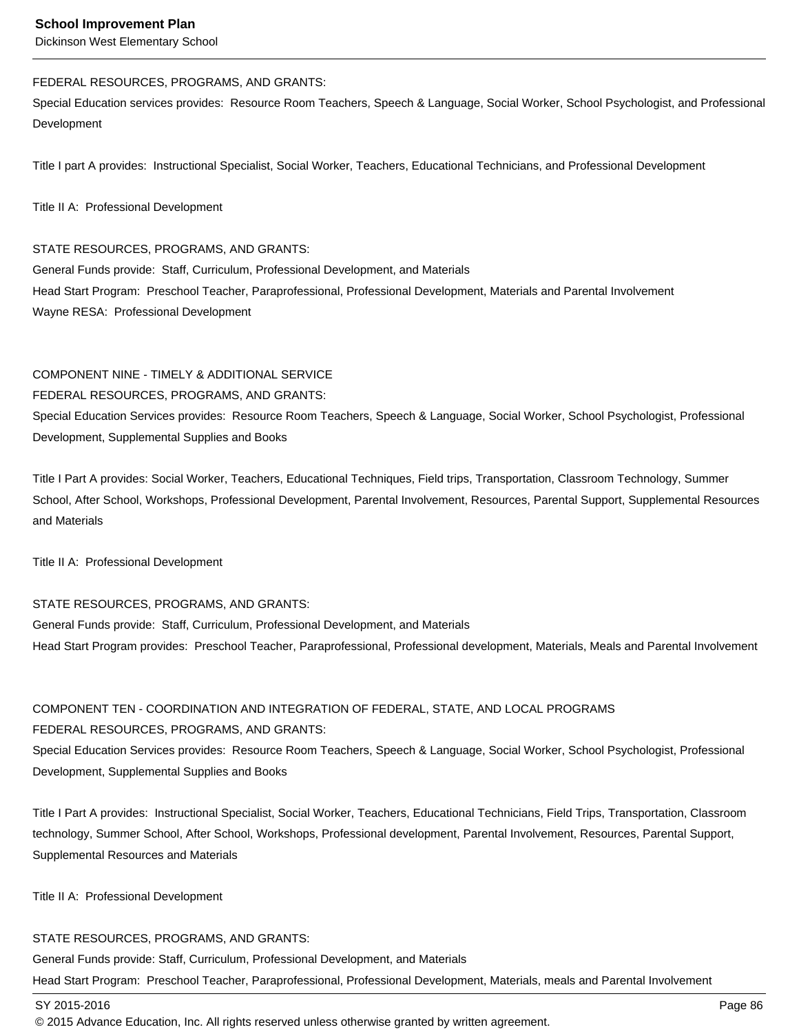FEDERAL RESOURCES, PROGRAMS, AND GRANTS:

Special Education services provides:  Resource Room Teachers, Speech & Language, Social Worker, School Psychologist, and Professional Development

Title I part A provides:  Instructional Specialist, Social Worker, Teachers, Educational Technicians, and Professional Development

Title II A:  Professional Development

STATE RESOURCES, PROGRAMS, AND GRANTS:

General Funds provide:  Staff, Curriculum, Professional Development, and Materials

Head Start Program:  Preschool Teacher, Paraprofessional, Professional Development, Materials and Parental Involvement

Wayne RESA:  Professional Development

COMPONENT NINE - TIMELY & ADDITIONAL SERVICE

FEDERAL RESOURCES, PROGRAMS, AND GRANTS:

Special Education Services provides:  Resource Room Teachers, Speech & Language, Social Worker, School Psychologist, Professional Development, Supplemental Supplies and Books

Title I Part A provides: Social Worker, Teachers, Educational Techniques, Field trips, Transportation, Classroom Technology, Summer School, After School, Workshops, Professional Development, Parental Involvement, Resources, Parental Support, Supplemental Resources and Materials

Title II A:  Professional Development

STATE RESOURCES, PROGRAMS, AND GRANTS:

General Funds provide:  Staff, Curriculum, Professional Development, and Materials

Head Start Program provides:  Preschool Teacher, Paraprofessional, Professional development, Materials, Meals and Parental Involvement

COMPONENT TEN - COORDINATION AND INTEGRATION OF FEDERAL, STATE, AND LOCAL PROGRAMS

FEDERAL RESOURCES, PROGRAMS, AND GRANTS:

Special Education Services provides:  Resource Room Teachers, Speech & Language, Social Worker, School Psychologist, Professional Development, Supplemental Supplies and Books

Title I Part A provides:  Instructional Specialist, Social Worker, Teachers, Educational Technicians, Field Trips, Transportation, Classroom technology, Summer School, After School, Workshops, Professional development, Parental Involvement, Resources, Parental Support, Supplemental Resources and Materials

Title II A:  Professional Development

STATE RESOURCES, PROGRAMS, AND GRANTS:

General Funds provide: Staff, Curriculum, Professional Development, and Materials

Head Start Program:  Preschool Teacher, Paraprofessional, Professional Development, Materials, meals and Parental Involvement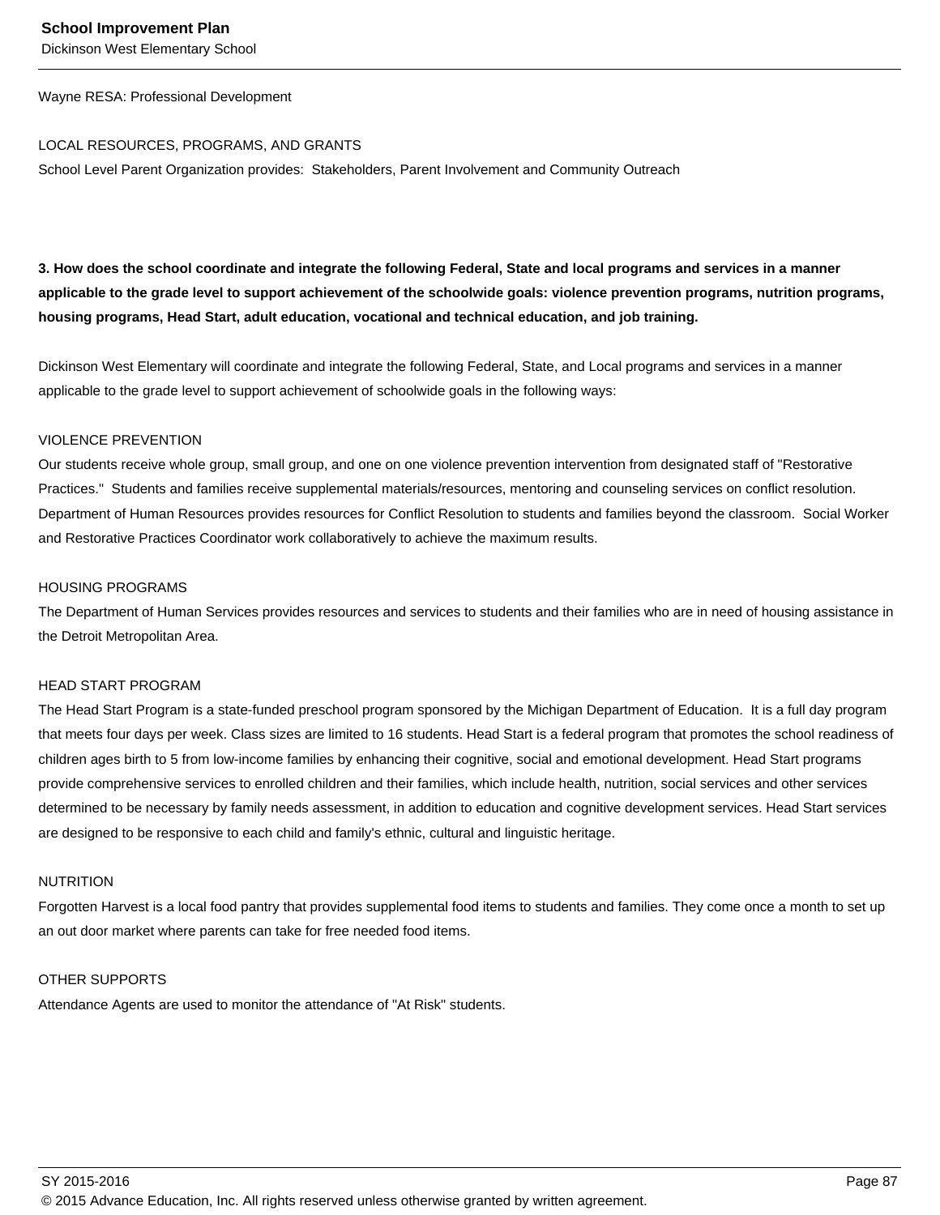Wayne RESA: Professional Development

LOCAL RESOURCES, PROGRAMS, AND GRANTS
School Level Parent Organization provides:  Stakeholders, Parent Involvement and Community Outreach

**3. How does the school coordinate and integrate the following Federal, State and local programs and services in a manner applicable to the grade level to support achievement of the schoolwide goals: violence prevention programs, nutrition programs, housing programs, Head Start, adult education, vocational and technical education, and job training.**

Dickinson West Elementary will coordinate and integrate the following Federal, State, and Local programs and services in a manner applicable to the grade level to support achievement of schoolwide goals in the following ways:

VIOLENCE PREVENTION
Our students receive whole group, small group, and one on one violence prevention intervention from designated staff of "Restorative Practices."  Students and families receive supplemental materials/resources, mentoring and counseling services on conflict resolution. Department of Human Resources provides resources for Conflict Resolution to students and families beyond the classroom.  Social Worker and Restorative Practices Coordinator work collaboratively to achieve the maximum results.

HOUSING PROGRAMS
The Department of Human Services provides resources and services to students and their families who are in need of housing assistance in the Detroit Metropolitan Area.

HEAD START PROGRAM
The Head Start Program is a state-funded preschool program sponsored by the Michigan Department of Education.  It is a full day program that meets four days per week. Class sizes are limited to 16 students. Head Start is a federal program that promotes the school readiness of children ages birth to 5 from low-income families by enhancing their cognitive, social and emotional development. Head Start programs provide comprehensive services to enrolled children and their families, which include health, nutrition, social services and other services determined to be necessary by family needs assessment, in addition to education and cognitive development services. Head Start services are designed to be responsive to each child and family's ethnic, cultural and linguistic heritage.

NUTRITION
Forgotten Harvest is a local food pantry that provides supplemental food items to students and families. They come once a month to set up an out door market where parents can take for free needed food items.

OTHER SUPPORTS
Attendance Agents are used to monitor the attendance of "At Risk" students.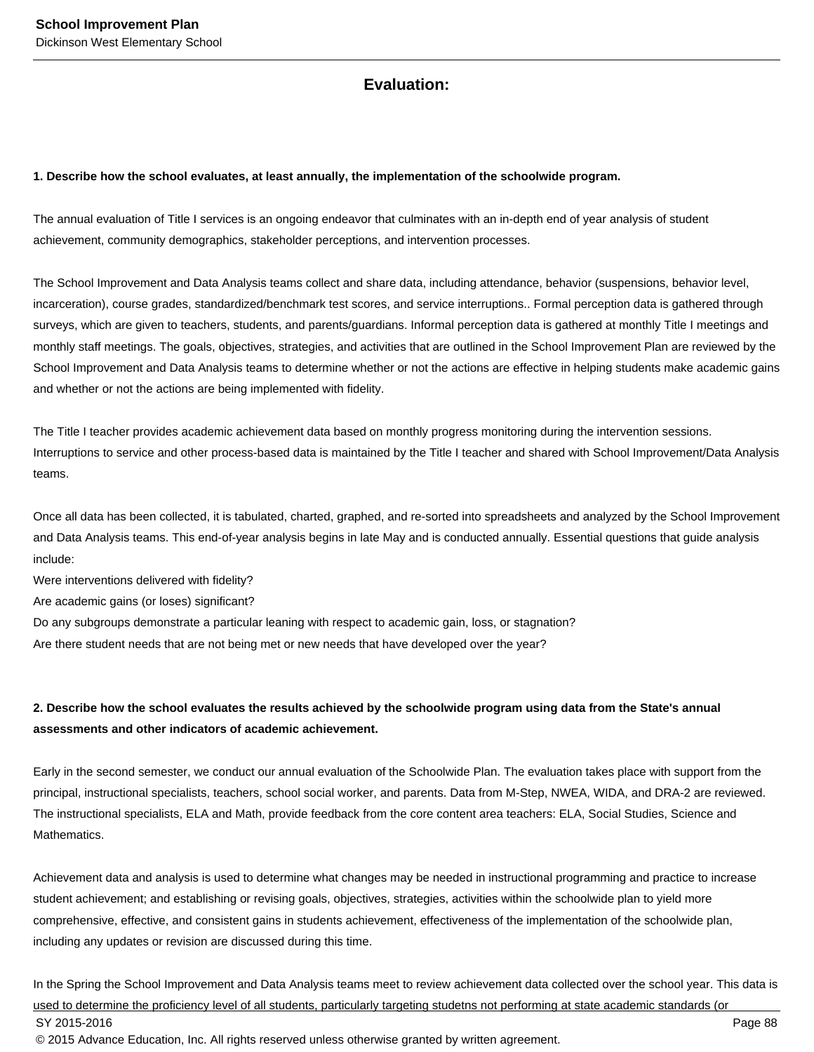## Evaluation:

**1. Describe how the school evaluates, at least annually, the implementation of the schoolwide program.**

The annual evaluation of Title I services is an ongoing endeavor that culminates with an in-depth end of year analysis of student achievement, community demographics, stakeholder perceptions, and intervention processes.

The School Improvement and Data Analysis teams collect and share data, including attendance, behavior (suspensions, behavior level, incarceration), course grades, standardized/benchmark test scores, and service interruptions.. Formal perception data is gathered through surveys, which are given to teachers, students, and parents/guardians. Informal perception data is gathered at monthly Title I meetings and monthly staff meetings. The goals, objectives, strategies, and activities that are outlined in the School Improvement Plan are reviewed by the School Improvement and Data Analysis teams to determine whether or not the actions are effective in helping students make academic gains and whether or not the actions are being implemented with fidelity.

The Title I teacher provides academic achievement data based on monthly progress monitoring during the intervention sessions. Interruptions to service and other process-based data is maintained by the Title I teacher and shared with School Improvement/Data Analysis teams.

Once all data has been collected, it is tabulated, charted, graphed, and re-sorted into spreadsheets and analyzed by the School Improvement and Data Analysis teams. This end-of-year analysis begins in late May and is conducted annually. Essential questions that guide analysis include:
Were interventions delivered with fidelity?
Are academic gains (or loses) significant?
Do any subgroups demonstrate a particular leaning with respect to academic gain, loss, or stagnation?
Are there student needs that are not being met or new needs that have developed over the year?

**2. Describe how the school evaluates the results achieved by the schoolwide program using data from the State's annual assessments and other indicators of academic achievement.**

Early in the second semester, we conduct our annual evaluation of the Schoolwide Plan. The evaluation takes place with support from the principal, instructional specialists, teachers, school social worker, and parents. Data from M-Step, NWEA, WIDA, and DRA-2 are reviewed. The instructional specialists, ELA and Math, provide feedback from the core content area teachers: ELA, Social Studies, Science and Mathematics.

Achievement data and analysis is used to determine what changes may be needed in instructional programming and practice to increase student achievement; and establishing or revising goals, objectives, strategies, activities within the schoolwide plan to yield more comprehensive, effective, and consistent gains in students achievement, effectiveness of the implementation of the schoolwide plan, including any updates or revision are discussed during this time.

In the Spring the School Improvement and Data Analysis teams meet to review achievement data collected over the school year. This data is used to determine the proficiency level of all students, particularly targeting studetns not performing at state academic standards (or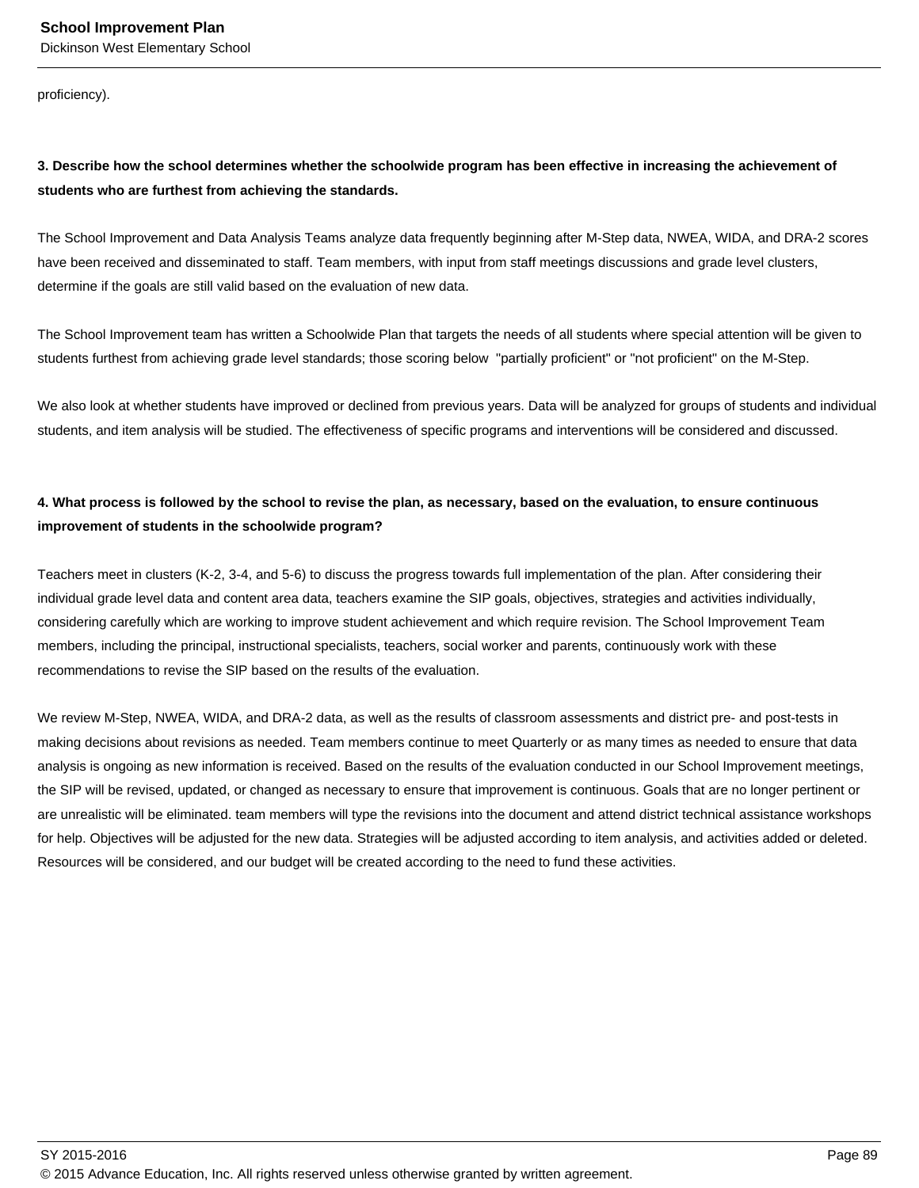proficiency).

**3. Describe how the school determines whether the schoolwide program has been effective in increasing the achievement of students who are furthest from achieving the standards.**

The School Improvement and Data Analysis Teams analyze data frequently beginning after M-Step data, NWEA, WIDA, and DRA-2 scores have been received and disseminated to staff. Team members, with input from staff meetings discussions and grade level clusters, determine if the goals are still valid based on the evaluation of new data.

The School Improvement team has written a Schoolwide Plan that targets the needs of all students where special attention will be given to students furthest from achieving grade level standards; those scoring below "partially proficient" or "not proficient" on the M-Step.

We also look at whether students have improved or declined from previous years. Data will be analyzed for groups of students and individual students, and item analysis will be studied. The effectiveness of specific programs and interventions will be considered and discussed.

**4. What process is followed by the school to revise the plan, as necessary, based on the evaluation, to ensure continuous improvement of students in the schoolwide program?**

Teachers meet in clusters (K-2, 3-4, and 5-6) to discuss the progress towards full implementation of the plan. After considering their individual grade level data and content area data, teachers examine the SIP goals, objectives, strategies and activities individually, considering carefully which are working to improve student achievement and which require revision. The School Improvement Team members, including the principal, instructional specialists, teachers, social worker and parents, continuously work with these recommendations to revise the SIP based on the results of the evaluation.

We review M-Step, NWEA, WIDA, and DRA-2 data, as well as the results of classroom assessments and district pre- and post-tests in making decisions about revisions as needed. Team members continue to meet Quarterly or as many times as needed to ensure that data analysis is ongoing as new information is received. Based on the results of the evaluation conducted in our School Improvement meetings, the SIP will be revised, updated, or changed as necessary to ensure that improvement is continuous. Goals that are no longer pertinent or are unrealistic will be eliminated. team members will type the revisions into the document and attend district technical assistance workshops for help. Objectives will be adjusted for the new data. Strategies will be adjusted according to item analysis, and activities added or deleted. Resources will be considered, and our budget will be created according to the need to fund these activities.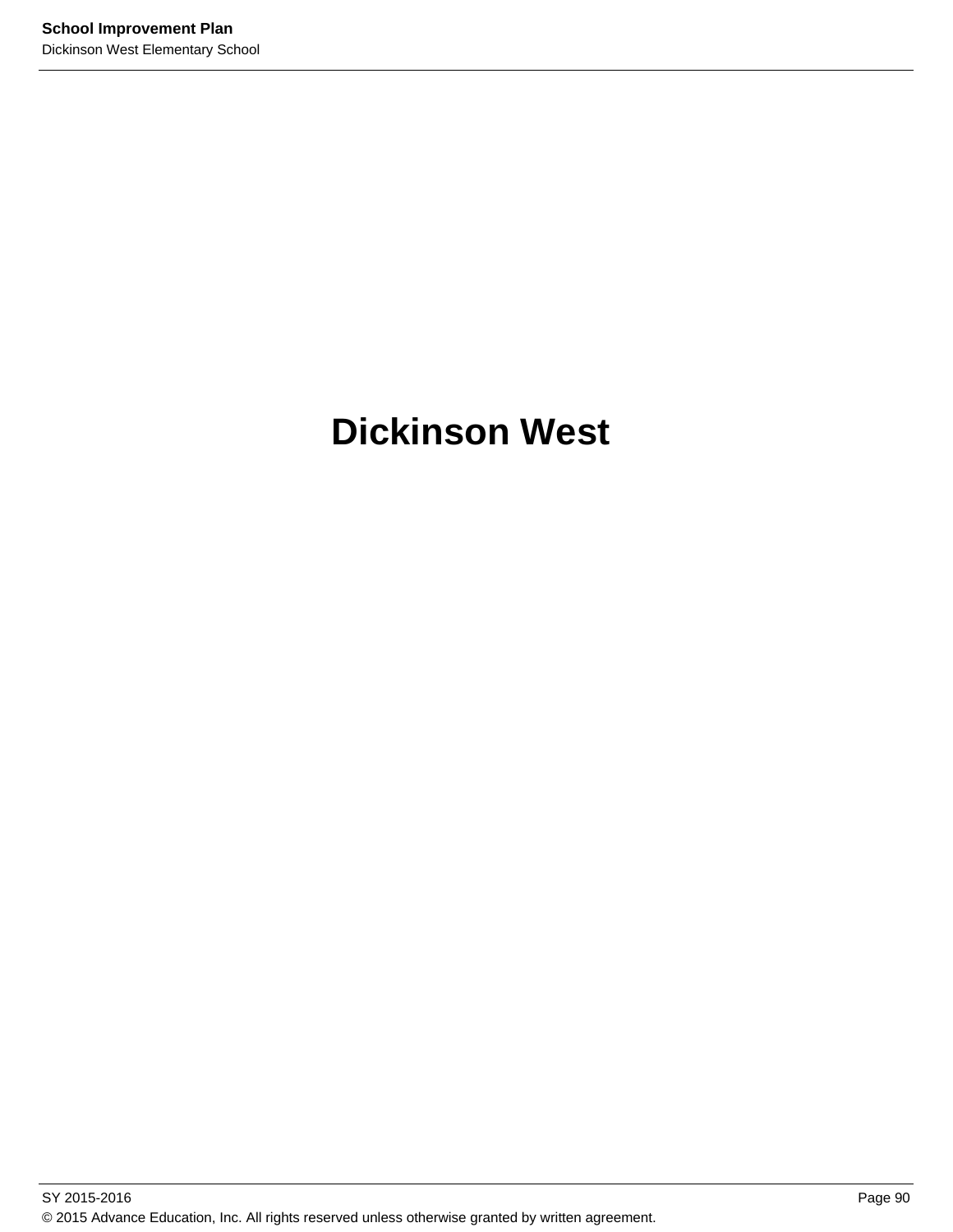# Dickinson West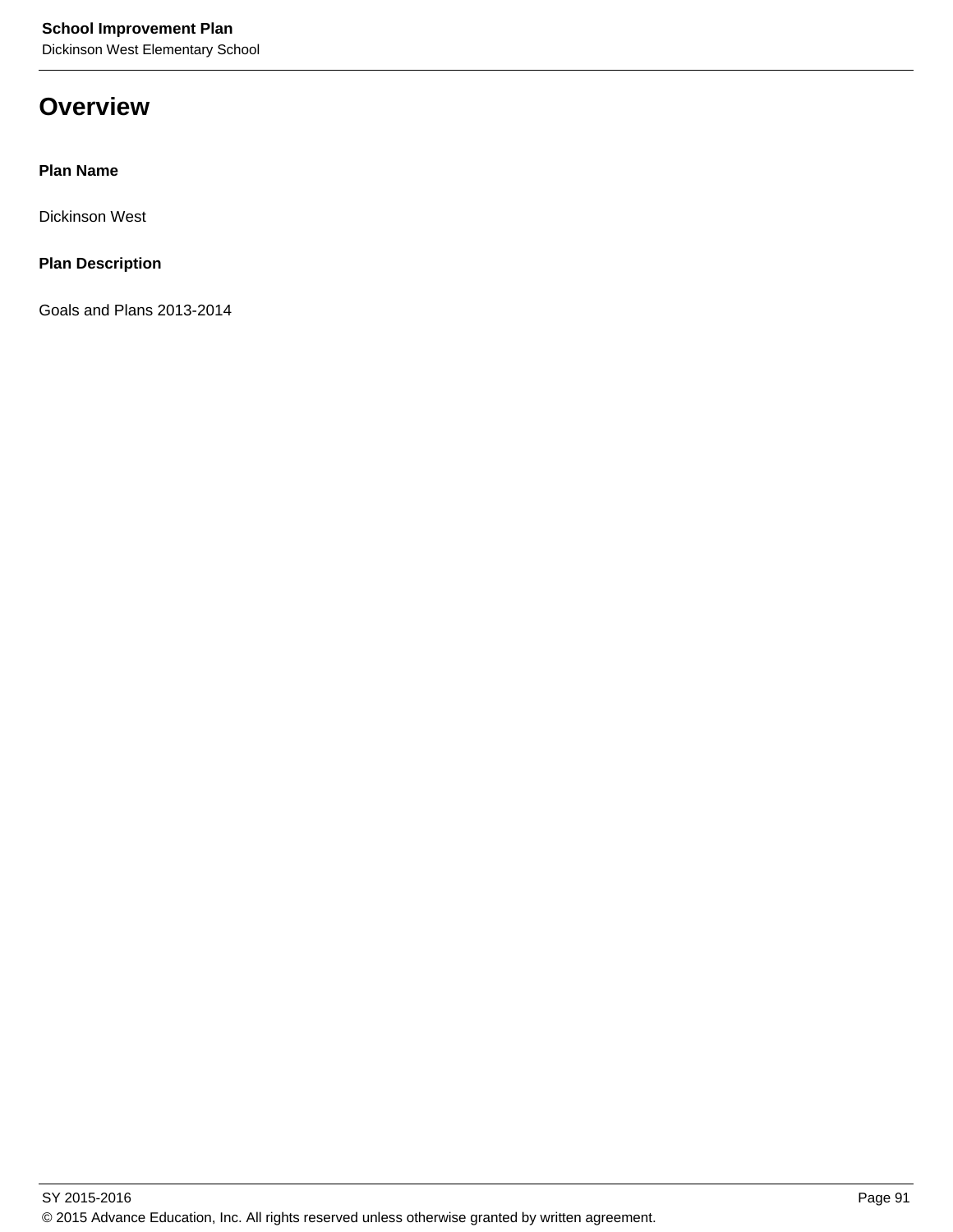# Overview

**Plan Name**

Dickinson West

**Plan Description**

Goals and Plans 2013-2014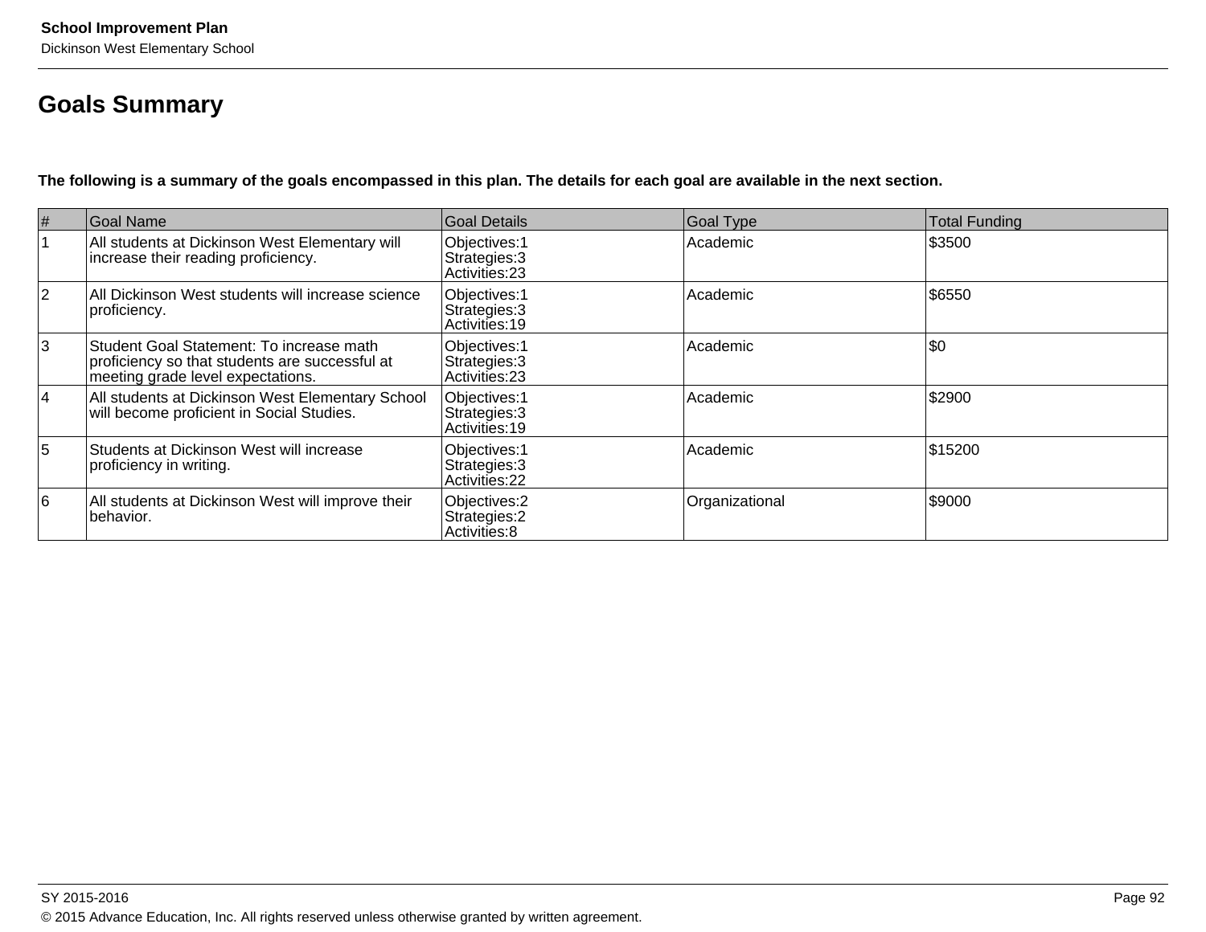# Goals Summary

**The following is a summary of the goals encompassed in this plan. The details for each goal are available in the next section.**

| # | Goal Name | Goal Details | Goal Type | Total Funding |
|---|---|---|---|---|
| 1 | All students at Dickinson West Elementary will increase their reading proficiency. | Objectives:1<br>Strategies:3<br>Activities:23 | Academic | $3500 |
| 2 | All Dickinson West students will increase science proficiency. | Objectives:1<br>Strategies:3<br>Activities:19 | Academic | $6550 |
| 3 | Student Goal Statement: To increase math proficiency so that students are successful at meeting grade level expectations. | Objectives:1<br>Strategies:3<br>Activities:23 | Academic | $0 |
| 4 | All students at Dickinson West Elementary School will become proficient in Social Studies. | Objectives:1<br>Strategies:3<br>Activities:19 | Academic | $2900 |
| 5 | Students at Dickinson West will increase proficiency in writing. | Objectives:1<br>Strategies:3<br>Activities:22 | Academic | $15200 |
| 6 | All students at Dickinson West will improve their behavior. | Objectives:2<br>Strategies:2<br>Activities:8 | Organizational | $9000 |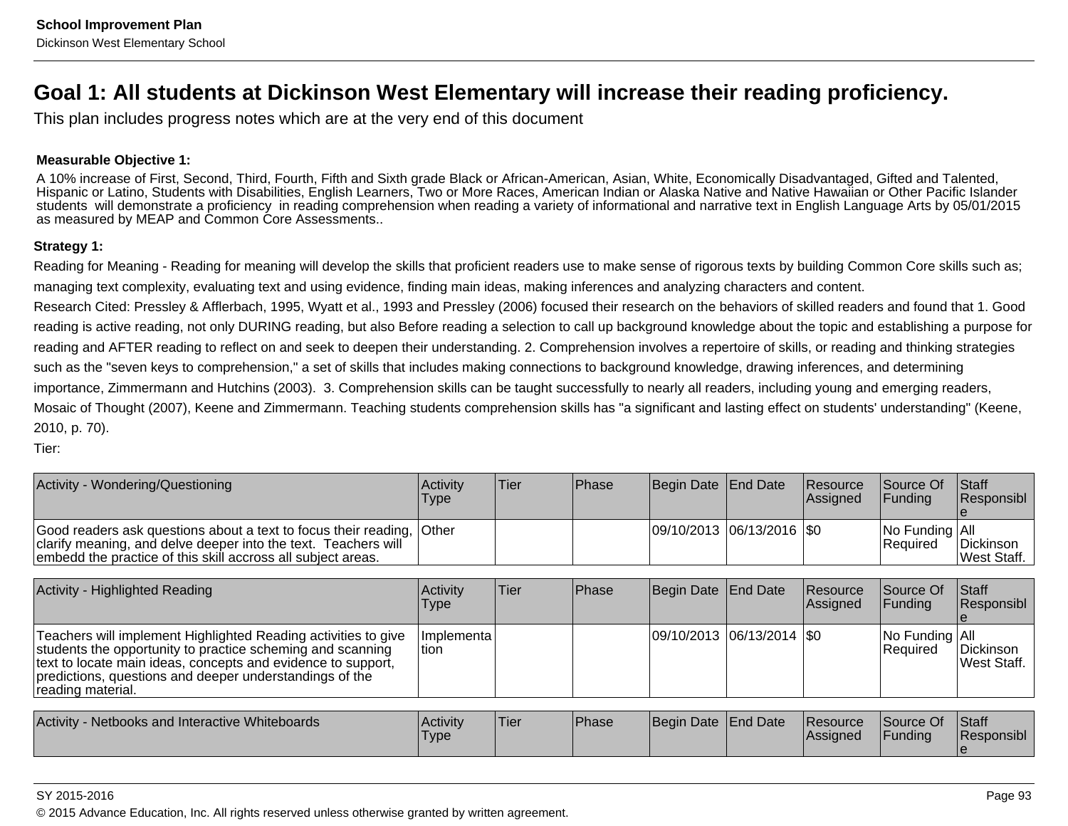# Goal 1: All students at Dickinson West Elementary will increase their reading proficiency.

This plan includes progress notes which are at the very end of this document

**Measurable Objective 1:**

A 10% increase of First, Second, Third, Fourth, Fifth and Sixth grade Black or African-American, Asian, White, Economically Disadvantaged, Gifted and Talented, Hispanic or Latino, Students with Disabilities, English Learners, Two or More Races, American Indian or Alaska Native and Native Hawaiian or Other Pacific Islander students will demonstrate a proficiency in reading comprehension when reading a variety of informational and narrative text in English Language Arts by 05/01/2015 as measured by MEAP and Common Core Assessments..

**Strategy 1:**

Reading for Meaning - Reading for meaning will develop the skills that proficient readers use to make sense of rigorous texts by building Common Core skills such as; managing text complexity, evaluating text and using evidence, finding main ideas, making inferences and analyzing characters and content.

Research Cited: Pressley & Afflerbach, 1995, Wyatt et al., 1993 and Pressley (2006) focused their research on the behaviors of skilled readers and found that 1. Good reading is active reading, not only DURING reading, but also Before reading a selection to call up background knowledge about the topic and establishing a purpose for reading and AFTER reading to reflect on and seek to deepen their understanding. 2. Comprehension involves a repertoire of skills, or reading and thinking strategies such as the "seven keys to comprehension," a set of skills that includes making connections to background knowledge, drawing inferences, and determining importance, Zimmermann and Hutchins (2003). 3. Comprehension skills can be taught successfully to nearly all readers, including young and emerging readers, Mosaic of Thought (2007), Keene and Zimmermann. Teaching students comprehension skills has "a significant and lasting effect on students' understanding" (Keene, 2010, p. 70).

Tier:

| Activity - Wondering/Questioning | Activity Type | Tier | Phase | Begin Date | End Date | Resource Assigned | Source Of Funding | Staff Responsible |
|---|---|---|---|---|---|---|---|---|
| Good readers ask questions about a text to focus their reading, clarify meaning, and delve deeper into the text. Teachers will embedd the practice of this skill accross all subject areas. | Other | | | 09/10/2013 | 06/13/2016 | $0 | No Funding Required | All Dickinson West Staff. |

| Activity - Highlighted Reading | Activity Type | Tier | Phase | Begin Date | End Date | Resource Assigned | Source Of Funding | Staff Responsible |
|---|---|---|---|---|---|---|---|---|
| Teachers will implement Highlighted Reading activities to give students the opportunity to practice scheming and scanning text to locate main ideas, concepts and evidence to support, predictions, questions and deeper understandings of the reading material. | Implementation | | | 09/10/2013 | 06/13/2014 | $0 | No Funding Required | All Dickinson West Staff. |

| Activity - Netbooks and Interactive Whiteboards | Activity Type | Tier | Phase | Begin Date | End Date | Resource Assigned | Source Of Funding | Staff Responsible |
|---|---|---|---|---|---|---|---|---|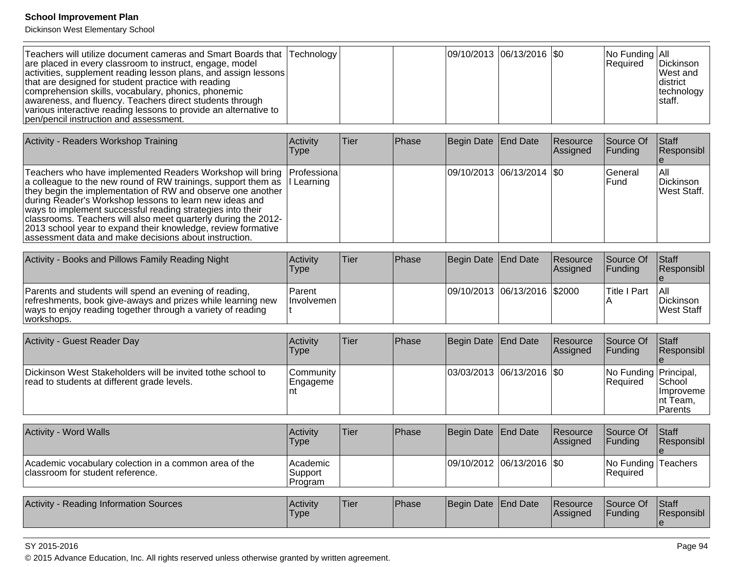| Teachers will utilize document cameras and Smart Boards that are placed in every classroom to instruct, engage, model activities, supplement reading lesson plans, and assign lessons that are designed for student practice with reading comprehension skills, vocabulary, phonics, phonemic awareness, and fluency. Teachers direct students through various interactive reading lessons to provide an alternative to pen/pencil instruction and assessment. | Technology | | | 09/10/2013 | 06/13/2016 | $0 | No Funding Required | All Dickinson West and district technology staff. |
|---|---|---|---|---|---|---|---|---|

| Activity - Readers Workshop Training | Activity Type | Tier | Phase | Begin Date | End Date | Resource Assigned | Source Of Funding | Staff Responsible |
|---|---|---|---|---|---|---|---|---|
| Teachers who have implemented Readers Workshop will bring a colleague to the new round of RW trainings, support them as they begin the implementation of RW and observe one another during Reader's Workshop lessons to learn new ideas and ways to implement successful reading strategies into their classrooms. Teachers will also meet quarterly during the 2012-2013 school year to expand their knowledge, review formative assessment data and make decisions about instruction. | Professional Learning | | | 09/10/2013 | 06/13/2014 | $0 | General Fund | All Dickinson West Staff. |

| Activity - Books and Pillows Family Reading Night | Activity Type | Tier | Phase | Begin Date | End Date | Resource Assigned | Source Of Funding | Staff Responsible |
|---|---|---|---|---|---|---|---|---|
| Parents and students will spend an evening of reading, refreshments, book give-aways and prizes while learning new ways to enjoy reading together through a variety of reading workshops. | Parent Involvement | | | 09/10/2013 | 06/13/2016 | $2000 | Title I Part A | All Dickinson West Staff |

| Activity - Guest Reader Day | Activity Type | Tier | Phase | Begin Date | End Date | Resource Assigned | Source Of Funding | Staff Responsible |
|---|---|---|---|---|---|---|---|---|
| Dickinson West Stakeholders will be invited tothe school to read to students at different grade levels. | Community Engagement | | | 03/03/2013 | 06/13/2016 | $0 | No Funding Required | Principal, School Improvement Team, Parents |

| Activity - Word Walls | Activity Type | Tier | Phase | Begin Date | End Date | Resource Assigned | Source Of Funding | Staff Responsible |
|---|---|---|---|---|---|---|---|---|
| Academic vocabulary colection in a common area of the classroom for student reference. | Academic Support Program | | | 09/10/2012 | 06/13/2016 | $0 | No Funding Required | Teachers |

| Activity - Reading Information Sources | Activity Type | Tier | Phase | Begin Date | End Date | Resource Assigned | Source Of Funding | Staff Responsible |
|---|---|---|---|---|---|---|---|---|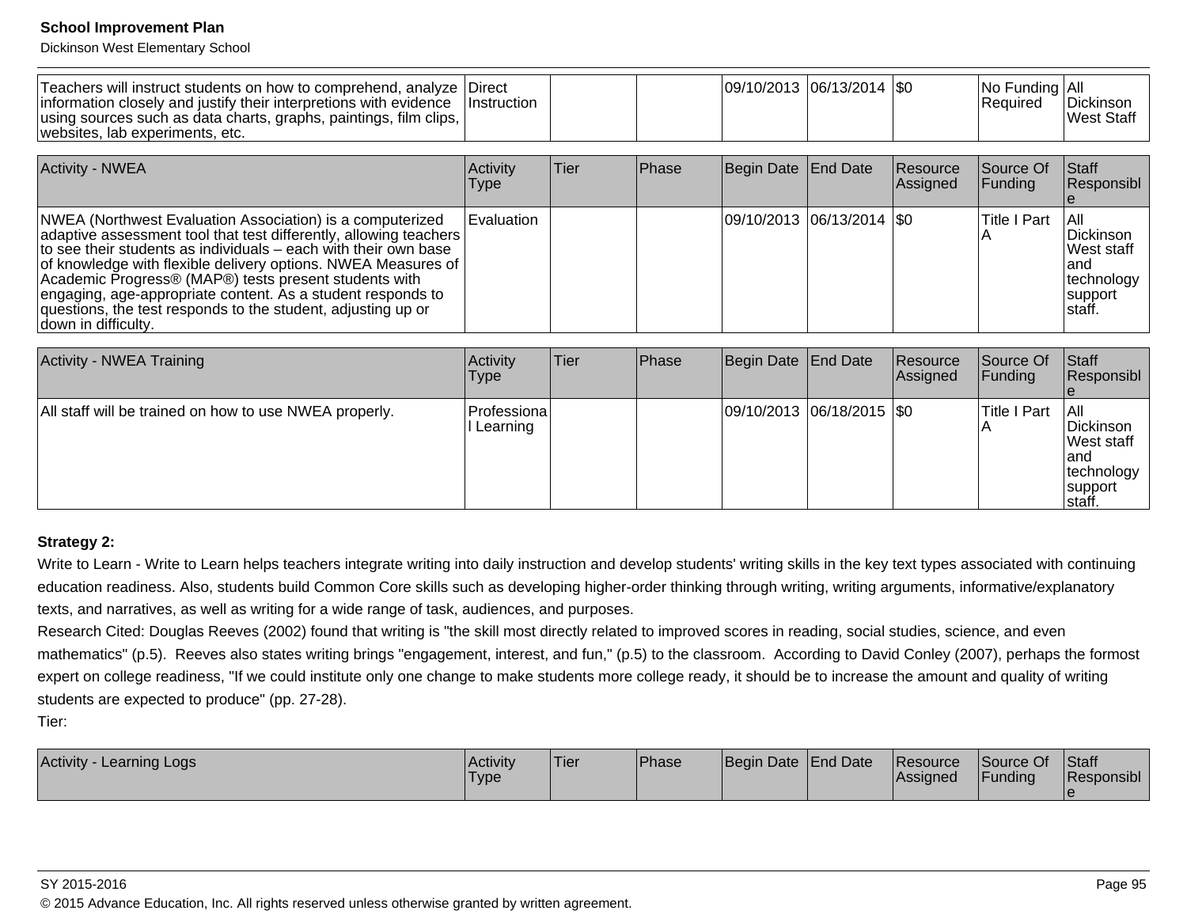| Teachers will instruct students on how to comprehend, analyze information closely and justify their interpretions with evidence using sources such as data charts, graphs, paintings, film clips, websites, lab experiments, etc. | Direct Instruction | | | 09/10/2013 | 06/13/2014 | $0 | No Funding Required | All Dickinson West Staff |
|---|---|---|---|---|---|---|---|---|

| Activity - NWEA | Activity Type | Tier | Phase | Begin Date | End Date | Resource Assigned | Source Of Funding | Staff Responsible |
|---|---|---|---|---|---|---|---|---|
| NWEA (Northwest Evaluation Association) is a computerized adaptive assessment tool that test differently, allowing teachers to see their students as individuals – each with their own base of knowledge with flexible delivery options. NWEA Measures of Academic Progress® (MAP®) tests present students with engaging, age-appropriate content. As a student responds to questions, the test responds to the student, adjusting up or down in difficulty. | Evaluation | | | 09/10/2013 | 06/13/2014 | $0 | Title I Part A | All Dickinson West staff and technology support staff. |

| Activity - NWEA Training | Activity Type | Tier | Phase | Begin Date | End Date | Resource Assigned | Source Of Funding | Staff Responsible |
|---|---|---|---|---|---|---|---|---|
| All staff will be trained on how to use NWEA properly. | Professional Learning | | | 09/10/2013 | 06/18/2015 | $0 | Title I Part A | All Dickinson West staff and technology support staff. |

**Strategy 2:**

Write to Learn - Write to Learn helps teachers integrate writing into daily instruction and develop students' writing skills in the key text types associated with continuing education readiness. Also, students build Common Core skills such as developing higher-order thinking through writing, writing arguments, informative/explanatory texts, and narratives, as well as writing for a wide range of task, audiences, and purposes.

Research Cited: Douglas Reeves (2002) found that writing is "the skill most directly related to improved scores in reading, social studies, science, and even mathematics" (p.5). Reeves also states writing brings "engagement, interest, and fun," (p.5) to the classroom. According to David Conley (2007), perhaps the formost expert on college readiness, "If we could institute only one change to make students more college ready, it should be to increase the amount and quality of writing students are expected to produce" (pp. 27-28).

Tier:

| Activity - Learning Logs | Activity Type | Tier | Phase | Begin Date | End Date | Resource Assigned | Source Of Funding | Staff Responsible |
|---|---|---|---|---|---|---|---|---|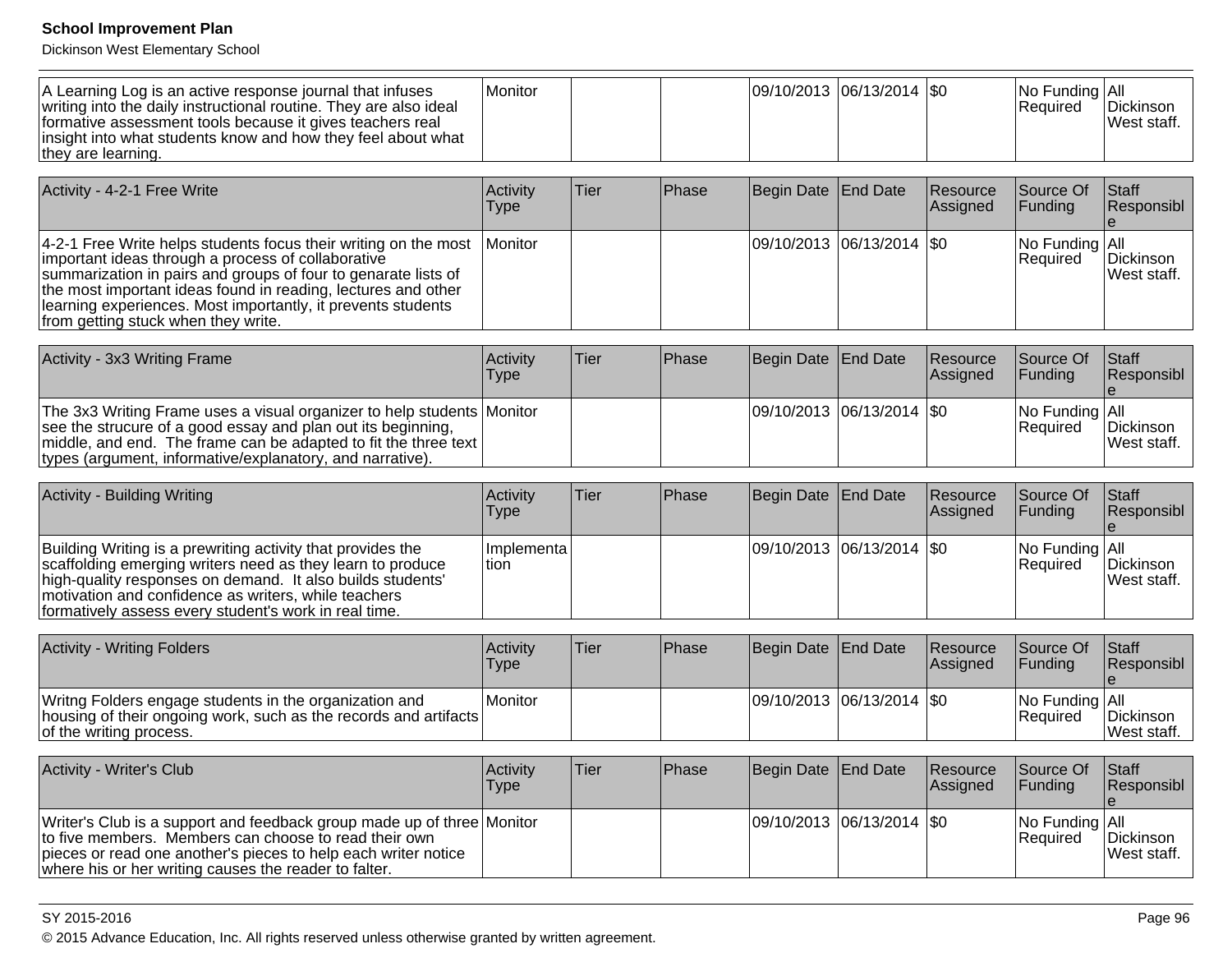| | | | | | | | | |
|---|---|---|---|---|---|---|---|---|
| A Learning Log is an active response journal that infuses writing into the daily instructional routine. They are also ideal formative assessment tools because it gives teachers real insight into what students know and how they feel about what they are learning. | Monitor | | | 09/10/2013 | 06/13/2014 | $0 | No Funding Required | All Dickinson West staff. |

| Activity - 4-2-1 Free Write | Activity Type | Tier | Phase | Begin Date | End Date | Resource Assigned | Source Of Funding | Staff Responsible |
|---|---|---|---|---|---|---|---|---|
| 4-2-1 Free Write helps students focus their writing on the most important ideas through a process of collaborative summarization in pairs and groups of four to genarate lists of the most important ideas found in reading, lectures and other learning experiences. Most importantly, it prevents students from getting stuck when they write. | Monitor | | | 09/10/2013 | 06/13/2014 | $0 | No Funding Required | All Dickinson West staff. |

| Activity - 3x3 Writing Frame | Activity Type | Tier | Phase | Begin Date | End Date | Resource Assigned | Source Of Funding | Staff Responsible |
|---|---|---|---|---|---|---|---|---|
| The 3x3 Writing Frame uses a visual organizer to help students see the strucure of a good essay and plan out its beginning, middle, and end. The frame can be adapted to fit the three text types (argument, informative/explanatory, and narrative). | Monitor | | | 09/10/2013 | 06/13/2014 | $0 | No Funding Required | All Dickinson West staff. |

| Activity - Building Writing | Activity Type | Tier | Phase | Begin Date | End Date | Resource Assigned | Source Of Funding | Staff Responsible |
|---|---|---|---|---|---|---|---|---|
| Building Writing is a prewriting activity that provides the scaffolding emerging writers need as they learn to produce high-quality responses on demand. It also builds students' motivation and confidence as writers, while teachers formatively assess every student's work in real time. | Implementation | | | 09/10/2013 | 06/13/2014 | $0 | No Funding Required | All Dickinson West staff. |

| Activity - Writing Folders | Activity Type | Tier | Phase | Begin Date | End Date | Resource Assigned | Source Of Funding | Staff Responsible |
|---|---|---|---|---|---|---|---|---|
| Writng Folders engage students in the organization and housing of their ongoing work, such as the records and artifacts of the writing process. | Monitor | | | 09/10/2013 | 06/13/2014 | $0 | No Funding Required | All Dickinson West staff. |

| Activity - Writer's Club | Activity Type | Tier | Phase | Begin Date | End Date | Resource Assigned | Source Of Funding | Staff Responsible |
|---|---|---|---|---|---|---|---|---|
| Writer's Club is a support and feedback group made up of three to five members. Members can choose to read their own pieces or read one another's pieces to help each writer notice where his or her writing causes the reader to falter. | Monitor | | | 09/10/2013 | 06/13/2014 | $0 | No Funding Required | All Dickinson West staff. |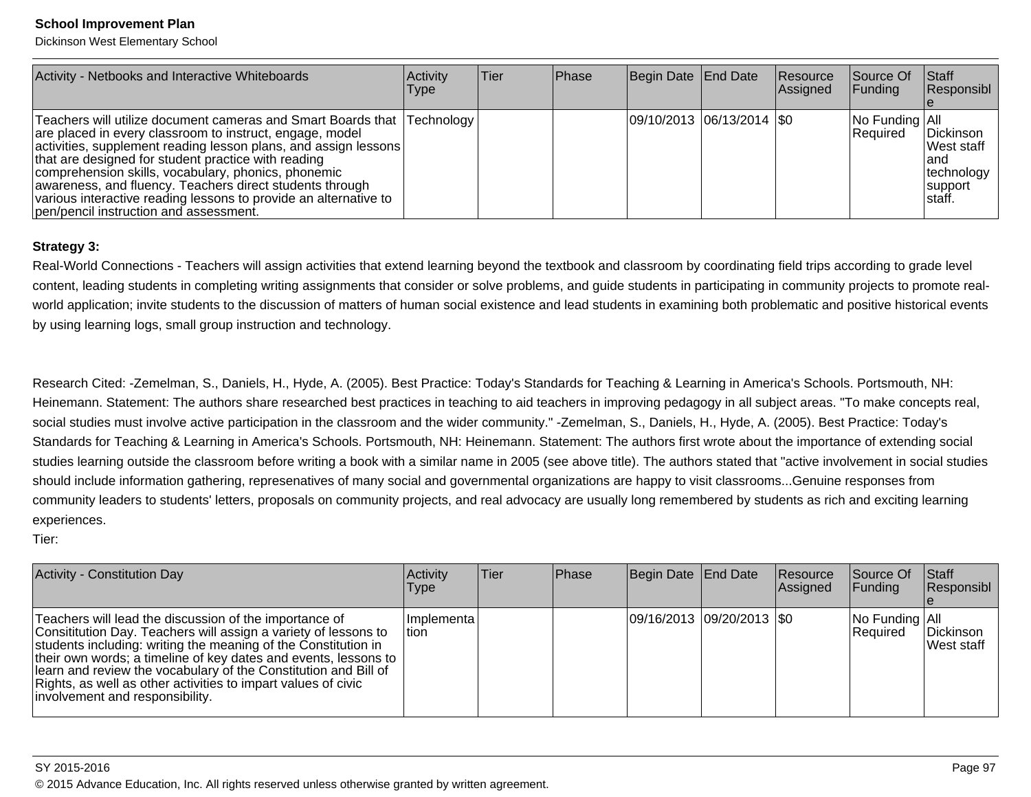| Activity - Netbooks and Interactive Whiteboards | Activity Type | Tier | Phase | Begin Date | End Date | Resource Assigned | Source Of Funding | Staff Responsible |
|---|---|---|---|---|---|---|---|---|
| Teachers will utilize document cameras and Smart Boards that are placed in every classroom to instruct, engage, model activities, supplement reading lesson plans, and assign lessons that are designed for student practice with reading comprehension skills, vocabulary, phonics, phonemic awareness, and fluency. Teachers direct students through various interactive reading lessons to provide an alternative to pen/pencil instruction and assessment. | Technology | | | 09/10/2013 | 06/13/2014 | $0 | No Funding Required | All Dickinson West staff and technology support staff. |

**Strategy 3:**

Real-World Connections - Teachers will assign activities that extend learning beyond the textbook and classroom by coordinating field trips according to grade level content, leading students in completing writing assignments that consider or solve problems, and guide students in participating in community projects to promote real-world application; invite students to the discussion of matters of human social existence and lead students in examining both problematic and positive historical events by using learning logs, small group instruction and technology.

Research Cited: -Zemelman, S., Daniels, H., Hyde, A. (2005). Best Practice: Today's Standards for Teaching & Learning in America's Schools. Portsmouth, NH: Heinemann. Statement: The authors share researched best practices in teaching to aid teachers in improving pedagogy in all subject areas. "To make concepts real, social studies must involve active participation in the classroom and the wider community." -Zemelman, S., Daniels, H., Hyde, A. (2005). Best Practice: Today's Standards for Teaching & Learning in America's Schools. Portsmouth, NH: Heinemann. Statement: The authors first wrote about the importance of extending social studies learning outside the classroom before writing a book with a similar name in 2005 (see above title). The authors stated that "active involvement in social studies should include information gathering, represenatives of many social and governmental organizations are happy to visit classrooms...Genuine responses from community leaders to students' letters, proposals on community projects, and real advocacy are usually long remembered by students as rich and exciting learning experiences.

Tier:

| Activity - Constitution Day | Activity Type | Tier | Phase | Begin Date | End Date | Resource Assigned | Source Of Funding | Staff Responsible |
|---|---|---|---|---|---|---|---|---|
| Teachers will lead the discussion of the importance of Consititution Day. Teachers will assign a variety of lessons to students including: writing the meaning of the Constitution in their own words; a timeline of key dates and events, lessons to learn and review the vocabulary of the Constitution and Bill of Rights, as well as other activities to impart values of civic involvement and responsibility. | Implementation | | | 09/16/2013 | 09/20/2013 | $0 | No Funding Required | All Dickinson West staff |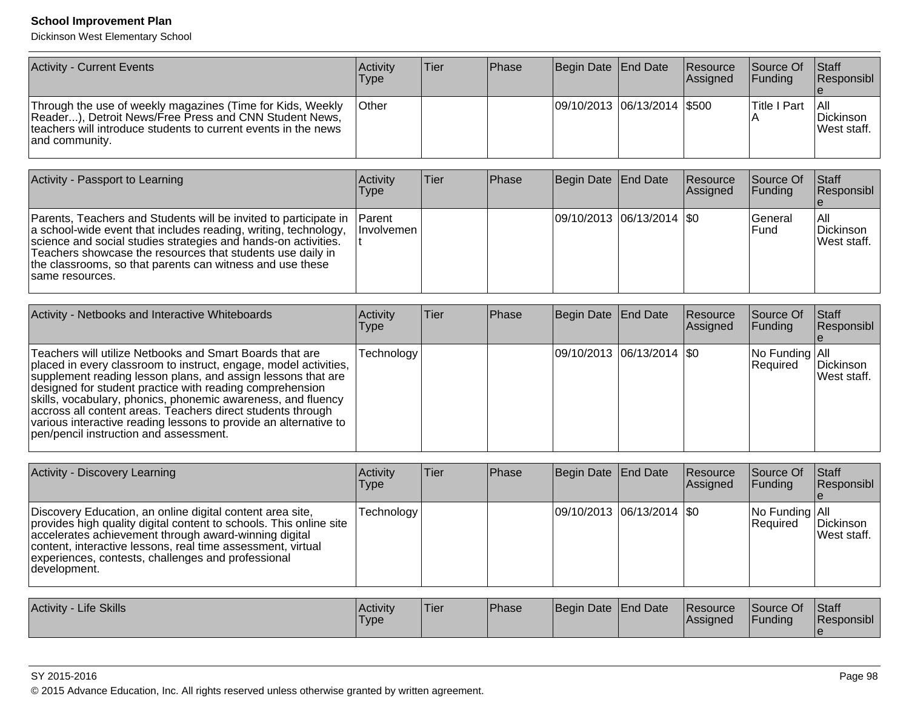| Activity - Current Events | Activity Type | Tier | Phase | Begin Date | End Date | Resource Assigned | Source Of Funding | Staff Responsible |
|---|---|---|---|---|---|---|---|---|
| Through the use of weekly magazines (Time for Kids, Weekly Reader...), Detroit News/Free Press and CNN Student News, teachers will introduce students to current events in the news and community. | Other | | | 09/10/2013 | 06/13/2014 | $500 | Title I Part A | All Dickinson West staff. |

| Activity - Passport to Learning | Activity Type | Tier | Phase | Begin Date | End Date | Resource Assigned | Source Of Funding | Staff Responsible |
|---|---|---|---|---|---|---|---|---|
| Parents, Teachers and Students will be invited to participate in a school-wide event that includes reading, writing, technology, science and social studies strategies and hands-on activities. Teachers showcase the resources that students use daily in the classrooms, so that parents can witness and use these same resources. | Parent Involvement | | | 09/10/2013 | 06/13/2014 | $0 | General Fund | All Dickinson West staff. |

| Activity - Netbooks and Interactive Whiteboards | Activity Type | Tier | Phase | Begin Date | End Date | Resource Assigned | Source Of Funding | Staff Responsible |
|---|---|---|---|---|---|---|---|---|
| Teachers will utilize Netbooks and Smart Boards that are placed in every classroom to instruct, engage, model activities, supplement reading lesson plans, and assign lessons that are designed for student practice with reading comprehension skills, vocabulary, phonics, phonemic awareness, and fluency accross all content areas. Teachers direct students through various interactive reading lessons to provide an alternative to pen/pencil instruction and assessment. | Technology | | | 09/10/2013 | 06/13/2014 | $0 | No Funding Required | All Dickinson West staff. |

| Activity - Discovery Learning | Activity Type | Tier | Phase | Begin Date | End Date | Resource Assigned | Source Of Funding | Staff Responsible |
|---|---|---|---|---|---|---|---|---|
| Discovery Education, an online digital content area site, provides high quality digital content to schools. This online site accelerates achievement through award-winning digital content, interactive lessons, real time assessment, virtual experiences, contests, challenges and professional development. | Technology | | | 09/10/2013 | 06/13/2014 | $0 | No Funding Required | All Dickinson West staff. |

| Activity - Life Skills | Activity Type | Tier | Phase | Begin Date | End Date | Resource Assigned | Source Of Funding | Staff Responsible |
|---|---|---|---|---|---|---|---|---|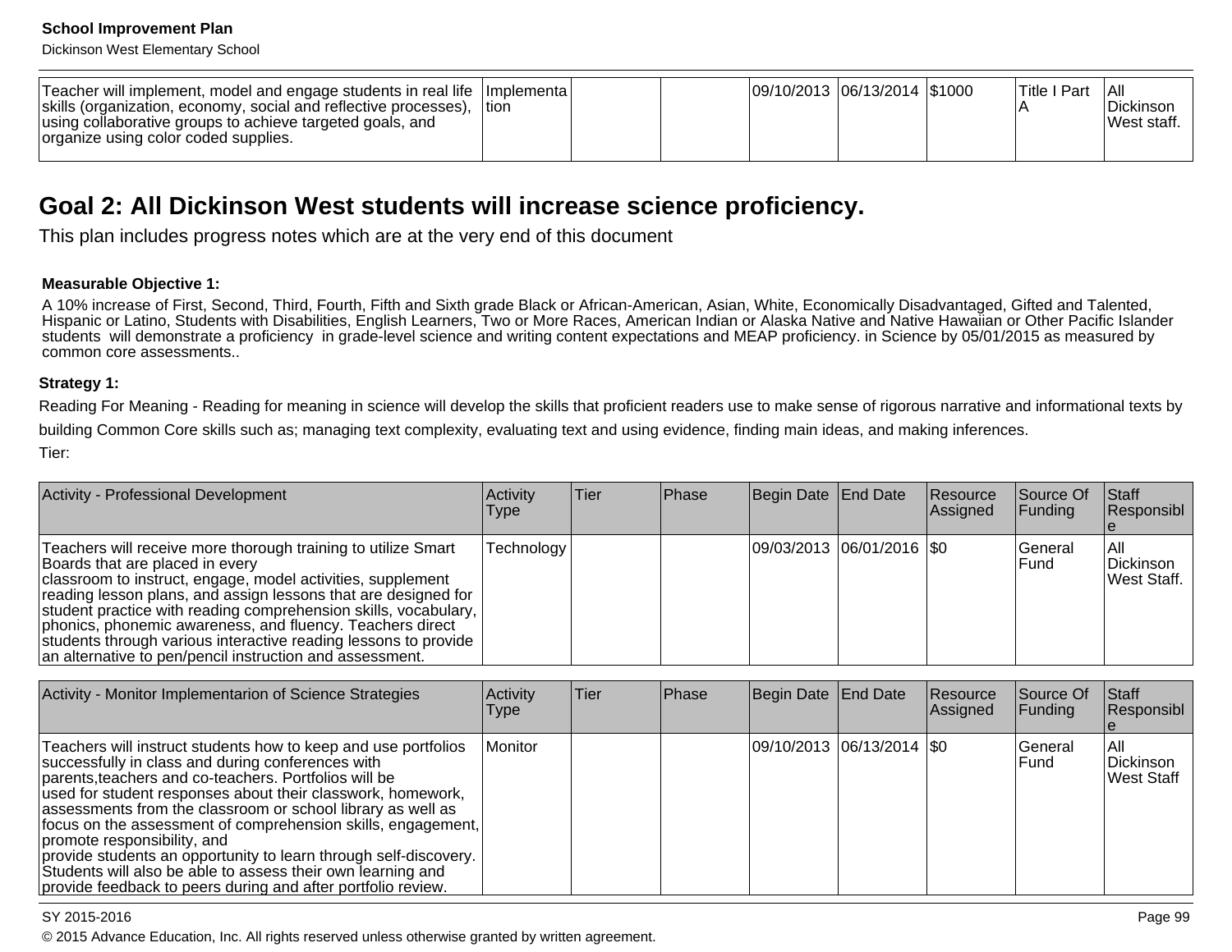| Teacher will implement, model and engage students in real life skills (organization, economy, social and reflective processes), using collaborative groups to achieve targeted goals, and organize using color coded supplies. | Implementation | | | 09/10/2013 | 06/13/2014 | $1000 | Title I Part A | All Dickinson West staff. |
|---|---|---|---|---|---|---|---|---|

## Goal 2: All Dickinson West students will increase science proficiency.

This plan includes progress notes which are at the very end of this document

**Measurable Objective 1:**

A 10% increase of First, Second, Third, Fourth, Fifth and Sixth grade Black or African-American, Asian, White, Economically Disadvantaged, Gifted and Talented, Hispanic or Latino, Students with Disabilities, English Learners, Two or More Races, American Indian or Alaska Native and Native Hawaiian or Other Pacific Islander students will demonstrate a proficiency in grade-level science and writing content expectations and MEAP proficiency. in Science by 05/01/2015 as measured by common core assessments..

**Strategy 1:**

Reading For Meaning - Reading for meaning in science will develop the skills that proficient readers use to make sense of rigorous narrative and informational texts by building Common Core skills such as; managing text complexity, evaluating text and using evidence, finding main ideas, and making inferences.

Tier:

| Activity - Professional Development | Activity Type | Tier | Phase | Begin Date | End Date | Resource Assigned | Source Of Funding | Staff Responsible |
|---|---|---|---|---|---|---|---|---|
| Teachers will receive more thorough training to utilize Smart Boards that are placed in every classroom to instruct, engage, model activities, supplement reading lesson plans, and assign lessons that are designed for student practice with reading comprehension skills, vocabulary, phonics, phonemic awareness, and fluency. Teachers direct students through various interactive reading lessons to provide an alternative to pen/pencil instruction and assessment. | Technology | | | 09/03/2013 | 06/01/2016 | $0 | General Fund | All Dickinson West Staff. |

| Activity - Monitor Implementarion of Science Strategies | Activity Type | Tier | Phase | Begin Date | End Date | Resource Assigned | Source Of Funding | Staff Responsible |
|---|---|---|---|---|---|---|---|---|
| Teachers will instruct students how to keep and use portfolios successfully in class and during conferences with parents,teachers and co-teachers. Portfolios will be used for student responses about their classwork, homework, assessments from the classroom or school library as well as focus on the assessment of comprehension skills, engagement, promote responsibility, and provide students an opportunity to learn through self-discovery. Students will also be able to assess their own learning and provide feedback to peers during and after portfolio review. | Monitor | | | 09/10/2013 | 06/13/2014 | $0 | General Fund | All Dickinson West Staff |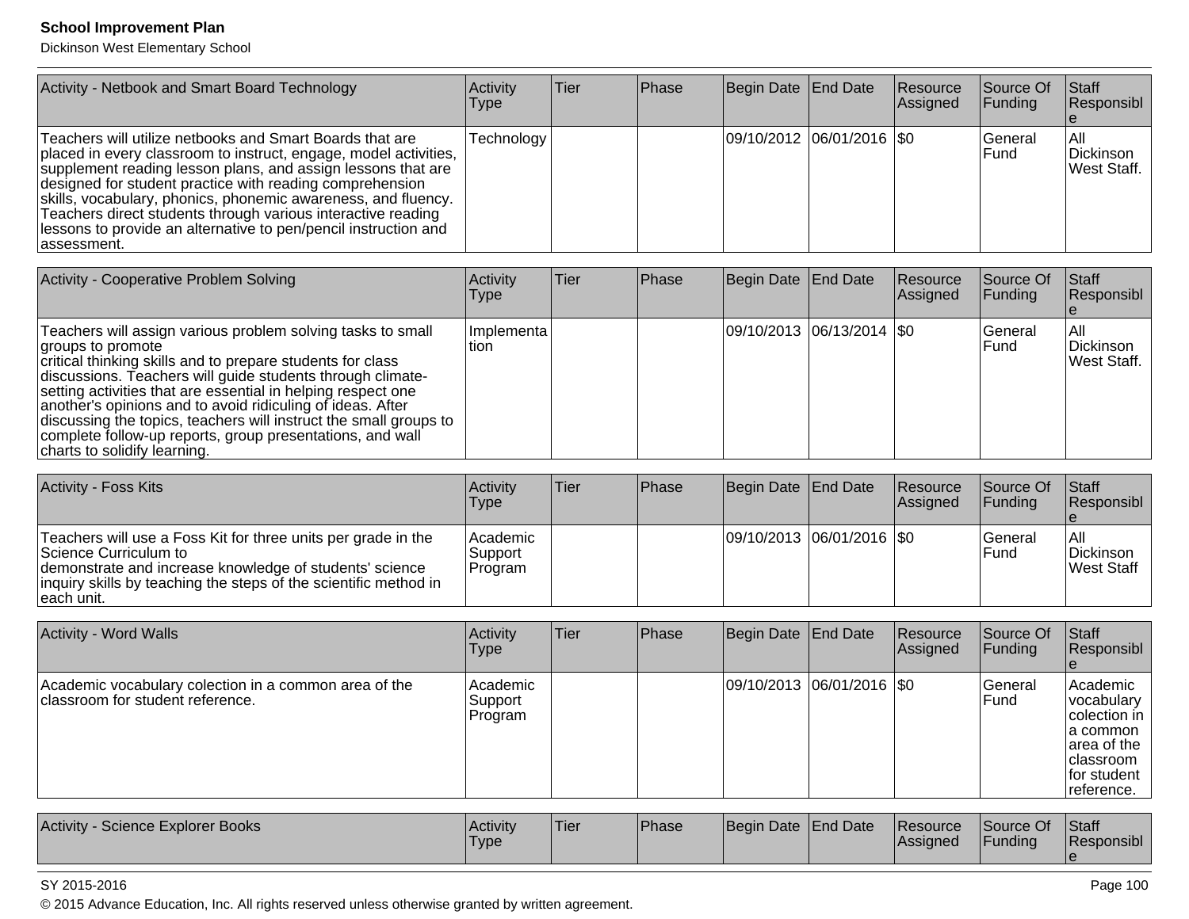| Activity - Netbook and Smart Board Technology | Activity Type | Tier | Phase | Begin Date | End Date | Resource Assigned | Source Of Funding | Staff Responsible |
|---|---|---|---|---|---|---|---|---|
| Teachers will utilize netbooks and Smart Boards that are placed in every classroom to instruct, engage, model activities, supplement reading lesson plans, and assign lessons that are designed for student practice with reading comprehension skills, vocabulary, phonics, phonemic awareness, and fluency. Teachers direct students through various interactive reading lessons to provide an alternative to pen/pencil instruction and assessment. | Technology | | | 09/10/2012 | 06/01/2016 | $0 | General Fund | All Dickinson West Staff. |

| Activity - Cooperative Problem Solving | Activity Type | Tier | Phase | Begin Date | End Date | Resource Assigned | Source Of Funding | Staff Responsible |
|---|---|---|---|---|---|---|---|---|
| Teachers will assign various problem solving tasks to small groups to promote critical thinking skills and to prepare students for class discussions. Teachers will guide students through climate-setting activities that are essential in helping respect one another's opinions and to avoid ridiculing of ideas. After discussing the topics, teachers will instruct the small groups to complete follow-up reports, group presentations, and wall charts to solidify learning. | Implementation | | | 09/10/2013 | 06/13/2014 | $0 | General Fund | All Dickinson West Staff. |

| Activity - Foss Kits | Activity Type | Tier | Phase | Begin Date | End Date | Resource Assigned | Source Of Funding | Staff Responsible |
|---|---|---|---|---|---|---|---|---|
| Teachers will use a Foss Kit for three units per grade in the Science Curriculum to demonstrate and increase knowledge of students' science inquiry skills by teaching the steps of the scientific method in each unit. | Academic Support Program | | | 09/10/2013 | 06/01/2016 | $0 | General Fund | All Dickinson West Staff |

| Activity - Word Walls | Activity Type | Tier | Phase | Begin Date | End Date | Resource Assigned | Source Of Funding | Staff Responsible |
|---|---|---|---|---|---|---|---|---|
| Academic vocabulary colection in a common area of the classroom for student reference. | Academic Support Program | | | 09/10/2013 | 06/01/2016 | $0 | General Fund | Academic vocabulary colection in a common area of the classroom for student reference. |

| Activity - Science Explorer Books | Activity Type | Tier | Phase | Begin Date | End Date | Resource Assigned | Source Of Funding | Staff Responsible |
|---|---|---|---|---|---|---|---|---|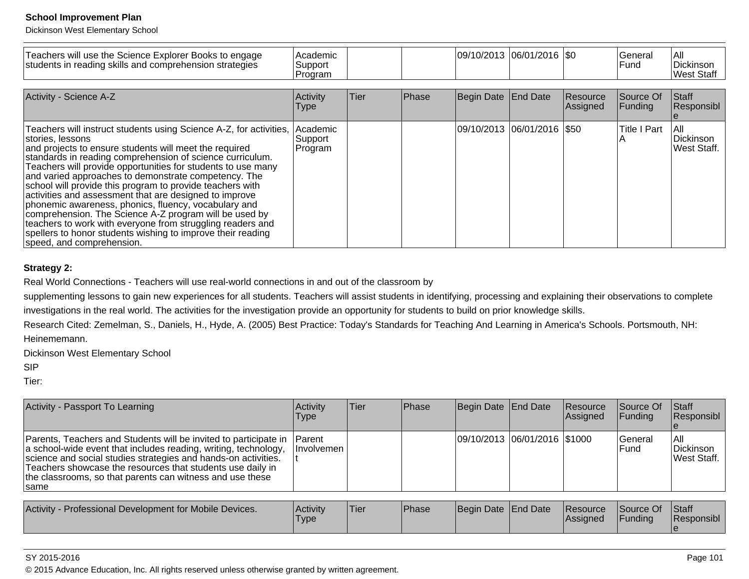| Teachers will use the Science Explorer Books to engage students in reading skills and comprehension strategies | Academic Support Program | | | 09/10/2013 | 06/01/2016 | $0 | General Fund | All Dickinson West Staff |
|---|---|---|---|---|---|---|---|---|

| Activity - Science A-Z | Activity Type | Tier | Phase | Begin Date | End Date | Resource Assigned | Source Of Funding | Staff Responsible |
|---|---|---|---|---|---|---|---|---|
| Teachers will instruct students using Science A-Z, for activities, stories, lessons and projects to ensure students will meet the required standards in reading comprehension of science curriculum. Teachers will provide opportunities for students to use many and varied approaches to demonstrate competency. The school will provide this program to provide teachers with activities and assessment that are designed to improve phonemic awareness, phonics, fluency, vocabulary and comprehension. The Science A-Z program will be used by teachers to work with everyone from struggling readers and spellers to honor students wishing to improve their reading speed, and comprehension. | Academic Support Program | | | 09/10/2013 | 06/01/2016 | $50 | Title I Part A | All Dickinson West Staff. |

**Strategy 2:**

Real World Connections - Teachers will use real-world connections in and out of the classroom by

supplementing lessons to gain new experiences for all students. Teachers will assist students in identifying, processing and explaining their observations to complete investigations in the real world. The activities for the investigation provide an opportunity for students to build on prior knowledge skills.

Research Cited: Zemelman, S., Daniels, H., Hyde, A. (2005) Best Practice: Today's Standards for Teaching And Learning in America's Schools. Portsmouth, NH: Heinememann.

Dickinson West Elementary School

SIP

Tier:

| Activity - Passport To Learning | Activity Type | Tier | Phase | Begin Date | End Date | Resource Assigned | Source Of Funding | Staff Responsible |
|---|---|---|---|---|---|---|---|---|
| Parents, Teachers and Students will be invited to participate in a school-wide event that includes reading, writing, technology, science and social studies strategies and hands-on activities. Teachers showcase the resources that students use daily in the classrooms, so that parents can witness and use these same | Parent Involvement | | | 09/10/2013 | 06/01/2016 | $1000 | General Fund | All Dickinson West Staff. |

| Activity - Professional Development for Mobile Devices. | Activity Type | Tier | Phase | Begin Date | End Date | Resource Assigned | Source Of Funding | Staff Responsible |
|---|---|---|---|---|---|---|---|---|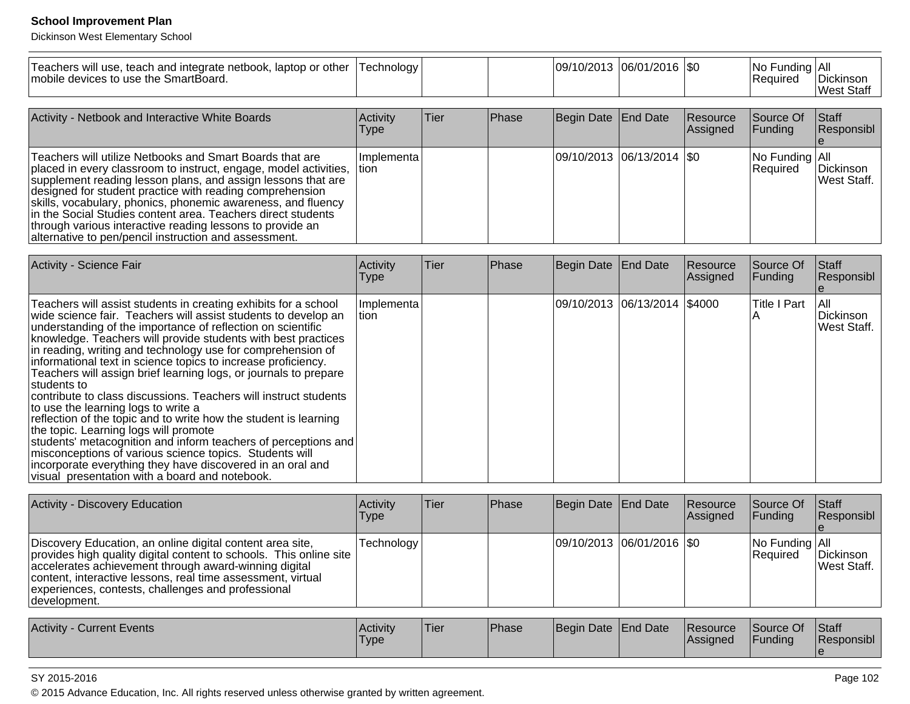| Teachers will use, teach and integrate netbook, laptop or other mobile devices to use the SmartBoard. | Technology | | | 09/10/2013 | 06/01/2016 | $0 | No Funding Required | All Dickinson West Staff |
|---|---|---|---|---|---|---|---|---|

| Activity - Netbook and Interactive White Boards | Activity Type | Tier | Phase | Begin Date | End Date | Resource Assigned | Source Of Funding | Staff Responsible |
|---|---|---|---|---|---|---|---|---|
| Teachers will utilize Netbooks and Smart Boards that are placed in every classroom to instruct, engage, model activities, supplement reading lesson plans, and assign lessons that are designed for student practice with reading comprehension skills, vocabulary, phonics, phonemic awareness, and fluency in the Social Studies content area. Teachers direct students through various interactive reading lessons to provide an alternative to pen/pencil instruction and assessment. | Implementation | | | 09/10/2013 | 06/13/2014 | $0 | No Funding Required | All Dickinson West Staff. |

| Activity - Science Fair | Activity Type | Tier | Phase | Begin Date | End Date | Resource Assigned | Source Of Funding | Staff Responsible |
|---|---|---|---|---|---|---|---|---|
| Teachers will assist students in creating exhibits for a school wide science fair. Teachers will assist students to develop an understanding of the importance of reflection on scientific knowledge. Teachers will provide students with best practices in reading, writing and technology use for comprehension of informational text in science topics to increase proficiency. Teachers will assign brief learning logs, or journals to prepare students to contribute to class discussions. Teachers will instruct students to use the learning logs to write a reflection of the topic and to write how the student is learning the topic. Learning logs will promote students' metacognition and inform teachers of perceptions and misconceptions of various science topics. Students will incorporate everything they have discovered in an oral and visual presentation with a board and notebook. | Implementation | | | 09/10/2013 | 06/13/2014 | $4000 | Title I Part A | All Dickinson West Staff. |

| Activity - Discovery Education | Activity Type | Tier | Phase | Begin Date | End Date | Resource Assigned | Source Of Funding | Staff Responsible |
|---|---|---|---|---|---|---|---|---|
| Discovery Education, an online digital content area site, provides high quality digital content to schools. This online site accelerates achievement through award-winning digital content, interactive lessons, real time assessment, virtual experiences, contests, challenges and professional development. | Technology | | | 09/10/2013 | 06/01/2016 | $0 | No Funding Required | All Dickinson West Staff. |

| Activity - Current Events | Activity Type | Tier | Phase | Begin Date | End Date | Resource Assigned | Source Of Funding | Staff Responsible |
|---|---|---|---|---|---|---|---|---|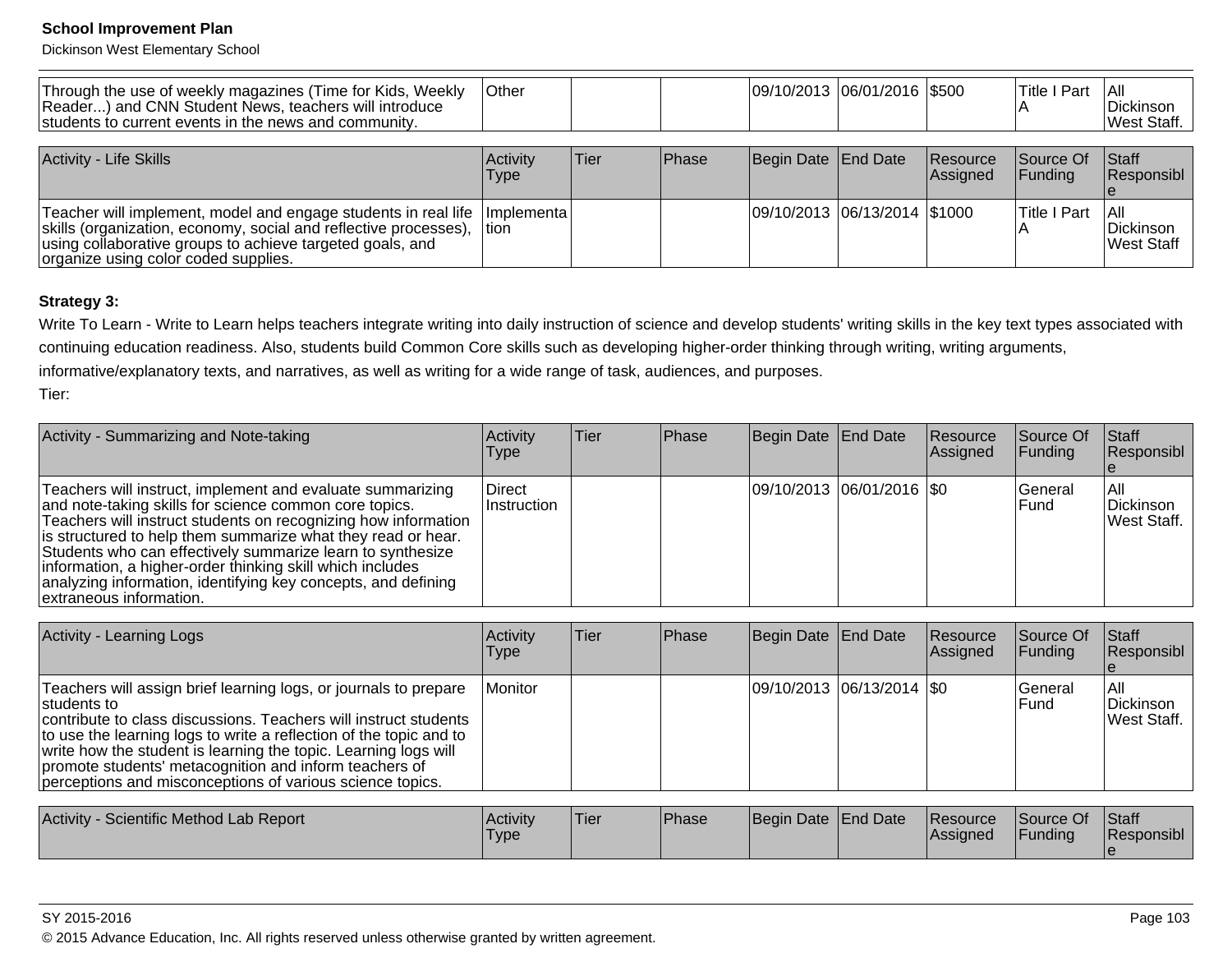| | | | | | | | | |
|---|---|---|---|---|---|---|---|---|
| Through the use of weekly magazines (Time for Kids, Weekly Reader...) and CNN Student News, teachers will introduce students to current events in the news and community. | Other | | | 09/10/2013 | 06/01/2016 | $500 | Title I Part A | All Dickinson West Staff. |

| Activity - Life Skills | Activity Type | Tier | Phase | Begin Date | End Date | Resource Assigned | Source Of Funding | Staff Responsible |
|---|---|---|---|---|---|---|---|---|
| Teacher will implement, model and engage students in real life skills (organization, economy, social and reflective processes), using collaborative groups to achieve targeted goals, and organize using color coded supplies. | Implementation | | | 09/10/2013 | 06/13/2014 | $1000 | Title I Part A | All Dickinson West Staff |

**Strategy 3:**

Write To Learn - Write to Learn helps teachers integrate writing into daily instruction of science and develop students' writing skills in the key text types associated with continuing education readiness. Also, students build Common Core skills such as developing higher-order thinking through writing, writing arguments, informative/explanatory texts, and narratives, as well as writing for a wide range of task, audiences, and purposes.

Tier:

| Activity - Summarizing and Note-taking | Activity Type | Tier | Phase | Begin Date | End Date | Resource Assigned | Source Of Funding | Staff Responsible |
|---|---|---|---|---|---|---|---|---|
| Teachers will instruct, implement and evaluate summarizing and note-taking skills for science common core topics. Teachers will instruct students on recognizing how information is structured to help them summarize what they read or hear. Students who can effectively summarize learn to synthesize information, a higher-order thinking skill which includes analyzing information, identifying key concepts, and defining extraneous information. | Direct Instruction | | | 09/10/2013 | 06/01/2016 | $0 | General Fund | All Dickinson West Staff. |

| Activity - Learning Logs | Activity Type | Tier | Phase | Begin Date | End Date | Resource Assigned | Source Of Funding | Staff Responsible |
|---|---|---|---|---|---|---|---|---|
| Teachers will assign brief learning logs, or journals to prepare students to contribute to class discussions. Teachers will instruct students to use the learning logs to write a reflection of the topic and to write how the student is learning the topic. Learning logs will promote students' metacognition and inform teachers of perceptions and misconceptions of various science topics. | Monitor | | | 09/10/2013 | 06/13/2014 | $0 | General Fund | All Dickinson West Staff. |

| Activity - Scientific Method Lab Report | Activity Type | Tier | Phase | Begin Date | End Date | Resource Assigned | Source Of Funding | Staff Responsible |
|---|---|---|---|---|---|---|---|---|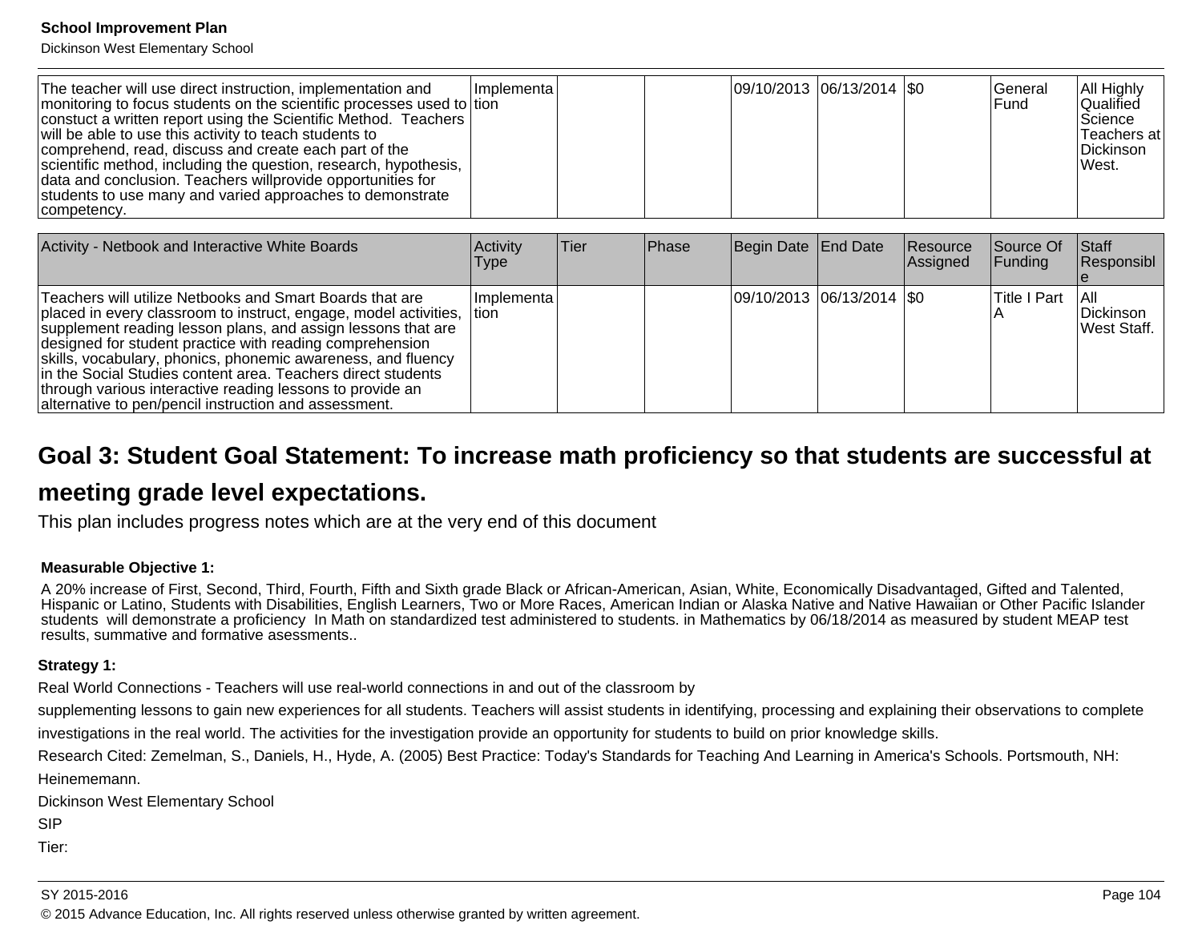| | | | | | | | | |
|---|---|---|---|---|---|---|---|---|
| The teacher will use direct instruction, implementation and monitoring to focus students on the scientific processes used to constuct a written report using the Scientific Method. Teachers will be able to use this activity to teach students to comprehend, read, discuss and create each part of the scientific method, including the question, research, hypothesis, data and conclusion. Teachers willprovide opportunities for students to use many and varied approaches to demonstrate competency. | Implementation | | | 09/10/2013 | 06/13/2014 | $0 | General Fund | All Highly Qualified Science Teachers at Dickinson West. |

| Activity - Netbook and Interactive White Boards | Activity Type | Tier | Phase | Begin Date | End Date | Resource Assigned | Source Of Funding | Staff Responsible |
|---|---|---|---|---|---|---|---|---|
| Teachers will utilize Netbooks and Smart Boards that are placed in every classroom to instruct, engage, model activities, supplement reading lesson plans, and assign lessons that are designed for student practice with reading comprehension skills, vocabulary, phonics, phonemic awareness, and fluency in the Social Studies content area. Teachers direct students through various interactive reading lessons to provide an alternative to pen/pencil instruction and assessment. | Implementation | | | 09/10/2013 | 06/13/2014 | $0 | Title I Part A | All Dickinson West Staff. |

## Goal 3: Student Goal Statement: To increase math proficiency so that students are successful at meeting grade level expectations.

This plan includes progress notes which are at the very end of this document

**Measurable Objective 1:**

A 20% increase of First, Second, Third, Fourth, Fifth and Sixth grade Black or African-American, Asian, White, Economically Disadvantaged, Gifted and Talented, Hispanic or Latino, Students with Disabilities, English Learners, Two or More Races, American Indian or Alaska Native and Native Hawaiian or Other Pacific Islander students will demonstrate a proficiency In Math on standardized test administered to students. in Mathematics by 06/18/2014 as measured by student MEAP test results, summative and formative asessments..

**Strategy 1:**

Real World Connections - Teachers will use real-world connections in and out of the classroom by

supplementing lessons to gain new experiences for all students. Teachers will assist students in identifying, processing and explaining their observations to complete investigations in the real world. The activities for the investigation provide an opportunity for students to build on prior knowledge skills.

Research Cited: Zemelman, S., Daniels, H., Hyde, A. (2005) Best Practice: Today's Standards for Teaching And Learning in America's Schools. Portsmouth, NH: Heinememann.

Dickinson West Elementary School

SIP

Tier: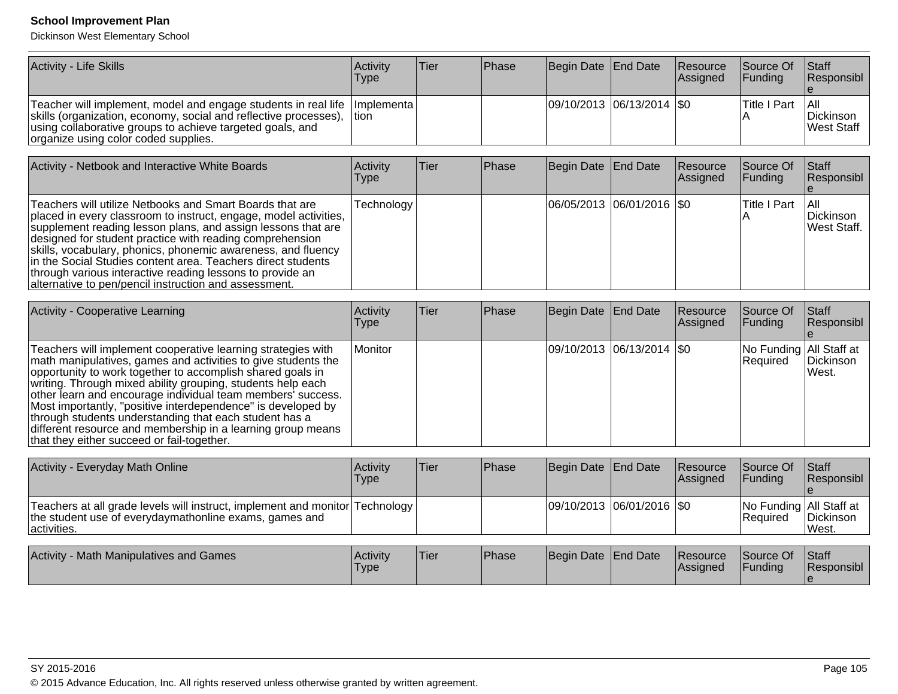| Activity - Life Skills | Activity Type | Tier | Phase | Begin Date | End Date | Resource Assigned | Source Of Funding | Staff Responsible |
|---|---|---|---|---|---|---|---|---|
| Teacher will implement, model and engage students in real life skills (organization, economy, social and reflective processes), using collaborative groups to achieve targeted goals, and organize using color coded supplies. | Implementation | | | 09/10/2013 | 06/13/2014 | $0 | Title I Part A | All Dickinson West Staff |

| Activity - Netbook and Interactive White Boards | Activity Type | Tier | Phase | Begin Date | End Date | Resource Assigned | Source Of Funding | Staff Responsible |
|---|---|---|---|---|---|---|---|---|
| Teachers will utilize Netbooks and Smart Boards that are placed in every classroom to instruct, engage, model activities, supplement reading lesson plans, and assign lessons that are designed for student practice with reading comprehension skills, vocabulary, phonics, phonemic awareness, and fluency in the Social Studies content area. Teachers direct students through various interactive reading lessons to provide an alternative to pen/pencil instruction and assessment. | Technology | | | 06/05/2013 | 06/01/2016 | $0 | Title I Part A | All Dickinson West Staff. |

| Activity - Cooperative Learning | Activity Type | Tier | Phase | Begin Date | End Date | Resource Assigned | Source Of Funding | Staff Responsible |
|---|---|---|---|---|---|---|---|---|
| Teachers will implement cooperative learning strategies with math manipulatives, games and activities to give students the opportunity to work together to accomplish shared goals in writing. Through mixed ability grouping, students help each other learn and encourage individual team members' success. Most importantly, "positive interdependence" is developed by through students understanding that each student has a different resource and membership in a learning group means that they either succeed or fail-together. | Monitor | | | 09/10/2013 | 06/13/2014 | $0 | No Funding Required | All Staff at Dickinson West. |

| Activity - Everyday Math Online | Activity Type | Tier | Phase | Begin Date | End Date | Resource Assigned | Source Of Funding | Staff Responsible |
|---|---|---|---|---|---|---|---|---|
| Teachers at all grade levels will instruct, implement and monitor the student use of everydaymathonline exams, games and activities. | Technology | | | 09/10/2013 | 06/01/2016 | $0 | No Funding Required | All Staff at Dickinson West. |

| Activity - Math Manipulatives and Games | Activity Type | Tier | Phase | Begin Date | End Date | Resource Assigned | Source Of Funding | Staff Responsible |
|---|---|---|---|---|---|---|---|---|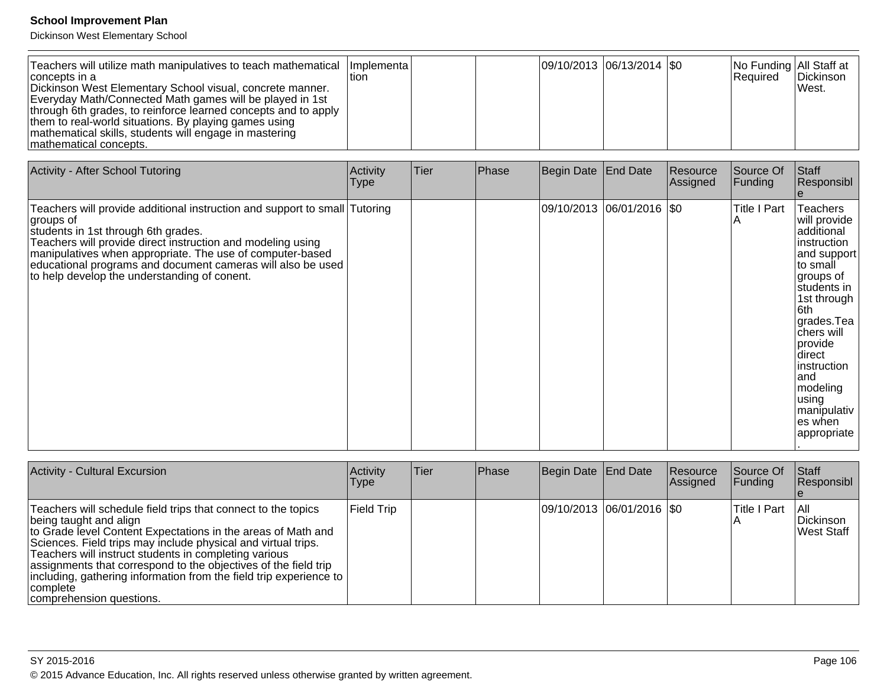| | | | | | | | | |
|---|---|---|---|---|---|---|---|---|
| Teachers will utilize math manipulatives to teach mathematical concepts in a Dickinson West Elementary School visual, concrete manner. Everyday Math/Connected Math games will be played in 1st through 6th grades, to reinforce learned concepts and to apply them to real-world situations. By playing games using mathematical skills, students will engage in mastering mathematical concepts. | Implementation | | | 09/10/2013 | 06/13/2014 | $0 | No Funding Required | All Staff at Dickinson West. |

| Activity - After School Tutoring | Activity Type | Tier | Phase | Begin Date | End Date | Resource Assigned | Source Of Funding | Staff Responsible |
|---|---|---|---|---|---|---|---|---|
| Teachers will provide additional instruction and support to small groups of students in 1st through 6th grades. Teachers will provide direct instruction and modeling using manipulatives when appropriate. The use of computer-based educational programs and document cameras will also be used to help develop the understanding of conent. | Tutoring | | | 09/10/2013 | 06/01/2016 | $0 | Title I Part A | Teachers will provide additional instruction and support to small groups of students in 1st through 6th grades.Teachers will provide direct instruction and modeling using manipulatives when appropriate. |

| Activity - Cultural Excursion | Activity Type | Tier | Phase | Begin Date | End Date | Resource Assigned | Source Of Funding | Staff Responsible |
|---|---|---|---|---|---|---|---|---|
| Teachers will schedule field trips that connect to the topics being taught and align to Grade level Content Expectations in the areas of Math and Sciences. Field trips may include physical and virtual trips. Teachers will instruct students in completing various assignments that correspond to the objectives of the field trip including, gathering information from the field trip experience to complete comprehension questions. | Field Trip | | | 09/10/2013 | 06/01/2016 | $0 | Title I Part A | All Dickinson West Staff |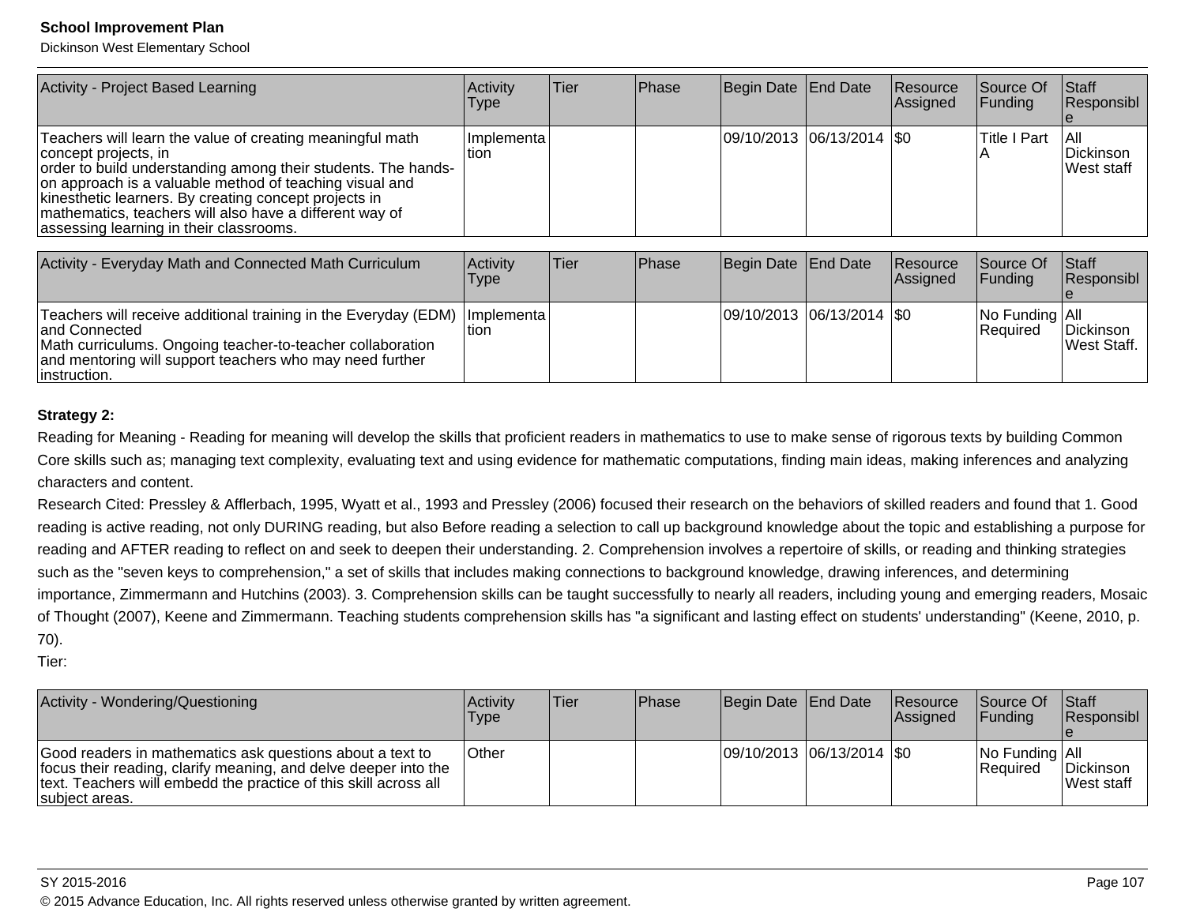| Activity - Project Based Learning | Activity Type | Tier | Phase | Begin Date | End Date | Resource Assigned | Source Of Funding | Staff Responsible |
|---|---|---|---|---|---|---|---|---|
| Teachers will learn the value of creating meaningful math concept projects, in order to build understanding among their students. The hands-on approach is a valuable method of teaching visual and kinesthetic learners. By creating concept projects in mathematics, teachers will also have a different way of assessing learning in their classrooms. | Implementation | | | 09/10/2013 | 06/13/2014 | $0 | Title I Part A | All Dickinson West staff |

| Activity - Everyday Math and Connected Math Curriculum | Activity Type | Tier | Phase | Begin Date | End Date | Resource Assigned | Source Of Funding | Staff Responsible |
|---|---|---|---|---|---|---|---|---|
| Teachers will receive additional training in the Everyday (EDM) and Connected Math curriculums. Ongoing teacher-to-teacher collaboration and mentoring will support teachers who may need further instruction. | Implementation | | | 09/10/2013 | 06/13/2014 | $0 | No Funding Required | All Dickinson West Staff. |

**Strategy 2:**

Reading for Meaning - Reading for meaning will develop the skills that proficient readers in mathematics to use to make sense of rigorous texts by building Common Core skills such as; managing text complexity, evaluating text and using evidence for mathematic computations, finding main ideas, making inferences and analyzing characters and content.

Research Cited: Pressley & Afflerbach, 1995, Wyatt et al., 1993 and Pressley (2006) focused their research on the behaviors of skilled readers and found that 1. Good reading is active reading, not only DURING reading, but also Before reading a selection to call up background knowledge about the topic and establishing a purpose for reading and AFTER reading to reflect on and seek to deepen their understanding. 2. Comprehension involves a repertoire of skills, or reading and thinking strategies such as the "seven keys to comprehension," a set of skills that includes making connections to background knowledge, drawing inferences, and determining importance, Zimmermann and Hutchins (2003). 3. Comprehension skills can be taught successfully to nearly all readers, including young and emerging readers, Mosaic of Thought (2007), Keene and Zimmermann. Teaching students comprehension skills has "a significant and lasting effect on students' understanding" (Keene, 2010, p. 70).

Tier:

| Activity - Wondering/Questioning | Activity Type | Tier | Phase | Begin Date | End Date | Resource Assigned | Source Of Funding | Staff Responsible |
|---|---|---|---|---|---|---|---|---|
| Good readers in mathematics ask questions about a text to focus their reading, clarify meaning, and delve deeper into the text. Teachers will embedd the practice of this skill across all subject areas. | Other | | | 09/10/2013 | 06/13/2014 | $0 | No Funding Required | All Dickinson West staff |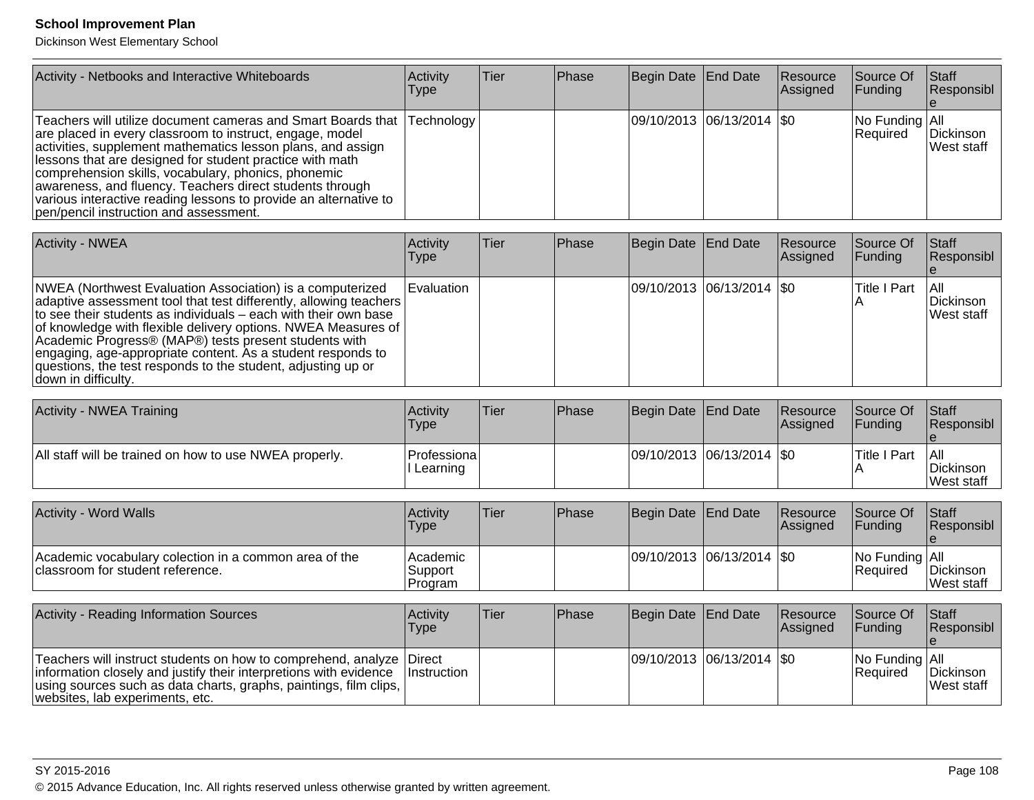| Activity - Netbooks and Interactive Whiteboards | Activity Type | Tier | Phase | Begin Date | End Date | Resource Assigned | Source Of Funding | Staff Responsible |
|---|---|---|---|---|---|---|---|---|
| Teachers will utilize document cameras and Smart Boards that are placed in every classroom to instruct, engage, model activities, supplement mathematics lesson plans, and assign lessons that are designed for student practice with math comprehension skills, vocabulary, phonics, phonemic awareness, and fluency. Teachers direct students through various interactive reading lessons to provide an alternative to pen/pencil instruction and assessment. | Technology | | | 09/10/2013 | 06/13/2014 | $0 | No Funding Required | All Dickinson West staff |

| Activity - NWEA | Activity Type | Tier | Phase | Begin Date | End Date | Resource Assigned | Source Of Funding | Staff Responsible |
|---|---|---|---|---|---|---|---|---|
| NWEA (Northwest Evaluation Association) is a computerized adaptive assessment tool that test differently, allowing teachers to see their students as individuals – each with their own base of knowledge with flexible delivery options. NWEA Measures of Academic Progress® (MAP®) tests present students with engaging, age-appropriate content. As a student responds to questions, the test responds to the student, adjusting up or down in difficulty. | Evaluation | | | 09/10/2013 | 06/13/2014 | $0 | Title I Part A | All Dickinson West staff |

| Activity - NWEA Training | Activity Type | Tier | Phase | Begin Date | End Date | Resource Assigned | Source Of Funding | Staff Responsible |
|---|---|---|---|---|---|---|---|---|
| All staff will be trained on how to use NWEA properly. | Professional Learning | | | 09/10/2013 | 06/13/2014 | $0 | Title I Part A | All Dickinson West staff |

| Activity - Word Walls | Activity Type | Tier | Phase | Begin Date | End Date | Resource Assigned | Source Of Funding | Staff Responsible |
|---|---|---|---|---|---|---|---|---|
| Academic vocabulary colection in a common area of the classroom for student reference. | Academic Support Program | | | 09/10/2013 | 06/13/2014 | $0 | No Funding Required | All Dickinson West staff |

| Activity - Reading Information Sources | Activity Type | Tier | Phase | Begin Date | End Date | Resource Assigned | Source Of Funding | Staff Responsible |
|---|---|---|---|---|---|---|---|---|
| Teachers will instruct students on how to comprehend, analyze information closely and justify their interpretions with evidence using sources such as data charts, graphs, paintings, film clips, websites, lab experiments, etc. | Direct Instruction | | | 09/10/2013 | 06/13/2014 | $0 | No Funding Required | All Dickinson West staff |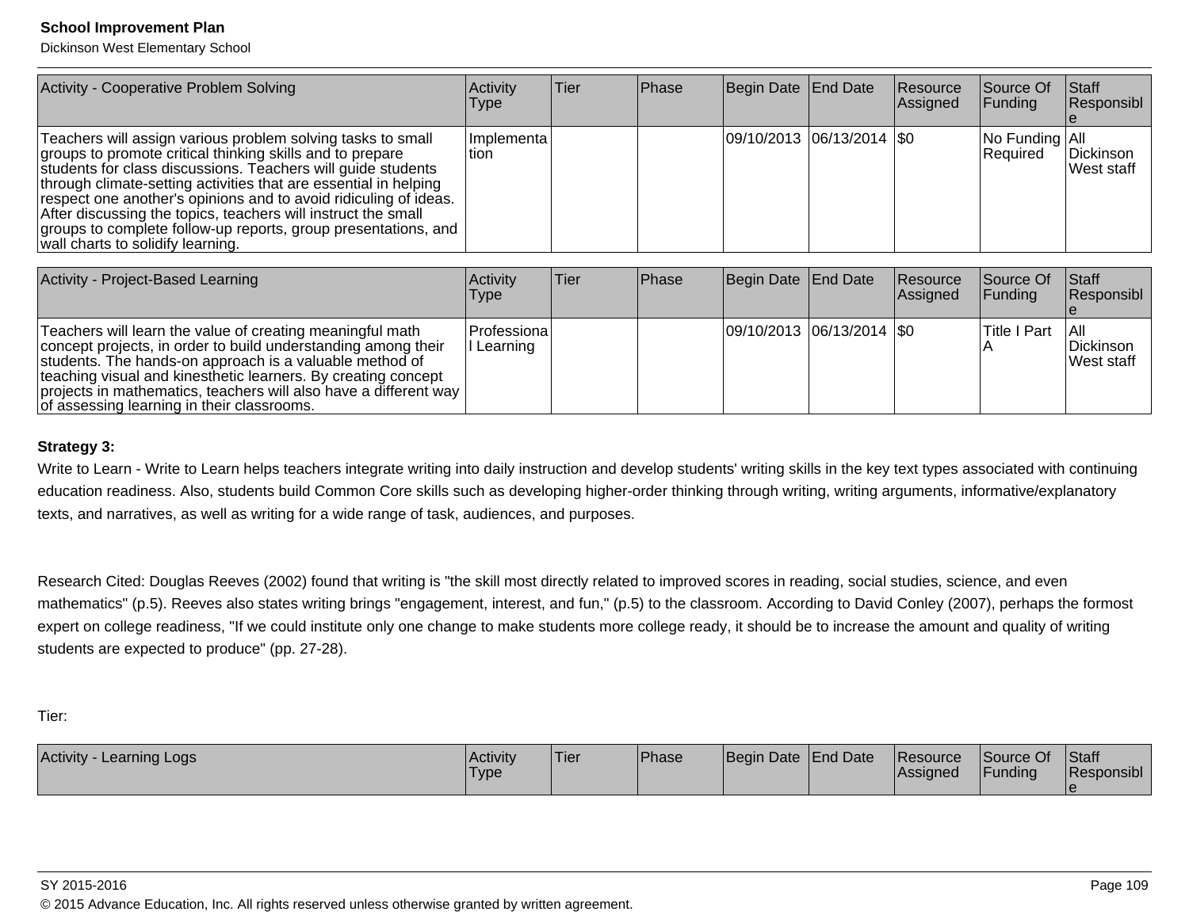| Activity - Cooperative Problem Solving | Activity Type | Tier | Phase | Begin Date | End Date | Resource Assigned | Source Of Funding | Staff Responsible |
|---|---|---|---|---|---|---|---|---|
| Teachers will assign various problem solving tasks to small groups to promote critical thinking skills and to prepare students for class discussions. Teachers will guide students through climate-setting activities that are essential in helping respect one another's opinions and to avoid ridiculing of ideas. After discussing the topics, teachers will instruct the small groups to complete follow-up reports, group presentations, and wall charts to solidify learning. | Implementation | | | 09/10/2013 | 06/13/2014 | $0 | No Funding Required | All Dickinson West staff |

| Activity - Project-Based Learning | Activity Type | Tier | Phase | Begin Date | End Date | Resource Assigned | Source Of Funding | Staff Responsible |
|---|---|---|---|---|---|---|---|---|
| Teachers will learn the value of creating meaningful math concept projects, in order to build understanding among their students. The hands-on approach is a valuable method of teaching visual and kinesthetic learners. By creating concept projects in mathematics, teachers will also have a different way of assessing learning in their classrooms. | Professional Learning | | | 09/10/2013 | 06/13/2014 | $0 | Title I Part A | All Dickinson West staff |

**Strategy 3:**

Write to Learn - Write to Learn helps teachers integrate writing into daily instruction and develop students' writing skills in the key text types associated with continuing education readiness. Also, students build Common Core skills such as developing higher-order thinking through writing, writing arguments, informative/explanatory texts, and narratives, as well as writing for a wide range of task, audiences, and purposes.

Research Cited: Douglas Reeves (2002) found that writing is "the skill most directly related to improved scores in reading, social studies, science, and even mathematics" (p.5). Reeves also states writing brings "engagement, interest, and fun," (p.5) to the classroom. According to David Conley (2007), perhaps the formost expert on college readiness, "If we could institute only one change to make students more college ready, it should be to increase the amount and quality of writing students are expected to produce" (pp. 27-28).

Tier:

| Activity - Learning Logs | Activity Type | Tier | Phase | Begin Date | End Date | Resource Assigned | Source Of Funding | Staff Responsible |
|---|---|---|---|---|---|---|---|---|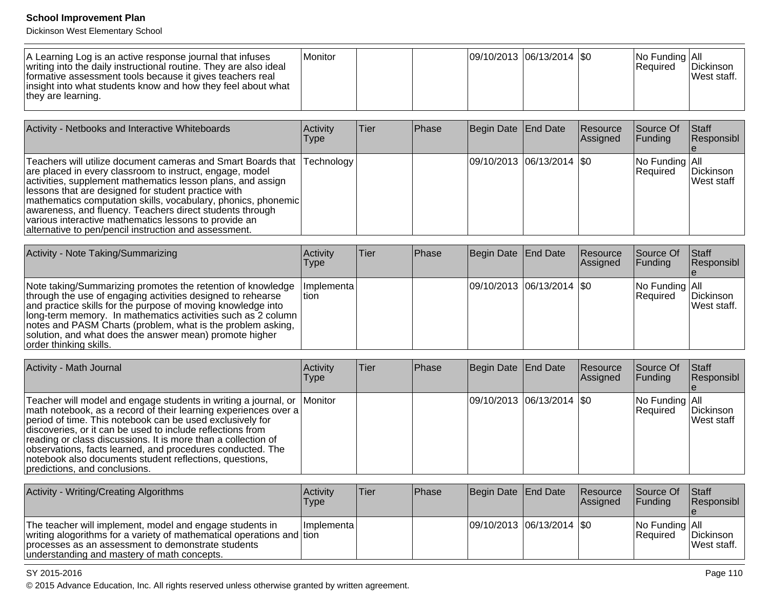| A Learning Log is an active response journal that infuses writing into the daily instructional routine. They are also ideal formative assessment tools because it gives teachers real insight into what students know and how they feel about what they are learning. | Monitor | | | 09/10/2013 | 06/13/2014 | $0 | No Funding Required | All Dickinson West staff. |
|---|---|---|---|---|---|---|---|---|

| Activity - Netbooks and Interactive Whiteboards | Activity Type | Tier | Phase | Begin Date | End Date | Resource Assigned | Source Of Funding | Staff Responsible |
|---|---|---|---|---|---|---|---|---|
| Teachers will utilize document cameras and Smart Boards that are placed in every classroom to instruct, engage, model activities, supplement mathematics lesson plans, and assign lessons that are designed for student practice with mathematics computation skills, vocabulary, phonics, phonemic awareness, and fluency. Teachers direct students through various interactive mathematics lessons to provide an alternative to pen/pencil instruction and assessment. | Technology | | | 09/10/2013 | 06/13/2014 | $0 | No Funding Required | All Dickinson West staff |

| Activity - Note Taking/Summarizing | Activity Type | Tier | Phase | Begin Date | End Date | Resource Assigned | Source Of Funding | Staff Responsible |
|---|---|---|---|---|---|---|---|---|
| Note taking/Summarizing promotes the retention of knowledge through the use of engaging activities designed to rehearse and practice skills for the purpose of moving knowledge into long-term memory. In mathematics activities such as 2 column notes and PASM Charts (problem, what is the problem asking, solution, and what does the answer mean) promote higher order thinking skills. | Implementation | | | 09/10/2013 | 06/13/2014 | $0 | No Funding Required | All Dickinson West staff. |

| Activity - Math Journal | Activity Type | Tier | Phase | Begin Date | End Date | Resource Assigned | Source Of Funding | Staff Responsible |
|---|---|---|---|---|---|---|---|---|
| Teacher will model and engage students in writing a journal, or math notebook, as a record of their learning experiences over a period of time. This notebook can be used exclusively for discoveries, or it can be used to include reflections from reading or class discussions. It is more than a collection of observations, facts learned, and procedures conducted. The notebook also documents student reflections, questions, predictions, and conclusions. | Monitor | | | 09/10/2013 | 06/13/2014 | $0 | No Funding Required | All Dickinson West staff |

| Activity - Writing/Creating Algorithms | Activity Type | Tier | Phase | Begin Date | End Date | Resource Assigned | Source Of Funding | Staff Responsible |
|---|---|---|---|---|---|---|---|---|
| The teacher will implement, model and engage students in writing alogorithms for a variety of mathematical operations and processes as an assessment to demonstrate students understanding and mastery of math concepts. | Implementation | | | 09/10/2013 | 06/13/2014 | $0 | No Funding Required | All Dickinson West staff. |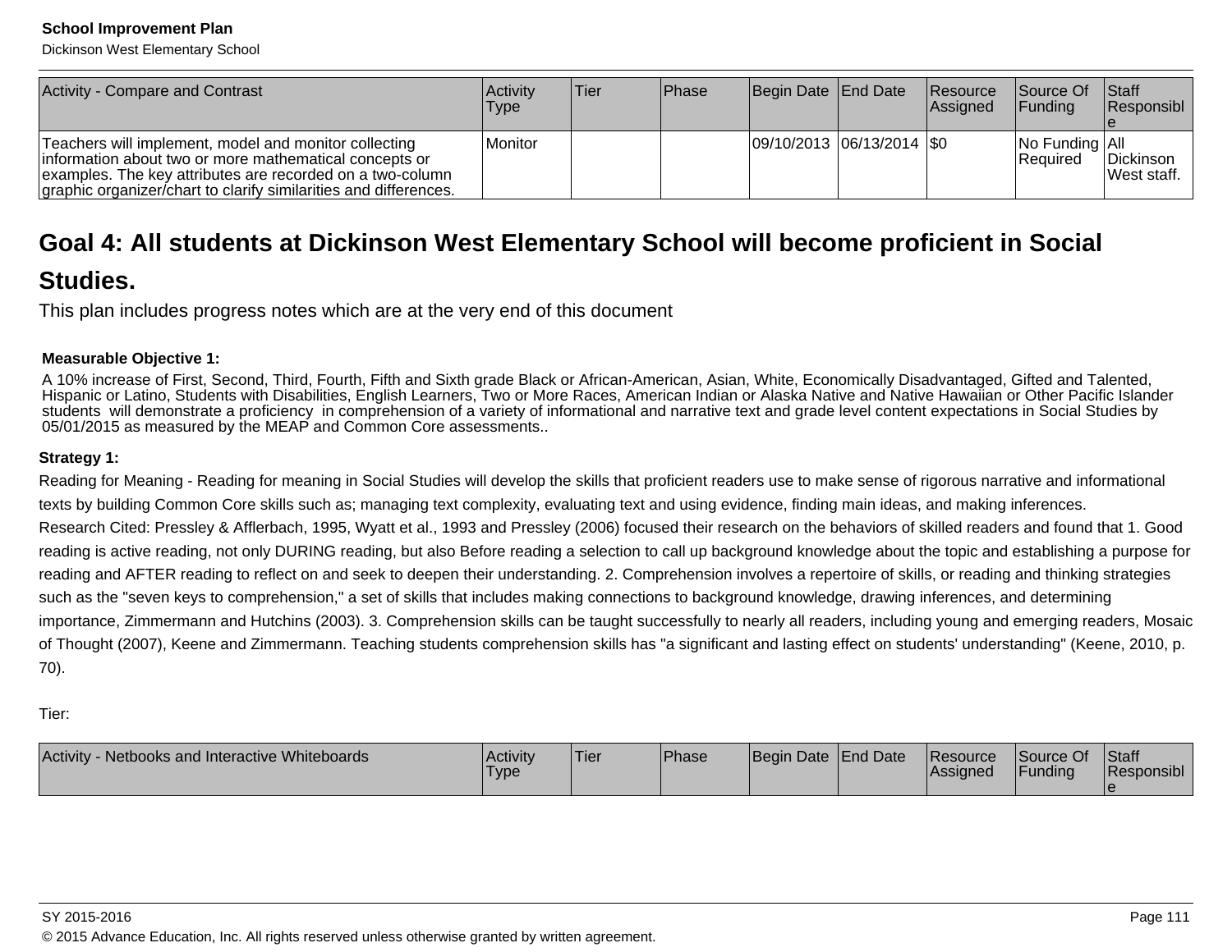| Activity - Compare and Contrast | Activity Type | Tier | Phase | Begin Date | End Date | Resource Assigned | Source Of Funding | Staff Responsible |
|---|---|---|---|---|---|---|---|---|
| Teachers will implement, model and monitor collecting information about two or more mathematical concepts or examples. The key attributes are recorded on a two-column graphic organizer/chart to clarify similarities and differences. | Monitor | | | 09/10/2013 | 06/13/2014 | $0 | No Funding Required | All Dickinson West staff. |

## Goal 4: All students at Dickinson West Elementary School will become proficient in Social Studies.

This plan includes progress notes which are at the very end of this document

**Measurable Objective 1:**

A 10% increase of First, Second, Third, Fourth, Fifth and Sixth grade Black or African-American, Asian, White, Economically Disadvantaged, Gifted and Talented, Hispanic or Latino, Students with Disabilities, English Learners, Two or More Races, American Indian or Alaska Native and Native Hawaiian or Other Pacific Islander students will demonstrate a proficiency in comprehension of a variety of informational and narrative text and grade level content expectations in Social Studies by 05/01/2015 as measured by the MEAP and Common Core assessments..

**Strategy 1:**

Reading for Meaning - Reading for meaning in Social Studies will develop the skills that proficient readers use to make sense of rigorous narrative and informational texts by building Common Core skills such as; managing text complexity, evaluating text and using evidence, finding main ideas, and making inferences.

Research Cited: Pressley & Afflerbach, 1995, Wyatt et al., 1993 and Pressley (2006) focused their research on the behaviors of skilled readers and found that 1. Good reading is active reading, not only DURING reading, but also Before reading a selection to call up background knowledge about the topic and establishing a purpose for reading and AFTER reading to reflect on and seek to deepen their understanding. 2. Comprehension involves a repertoire of skills, or reading and thinking strategies such as the "seven keys to comprehension," a set of skills that includes making connections to background knowledge, drawing inferences, and determining importance, Zimmermann and Hutchins (2003). 3. Comprehension skills can be taught successfully to nearly all readers, including young and emerging readers, Mosaic of Thought (2007), Keene and Zimmermann. Teaching students comprehension skills has "a significant and lasting effect on students' understanding" (Keene, 2010, p. 70).

Tier:

| Activity - Netbooks and Interactive Whiteboards | Activity Type | Tier | Phase | Begin Date | End Date | Resource Assigned | Source Of Funding | Staff Responsible |
|---|---|---|---|---|---|---|---|---|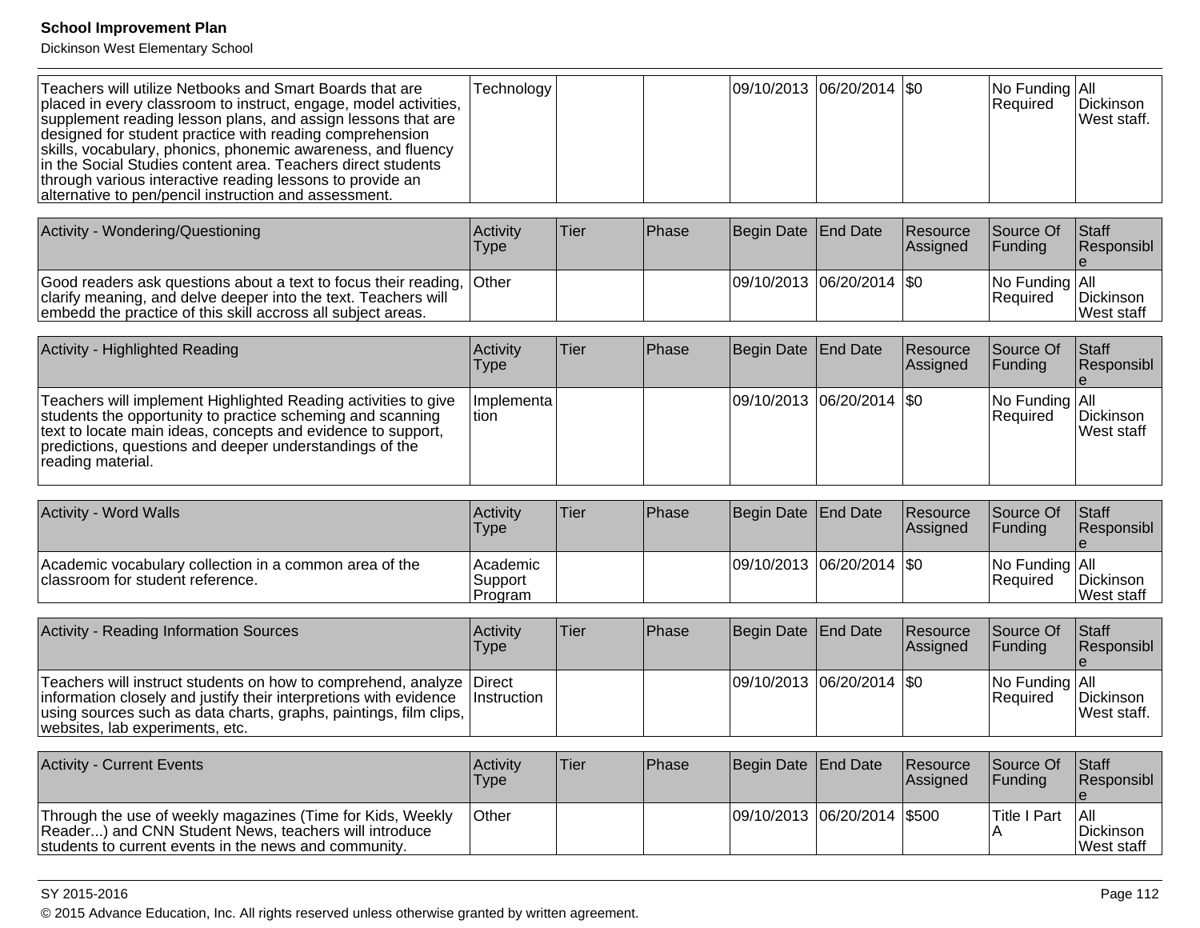| | | | | | | | | |
|---|---|---|---|---|---|---|---|---|
| Teachers will utilize Netbooks and Smart Boards that are placed in every classroom to instruct, engage, model activities, supplement reading lesson plans, and assign lessons that are designed for student practice with reading comprehension skills, vocabulary, phonics, phonemic awareness, and fluency in the Social Studies content area. Teachers direct students through various interactive reading lessons to provide an alternative to pen/pencil instruction and assessment. | Technology | | | 09/10/2013 | 06/20/2014 | $0 | No Funding Required | All Dickinson West staff. |

| Activity - Wondering/Questioning | Activity Type | Tier | Phase | Begin Date | End Date | Resource Assigned | Source Of Funding | Staff Responsible |
|---|---|---|---|---|---|---|---|---|
| Good readers ask questions about a text to focus their reading, clarify meaning, and delve deeper into the text. Teachers will embedd the practice of this skill accross all subject areas. | Other | | | 09/10/2013 | 06/20/2014 | $0 | No Funding Required | All Dickinson West staff |

| Activity - Highlighted Reading | Activity Type | Tier | Phase | Begin Date | End Date | Resource Assigned | Source Of Funding | Staff Responsible |
|---|---|---|---|---|---|---|---|---|
| Teachers will implement Highlighted Reading activities to give students the opportunity to practice scheming and scanning text to locate main ideas, concepts and evidence to support, predictions, questions and deeper understandings of the reading material. | Implementation | | | 09/10/2013 | 06/20/2014 | $0 | No Funding Required | All Dickinson West staff |

| Activity - Word Walls | Activity Type | Tier | Phase | Begin Date | End Date | Resource Assigned | Source Of Funding | Staff Responsible |
|---|---|---|---|---|---|---|---|---|
| Academic vocabulary collection in a common area of the classroom for student reference. | Academic Support Program | | | 09/10/2013 | 06/20/2014 | $0 | No Funding Required | All Dickinson West staff |

| Activity - Reading Information Sources | Activity Type | Tier | Phase | Begin Date | End Date | Resource Assigned | Source Of Funding | Staff Responsible |
|---|---|---|---|---|---|---|---|---|
| Teachers will instruct students on how to comprehend, analyze information closely and justify their interpretions with evidence using sources such as data charts, graphs, paintings, film clips, websites, lab experiments, etc. | Direct Instruction | | | 09/10/2013 | 06/20/2014 | $0 | No Funding Required | All Dickinson West staff. |

| Activity - Current Events | Activity Type | Tier | Phase | Begin Date | End Date | Resource Assigned | Source Of Funding | Staff Responsible |
|---|---|---|---|---|---|---|---|---|
| Through the use of weekly magazines (Time for Kids, Weekly Reader...) and CNN Student News, teachers will introduce students to current events in the news and community. | Other | | | 09/10/2013 | 06/20/2014 | $500 | Title I Part A | All Dickinson West staff |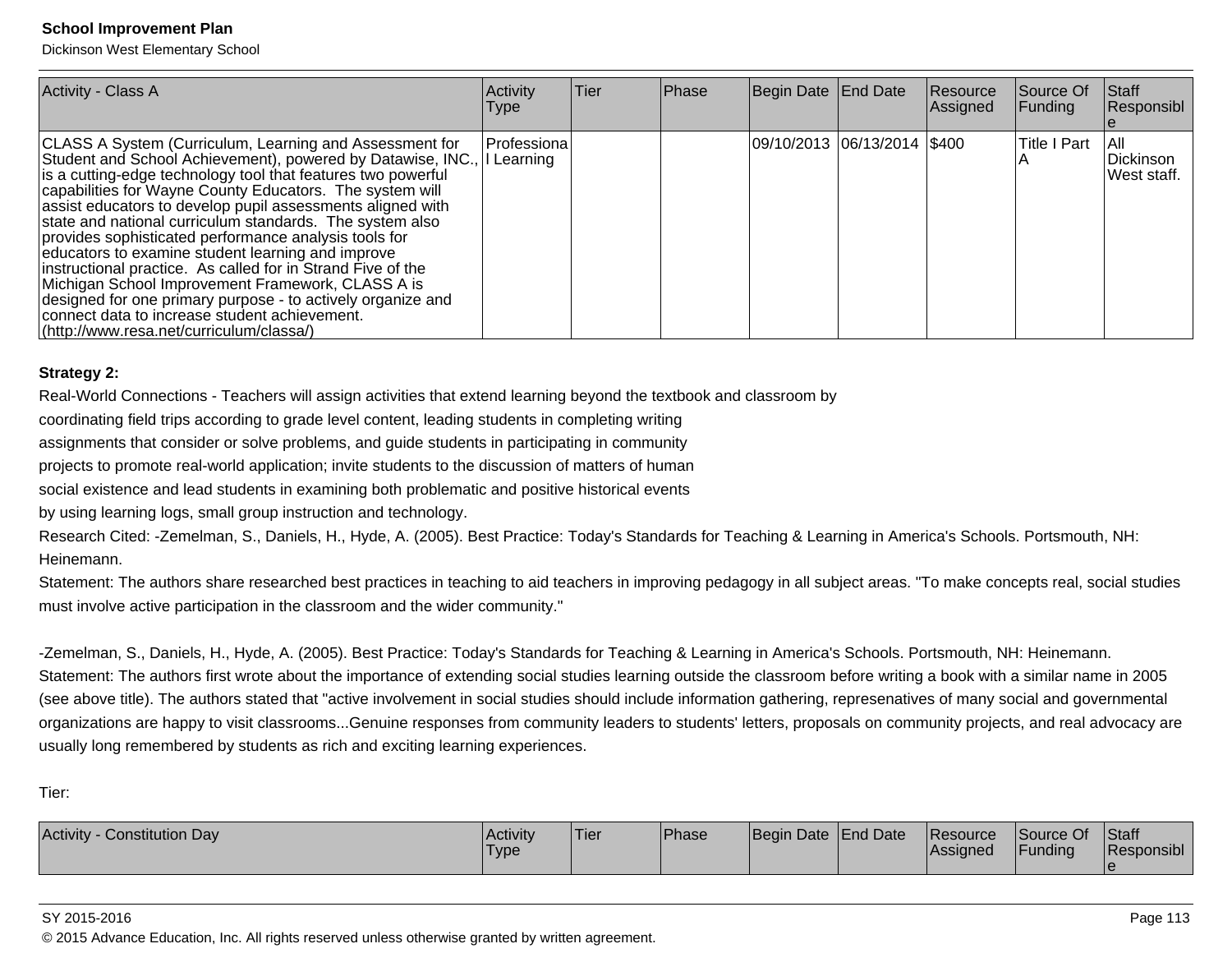| Activity - Class A | Activity Type | Tier | Phase | Begin Date | End Date | Resource Assigned | Source Of Funding | Staff Responsible |
|---|---|---|---|---|---|---|---|---|
| CLASS A System (Curriculum, Learning and Assessment for Student and School Achievement), powered by Datawise, INC., is a cutting-edge technology tool that features two powerful capabilities for Wayne County Educators. The system will assist educators to develop pupil assessments aligned with state and national curriculum standards. The system also provides sophisticated performance analysis tools for educators to examine student learning and improve instructional practice. As called for in Strand Five of the Michigan School Improvement Framework, CLASS A is designed for one primary purpose - to actively organize and connect data to increase student achievement. (http://www.resa.net/curriculum/classa/) | Professional Learning | | | 09/10/2013 | 06/13/2014 | $400 | Title I Part A | All Dickinson West staff. |

**Strategy 2:**

Real-World Connections - Teachers will assign activities that extend learning beyond the textbook and classroom by coordinating field trips according to grade level content, leading students in completing writing assignments that consider or solve problems, and guide students in participating in community projects to promote real-world application; invite students to the discussion of matters of human social existence and lead students in examining both problematic and positive historical events by using learning logs, small group instruction and technology.

Research Cited: -Zemelman, S., Daniels, H., Hyde, A. (2005). Best Practice: Today's Standards for Teaching & Learning in America's Schools. Portsmouth, NH: Heinemann.

Statement: The authors share researched best practices in teaching to aid teachers in improving pedagogy in all subject areas. "To make concepts real, social studies must involve active participation in the classroom and the wider community."

-Zemelman, S., Daniels, H., Hyde, A. (2005). Best Practice: Today's Standards for Teaching & Learning in America's Schools. Portsmouth, NH: Heinemann.

Statement: The authors first wrote about the importance of extending social studies learning outside the classroom before writing a book with a similar name in 2005 (see above title). The authors stated that "active involvement in social studies should include information gathering, represenatives of many social and governmental organizations are happy to visit classrooms...Genuine responses from community leaders to students' letters, proposals on community projects, and real advocacy are usually long remembered by students as rich and exciting learning experiences.

Tier:

| Activity - Constitution Day | Activity Type | Tier | Phase | Begin Date | End Date | Resource Assigned | Source Of Funding | Staff Responsible |
|---|---|---|---|---|---|---|---|---|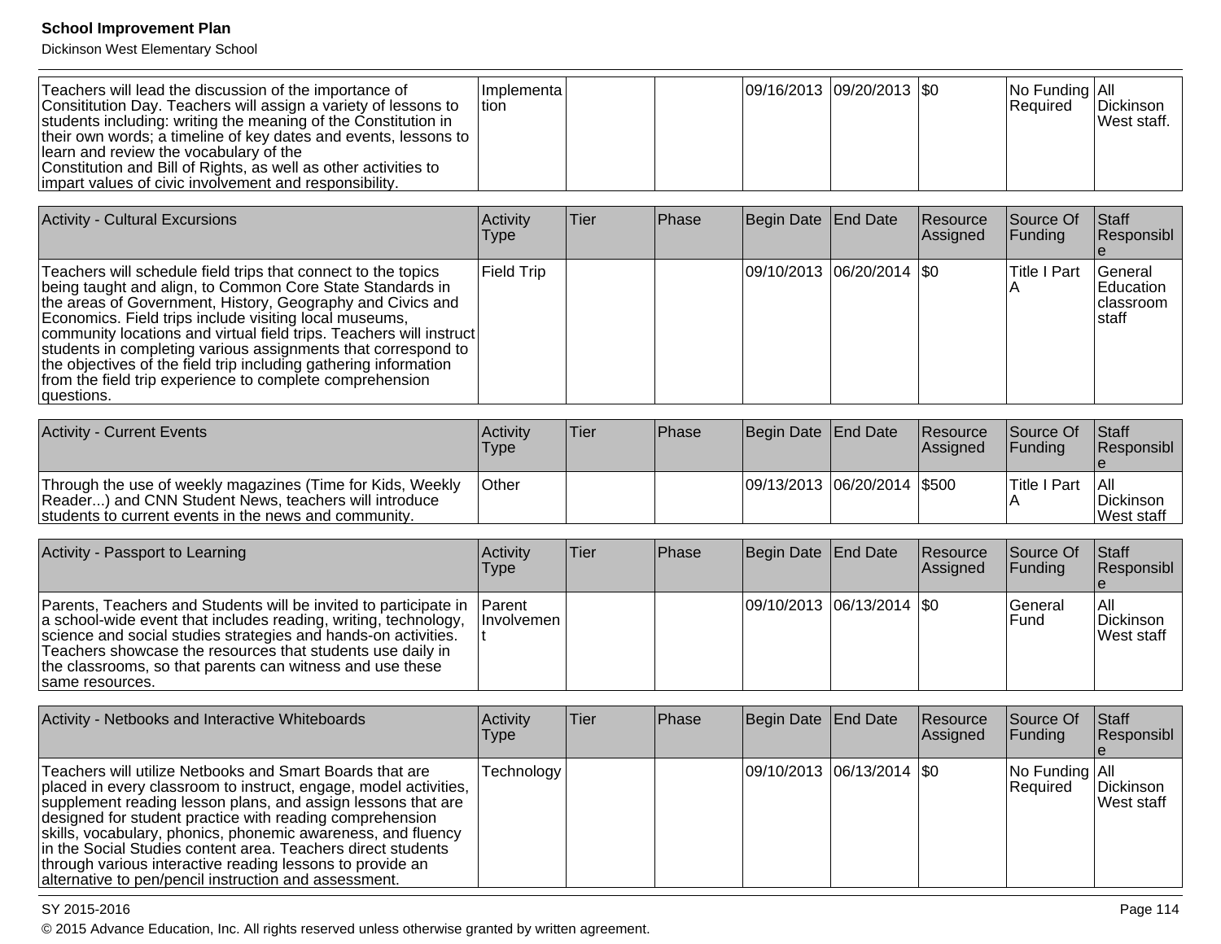| Teachers will lead the discussion of the importance of Consititution Day. Teachers will assign a variety of lessons to students including: writing the meaning of the Constitution in their own words; a timeline of key dates and events, lessons to learn and review the vocabulary of the Constitution and Bill of Rights, as well as other activities to impart values of civic involvement and responsibility. | Implementation | | | 09/16/2013 | 09/20/2013 | $0 | No Funding Required | All Dickinson West staff. |
|---|---|---|---|---|---|---|---|---|

| Activity - Cultural Excursions | Activity Type | Tier | Phase | Begin Date | End Date | Resource Assigned | Source Of Funding | Staff Responsible |
|---|---|---|---|---|---|---|---|---|
| Teachers will schedule field trips that connect to the topics being taught and align, to Common Core State Standards in the areas of Government, History, Geography and Civics and Economics. Field trips include visiting local museums, community locations and virtual field trips. Teachers will instruct students in completing various assignments that correspond to the objectives of the field trip including gathering information from the field trip experience to complete comprehension questions. | Field Trip | | | 09/10/2013 | 06/20/2014 | $0 | Title I Part A | General Education classroom staff |

| Activity - Current Events | Activity Type | Tier | Phase | Begin Date | End Date | Resource Assigned | Source Of Funding | Staff Responsible |
|---|---|---|---|---|---|---|---|---|
| Through the use of weekly magazines (Time for Kids, Weekly Reader...) and CNN Student News, teachers will introduce students to current events in the news and community. | Other | | | 09/13/2013 | 06/20/2014 | $500 | Title I Part A | All Dickinson West staff |

| Activity - Passport to Learning | Activity Type | Tier | Phase | Begin Date | End Date | Resource Assigned | Source Of Funding | Staff Responsible |
|---|---|---|---|---|---|---|---|---|
| Parents, Teachers and Students will be invited to participate in a school-wide event that includes reading, writing, technology, science and social studies strategies and hands-on activities. Teachers showcase the resources that students use daily in the classrooms, so that parents can witness and use these same resources. | Parent Involvement | | | 09/10/2013 | 06/13/2014 | $0 | General Fund | All Dickinson West staff |

| Activity - Netbooks and Interactive Whiteboards | Activity Type | Tier | Phase | Begin Date | End Date | Resource Assigned | Source Of Funding | Staff Responsible |
|---|---|---|---|---|---|---|---|---|
| Teachers will utilize Netbooks and Smart Boards that are placed in every classroom to instruct, engage, model activities, supplement reading lesson plans, and assign lessons that are designed for student practice with reading comprehension skills, vocabulary, phonics, phonemic awareness, and fluency in the Social Studies content area. Teachers direct students through various interactive reading lessons to provide an alternative to pen/pencil instruction and assessment. | Technology | | | 09/10/2013 | 06/13/2014 | $0 | No Funding Required | All Dickinson West staff |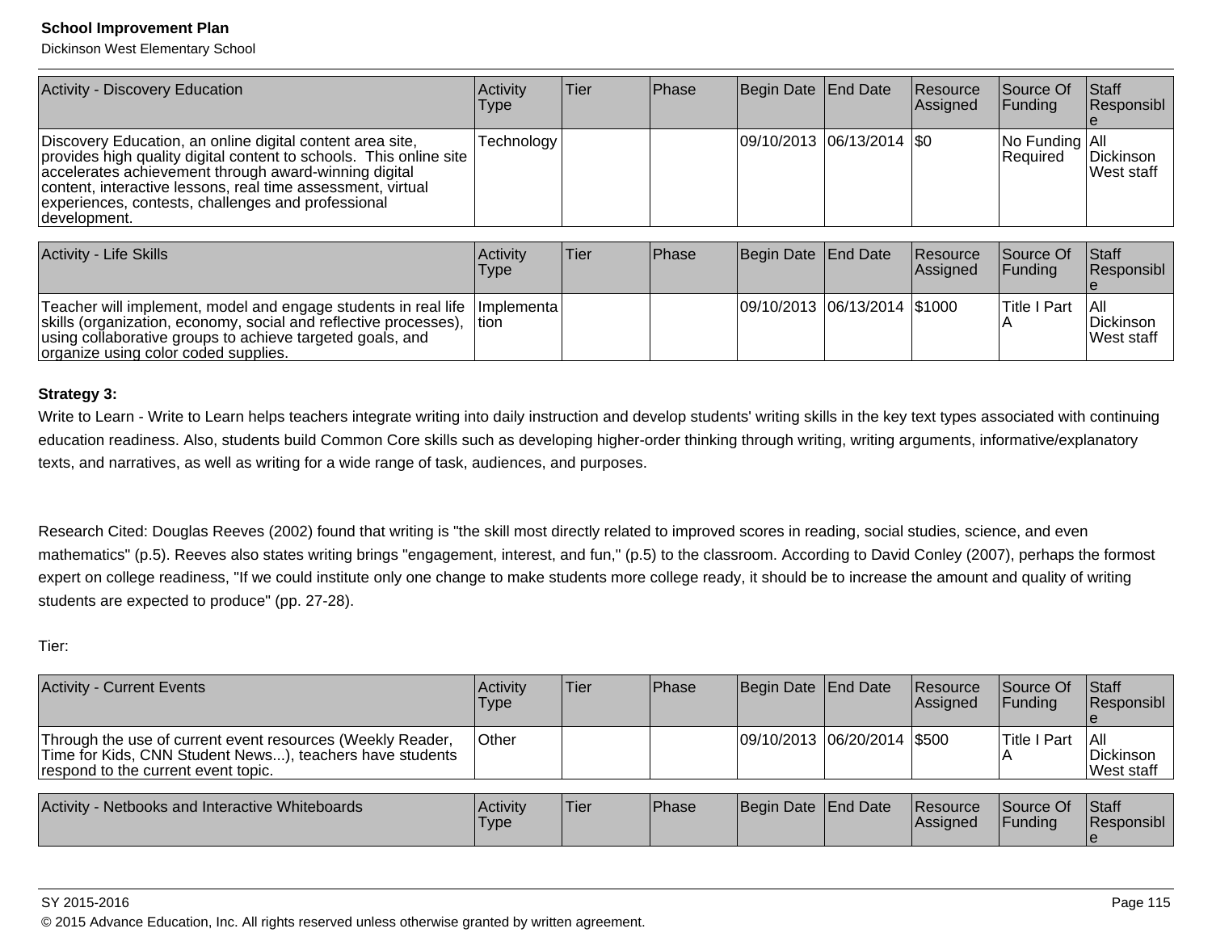| Activity - Discovery Education | Activity Type | Tier | Phase | Begin Date | End Date | Resource Assigned | Source Of Funding | Staff Responsible |
|---|---|---|---|---|---|---|---|---|
| Discovery Education, an online digital content area site, provides high quality digital content to schools. This online site accelerates achievement through award-winning digital content, interactive lessons, real time assessment, virtual experiences, contests, challenges and professional development. | Technology | | | 09/10/2013 | 06/13/2014 | $0 | No Funding Required | All Dickinson West staff |

| Activity - Life Skills | Activity Type | Tier | Phase | Begin Date | End Date | Resource Assigned | Source Of Funding | Staff Responsible |
|---|---|---|---|---|---|---|---|---|
| Teacher will implement, model and engage students in real life skills (organization, economy, social and reflective processes), using collaborative groups to achieve targeted goals, and organize using color coded supplies. | Implementation | | | 09/10/2013 | 06/13/2014 | $1000 | Title I Part A | All Dickinson West staff |

**Strategy 3:**

Write to Learn - Write to Learn helps teachers integrate writing into daily instruction and develop students' writing skills in the key text types associated with continuing education readiness. Also, students build Common Core skills such as developing higher-order thinking through writing, writing arguments, informative/explanatory texts, and narratives, as well as writing for a wide range of task, audiences, and purposes.

Research Cited: Douglas Reeves (2002) found that writing is "the skill most directly related to improved scores in reading, social studies, science, and even mathematics" (p.5). Reeves also states writing brings "engagement, interest, and fun," (p.5) to the classroom. According to David Conley (2007), perhaps the formost expert on college readiness, "If we could institute only one change to make students more college ready, it should be to increase the amount and quality of writing students are expected to produce" (pp. 27-28).

Tier:

| Activity - Current Events | Activity Type | Tier | Phase | Begin Date | End Date | Resource Assigned | Source Of Funding | Staff Responsible |
|---|---|---|---|---|---|---|---|---|
| Through the use of current event resources (Weekly Reader, Time for Kids, CNN Student News...), teachers have students respond to the current event topic. | Other | | | 09/10/2013 | 06/20/2014 | $500 | Title I Part A | All Dickinson West staff |

| Activity - Netbooks and Interactive Whiteboards | Activity Type | Tier | Phase | Begin Date | End Date | Resource Assigned | Source Of Funding | Staff Responsible |
|---|---|---|---|---|---|---|---|---|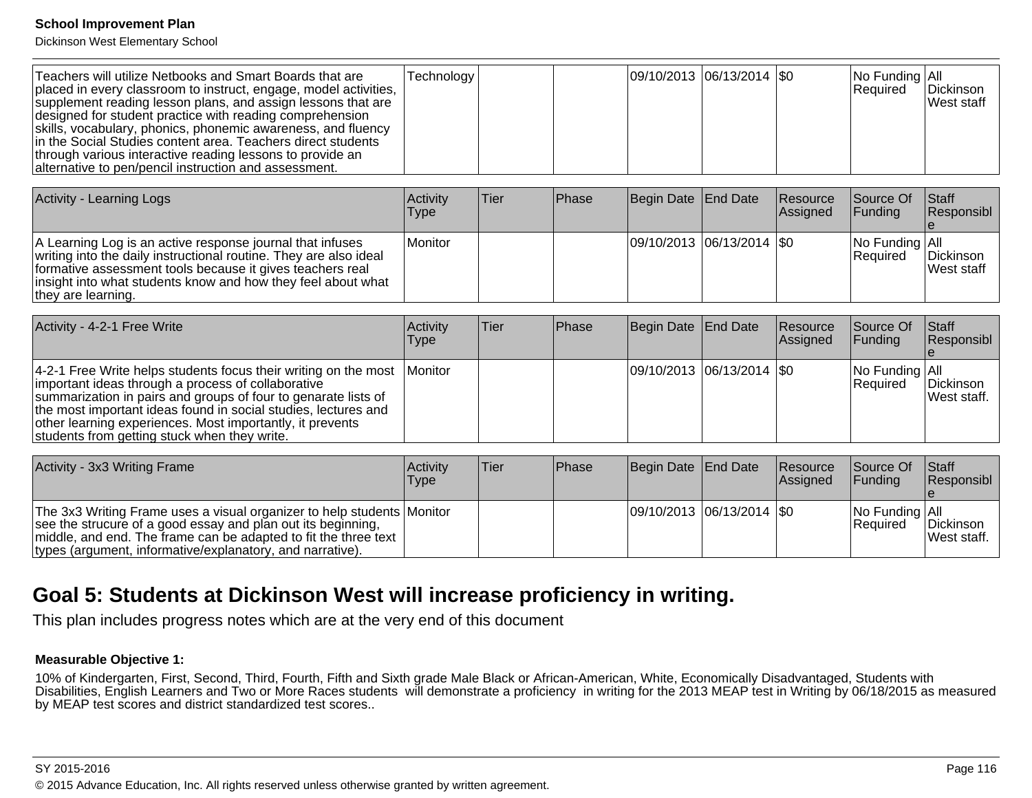| | | | | | | | | |
|---|---|---|---|---|---|---|---|---|
| Teachers will utilize Netbooks and Smart Boards that are placed in every classroom to instruct, engage, model activities, supplement reading lesson plans, and assign lessons that are designed for student practice with reading comprehension skills, vocabulary, phonics, phonemic awareness, and fluency in the Social Studies content area. Teachers direct students through various interactive reading lessons to provide an alternative to pen/pencil instruction and assessment. | Technology | | | 09/10/2013 | 06/13/2014 | $0 | No Funding Required | All Dickinson West staff |

| Activity - Learning Logs | Activity Type | Tier | Phase | Begin Date | End Date | Resource Assigned | Source Of Funding | Staff Responsible |
|---|---|---|---|---|---|---|---|---|
| A Learning Log is an active response journal that infuses writing into the daily instructional routine. They are also ideal formative assessment tools because it gives teachers real insight into what students know and how they feel about what they are learning. | Monitor | | | 09/10/2013 | 06/13/2014 | $0 | No Funding Required | All Dickinson West staff |

| Activity - 4-2-1 Free Write | Activity Type | Tier | Phase | Begin Date | End Date | Resource Assigned | Source Of Funding | Staff Responsible |
|---|---|---|---|---|---|---|---|---|
| 4-2-1 Free Write helps students focus their writing on the most important ideas through a process of collaborative summarization in pairs and groups of four to genarate lists of the most important ideas found in social studies, lectures and other learning experiences. Most importantly, it prevents students from getting stuck when they write. | Monitor | | | 09/10/2013 | 06/13/2014 | $0 | No Funding Required | All Dickinson West staff. |

| Activity - 3x3 Writing Frame | Activity Type | Tier | Phase | Begin Date | End Date | Resource Assigned | Source Of Funding | Staff Responsible |
|---|---|---|---|---|---|---|---|---|
| The 3x3 Writing Frame uses a visual organizer to help students see the strucure of a good essay and plan out its beginning, middle, and end. The frame can be adapted to fit the three text types (argument, informative/explanatory, and narrative). | Monitor | | | 09/10/2013 | 06/13/2014 | $0 | No Funding Required | All Dickinson West staff. |

## Goal 5: Students at Dickinson West will increase proficiency in writing.

This plan includes progress notes which are at the very end of this document

**Measurable Objective 1:**

10% of Kindergarten, First, Second, Third, Fourth, Fifth and Sixth grade Male Black or African-American, White, Economically Disadvantaged, Students with Disabilities, English Learners and Two or More Races students will demonstrate a proficiency in writing for the 2013 MEAP test in Writing by 06/18/2015 as measured by MEAP test scores and district standardized test scores..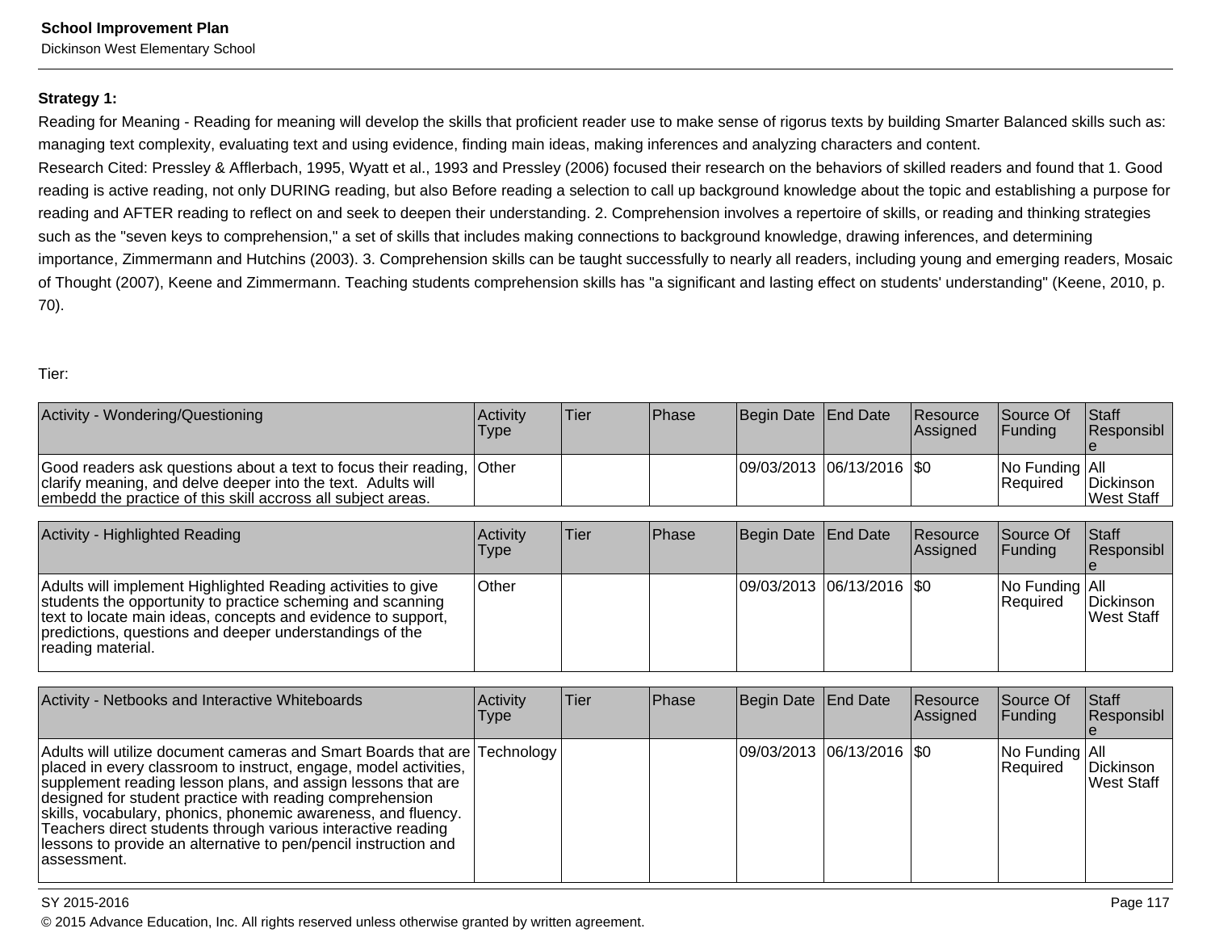**Strategy 1:**

Reading for Meaning - Reading for meaning will develop the skills that proficient reader use to make sense of rigorus texts by building Smarter Balanced skills such as: managing text complexity, evaluating text and using evidence, finding main ideas, making inferences and analyzing characters and content.

Research Cited: Pressley & Afflerbach, 1995, Wyatt et al., 1993 and Pressley (2006) focused their research on the behaviors of skilled readers and found that 1. Good reading is active reading, not only DURING reading, but also Before reading a selection to call up background knowledge about the topic and establishing a purpose for reading and AFTER reading to reflect on and seek to deepen their understanding. 2. Comprehension involves a repertoire of skills, or reading and thinking strategies such as the "seven keys to comprehension," a set of skills that includes making connections to background knowledge, drawing inferences, and determining importance, Zimmermann and Hutchins (2003). 3. Comprehension skills can be taught successfully to nearly all readers, including young and emerging readers, Mosaic of Thought (2007), Keene and Zimmermann. Teaching students comprehension skills has "a significant and lasting effect on students' understanding" (Keene, 2010, p. 70).

Tier:

| Activity - Wondering/Questioning | Activity Type | Tier | Phase | Begin Date | End Date | Resource Assigned | Source Of Funding | Staff Responsible |
|---|---|---|---|---|---|---|---|---|
| Good readers ask questions about a text to focus their reading, clarify meaning, and delve deeper into the text. Adults will embedd the practice of this skill accross all subject areas. | Other | | | 09/03/2013 | 06/13/2016 | $0 | No Funding Required | All Dickinson West Staff |

| Activity - Highlighted Reading | Activity Type | Tier | Phase | Begin Date | End Date | Resource Assigned | Source Of Funding | Staff Responsible |
|---|---|---|---|---|---|---|---|---|
| Adults will implement Highlighted Reading activities to give students the opportunity to practice scheming and scanning text to locate main ideas, concepts and evidence to support, predictions, questions and deeper understandings of the reading material. | Other | | | 09/03/2013 | 06/13/2016 | $0 | No Funding Required | All Dickinson West Staff |

| Activity - Netbooks and Interactive Whiteboards | Activity Type | Tier | Phase | Begin Date | End Date | Resource Assigned | Source Of Funding | Staff Responsible |
|---|---|---|---|---|---|---|---|---|
| Adults will utilize document cameras and Smart Boards that are placed in every classroom to instruct, engage, model activities, supplement reading lesson plans, and assign lessons that are designed for student practice with reading comprehension skills, vocabulary, phonics, phonemic awareness, and fluency. Teachers direct students through various interactive reading lessons to provide an alternative to pen/pencil instruction and assessment. | Technology | | | 09/03/2013 | 06/13/2016 | $0 | No Funding Required | All Dickinson West Staff |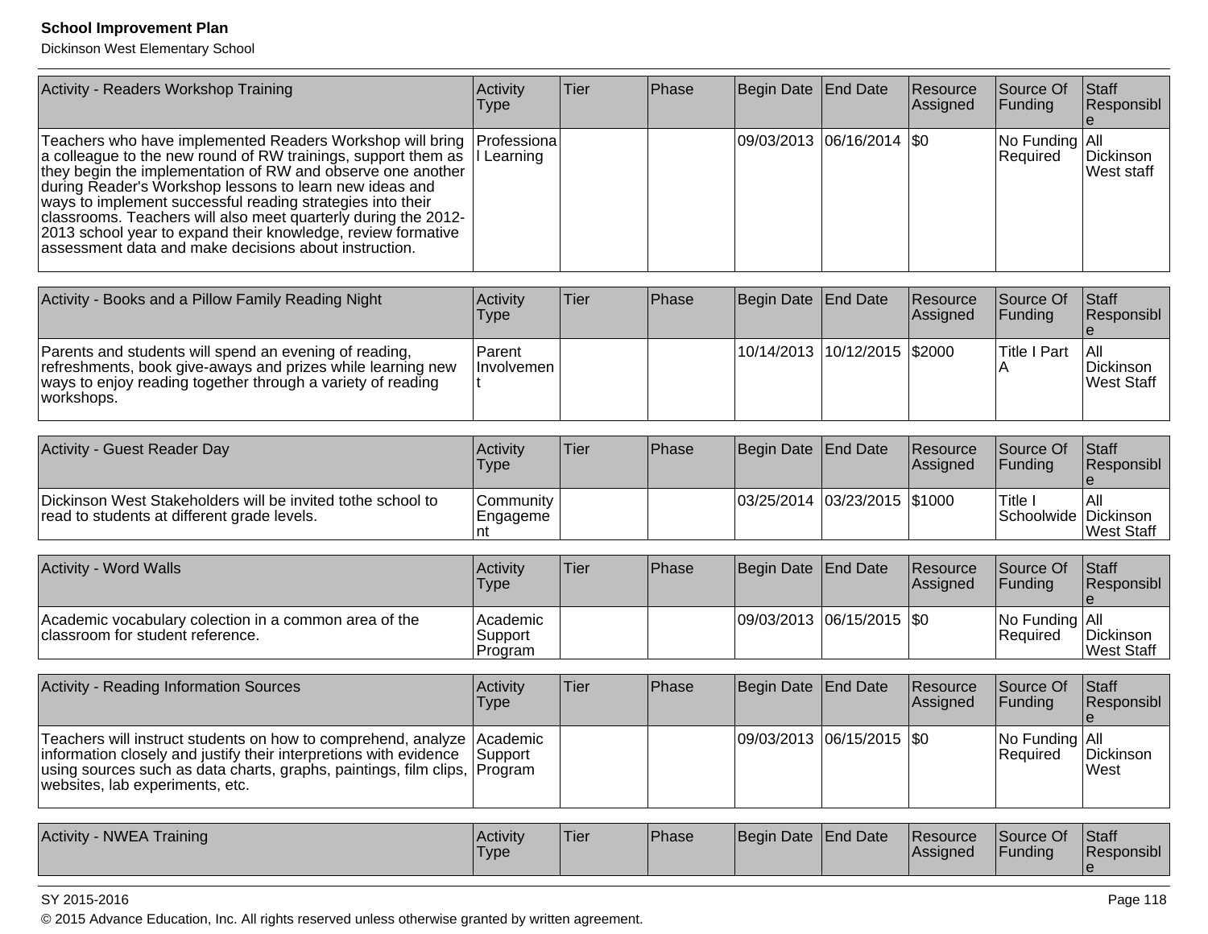| Activity - Readers Workshop Training | Activity Type | Tier | Phase | Begin Date | End Date | Resource Assigned | Source Of Funding | Staff Responsible |
|---|---|---|---|---|---|---|---|---|
| Teachers who have implemented Readers Workshop will bring a colleague to the new round of RW trainings, support them as they begin the implementation of RW and observe one another during Reader's Workshop lessons to learn new ideas and ways to implement successful reading strategies into their classrooms. Teachers will also meet quarterly during the 2012-2013 school year to expand their knowledge, review formative assessment data and make decisions about instruction. | Professional Learning | | | 09/03/2013 | 06/16/2014 | $0 | No Funding Required | All Dickinson West staff |

| Activity - Books and a Pillow Family Reading Night | Activity Type | Tier | Phase | Begin Date | End Date | Resource Assigned | Source Of Funding | Staff Responsible |
|---|---|---|---|---|---|---|---|---|
| Parents and students will spend an evening of reading, refreshments, book give-aways and prizes while learning new ways to enjoy reading together through a variety of reading workshops. | Parent Involvement | | | 10/14/2013 | 10/12/2015 | $2000 | Title I Part A | All Dickinson West Staff |

| Activity - Guest Reader Day | Activity Type | Tier | Phase | Begin Date | End Date | Resource Assigned | Source Of Funding | Staff Responsible |
|---|---|---|---|---|---|---|---|---|
| Dickinson West Stakeholders will be invited tothe school to read to students at different grade levels. | Community Engagement | | | 03/25/2014 | 03/23/2015 | $1000 | Title I Schoolwide | All Dickinson West Staff |

| Activity - Word Walls | Activity Type | Tier | Phase | Begin Date | End Date | Resource Assigned | Source Of Funding | Staff Responsible |
|---|---|---|---|---|---|---|---|---|
| Academic vocabulary colection in a common area of the classroom for student reference. | Academic Support Program | | | 09/03/2013 | 06/15/2015 | $0 | No Funding Required | All Dickinson West Staff |

| Activity - Reading Information Sources | Activity Type | Tier | Phase | Begin Date | End Date | Resource Assigned | Source Of Funding | Staff Responsible |
|---|---|---|---|---|---|---|---|---|
| Teachers will instruct students on how to comprehend, analyze information closely and justify their interpretions with evidence using sources such as data charts, graphs, paintings, film clips, websites, lab experiments, etc. | Academic Support Program | | | 09/03/2013 | 06/15/2015 | $0 | No Funding Required | All Dickinson West |

| Activity - NWEA Training | Activity Type | Tier | Phase | Begin Date | End Date | Resource Assigned | Source Of Funding | Staff Responsible |
|---|---|---|---|---|---|---|---|---|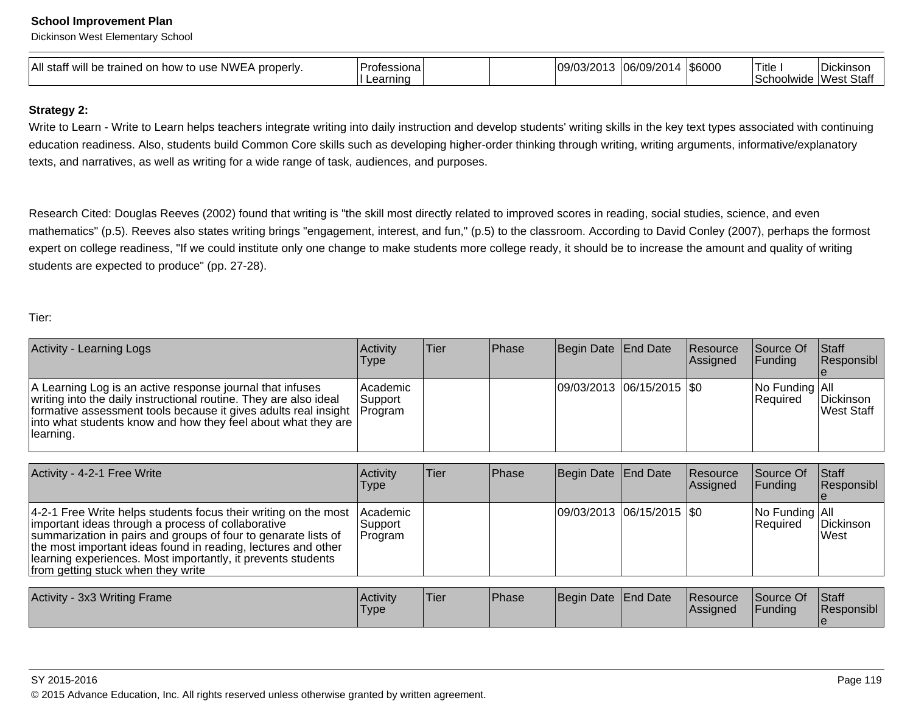| All staff will be trained on how to use NWEA properly. | Professional Learning | | | 09/03/2013 | 06/09/2014 | $6000 | Title I Schoolwide | Dickinson West Staff |
|---|---|---|---|---|---|---|---|---|

**Strategy 2:**

Write to Learn - Write to Learn helps teachers integrate writing into daily instruction and develop students' writing skills in the key text types associated with continuing education readiness. Also, students build Common Core skills such as developing higher-order thinking through writing, writing arguments, informative/explanatory texts, and narratives, as well as writing for a wide range of task, audiences, and purposes.

Research Cited: Douglas Reeves (2002) found that writing is "the skill most directly related to improved scores in reading, social studies, science, and even mathematics" (p.5). Reeves also states writing brings "engagement, interest, and fun," (p.5) to the classroom. According to David Conley (2007), perhaps the formost expert on college readiness, "If we could institute only one change to make students more college ready, it should be to increase the amount and quality of writing students are expected to produce" (pp. 27-28).

Tier:

| Activity - Learning Logs | Activity Type | Tier | Phase | Begin Date | End Date | Resource Assigned | Source Of Funding | Staff Responsible |
|---|---|---|---|---|---|---|---|---|
| A Learning Log is an active response journal that infuses writing into the daily instructional routine. They are also ideal formative assessment tools because it gives adults real insight into what students know and how they feel about what they are learning. | Academic Support Program | | | 09/03/2013 | 06/15/2015 | $0 | No Funding Required | All Dickinson West Staff |

| Activity - 4-2-1 Free Write | Activity Type | Tier | Phase | Begin Date | End Date | Resource Assigned | Source Of Funding | Staff Responsible |
|---|---|---|---|---|---|---|---|---|
| 4-2-1 Free Write helps students focus their writing on the most important ideas through a process of collaborative summarization in pairs and groups of four to genarate lists of the most important ideas found in reading, lectures and other learning experiences. Most importantly, it prevents students from getting stuck when they write | Academic Support Program | | | 09/03/2013 | 06/15/2015 | $0 | No Funding Required | All Dickinson West |

| Activity - 3x3 Writing Frame | Activity Type | Tier | Phase | Begin Date | End Date | Resource Assigned | Source Of Funding | Staff Responsible |
|---|---|---|---|---|---|---|---|---|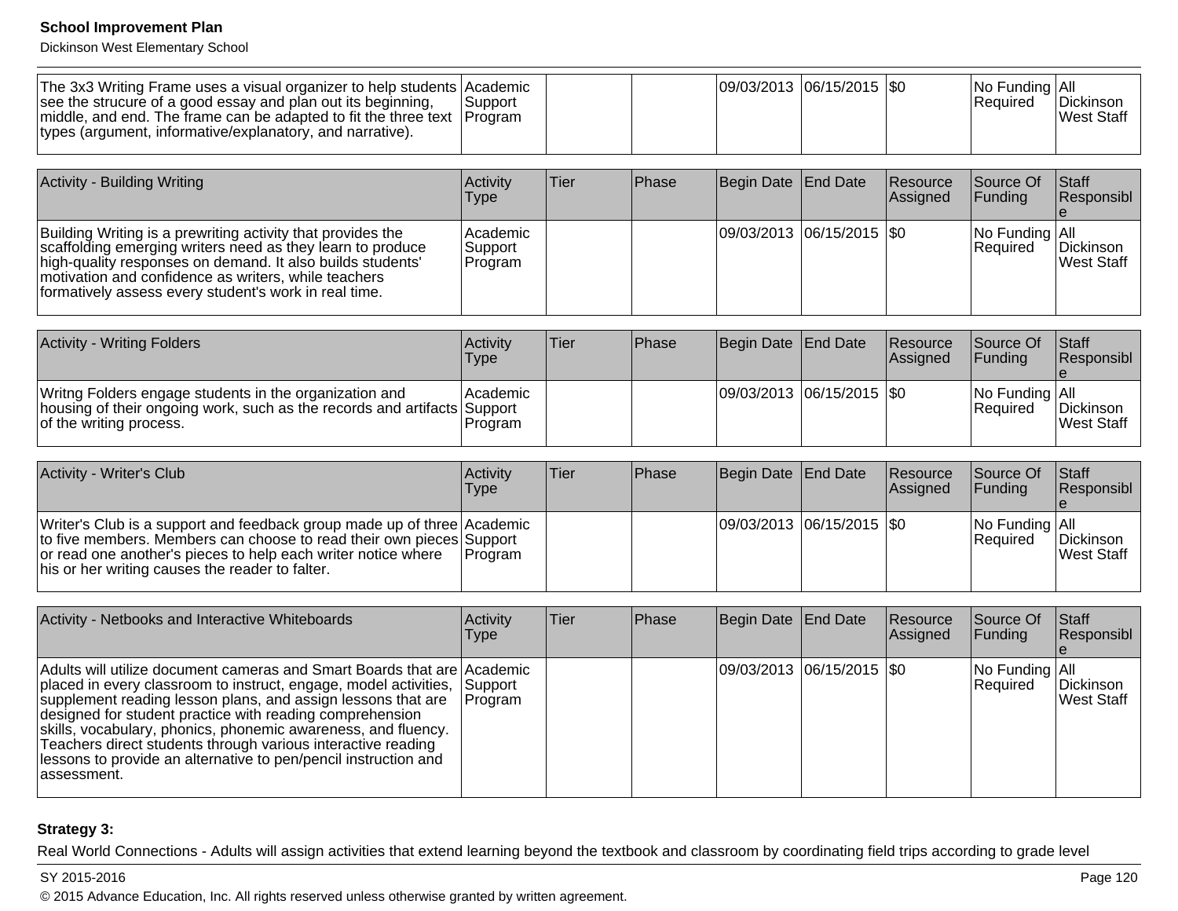| The 3x3 Writing Frame uses a visual organizer to help students see the strucure of a good essay and plan out its beginning, middle, and end. The frame can be adapted to fit the three text types (argument, informative/explanatory, and narrative). | Academic Support Program | | | 09/03/2013 | 06/15/2015 | $0 | No Funding Required | All Dickinson West Staff |
|---|---|---|---|---|---|---|---|---|

| Activity - Building Writing | Activity Type | Tier | Phase | Begin Date | End Date | Resource Assigned | Source Of Funding | Staff Responsible |
|---|---|---|---|---|---|---|---|---|
| Building Writing is a prewriting activity that provides the scaffolding emerging writers need as they learn to produce high-quality responses on demand. It also builds students' motivation and confidence as writers, while teachers formatively assess every student's work in real time. | Academic Support Program | | | 09/03/2013 | 06/15/2015 | $0 | No Funding Required | All Dickinson West Staff |

| Activity - Writing Folders | Activity Type | Tier | Phase | Begin Date | End Date | Resource Assigned | Source Of Funding | Staff Responsible |
|---|---|---|---|---|---|---|---|---|
| Writng Folders engage students in the organization and housing of their ongoing work, such as the records and artifacts of the writing process. | Academic Support Program | | | 09/03/2013 | 06/15/2015 | $0 | No Funding Required | All Dickinson West Staff |

| Activity - Writer's Club | Activity Type | Tier | Phase | Begin Date | End Date | Resource Assigned | Source Of Funding | Staff Responsible |
|---|---|---|---|---|---|---|---|---|
| Writer's Club is a support and feedback group made up of three to five members. Members can choose to read their own pieces or read one another's pieces to help each writer notice where his or her writing causes the reader to falter. | Academic Support Program | | | 09/03/2013 | 06/15/2015 | $0 | No Funding Required | All Dickinson West Staff |

| Activity - Netbooks and Interactive Whiteboards | Activity Type | Tier | Phase | Begin Date | End Date | Resource Assigned | Source Of Funding | Staff Responsible |
|---|---|---|---|---|---|---|---|---|
| Adults will utilize document cameras and Smart Boards that are placed in every classroom to instruct, engage, model activities, supplement reading lesson plans, and assign lessons that are designed for student practice with reading comprehension skills, vocabulary, phonics, phonemic awareness, and fluency. Teachers direct students through various interactive reading lessons to provide an alternative to pen/pencil instruction and assessment. | Academic Support Program | | | 09/03/2013 | 06/15/2015 | $0 | No Funding Required | All Dickinson West Staff |

**Strategy 3:**

Real World Connections - Adults will assign activities that extend learning beyond the textbook and classroom by coordinating field trips according to grade level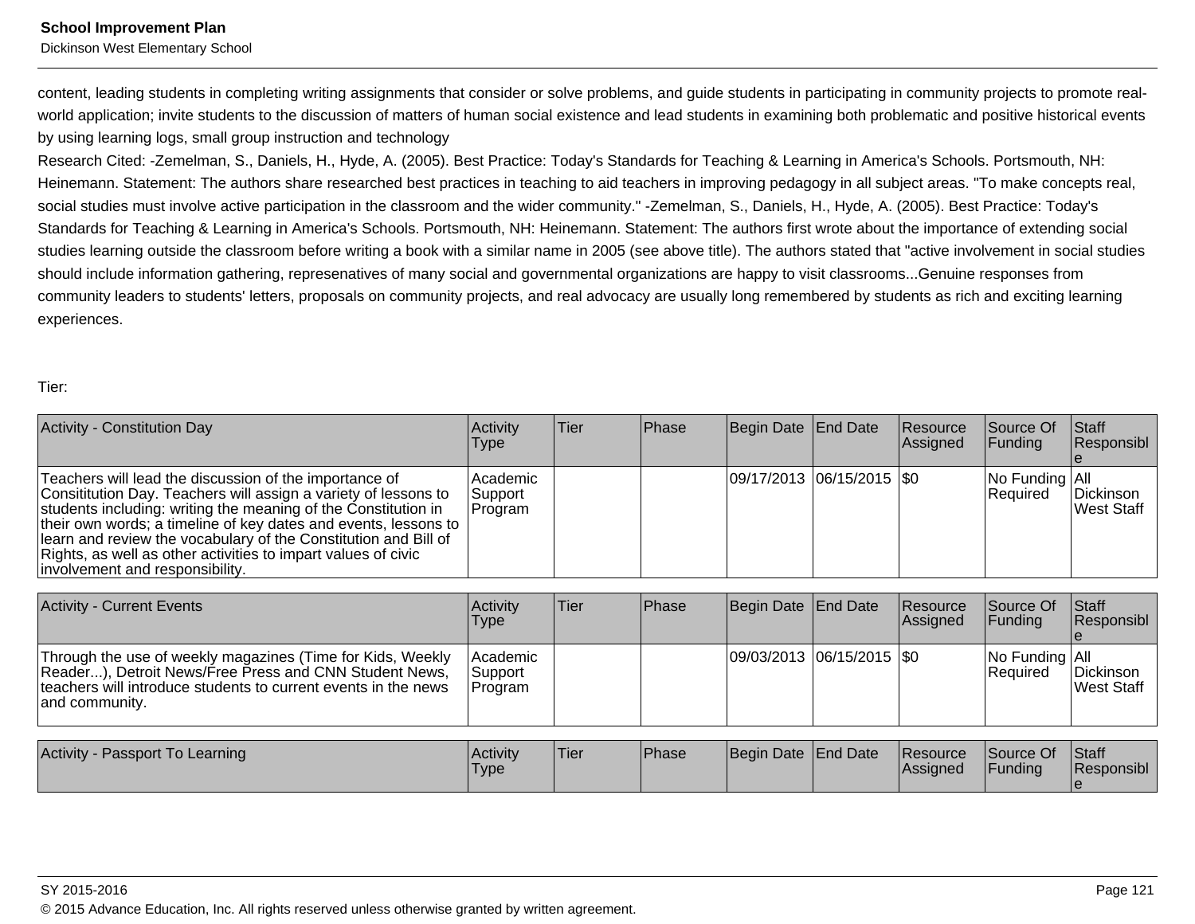content, leading students in completing writing assignments that consider or solve problems, and guide students in participating in community projects to promote real-world application; invite students to the discussion of matters of human social existence and lead students in examining both problematic and positive historical events by using learning logs, small group instruction and technology

Research Cited: -Zemelman, S., Daniels, H., Hyde, A. (2005). Best Practice: Today's Standards for Teaching & Learning in America's Schools. Portsmouth, NH: Heinemann. Statement: The authors share researched best practices in teaching to aid teachers in improving pedagogy in all subject areas. "To make concepts real, social studies must involve active participation in the classroom and the wider community." -Zemelman, S., Daniels, H., Hyde, A. (2005). Best Practice: Today's Standards for Teaching & Learning in America's Schools. Portsmouth, NH: Heinemann. Statement: The authors first wrote about the importance of extending social studies learning outside the classroom before writing a book with a similar name in 2005 (see above title). The authors stated that "active involvement in social studies should include information gathering, represenatives of many social and governmental organizations are happy to visit classrooms...Genuine responses from community leaders to students' letters, proposals on community projects, and real advocacy are usually long remembered by students as rich and exciting learning experiences.

Tier:

| Activity - Constitution Day | Activity Type | Tier | Phase | Begin Date | End Date | Resource Assigned | Source Of Funding | Staff Responsible |
|---|---|---|---|---|---|---|---|---|
| Teachers will lead the discussion of the importance of Consititution Day. Teachers will assign a variety of lessons to students including: writing the meaning of the Constitution in their own words; a timeline of key dates and events, lessons to learn and review the vocabulary of the Constitution and Bill of Rights, as well as other activities to impart values of civic involvement and responsibility. | Academic Support Program | | | 09/17/2013 | 06/15/2015 | $0 | No Funding Required | All Dickinson West Staff |

| Activity - Current Events | Activity Type | Tier | Phase | Begin Date | End Date | Resource Assigned | Source Of Funding | Staff Responsible |
|---|---|---|---|---|---|---|---|---|
| Through the use of weekly magazines (Time for Kids, Weekly Reader...), Detroit News/Free Press and CNN Student News, teachers will introduce students to current events in the news and community. | Academic Support Program | | | 09/03/2013 | 06/15/2015 | $0 | No Funding Required | All Dickinson West Staff |

| Activity - Passport To Learning | Activity Type | Tier | Phase | Begin Date | End Date | Resource Assigned | Source Of Funding | Staff Responsible |
|---|---|---|---|---|---|---|---|---|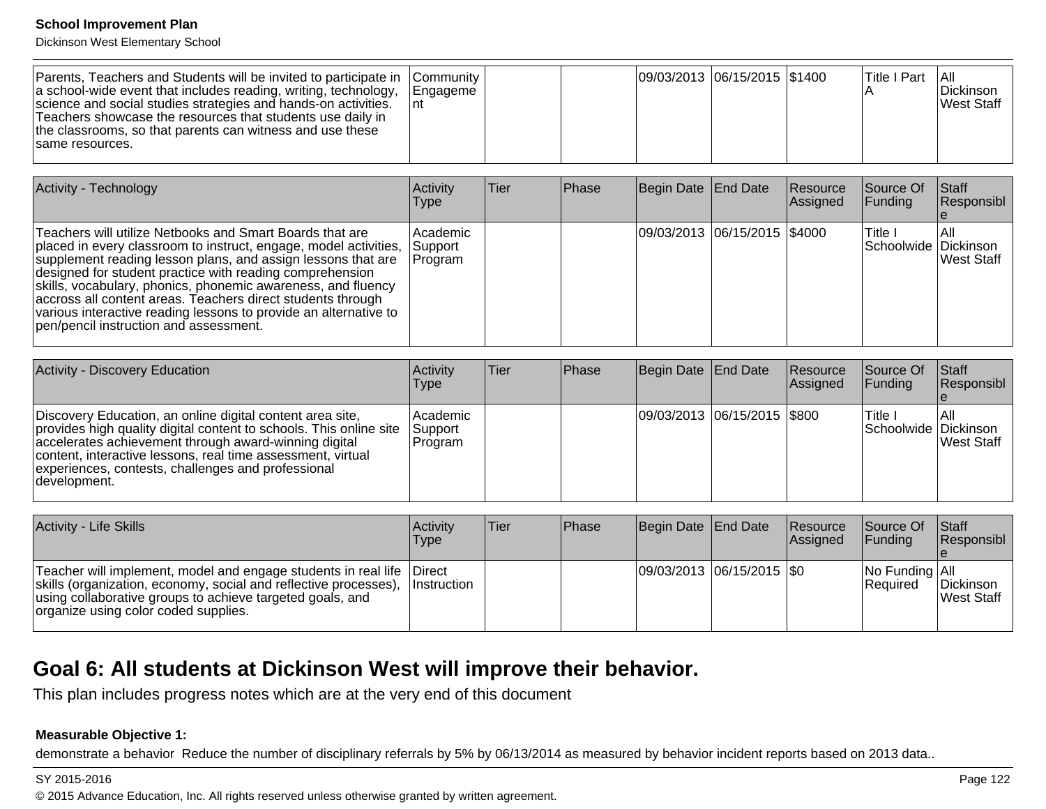| | | | | | | | | |
|---|---|---|---|---|---|---|---|---|
| Parents, Teachers and Students will be invited to participate in a school-wide event that includes reading, writing, technology, science and social studies strategies and hands-on activities. Teachers showcase the resources that students use daily in the classrooms, so that parents can witness and use these same resources. | Community Engagement | | | 09/03/2013 | 06/15/2015 | $1400 | Title I Part A | All Dickinson West Staff |

| Activity - Technology | Activity Type | Tier | Phase | Begin Date | End Date | Resource Assigned | Source Of Funding | Staff Responsible |
|---|---|---|---|---|---|---|---|---|
| Teachers will utilize Netbooks and Smart Boards that are placed in every classroom to instruct, engage, model activities, supplement reading lesson plans, and assign lessons that are designed for student practice with reading comprehension skills, vocabulary, phonics, phonemic awareness, and fluency accross all content areas. Teachers direct students through various interactive reading lessons to provide an alternative to pen/pencil instruction and assessment. | Academic Support Program | | | 09/03/2013 | 06/15/2015 | $4000 | Title I Schoolwide | All Dickinson West Staff |

| Activity - Discovery Education | Activity Type | Tier | Phase | Begin Date | End Date | Resource Assigned | Source Of Funding | Staff Responsible |
|---|---|---|---|---|---|---|---|---|
| Discovery Education, an online digital content area site, provides high quality digital content to schools. This online site accelerates achievement through award-winning digital content, interactive lessons, real time assessment, virtual experiences, contests, challenges and professional development. | Academic Support Program | | | 09/03/2013 | 06/15/2015 | $800 | Title I Schoolwide | All Dickinson West Staff |

| Activity - Life Skills | Activity Type | Tier | Phase | Begin Date | End Date | Resource Assigned | Source Of Funding | Staff Responsible |
|---|---|---|---|---|---|---|---|---|
| Teacher will implement, model and engage students in real life skills (organization, economy, social and reflective processes), using collaborative groups to achieve targeted goals, and organize using color coded supplies. | Direct Instruction | | | 09/03/2013 | 06/15/2015 | $0 | No Funding Required | All Dickinson West Staff |

## Goal 6: All students at Dickinson West will improve their behavior.

This plan includes progress notes which are at the very end of this document

**Measurable Objective 1:**

demonstrate a behavior  Reduce the number of disciplinary referrals by 5% by 06/13/2014 as measured by behavior incident reports based on 2013 data..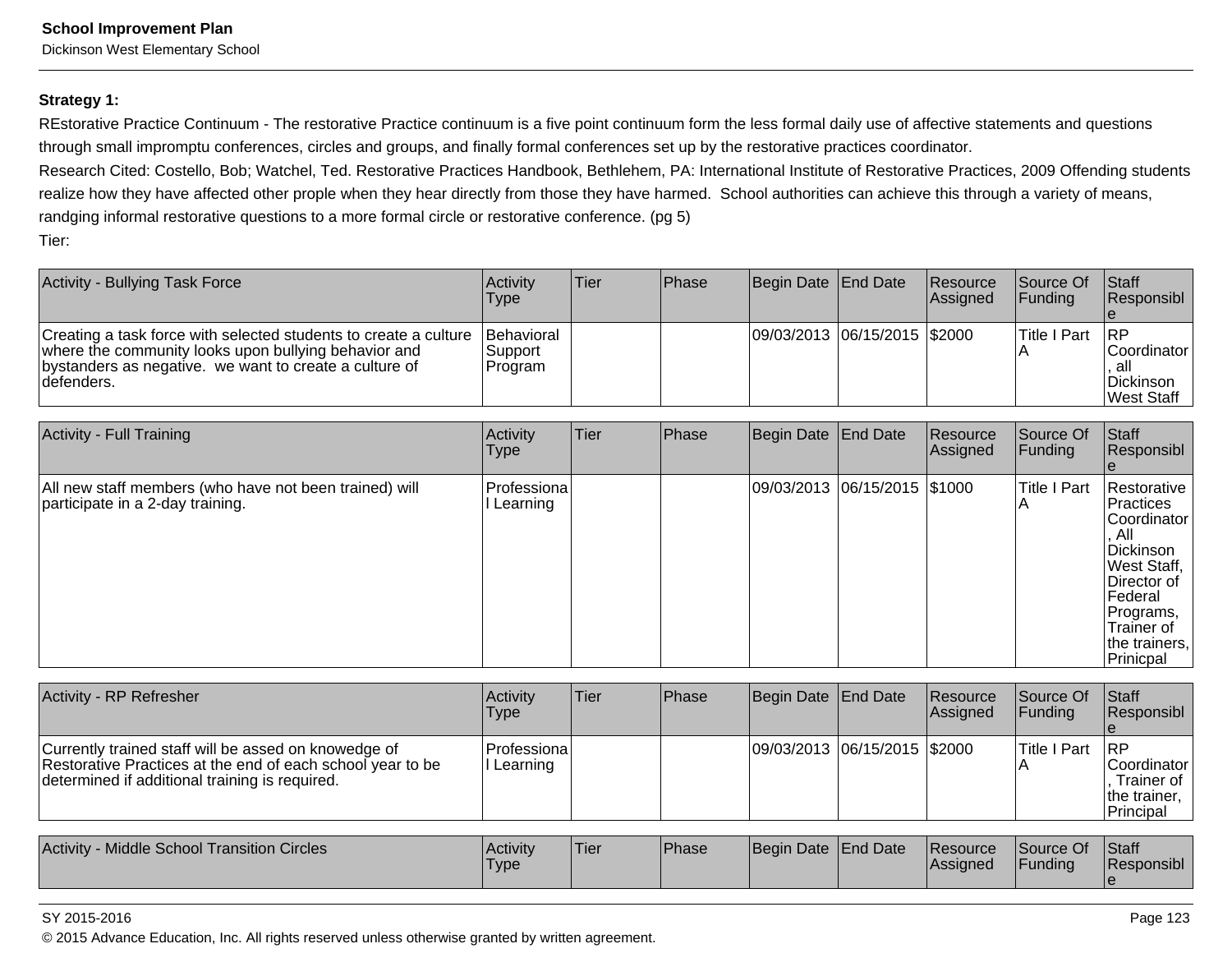**Strategy 1:**

REstorative Practice Continuum - The restorative Practice continuum is a five point continuum form the less formal daily use of affective statements and questions through small impromptu conferences, circles and groups, and finally formal conferences set up by the restorative practices coordinator.

Research Cited: Costello, Bob; Watchel, Ted. Restorative Practices Handbook, Bethlehem, PA: International Institute of Restorative Practices, 2009 Offending students realize how they have affected other prople when they hear directly from those they have harmed. School authorities can achieve this through a variety of means, randging informal restorative questions to a more formal circle or restorative conference. (pg 5)

Tier:

| Activity - Bullying Task Force | Activity Type | Tier | Phase | Begin Date | End Date | Resource Assigned | Source Of Funding | Staff Responsible |
|---|---|---|---|---|---|---|---|---|
| Creating a task force with selected students to create a culture where the community looks upon bullying behavior and bystanders as negative. we want to create a culture of defenders. | Behavioral Support Program | | | 09/03/2013 | 06/15/2015 | $2000 | Title I Part A | RP Coordinator, all Dickinson West Staff |

| Activity - Full Training | Activity Type | Tier | Phase | Begin Date | End Date | Resource Assigned | Source Of Funding | Staff Responsible |
|---|---|---|---|---|---|---|---|---|
| All new staff members (who have not been trained) will participate in a 2-day training. | Professional Learning | | | 09/03/2013 | 06/15/2015 | $1000 | Title I Part A | Restorative Practices Coordinator, All Dickinson West Staff, Director of Federal Programs, Trainer of the trainers, Prinicpal |

| Activity - RP Refresher | Activity Type | Tier | Phase | Begin Date | End Date | Resource Assigned | Source Of Funding | Staff Responsible |
|---|---|---|---|---|---|---|---|---|
| Currently trained staff will be assed on knowedge of Restorative Practices at the end of each school year to be determined if additional training is required. | Professional Learning | | | 09/03/2013 | 06/15/2015 | $2000 | Title I Part A | RP Coordinator, Trainer of the trainer, Principal |

| Activity - Middle School Transition Circles | Activity Type | Tier | Phase | Begin Date | End Date | Resource Assigned | Source Of Funding | Staff Responsible |
|---|---|---|---|---|---|---|---|---|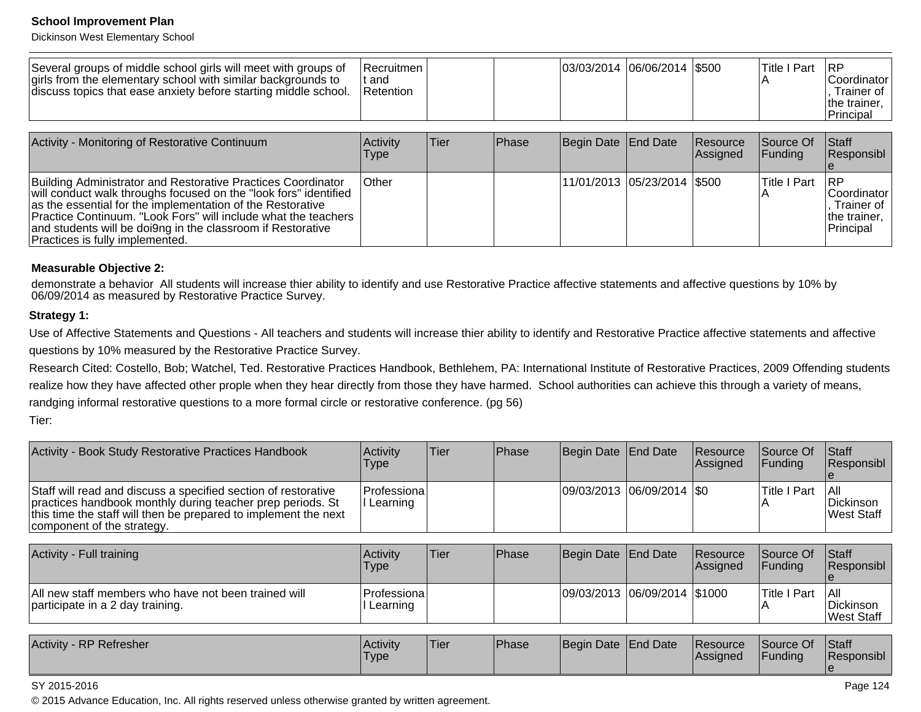| | | | | | | | | |
|---|---|---|---|---|---|---|---|---|
| Several groups of middle school girls will meet with groups of girls from the elementary school with similar backgrounds to discuss topics that ease anxiety before starting middle school. | Recruitment and Retention | | | 03/03/2014 | 06/06/2014 | $500 | Title I Part A | RP Coordinator, Trainer of the trainer, Principal |

| Activity - Monitoring of Restorative Continuum | Activity Type | Tier | Phase | Begin Date | End Date | Resource Assigned | Source Of Funding | Staff Responsible |
|---|---|---|---|---|---|---|---|---|
| Building Administrator and Restorative Practices Coordinator will conduct walk throughs focused on the "look fors" identified as the essential for the implementation of the Restorative Practice Continuum. "Look Fors" will include what the teachers and students will be doi9ng in the classroom if Restorative Practices is fully implemented. | Other | | | 11/01/2013 | 05/23/2014 | $500 | Title I Part A | RP Coordinator, Trainer of the trainer, Principal |

**Measurable Objective 2:**

demonstrate a behavior All students will increase thier ability to identify and use Restorative Practice affective statements and affective questions by 10% by 06/09/2014 as measured by Restorative Practice Survey.

**Strategy 1:**

Use of Affective Statements and Questions - All teachers and students will increase thier ability to identify and Restorative Practice affective statements and affective questions by 10% measured by the Restorative Practice Survey.

Research Cited: Costello, Bob; Watchel, Ted. Restorative Practices Handbook, Bethlehem, PA: International Institute of Restorative Practices, 2009 Offending students realize how they have affected other prople when they hear directly from those they have harmed. School authorities can achieve this through a variety of means, randging informal restorative questions to a more formal circle or restorative conference. (pg 56)

Tier:

| Activity - Book Study Restorative Practices Handbook | Activity Type | Tier | Phase | Begin Date | End Date | Resource Assigned | Source Of Funding | Staff Responsible |
|---|---|---|---|---|---|---|---|---|
| Staff will read and discuss a specified section of restorative practices handbook monthly during teacher prep periods. St this time the staff will then be prepared to implement the next component of the strategy. | Professional Learning | | | 09/03/2013 | 06/09/2014 | $0 | Title I Part A | All Dickinson West Staff |

| Activity - Full training | Activity Type | Tier | Phase | Begin Date | End Date | Resource Assigned | Source Of Funding | Staff Responsible |
|---|---|---|---|---|---|---|---|---|
| All new staff members who have not been trained will participate in a 2 day training. | Professional Learning | | | 09/03/2013 | 06/09/2014 | $1000 | Title I Part A | All Dickinson West Staff |

| Activity - RP Refresher | Activity Type | Tier | Phase | Begin Date | End Date | Resource Assigned | Source Of Funding | Staff Responsible |
|---|---|---|---|---|---|---|---|---|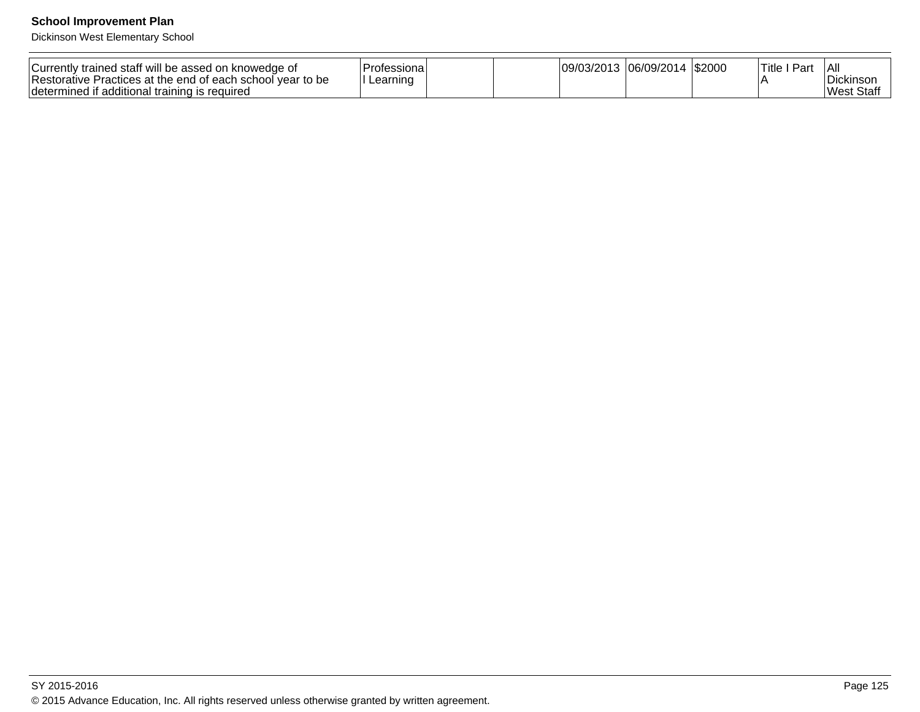| | | | | | | | | |
|---|---|---|---|---|---|---|---|---|
| Currently trained staff will be assed on knowedge of Restorative Practices at the end of each school year to be determined if additional training is required | Professional Learning | | | 09/03/2013 | 06/09/2014 | $2000 | Title I Part A | All Dickinson West Staff |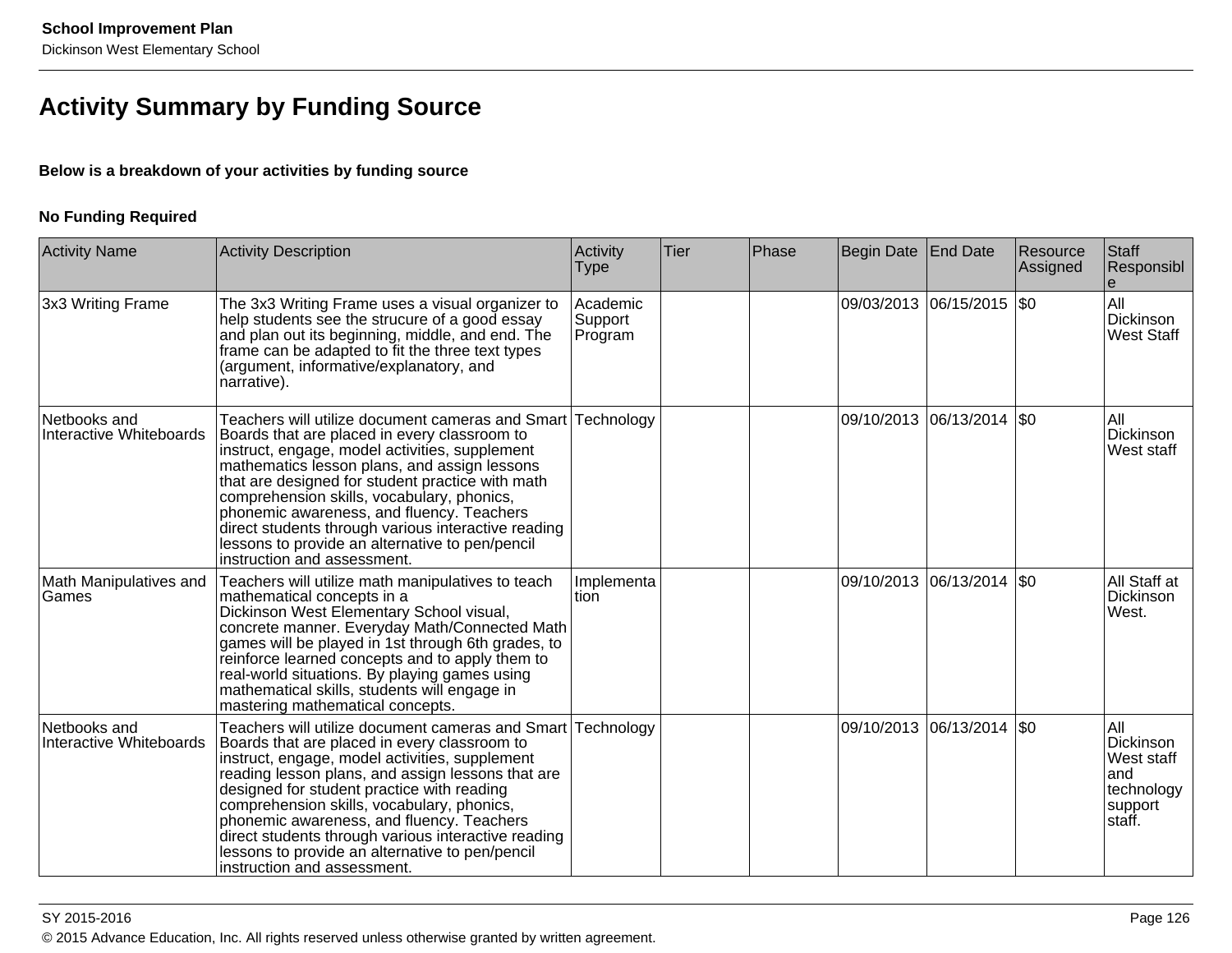## Activity Summary by Funding Source

**Below is a breakdown of your activities by funding source**

**No Funding Required**

| Activity Name | Activity Description | Activity Type | Tier | Phase | Begin Date | End Date | Resource Assigned | Staff Responsible |
|---|---|---|---|---|---|---|---|---|
| 3x3 Writing Frame | The 3x3 Writing Frame uses a visual organizer to help students see the strucure of a good essay and plan out its beginning, middle, and end. The frame can be adapted to fit the three text types (argument, informative/explanatory, and narrative). | Academic Support Program | | | 09/03/2013 | 06/15/2015 | $0 | All Dickinson West Staff |
| Netbooks and Interactive Whiteboards | Teachers will utilize document cameras and Smart Boards that are placed in every classroom to instruct, engage, model activities, supplement mathematics lesson plans, and assign lessons that are designed for student practice with math comprehension skills, vocabulary, phonics, phonemic awareness, and fluency. Teachers direct students through various interactive reading lessons to provide an alternative to pen/pencil instruction and assessment. | Technology | | | 09/10/2013 | 06/13/2014 | $0 | All Dickinson West staff |
| Math Manipulatives and Games | Teachers will utilize math manipulatives to teach mathematical concepts in a Dickinson West Elementary School visual, concrete manner. Everyday Math/Connected Math games will be played in 1st through 6th grades, to reinforce learned concepts and to apply them to real-world situations. By playing games using mathematical skills, students will engage in mastering mathematical concepts. | Implementation | | | 09/10/2013 | 06/13/2014 | $0 | All Staff at Dickinson West. |
| Netbooks and Interactive Whiteboards | Teachers will utilize document cameras and Smart Boards that are placed in every classroom to instruct, engage, model activities, supplement reading lesson plans, and assign lessons that are designed for student practice with reading comprehension skills, vocabulary, phonics, phonemic awareness, and fluency. Teachers direct students through various interactive reading lessons to provide an alternative to pen/pencil instruction and assessment. | Technology | | | 09/10/2013 | 06/13/2014 | $0 | All Dickinson West staff and technology support staff. |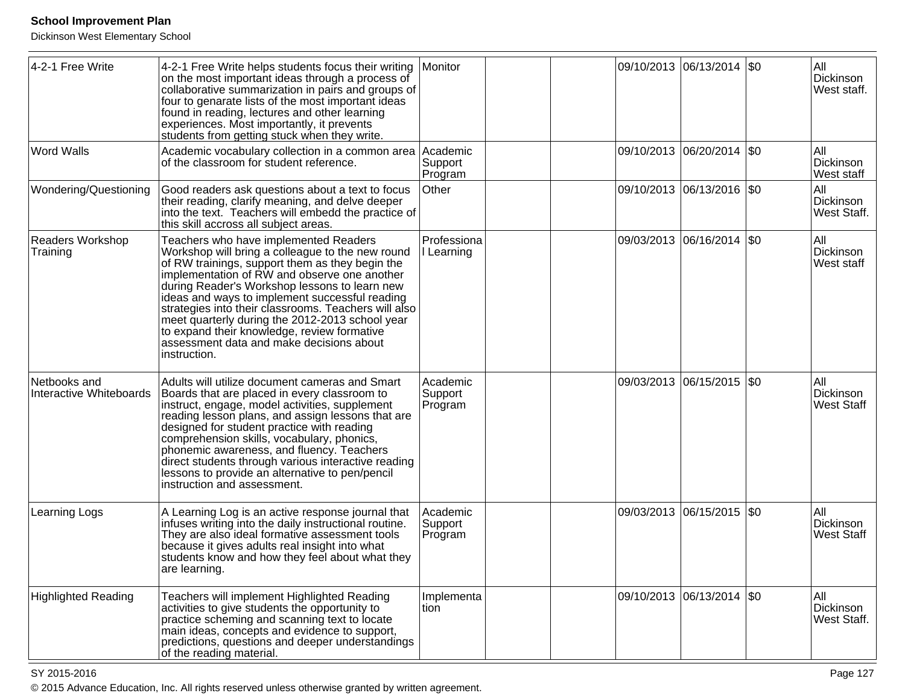| 4-2-1 Free Write | 4-2-1 Free Write helps students focus their writing on the most important ideas through a process of collaborative summarization in pairs and groups of four to genarate lists of the most important ideas found in reading, lectures and other learning experiences. Most importantly, it prevents students from getting stuck when they write. | Monitor | | | 09/10/2013 | 06/13/2014 | $0 | All Dickinson West staff. |
|---|---|---|---|---|---|---|---|---|
| Word Walls | Academic vocabulary collection in a common area of the classroom for student reference. | Academic Support Program | | | 09/10/2013 | 06/20/2014 | $0 | All Dickinson West staff |
| Wondering/Questioning | Good readers ask questions about a text to focus their reading, clarify meaning, and delve deeper into the text. Teachers will embedd the practice of this skill accross all subject areas. | Other | | | 09/10/2013 | 06/13/2016 | $0 | All Dickinson West Staff. |
| Readers Workshop Training | Teachers who have implemented Readers Workshop will bring a colleague to the new round of RW trainings, support them as they begin the implementation of RW and observe one another during Reader's Workshop lessons to learn new ideas and ways to implement successful reading strategies into their classrooms. Teachers will also meet quarterly during the 2012-2013 school year to expand their knowledge, review formative assessment data and make decisions about instruction. | Professional Learning | | | 09/03/2013 | 06/16/2014 | $0 | All Dickinson West staff |
| Netbooks and Interactive Whiteboards | Adults will utilize document cameras and Smart Boards that are placed in every classroom to instruct, engage, model activities, supplement reading lesson plans, and assign lessons that are designed for student practice with reading comprehension skills, vocabulary, phonics, phonemic awareness, and fluency. Teachers direct students through various interactive reading lessons to provide an alternative to pen/pencil instruction and assessment. | Academic Support Program | | | 09/03/2013 | 06/15/2015 | $0 | All Dickinson West Staff |
| Learning Logs | A Learning Log is an active response journal that infuses writing into the daily instructional routine. They are also ideal formative assessment tools because it gives adults real insight into what students know and how they feel about what they are learning. | Academic Support Program | | | 09/03/2013 | 06/15/2015 | $0 | All Dickinson West Staff |
| Highlighted Reading | Teachers will implement Highlighted Reading activities to give students the opportunity to practice scheming and scanning text to locate main ideas, concepts and evidence to support, predictions, questions and deeper understandings of the reading material. | Implementation | | | 09/10/2013 | 06/13/2014 | $0 | All Dickinson West Staff. |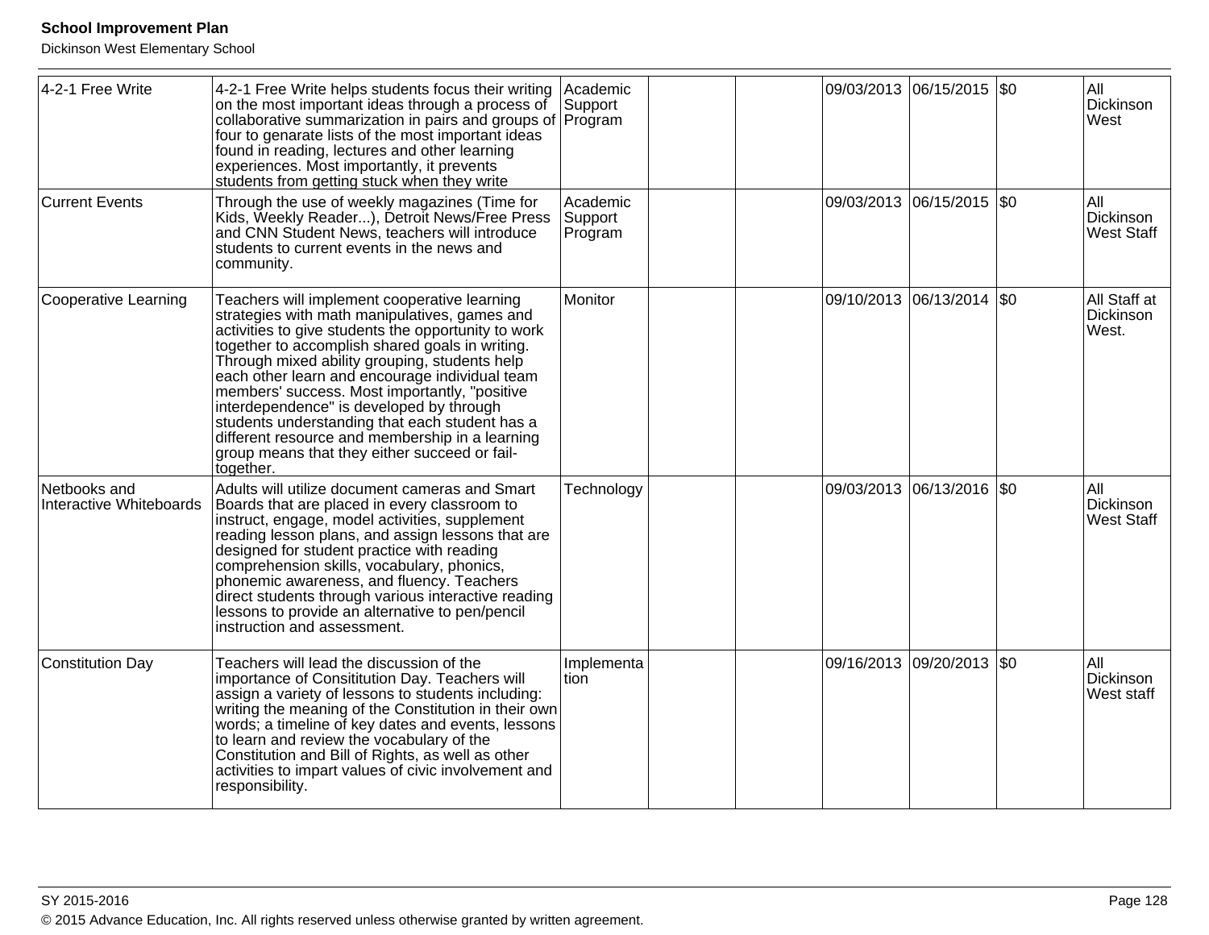| | | | | | | | | |
|---|---|---|---|---|---|---|---|---|
| 4-2-1 Free Write | 4-2-1 Free Write helps students focus their writing on the most important ideas through a process of collaborative summarization in pairs and groups of four to genarate lists of the most important ideas found in reading, lectures and other learning experiences. Most importantly, it prevents students from getting stuck when they write | Academic Support Program | | | 09/03/2013 | 06/15/2015 | $0 | All Dickinson West |
| Current Events | Through the use of weekly magazines (Time for Kids, Weekly Reader...), Detroit News/Free Press and CNN Student News, teachers will introduce students to current events in the news and community. | Academic Support Program | | | 09/03/2013 | 06/15/2015 | $0 | All Dickinson West Staff |
| Cooperative Learning | Teachers will implement cooperative learning strategies with math manipulatives, games and activities to give students the opportunity to work together to accomplish shared goals in writing. Through mixed ability grouping, students help each other learn and encourage individual team members' success. Most importantly, "positive interdependence" is developed by through students understanding that each student has a different resource and membership in a learning group means that they either succeed or fail-together. | Monitor | | | 09/10/2013 | 06/13/2014 | $0 | All Staff at Dickinson West. |
| Netbooks and Interactive Whiteboards | Adults will utilize document cameras and Smart Boards that are placed in every classroom to instruct, engage, model activities, supplement reading lesson plans, and assign lessons that are designed for student practice with reading comprehension skills, vocabulary, phonics, phonemic awareness, and fluency. Teachers direct students through various interactive reading lessons to provide an alternative to pen/pencil instruction and assessment. | Technology | | | 09/03/2013 | 06/13/2016 | $0 | All Dickinson West Staff |
| Constitution Day | Teachers will lead the discussion of the importance of Consititution Day. Teachers will assign a variety of lessons to students including: writing the meaning of the Constitution in their own words; a timeline of key dates and events, lessons to learn and review the vocabulary of the Constitution and Bill of Rights, as well as other activities to impart values of civic involvement and responsibility. | Implementation | | | 09/16/2013 | 09/20/2013 | $0 | All Dickinson West staff |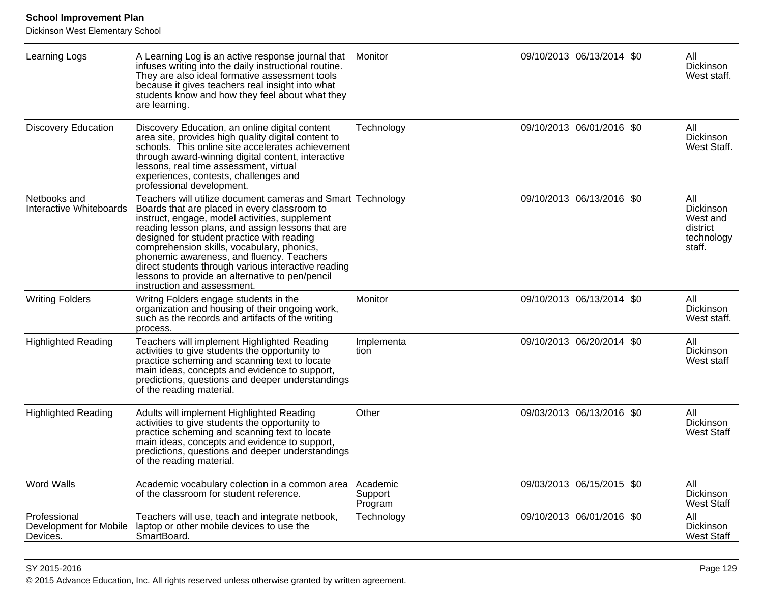| Learning Logs | A Learning Log is an active response journal that infuses writing into the daily instructional routine. They are also ideal formative assessment tools because it gives teachers real insight into what students know and how they feel about what they are learning. | Monitor | | | 09/10/2013 | 06/13/2014 | $0 | All Dickinson West staff. |
|---|---|---|---|---|---|---|---|---|
| Discovery Education | Discovery Education, an online digital content area site, provides high quality digital content to schools. This online site accelerates achievement through award-winning digital content, interactive lessons, real time assessment, virtual experiences, contests, challenges and professional development. | Technology | | | 09/10/2013 | 06/01/2016 | $0 | All Dickinson West Staff. |
| Netbooks and Interactive Whiteboards | Teachers will utilize document cameras and Smart Boards that are placed in every classroom to instruct, engage, model activities, supplement reading lesson plans, and assign lessons that are designed for student practice with reading comprehension skills, vocabulary, phonics, phonemic awareness, and fluency. Teachers direct students through various interactive reading lessons to provide an alternative to pen/pencil instruction and assessment. | Technology | | | 09/10/2013 | 06/13/2016 | $0 | All Dickinson West and district technology staff. |
| Writing Folders | Writng Folders engage students in the organization and housing of their ongoing work, such as the records and artifacts of the writing process. | Monitor | | | 09/10/2013 | 06/13/2014 | $0 | All Dickinson West staff. |
| Highlighted Reading | Teachers will implement Highlighted Reading activities to give students the opportunity to practice scheming and scanning text to locate main ideas, concepts and evidence to support, predictions, questions and deeper understandings of the reading material. | Implementation | | | 09/10/2013 | 06/20/2014 | $0 | All Dickinson West staff |
| Highlighted Reading | Adults will implement Highlighted Reading activities to give students the opportunity to practice scheming and scanning text to locate main ideas, concepts and evidence to support, predictions, questions and deeper understandings of the reading material. | Other | | | 09/03/2013 | 06/13/2016 | $0 | All Dickinson West Staff |
| Word Walls | Academic vocabulary colection in a common area of the classroom for student reference. | Academic Support Program | | | 09/03/2013 | 06/15/2015 | $0 | All Dickinson West Staff |
| Professional Development for Mobile Devices. | Teachers will use, teach and integrate netbook, laptop or other mobile devices to use the SmartBoard. | Technology | | | 09/10/2013 | 06/01/2016 | $0 | All Dickinson West Staff |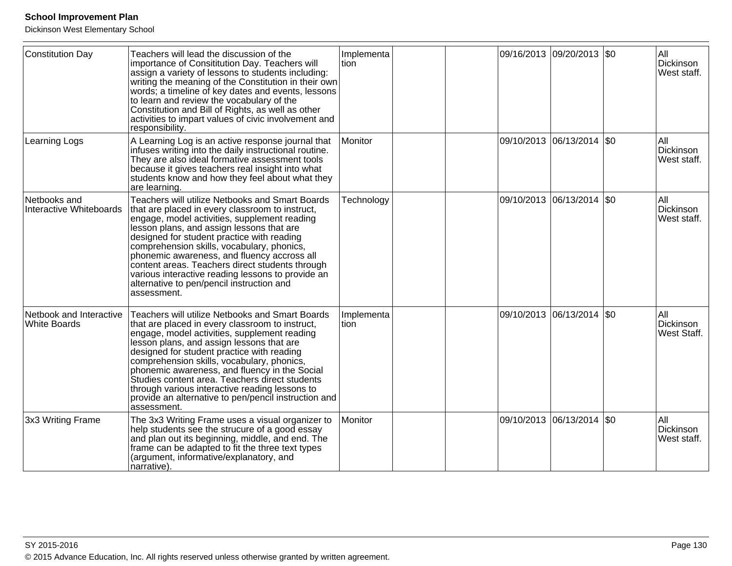| | | | | | | | | |
|---|---|---|---|---|---|---|---|---|
| Constitution Day | Teachers will lead the discussion of the importance of Consititution Day. Teachers will assign a variety of lessons to students including: writing the meaning of the Constitution in their own words; a timeline of key dates and events, lessons to learn and review the vocabulary of the Constitution and Bill of Rights, as well as other activities to impart values of civic involvement and responsibility. | Implementation | | | 09/16/2013 | 09/20/2013 | $0 | All Dickinson West staff. |
| Learning Logs | A Learning Log is an active response journal that infuses writing into the daily instructional routine. They are also ideal formative assessment tools because it gives teachers real insight into what students know and how they feel about what they are learning. | Monitor | | | 09/10/2013 | 06/13/2014 | $0 | All Dickinson West staff. |
| Netbooks and Interactive Whiteboards | Teachers will utilize Netbooks and Smart Boards that are placed in every classroom to instruct, engage, model activities, supplement reading lesson plans, and assign lessons that are designed for student practice with reading comprehension skills, vocabulary, phonics, phonemic awareness, and fluency accross all content areas. Teachers direct students through various interactive reading lessons to provide an alternative to pen/pencil instruction and assessment. | Technology | | | 09/10/2013 | 06/13/2014 | $0 | All Dickinson West staff. |
| Netbook and Interactive White Boards | Teachers will utilize Netbooks and Smart Boards that are placed in every classroom to instruct, engage, model activities, supplement reading lesson plans, and assign lessons that are designed for student practice with reading comprehension skills, vocabulary, phonics, phonemic awareness, and fluency in the Social Studies content area. Teachers direct students through various interactive reading lessons to provide an alternative to pen/pencil instruction and assessment. | Implementation | | | 09/10/2013 | 06/13/2014 | $0 | All Dickinson West Staff. |
| 3x3 Writing Frame | The 3x3 Writing Frame uses a visual organizer to help students see the strucure of a good essay and plan out its beginning, middle, and end. The frame can be adapted to fit the three text types (argument, informative/explanatory, and narrative). | Monitor | | | 09/10/2013 | 06/13/2014 | $0 | All Dickinson West staff. |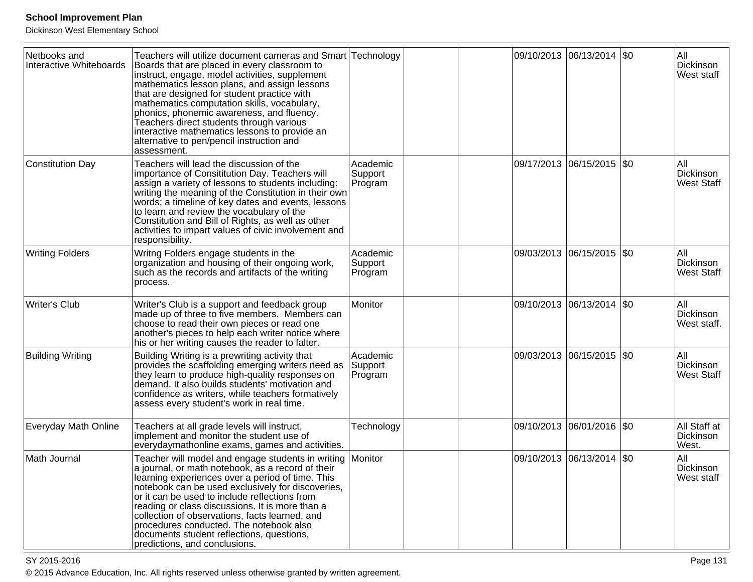| | | | | | | | | |
|---|---|---|---|---|---|---|---|---|
| Netbooks and Interactive Whiteboards | Teachers will utilize document cameras and Smart Boards that are placed in every classroom to instruct, engage, model activities, supplement mathematics lesson plans, and assign lessons that are designed for student practice with mathematics computation skills, vocabulary, phonics, phonemic awareness, and fluency. Teachers direct students through various interactive mathematics lessons to provide an alternative to pen/pencil instruction and assessment. | Technology | | | 09/10/2013 | 06/13/2014 | $0 | All Dickinson West staff |
| Constitution Day | Teachers will lead the discussion of the importance of Consititution Day. Teachers will assign a variety of lessons to students including: writing the meaning of the Constitution in their own words; a timeline of key dates and events, lessons to learn and review the vocabulary of the Constitution and Bill of Rights, as well as other activities to impart values of civic involvement and responsibility. | Academic Support Program | | | 09/17/2013 | 06/15/2015 | $0 | All Dickinson West Staff |
| Writing Folders | Writng Folders engage students in the organization and housing of their ongoing work, such as the records and artifacts of the writing process. | Academic Support Program | | | 09/03/2013 | 06/15/2015 | $0 | All Dickinson West Staff |
| Writer's Club | Writer's Club is a support and feedback group made up of three to five members. Members can choose to read their own pieces or read one another's pieces to help each writer notice where his or her writing causes the reader to falter. | Monitor | | | 09/10/2013 | 06/13/2014 | $0 | All Dickinson West staff. |
| Building Writing | Building Writing is a prewriting activity that provides the scaffolding emerging writers need as they learn to produce high-quality responses on demand. It also builds students' motivation and confidence as writers, while teachers formatively assess every student's work in real time. | Academic Support Program | | | 09/03/2013 | 06/15/2015 | $0 | All Dickinson West Staff |
| Everyday Math Online | Teachers at all grade levels will instruct, implement and monitor the student use of everydaymathonline exams, games and activities. | Technology | | | 09/10/2013 | 06/01/2016 | $0 | All Staff at Dickinson West. |
| Math Journal | Teacher will model and engage students in writing a journal, or math notebook, as a record of their learning experiences over a period of time. This notebook can be used exclusively for discoveries, or it can be used to include reflections from reading or class discussions. It is more than a collection of observations, facts learned, and procedures conducted. The notebook also documents student reflections, questions, predictions, and conclusions. | Monitor | | | 09/10/2013 | 06/13/2014 | $0 | All Dickinson West staff |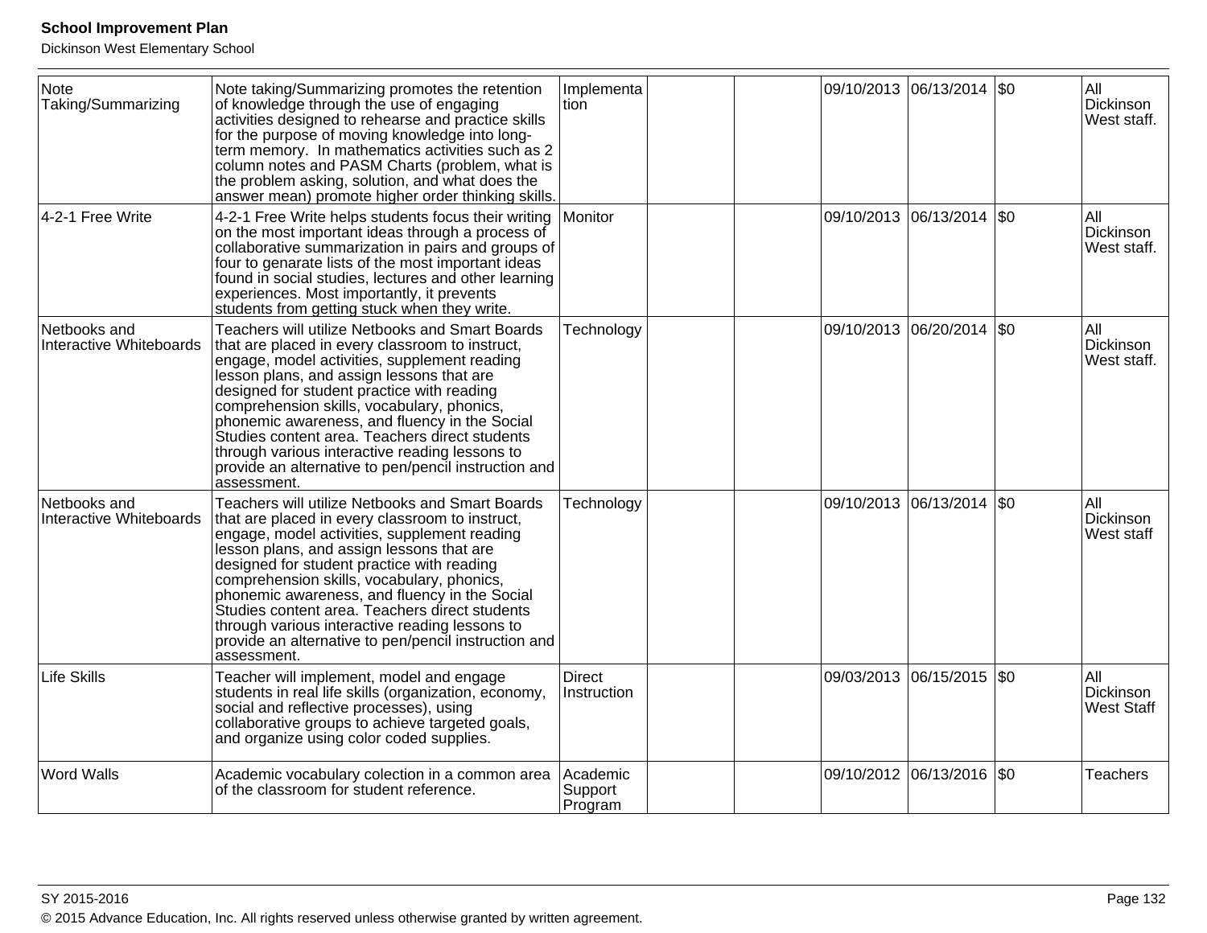| Note Taking/Summarizing | Note taking/Summarizing promotes the retention of knowledge through the use of engaging activities designed to rehearse and practice skills for the purpose of moving knowledge into long-term memory.  In mathematics activities such as 2 column notes and PASM Charts (problem, what is the problem asking, solution, and what does the answer mean) promote higher order thinking skills. | Implementation | | | 09/10/2013 | 06/13/2014 | $0 | All Dickinson West staff. |
|---|---|---|---|---|---|---|---|---|
| 4-2-1 Free Write | 4-2-1 Free Write helps students focus their writing on the most important ideas through a process of collaborative summarization in pairs and groups of four to genarate lists of the most important ideas found in social studies, lectures and other learning experiences. Most importantly, it prevents students from getting stuck when they write. | Monitor | | | 09/10/2013 | 06/13/2014 | $0 | All Dickinson West staff. |
| Netbooks and Interactive Whiteboards | Teachers will utilize Netbooks and Smart Boards that are placed in every classroom to instruct, engage, model activities, supplement reading lesson plans, and assign lessons that are designed for student practice with reading comprehension skills, vocabulary, phonics, phonemic awareness, and fluency in the Social Studies content area. Teachers direct students through various interactive reading lessons to provide an alternative to pen/pencil instruction and assessment. | Technology | | | 09/10/2013 | 06/20/2014 | $0 | All Dickinson West staff. |
| Netbooks and Interactive Whiteboards | Teachers will utilize Netbooks and Smart Boards that are placed in every classroom to instruct, engage, model activities, supplement reading lesson plans, and assign lessons that are designed for student practice with reading comprehension skills, vocabulary, phonics, phonemic awareness, and fluency in the Social Studies content area. Teachers direct students through various interactive reading lessons to provide an alternative to pen/pencil instruction and assessment. | Technology | | | 09/10/2013 | 06/13/2014 | $0 | All Dickinson West staff |
| Life Skills | Teacher will implement, model and engage students in real life skills (organization, economy, social and reflective processes), using collaborative groups to achieve targeted goals, and organize using color coded supplies. | Direct Instruction | | | 09/03/2013 | 06/15/2015 | $0 | All Dickinson West Staff |
| Word Walls | Academic vocabulary colection in a common area of the classroom for student reference. | Academic Support Program | | | 09/10/2012 | 06/13/2016 | $0 | Teachers |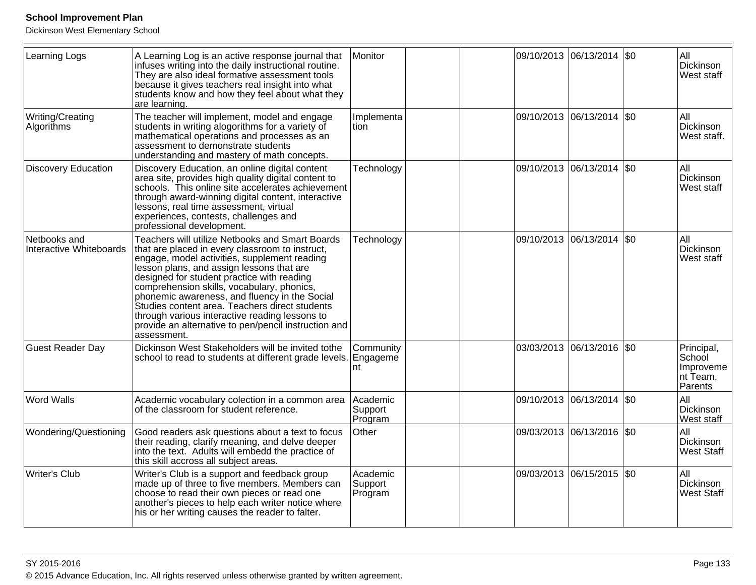| Learning Logs | A Learning Log is an active response journal that infuses writing into the daily instructional routine. They are also ideal formative assessment tools because it gives teachers real insight into what students know and how they feel about what they are learning. | Monitor | | | 09/10/2013 | 06/13/2014 | $0 | All Dickinson West staff |
|---|---|---|---|---|---|---|---|---|
| Writing/Creating Algorithms | The teacher will implement, model and engage students in writing alogorithms for a variety of mathematical operations and processes as an assessment to demonstrate students understanding and mastery of math concepts. | Implementation | | | 09/10/2013 | 06/13/2014 | $0 | All Dickinson West staff. |
| Discovery Education | Discovery Education, an online digital content area site, provides high quality digital content to schools. This online site accelerates achievement through award-winning digital content, interactive lessons, real time assessment, virtual experiences, contests, challenges and professional development. | Technology | | | 09/10/2013 | 06/13/2014 | $0 | All Dickinson West staff |
| Netbooks and Interactive Whiteboards | Teachers will utilize Netbooks and Smart Boards that are placed in every classroom to instruct, engage, model activities, supplement reading lesson plans, and assign lessons that are designed for student practice with reading comprehension skills, vocabulary, phonics, phonemic awareness, and fluency in the Social Studies content area. Teachers direct students through various interactive reading lessons to provide an alternative to pen/pencil instruction and assessment. | Technology | | | 09/10/2013 | 06/13/2014 | $0 | All Dickinson West staff |
| Guest Reader Day | Dickinson West Stakeholders will be invited tothe school to read to students at different grade levels. | Community Engagement | | | 03/03/2013 | 06/13/2016 | $0 | Principal, School Improvement Team, Parents |
| Word Walls | Academic vocabulary colection in a common area of the classroom for student reference. | Academic Support Program | | | 09/10/2013 | 06/13/2014 | $0 | All Dickinson West staff |
| Wondering/Questioning | Good readers ask questions about a text to focus their reading, clarify meaning, and delve deeper into the text. Adults will embedd the practice of this skill accross all subject areas. | Other | | | 09/03/2013 | 06/13/2016 | $0 | All Dickinson West Staff |
| Writer's Club | Writer's Club is a support and feedback group made up of three to five members. Members can choose to read their own pieces or read one another's pieces to help each writer notice where his or her writing causes the reader to falter. | Academic Support Program | | | 09/03/2013 | 06/15/2015 | $0 | All Dickinson West Staff |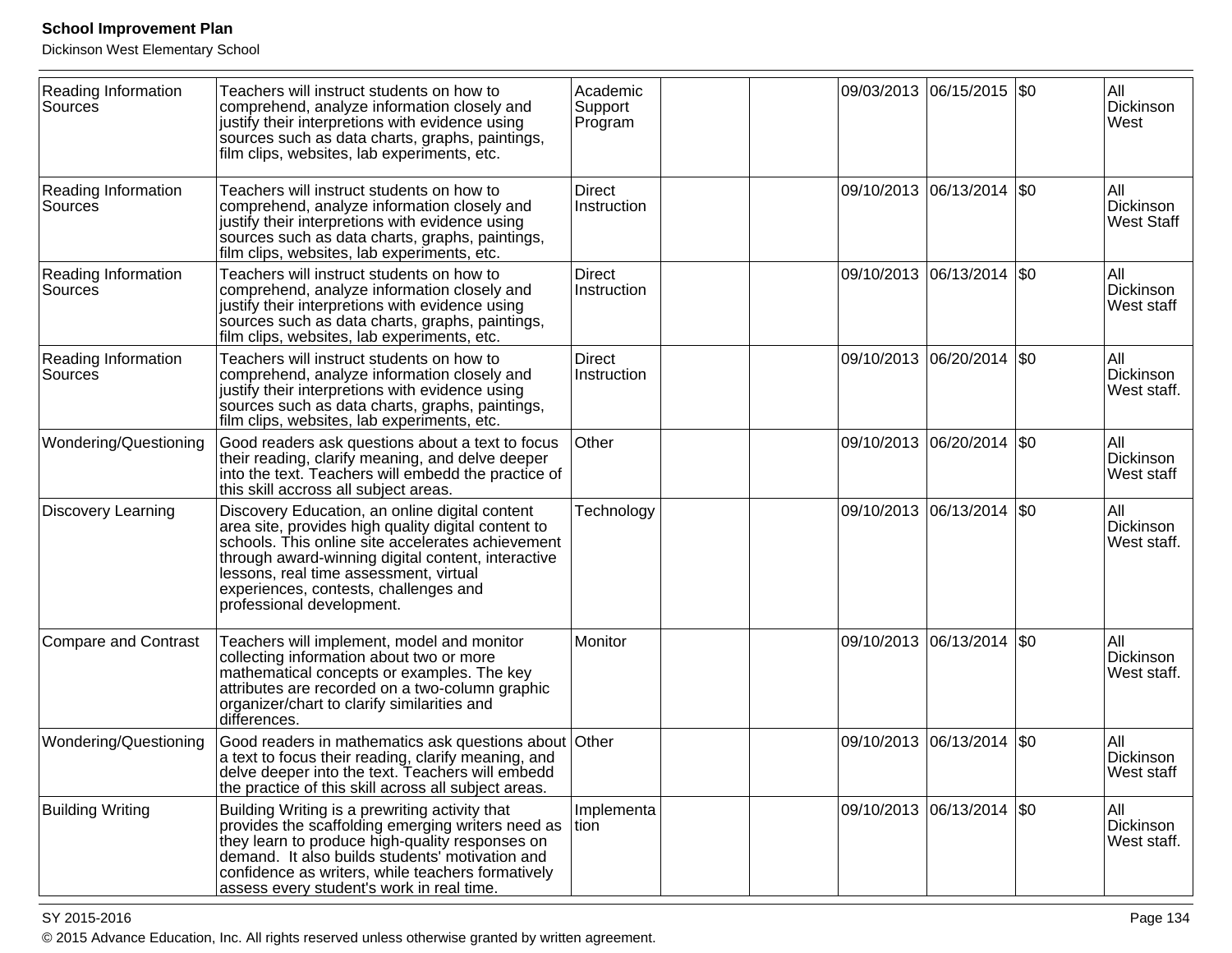| | | | | | | | | |
|---|---|---|---|---|---|---|---|---|
| Reading Information Sources | Teachers will instruct students on how to comprehend, analyze information closely and justify their interpretions with evidence using sources such as data charts, graphs, paintings, film clips, websites, lab experiments, etc. | Academic Support Program | | | 09/03/2013 | 06/15/2015 | $0 | All Dickinson West |
| Reading Information Sources | Teachers will instruct students on how to comprehend, analyze information closely and justify their interpretions with evidence using sources such as data charts, graphs, paintings, film clips, websites, lab experiments, etc. | Direct Instruction | | | 09/10/2013 | 06/13/2014 | $0 | All Dickinson West Staff |
| Reading Information Sources | Teachers will instruct students on how to comprehend, analyze information closely and justify their interpretions with evidence using sources such as data charts, graphs, paintings, film clips, websites, lab experiments, etc. | Direct Instruction | | | 09/10/2013 | 06/13/2014 | $0 | All Dickinson West staff |
| Reading Information Sources | Teachers will instruct students on how to comprehend, analyze information closely and justify their interpretions with evidence using sources such as data charts, graphs, paintings, film clips, websites, lab experiments, etc. | Direct Instruction | | | 09/10/2013 | 06/20/2014 | $0 | All Dickinson West staff. |
| Wondering/Questioning | Good readers ask questions about a text to focus their reading, clarify meaning, and delve deeper into the text. Teachers will embedd the practice of this skill accross all subject areas. | Other | | | 09/10/2013 | 06/20/2014 | $0 | All Dickinson West staff |
| Discovery Learning | Discovery Education, an online digital content area site, provides high quality digital content to schools. This online site accelerates achievement through award-winning digital content, interactive lessons, real time assessment, virtual experiences, contests, challenges and professional development. | Technology | | | 09/10/2013 | 06/13/2014 | $0 | All Dickinson West staff. |
| Compare and Contrast | Teachers will implement, model and monitor collecting information about two or more mathematical concepts or examples. The key attributes are recorded on a two-column graphic organizer/chart to clarify similarities and differences. | Monitor | | | 09/10/2013 | 06/13/2014 | $0 | All Dickinson West staff. |
| Wondering/Questioning | Good readers in mathematics ask questions about a text to focus their reading, clarify meaning, and delve deeper into the text. Teachers will embedd the practice of this skill across all subject areas. | Other | | | 09/10/2013 | 06/13/2014 | $0 | All Dickinson West staff |
| Building Writing | Building Writing is a prewriting activity that provides the scaffolding emerging writers need as they learn to produce high-quality responses on demand. It also builds students' motivation and confidence as writers, while teachers formatively assess every student's work in real time. | Implementation | | | 09/10/2013 | 06/13/2014 | $0 | All Dickinson West staff. |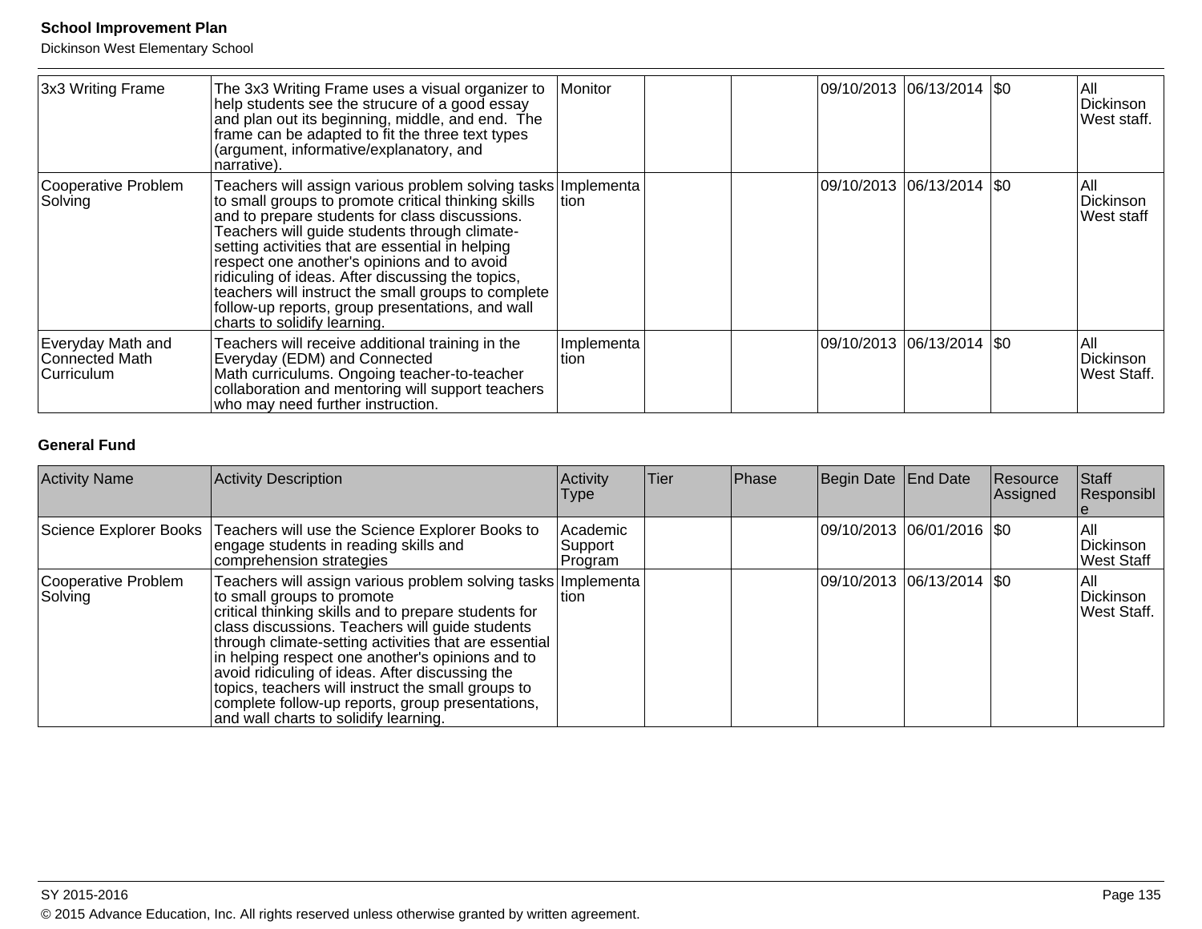| Activity Name | Activity Description | Activity Type | Tier | Phase | Begin Date | End Date | Resource Assigned | Staff Responsible |
|---|---|---|---|---|---|---|---|---|
| 3x3 Writing Frame | The 3x3 Writing Frame uses a visual organizer to help students see the strucure of a good essay and plan out its beginning, middle, and end. The frame can be adapted to fit the three text types (argument, informative/explanatory, and narrative). | Monitor | | | 09/10/2013 | 06/13/2014 | $0 | All Dickinson West staff. |
| Cooperative Problem Solving | Teachers will assign various problem solving tasks to small groups to promote critical thinking skills and to prepare students for class discussions. Teachers will guide students through climate-setting activities that are essential in helping respect one another's opinions and to avoid ridiculing of ideas. After discussing the topics, teachers will instruct the small groups to complete follow-up reports, group presentations, and wall charts to solidify learning. | Implementation | | | 09/10/2013 | 06/13/2014 | $0 | All Dickinson West staff |
| Everyday Math and Connected Math Curriculum | Teachers will receive additional training in the Everyday (EDM) and Connected Math curriculums. Ongoing teacher-to-teacher collaboration and mentoring will support teachers who may need further instruction. | Implementation | | | 09/10/2013 | 06/13/2014 | $0 | All Dickinson West Staff. |

**General Fund**

| Activity Name | Activity Description | Activity Type | Tier | Phase | Begin Date | End Date | Resource Assigned | Staff Responsible |
|---|---|---|---|---|---|---|---|---|
| Science Explorer Books | Teachers will use the Science Explorer Books to engage students in reading skills and comprehension strategies | Academic Support Program | | | 09/10/2013 | 06/01/2016 | $0 | All Dickinson West Staff |
| Cooperative Problem Solving | Teachers will assign various problem solving tasks to small groups to promote critical thinking skills and to prepare students for class discussions. Teachers will guide students through climate-setting activities that are essential in helping respect one another's opinions and to avoid ridiculing of ideas. After discussing the topics, teachers will instruct the small groups to complete follow-up reports, group presentations, and wall charts to solidify learning. | Implementation | | | 09/10/2013 | 06/13/2014 | $0 | All Dickinson West Staff. |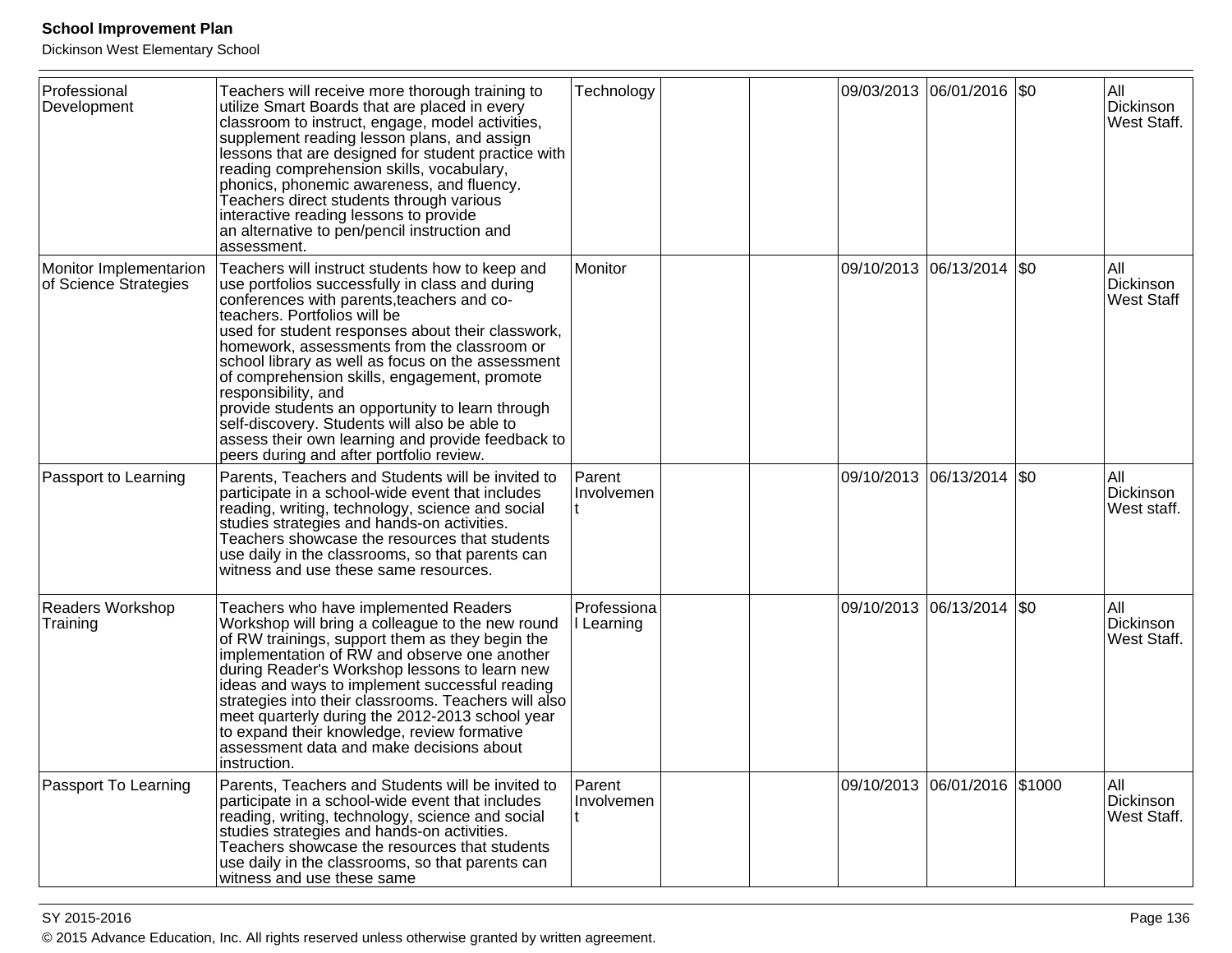| Professional Development | Teachers will receive more thorough training to utilize Smart Boards that are placed in every classroom to instruct, engage, model activities, supplement reading lesson plans, and assign lessons that are designed for student practice with reading comprehension skills, vocabulary, phonics, phonemic awareness, and fluency. Teachers direct students through various interactive reading lessons to provide an alternative to pen/pencil instruction and assessment. | Technology | | | 09/03/2013 | 06/01/2016 | $0 | All Dickinson West Staff. |
|---|---|---|---|---|---|---|---|---|
| Monitor Implementarion of Science Strategies | Teachers will instruct students how to keep and use portfolios successfully in class and during conferences with parents,teachers and co-teachers. Portfolios will be used for student responses about their classwork, homework, assessments from the classroom or school library as well as focus on the assessment of comprehension skills, engagement, promote responsibility, and provide students an opportunity to learn through self-discovery. Students will also be able to assess their own learning and provide feedback to peers during and after portfolio review. | Monitor | | | 09/10/2013 | 06/13/2014 | $0 | All Dickinson West Staff |
| Passport to Learning | Parents, Teachers and Students will be invited to participate in a school-wide event that includes reading, writing, technology, science and social studies strategies and hands-on activities. Teachers showcase the resources that students use daily in the classrooms, so that parents can witness and use these same resources. | Parent Involvement | | | 09/10/2013 | 06/13/2014 | $0 | All Dickinson West staff. |
| Readers Workshop Training | Teachers who have implemented Readers Workshop will bring a colleague to the new round of RW trainings, support them as they begin the implementation of RW and observe one another during Reader's Workshop lessons to learn new ideas and ways to implement successful reading strategies into their classrooms. Teachers will also meet quarterly during the 2012-2013 school year to expand their knowledge, review formative assessment data and make decisions about instruction. | Professional Learning | | | 09/10/2013 | 06/13/2014 | $0 | All Dickinson West Staff. |
| Passport To Learning | Parents, Teachers and Students will be invited to participate in a school-wide event that includes reading, writing, technology, science and social studies strategies and hands-on activities. Teachers showcase the resources that students use daily in the classrooms, so that parents can witness and use these same | Parent Involvement | | | 09/10/2013 | 06/01/2016 | $1000 | All Dickinson West Staff. |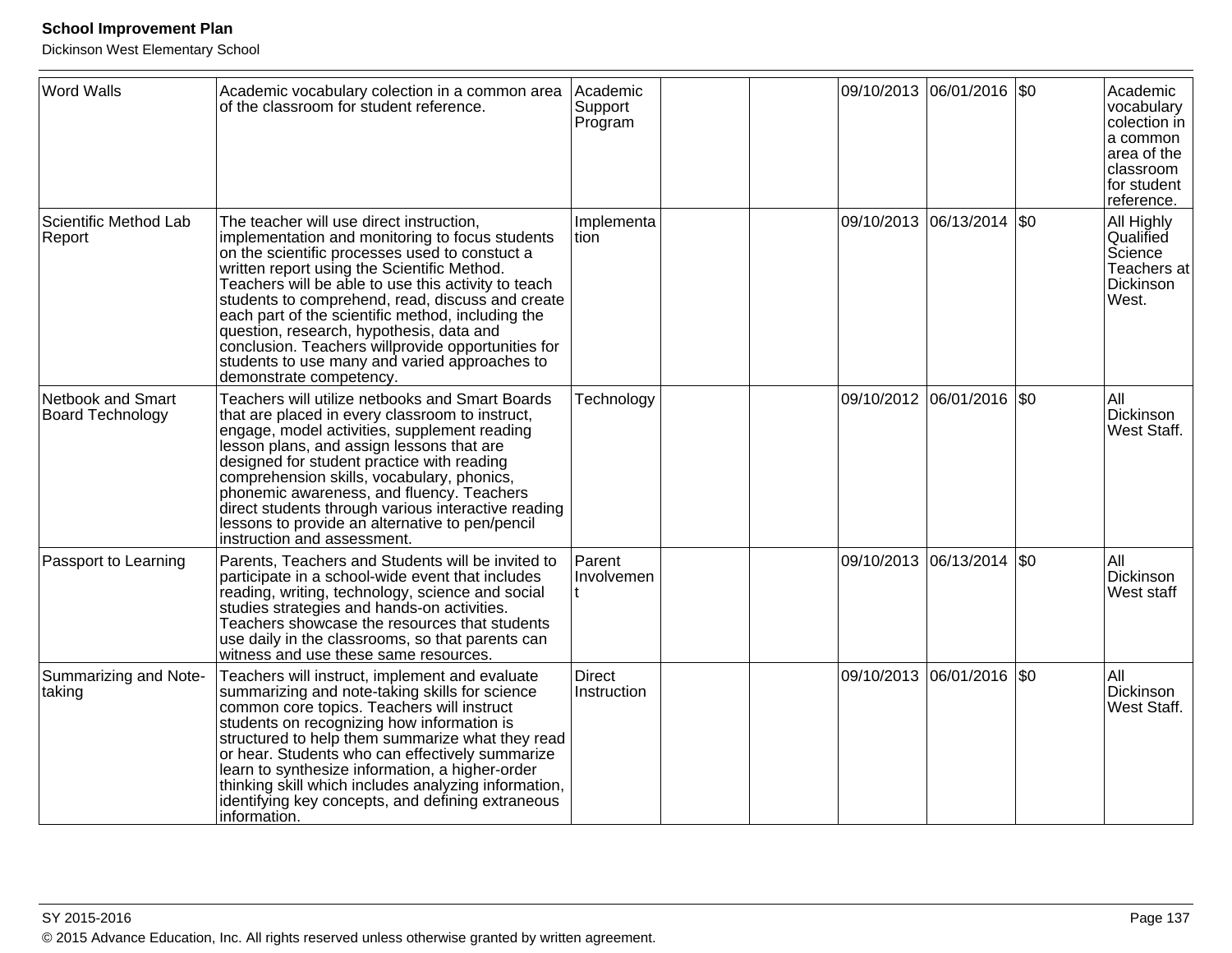| Word Walls | Academic vocabulary colection in a common area of the classroom for student reference. | Academic Support Program | | | 09/10/2013 | 06/01/2016 | $0 | Academic vocabulary colection in a common area of the classroom for student reference. |
|---|---|---|---|---|---|---|---|---|
| Scientific Method Lab Report | The teacher will use direct instruction, implementation and monitoring to focus students on the scientific processes used to constuct a written report using the Scientific Method. Teachers will be able to use this activity to teach students to comprehend, read, discuss and create each part of the scientific method, including the question, research, hypothesis, data and conclusion. Teachers willprovide opportunities for students to use many and varied approaches to demonstrate competency. | Implementation | | | 09/10/2013 | 06/13/2014 | $0 | All Highly Qualified Science Teachers at Dickinson West. |
| Netbook and Smart Board Technology | Teachers will utilize netbooks and Smart Boards that are placed in every classroom to instruct, engage, model activities, supplement reading lesson plans, and assign lessons that are designed for student practice with reading comprehension skills, vocabulary, phonics, phonemic awareness, and fluency. Teachers direct students through various interactive reading lessons to provide an alternative to pen/pencil instruction and assessment. | Technology | | | 09/10/2012 | 06/01/2016 | $0 | All Dickinson West Staff. |
| Passport to Learning | Parents, Teachers and Students will be invited to participate in a school-wide event that includes reading, writing, technology, science and social studies strategies and hands-on activities. Teachers showcase the resources that students use daily in the classrooms, so that parents can witness and use these same resources. | Parent Involvement | | | 09/10/2013 | 06/13/2014 | $0 | All Dickinson West staff |
| Summarizing and Note-taking | Teachers will instruct, implement and evaluate summarizing and note-taking skills for science common core topics. Teachers will instruct students on recognizing how information is structured to help them summarize what they read or hear. Students who can effectively summarize learn to synthesize information, a higher-order thinking skill which includes analyzing information, identifying key concepts, and defining extraneous information. | Direct Instruction | | | 09/10/2013 | 06/01/2016 | $0 | All Dickinson West Staff. |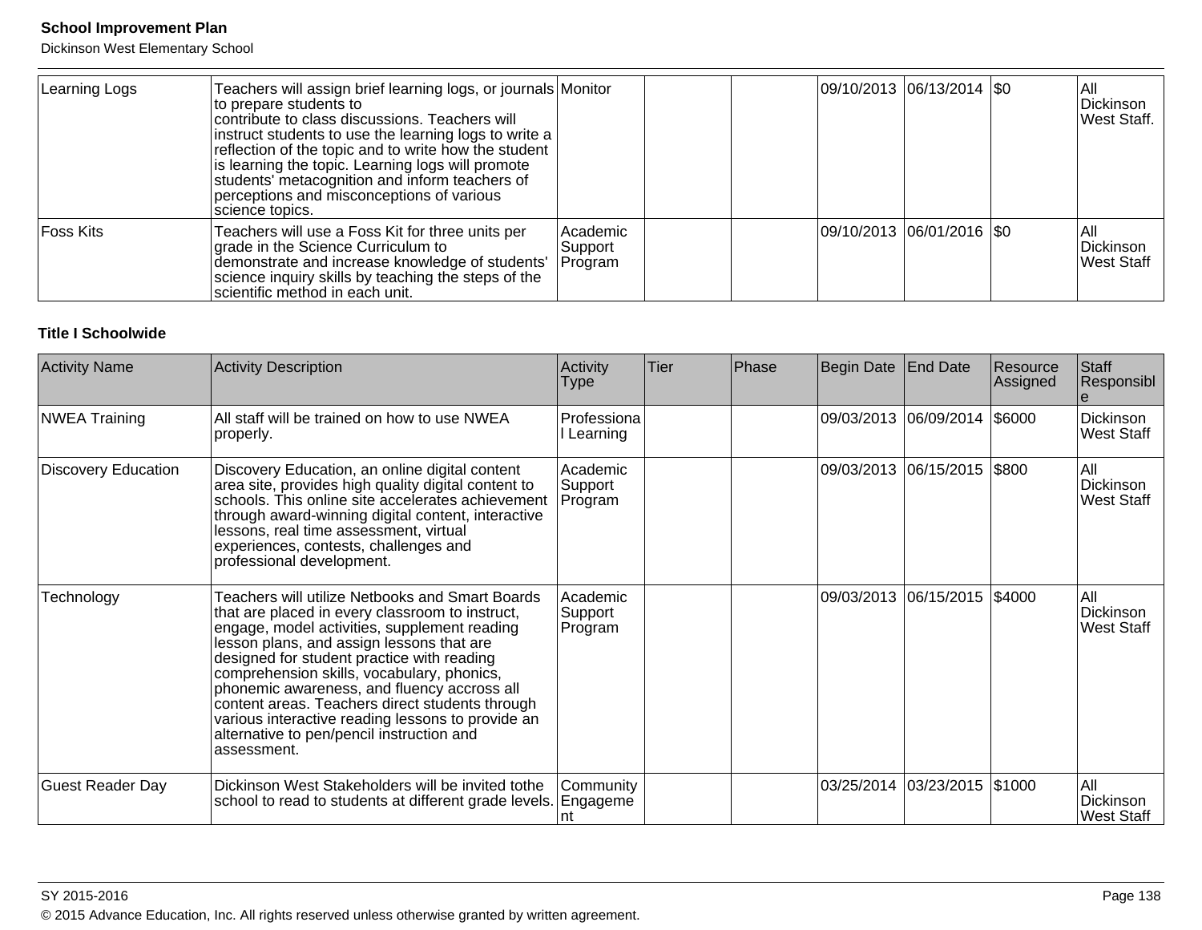| Learning Logs | Teachers will assign brief learning logs, or journals to prepare students to contribute to class discussions. Teachers will instruct students to use the learning logs to write a reflection of the topic and to write how the student is learning the topic. Learning logs will promote students' metacognition and inform teachers of perceptions and misconceptions of various science topics. | Monitor | | | 09/10/2013 | 06/13/2014 | $0 | All Dickinson West Staff. |
|---|---|---|---|---|---|---|---|---|
| Foss Kits | Teachers will use a Foss Kit for three units per grade in the Science Curriculum to demonstrate and increase knowledge of students' science inquiry skills by teaching the steps of the scientific method in each unit. | Academic Support Program | | | 09/10/2013 | 06/01/2016 | $0 | All Dickinson West Staff |

### Title I Schoolwide

| Activity Name | Activity Description | Activity Type | Tier | Phase | Begin Date | End Date | Resource Assigned | Staff Responsible |
|---|---|---|---|---|---|---|---|---|
| NWEA Training | All staff will be trained on how to use NWEA properly. | Professional Learning | | | 09/03/2013 | 06/09/2014 | $6000 | Dickinson West Staff |
| Discovery Education | Discovery Education, an online digital content area site, provides high quality digital content to schools. This online site accelerates achievement through award-winning digital content, interactive lessons, real time assessment, virtual experiences, contests, challenges and professional development. | Academic Support Program | | | 09/03/2013 | 06/15/2015 | $800 | All Dickinson West Staff |
| Technology | Teachers will utilize Netbooks and Smart Boards that are placed in every classroom to instruct, engage, model activities, supplement reading lesson plans, and assign lessons that are designed for student practice with reading comprehension skills, vocabulary, phonics, phonemic awareness, and fluency accross all content areas. Teachers direct students through various interactive reading lessons to provide an alternative to pen/pencil instruction and assessment. | Academic Support Program | | | 09/03/2013 | 06/15/2015 | $4000 | All Dickinson West Staff |
| Guest Reader Day | Dickinson West Stakeholders will be invited tothe school to read to students at different grade levels. | Community Engagement | | | 03/25/2014 | 03/23/2015 | $1000 | All Dickinson West Staff |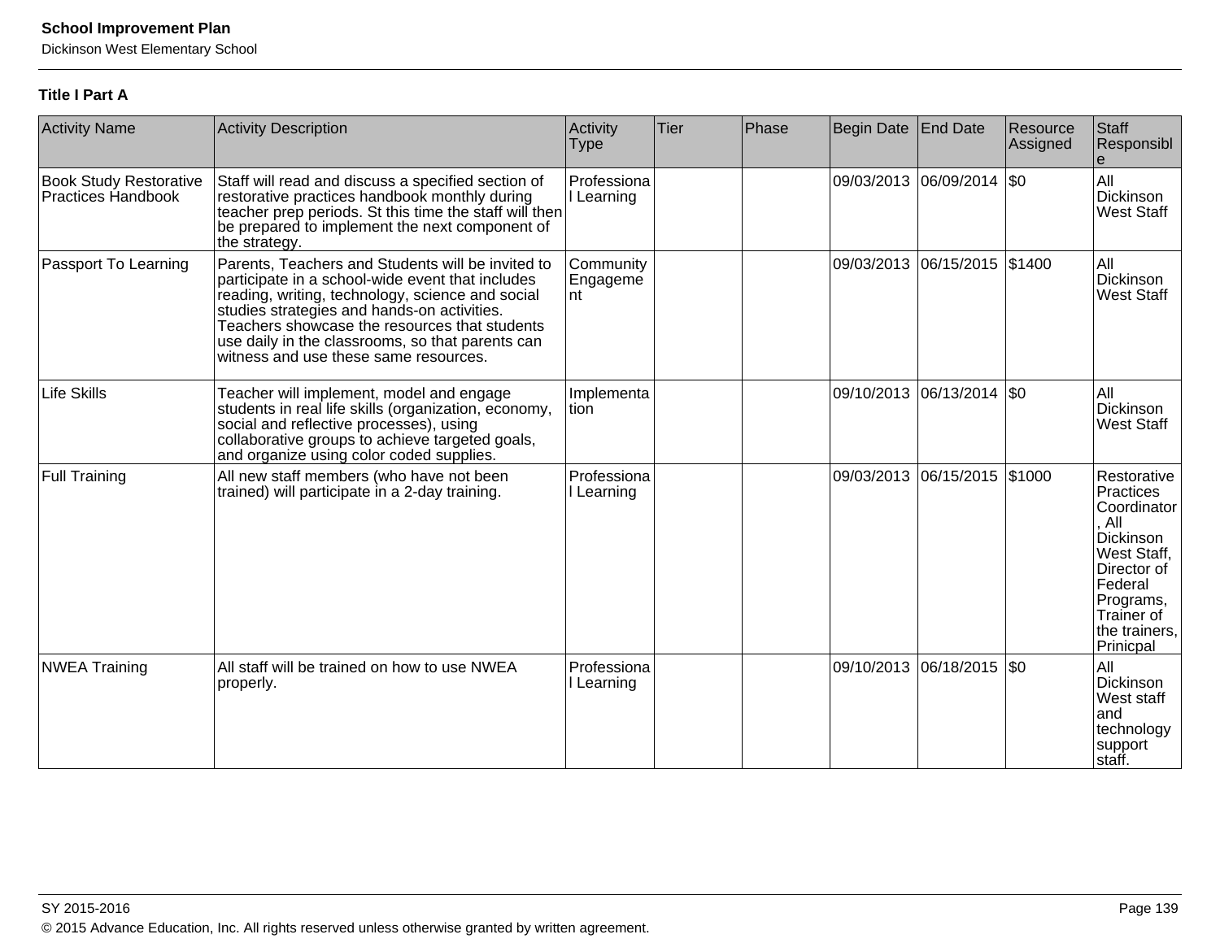### Title I Part A

| Activity Name | Activity Description | Activity Type | Tier | Phase | Begin Date | End Date | Resource Assigned | Staff Responsible |
|---|---|---|---|---|---|---|---|---|
| Book Study Restorative Practices Handbook | Staff will read and discuss a specified section of restorative practices handbook monthly during teacher prep periods. St this time the staff will then be prepared to implement the next component of the strategy. | Professional Learning | | | 09/03/2013 | 06/09/2014 | $0 | All Dickinson West Staff |
| Passport To Learning | Parents, Teachers and Students will be invited to participate in a school-wide event that includes reading, writing, technology, science and social studies strategies and hands-on activities. Teachers showcase the resources that students use daily in the classrooms, so that parents can witness and use these same resources. | Community Engagement | | | 09/03/2013 | 06/15/2015 | $1400 | All Dickinson West Staff |
| Life Skills | Teacher will implement, model and engage students in real life skills (organization, economy, social and reflective processes), using collaborative groups to achieve targeted goals, and organize using color coded supplies. | Implementation | | | 09/10/2013 | 06/13/2014 | $0 | All Dickinson West Staff |
| Full Training | All new staff members (who have not been trained) will participate in a 2-day training. | Professional Learning | | | 09/03/2013 | 06/15/2015 | $1000 | Restorative Practices Coordinator, All Dickinson West Staff, Director of Federal Programs, Trainer of the trainers, Prinicpal |
| NWEA Training | All staff will be trained on how to use NWEA properly. | Professional Learning | | | 09/10/2013 | 06/18/2015 | $0 | All Dickinson West staff and technology support staff. |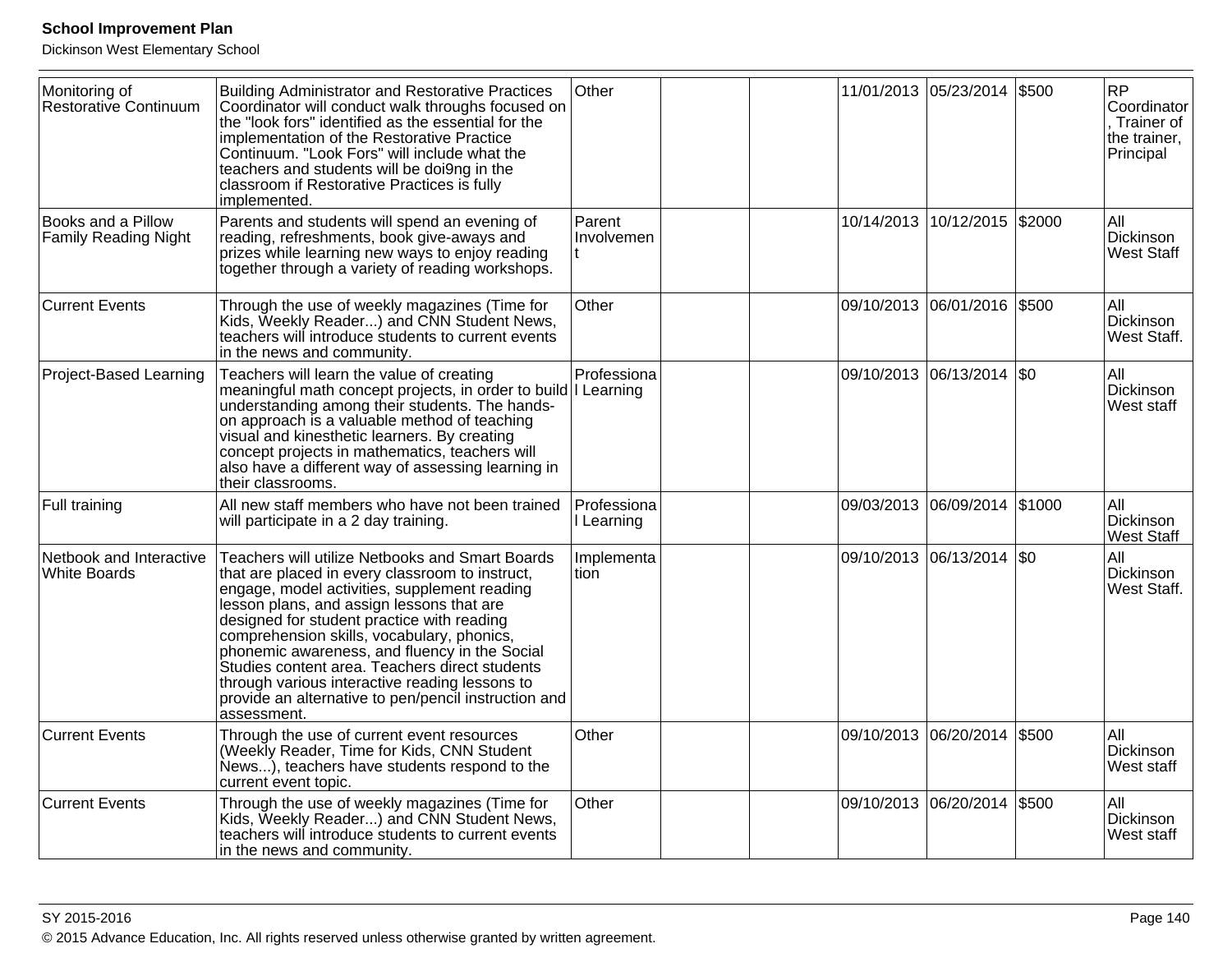| | | | | | | | | |
|---|---|---|---|---|---|---|---|---|
| Monitoring of Restorative Continuum | Building Administrator and Restorative Practices Coordinator will conduct walk throughs focused on the "look fors" identified as the essential for the implementation of the Restorative Practice Continuum. "Look Fors" will include what the teachers and students will be doi9ng in the classroom if Restorative Practices is fully implemented. | Other | | | 11/01/2013 | 05/23/2014 | $500 | RP Coordinator, Trainer of the trainer, Principal |
| Books and a Pillow Family Reading Night | Parents and students will spend an evening of reading, refreshments, book give-aways and prizes while learning new ways to enjoy reading together through a variety of reading workshops. | Parent Involvement | | | 10/14/2013 | 10/12/2015 | $2000 | All Dickinson West Staff |
| Current Events | Through the use of weekly magazines (Time for Kids, Weekly Reader...) and CNN Student News, teachers will introduce students to current events in the news and community. | Other | | | 09/10/2013 | 06/01/2016 | $500 | All Dickinson West Staff. |
| Project-Based Learning | Teachers will learn the value of creating meaningful math concept projects, in order to build understanding among their students. The hands-on approach is a valuable method of teaching visual and kinesthetic learners. By creating concept projects in mathematics, teachers will also have a different way of assessing learning in their classrooms. | Professional Learning | | | 09/10/2013 | 06/13/2014 | $0 | All Dickinson West staff |
| Full training | All new staff members who have not been trained will participate in a 2 day training. | Professional Learning | | | 09/03/2013 | 06/09/2014 | $1000 | All Dickinson West Staff |
| Netbook and Interactive White Boards | Teachers will utilize Netbooks and Smart Boards that are placed in every classroom to instruct, engage, model activities, supplement reading lesson plans, and assign lessons that are designed for student practice with reading comprehension skills, vocabulary, phonics, phonemic awareness, and fluency in the Social Studies content area. Teachers direct students through various interactive reading lessons to provide an alternative to pen/pencil instruction and assessment. | Implementation | | | 09/10/2013 | 06/13/2014 | $0 | All Dickinson West Staff. |
| Current Events | Through the use of current event resources (Weekly Reader, Time for Kids, CNN Student News...), teachers have students respond to the current event topic. | Other | | | 09/10/2013 | 06/20/2014 | $500 | All Dickinson West staff |
| Current Events | Through the use of weekly magazines (Time for Kids, Weekly Reader...) and CNN Student News, teachers will introduce students to current events in the news and community. | Other | | | 09/10/2013 | 06/20/2014 | $500 | All Dickinson West staff |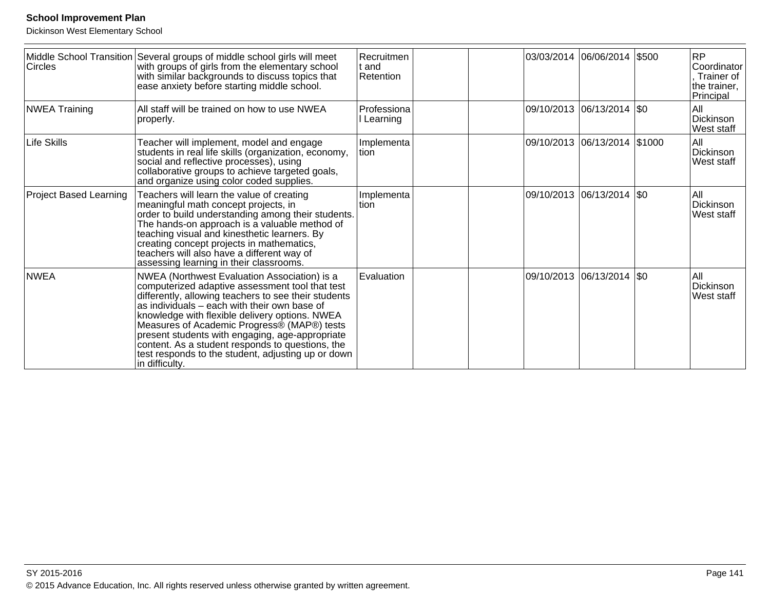| | | | | | | | | |
|---|---|---|---|---|---|---|---|---|
| Middle School Transition Circles | Several groups of middle school girls will meet with groups of girls from the elementary school with similar backgrounds to discuss topics that ease anxiety before starting middle school. | Recruitment and Retention | | | 03/03/2014 | 06/06/2014 | $500 | RP Coordinator, Trainer of the trainer, Principal |
| NWEA Training | All staff will be trained on how to use NWEA properly. | Professional Learning | | | 09/10/2013 | 06/13/2014 | $0 | All Dickinson West staff |
| Life Skills | Teacher will implement, model and engage students in real life skills (organization, economy, social and reflective processes), using collaborative groups to achieve targeted goals, and organize using color coded supplies. | Implementation | | | 09/10/2013 | 06/13/2014 | $1000 | All Dickinson West staff |
| Project Based Learning | Teachers will learn the value of creating meaningful math concept projects, in order to build understanding among their students. The hands-on approach is a valuable method of teaching visual and kinesthetic learners. By creating concept projects in mathematics, teachers will also have a different way of assessing learning in their classrooms. | Implementation | | | 09/10/2013 | 06/13/2014 | $0 | All Dickinson West staff |
| NWEA | NWEA (Northwest Evaluation Association) is a computerized adaptive assessment tool that test differently, allowing teachers to see their students as individuals – each with their own base of knowledge with flexible delivery options. NWEA Measures of Academic Progress® (MAP®) tests present students with engaging, age-appropriate content. As a student responds to questions, the test responds to the student, adjusting up or down in difficulty. | Evaluation | | | 09/10/2013 | 06/13/2014 | $0 | All Dickinson West staff |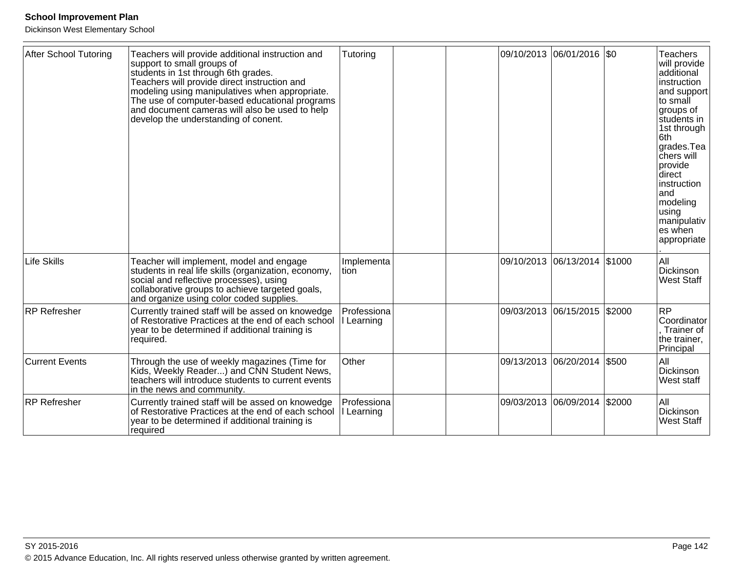| | | | | | | | | |
|---|---|---|---|---|---|---|---|---|
| After School Tutoring | Teachers will provide additional instruction and support to small groups of students in 1st through 6th grades. Teachers will provide direct instruction and modeling using manipulatives when appropriate. The use of computer-based educational programs and document cameras will also be used to help develop the understanding of conent. | Tutoring | | | 09/10/2013 | 06/01/2016 | $0 | Teachers will provide additional instruction and support to small groups of students in 1st through 6th grades.Teachers will provide direct instruction and modeling using manipulatives when appropriate. |
| Life Skills | Teacher will implement, model and engage students in real life skills (organization, economy, social and reflective processes), using collaborative groups to achieve targeted goals, and organize using color coded supplies. | Implementation | | | 09/10/2013 | 06/13/2014 | $1000 | All Dickinson West Staff |
| RP Refresher | Currently trained staff will be assed on knowedge of Restorative Practices at the end of each school year to be determined if additional training is required. | Professional Learning | | | 09/03/2013 | 06/15/2015 | $2000 | RP Coordinator, Trainer of the trainer, Principal |
| Current Events | Through the use of weekly magazines (Time for Kids, Weekly Reader...) and CNN Student News, teachers will introduce students to current events in the news and community. | Other | | | 09/13/2013 | 06/20/2014 | $500 | All Dickinson West staff |
| RP Refresher | Currently trained staff will be assed on knowedge of Restorative Practices at the end of each school year to be determined if additional training is required | Professional Learning | | | 09/03/2013 | 06/09/2014 | $2000 | All Dickinson West Staff |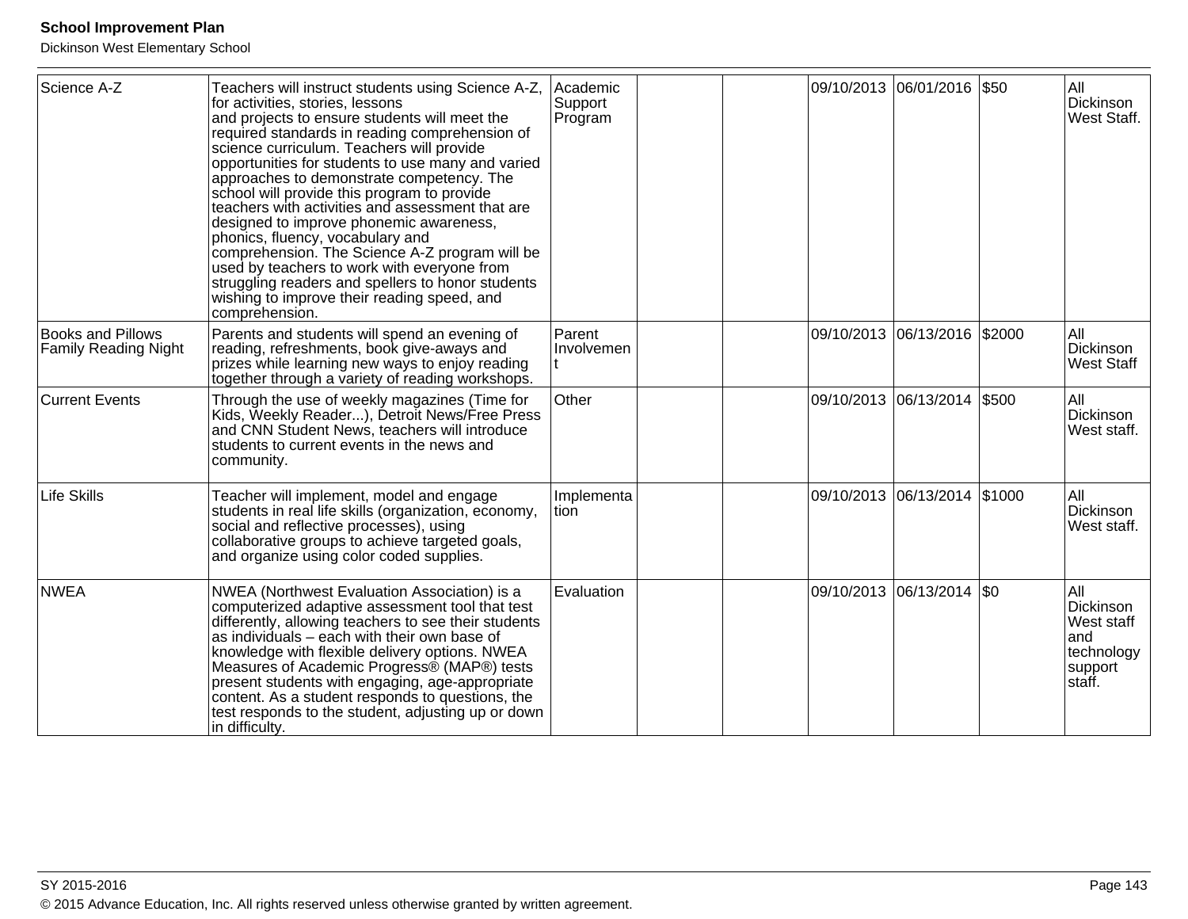| Science A-Z | Teachers will instruct students using Science A-Z, for activities, stories, lessons and projects to ensure students will meet the required standards in reading comprehension of science curriculum. Teachers will provide opportunities for students to use many and varied approaches to demonstrate competency. The school will provide this program to provide teachers with activities and assessment that are designed to improve phonemic awareness, phonics, fluency, vocabulary and comprehension. The Science A-Z program will be used by teachers to work with everyone from struggling readers and spellers to honor students wishing to improve their reading speed, and comprehension. | Academic Support Program | | | 09/10/2013 | 06/01/2016 | $50 | All Dickinson West Staff. |
|---|---|---|---|---|---|---|---|---|
| Books and Pillows Family Reading Night | Parents and students will spend an evening of reading, refreshments, book give-aways and prizes while learning new ways to enjoy reading together through a variety of reading workshops. | Parent Involvement | | | 09/10/2013 | 06/13/2016 | $2000 | All Dickinson West Staff |
| Current Events | Through the use of weekly magazines (Time for Kids, Weekly Reader...), Detroit News/Free Press and CNN Student News, teachers will introduce students to current events in the news and community. | Other | | | 09/10/2013 | 06/13/2014 | $500 | All Dickinson West staff. |
| Life Skills | Teacher will implement, model and engage students in real life skills (organization, economy, social and reflective processes), using collaborative groups to achieve targeted goals, and organize using color coded supplies. | Implementation | | | 09/10/2013 | 06/13/2014 | $1000 | All Dickinson West staff. |
| NWEA | NWEA (Northwest Evaluation Association) is a computerized adaptive assessment tool that test differently, allowing teachers to see their students as individuals – each with their own base of knowledge with flexible delivery options. NWEA Measures of Academic Progress® (MAP®) tests present students with engaging, age-appropriate content. As a student responds to questions, the test responds to the student, adjusting up or down in difficulty. | Evaluation | | | 09/10/2013 | 06/13/2014 | $0 | All Dickinson West staff and technology support staff. |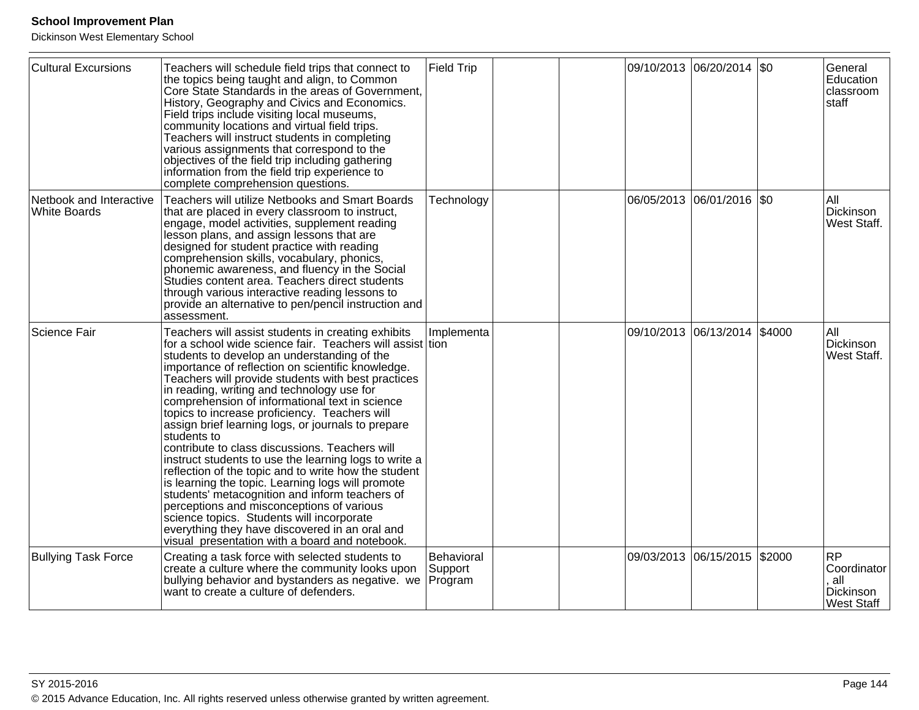| | | | | | | | | |
|---|---|---|---|---|---|---|---|---|
| Cultural Excursions | Teachers will schedule field trips that connect to the topics being taught and align, to Common Core State Standards in the areas of Government, History, Geography and Civics and Economics. Field trips include visiting local museums, community locations and virtual field trips. Teachers will instruct students in completing various assignments that correspond to the objectives of the field trip including gathering information from the field trip experience to complete comprehension questions. | Field Trip | | | 09/10/2013 | 06/20/2014 | $0 | General Education classroom staff |
| Netbook and Interactive White Boards | Teachers will utilize Netbooks and Smart Boards that are placed in every classroom to instruct, engage, model activities, supplement reading lesson plans, and assign lessons that are designed for student practice with reading comprehension skills, vocabulary, phonics, phonemic awareness, and fluency in the Social Studies content area. Teachers direct students through various interactive reading lessons to provide an alternative to pen/pencil instruction and assessment. | Technology | | | 06/05/2013 | 06/01/2016 | $0 | All Dickinson West Staff. |
| Science Fair | Teachers will assist students in creating exhibits for a school wide science fair. Teachers will assist students to develop an understanding of the importance of reflection on scientific knowledge. Teachers will provide students with best practices in reading, writing and technology use for comprehension of informational text in science topics to increase proficiency. Teachers will assign brief learning logs, or journals to prepare students to contribute to class discussions. Teachers will instruct students to use the learning logs to write a reflection of the topic and to write how the student is learning the topic. Learning logs will promote students' metacognition and inform teachers of perceptions and misconceptions of various science topics. Students will incorporate everything they have discovered in an oral and visual presentation with a board and notebook. | Implementation | | | 09/10/2013 | 06/13/2014 | $4000 | All Dickinson West Staff. |
| Bullying Task Force | Creating a task force with selected students to create a culture where the community looks upon bullying behavior and bystanders as negative. we want to create a culture of defenders. | Behavioral Support Program | | | 09/03/2013 | 06/15/2015 | $2000 | RP Coordinator, all Dickinson West Staff |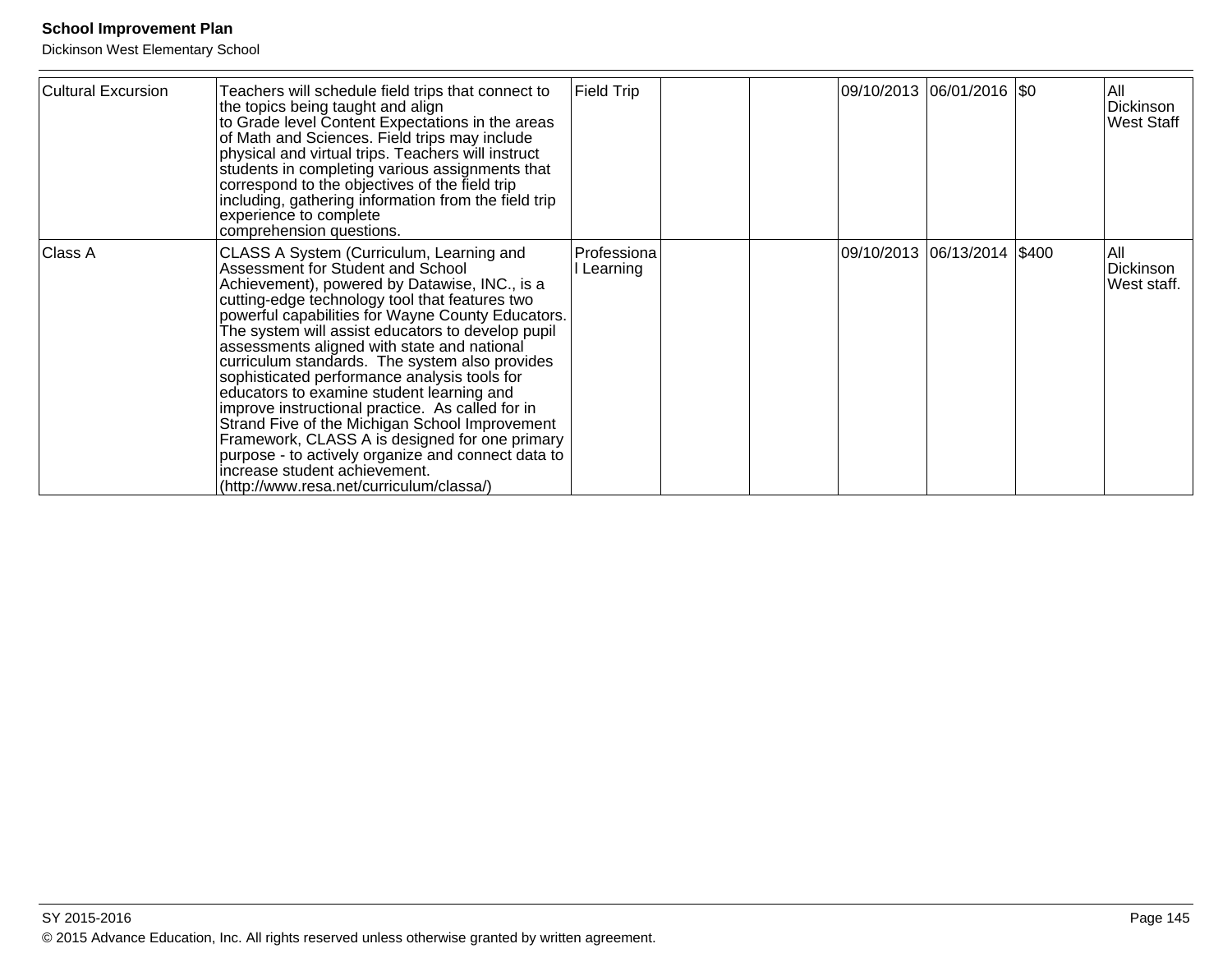| Cultural Excursion | Teachers will schedule field trips that connect to the topics being taught and align to Grade level Content Expectations in the areas of Math and Sciences. Field trips may include physical and virtual trips. Teachers will instruct students in completing various assignments that correspond to the objectives of the field trip including, gathering information from the field trip experience to complete comprehension questions. | Field Trip | | | 09/10/2013 | 06/01/2016 | $0 | All Dickinson West Staff |
|---|---|---|---|---|---|---|---|---|
| Class A | CLASS A System (Curriculum, Learning and Assessment for Student and School Achievement), powered by Datawise, INC., is a cutting-edge technology tool that features two powerful capabilities for Wayne County Educators. The system will assist educators to develop pupil assessments aligned with state and national curriculum standards. The system also provides sophisticated performance analysis tools for educators to examine student learning and improve instructional practice. As called for in Strand Five of the Michigan School Improvement Framework, CLASS A is designed for one primary purpose - to actively organize and connect data to increase student achievement. (http://www.resa.net/curriculum/classa/) | Professional Learning | | | 09/10/2013 | 06/13/2014 | $400 | All Dickinson West staff. |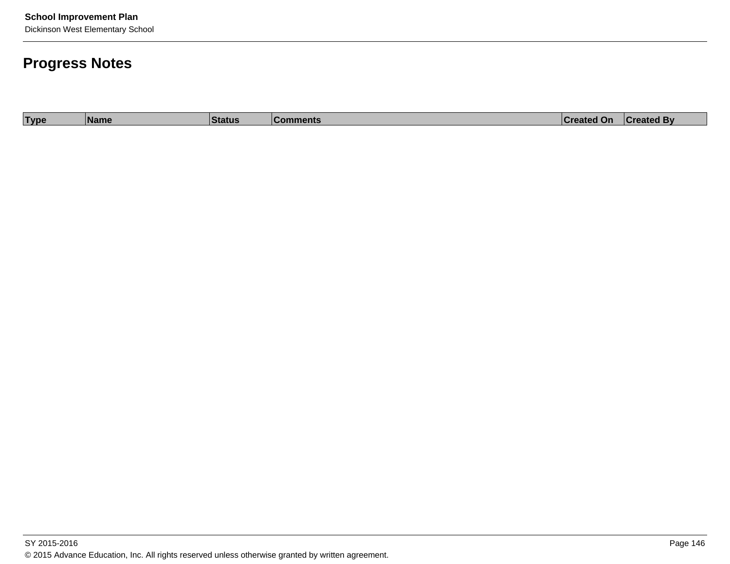## Progress Notes

| Type | Name | Status | Comments | Created On | Created By |
|---|---|---|---|---|---|